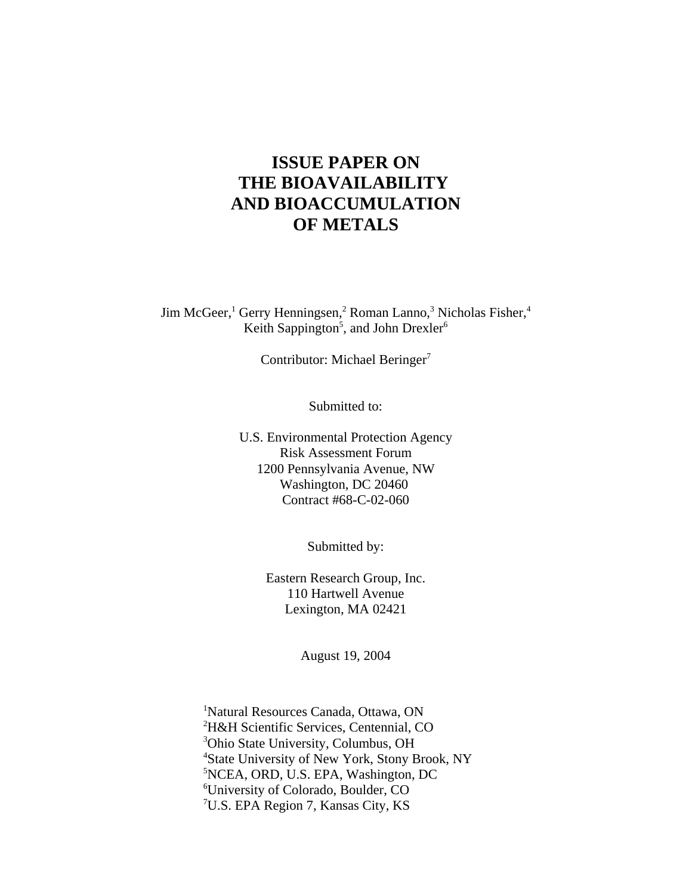# ISSUE PAPER ON THE BIOAVAILABILITY AND BIOACCUMULATION OF METALS

Jim McGeer,[1] Gerry Henningsen,[2] Roman Lanno,[3] Nicholas Fisher,[4] Keith Sappington[5], and John Drexler[6]

Contributor: Michael Beringer[7]

Submitted to:

U.S. Environmental Protection Agency
Risk Assessment Forum
1200 Pennsylvania Avenue, NW
Washington, DC 20460
Contract #68-C-02-060

Submitted by:

Eastern Research Group, Inc.
110 Hartwell Avenue
Lexington, MA 02421

August 19, 2004

[1]Natural Resources Canada, Ottawa, ON
[2]H&H Scientific Services, Centennial, CO
[3]Ohio State University, Columbus, OH
[4]State University of New York, Stony Brook, NY
[5]NCEA, ORD, U.S. EPA, Washington, DC
[6]University of Colorado, Boulder, CO
[7]U.S. EPA Region 7, Kansas City, KS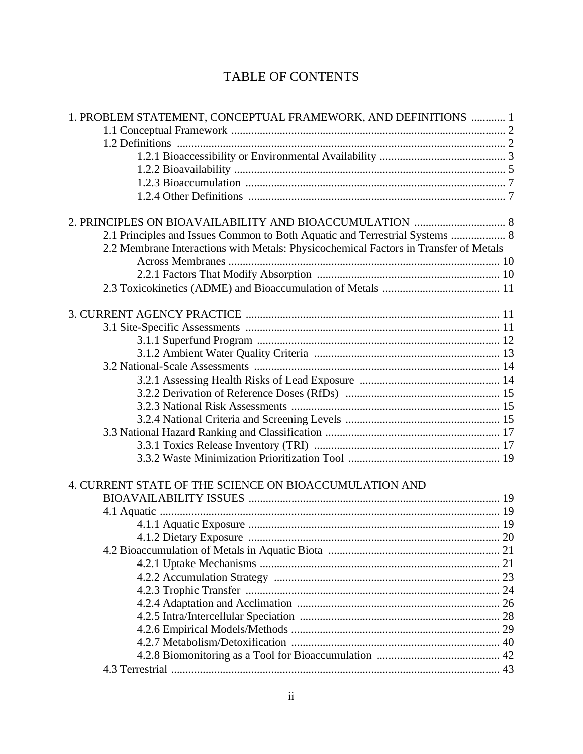# TABLE OF CONTENTS

1. PROBLEM STATEMENT, CONCEPTUAL FRAMEWORK, AND DEFINITIONS ............ 1
   - 1.1 Conceptual Framework ............................................................................................ 2
   - 1.2 Definitions ............................................................................................................. 2
     - 1.2.1 Bioaccessibility or Environmental Availability ............................................ 3
     - 1.2.2 Bioavailability .............................................................................................. 5
     - 1.2.3 Bioaccumulation .......................................................................................... 7
     - 1.2.4 Other Definitions ......................................................................................... 7

2. PRINCIPLES ON BIOAVAILABILITY AND BIOACCUMULATION ................................ 8
   - 2.1 Principles and Issues Common to Both Aquatic and Terrestrial Systems ................... 8
   - 2.2 Membrane Interactions with Metals: Physicochemical Factors in Transfer of Metals Across Membranes ............................................................................................... 10
     - 2.2.1 Factors That Modify Absorption ................................................................ 10
   - 2.3 Toxicokinetics (ADME) and Bioaccumulation of Metals ......................................... 11

3. CURRENT AGENCY PRACTICE ........................................................................................ 11
   - 3.1 Site-Specific Assessments ......................................................................................... 11
     - 3.1.1 Superfund Program ..................................................................................... 12
     - 3.1.2 Ambient Water Quality Criteria ................................................................. 13
   - 3.2 National-Scale Assessments ...................................................................................... 14
     - 3.2.1 Assessing Health Risks of Lead Exposure ................................................. 14
     - 3.2.2 Derivation of Reference Doses (RfDs) ...................................................... 15
     - 3.2.3 National Risk Assessments ......................................................................... 15
     - 3.2.4 National Criteria and Screening Levels ...................................................... 15
   - 3.3 National Hazard Ranking and Classification ............................................................. 17
     - 3.3.1 Toxics Release Inventory (TRI) ................................................................. 17
     - 3.3.2 Waste Minimization Prioritization Tool ..................................................... 19

4. CURRENT STATE OF THE SCIENCE ON BIOACCUMULATION AND BIOAVAILABILITY ISSUES ....................................................................................... 19
   - 4.1 Aquatic ....................................................................................................................... 19
     - 4.1.1 Aquatic Exposure ........................................................................................ 19
     - 4.1.2 Dietary Exposure ........................................................................................ 20
   - 4.2 Bioaccumulation of Metals in Aquatic Biota ............................................................ 21
     - 4.2.1 Uptake Mechanisms .................................................................................... 21
     - 4.2.2 Accumulation Strategy ............................................................................... 23
     - 4.2.3 Trophic Transfer ......................................................................................... 24
     - 4.2.4 Adaptation and Acclimation ....................................................................... 26
     - 4.2.5 Intra/Intercellular Speciation ...................................................................... 28
     - 4.2.6 Empirical Models/Methods ......................................................................... 29
     - 4.2.7 Metabolism/Detoxification ......................................................................... 40
     - 4.2.8 Biomonitoring as a Tool for Bioaccumulation ........................................... 42
   - 4.3 Terrestrial .................................................................................................................. 43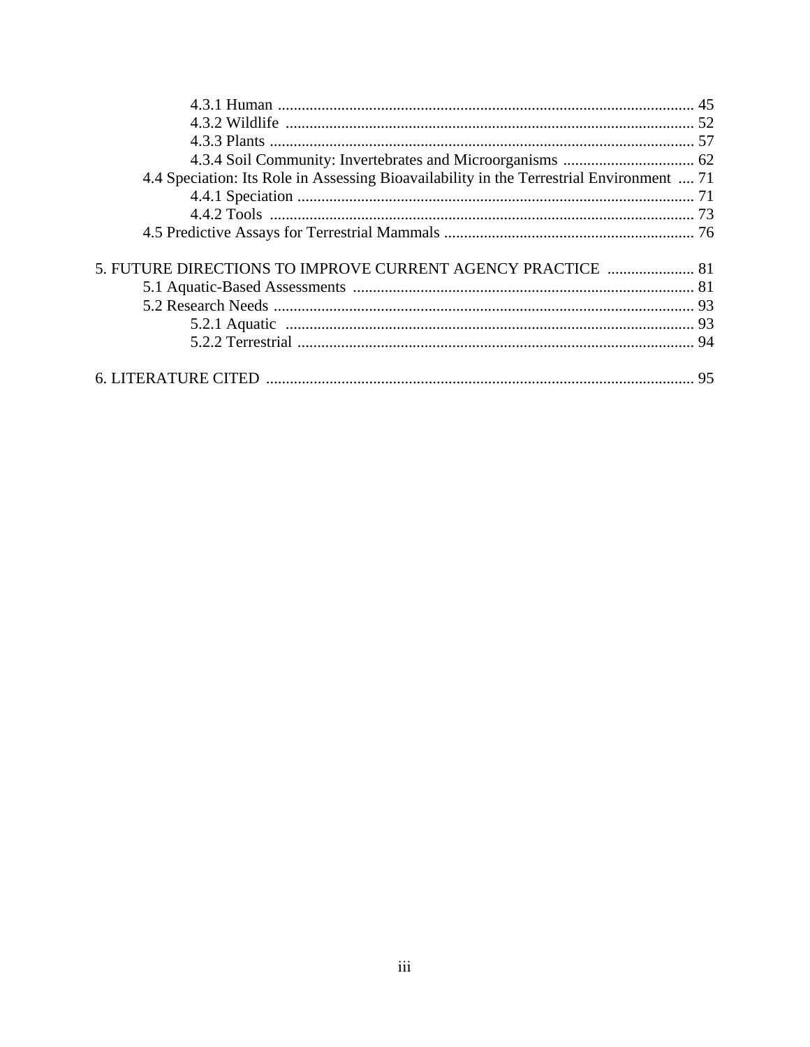- 4.3.1 Human ........................................................................................................ 45
- 4.3.2 Wildlife ....................................................................................................... 52
- 4.3.3 Plants ........................................................................................................... 57
- 4.3.4 Soil Community: Invertebrates and Microorganisms ................................. 62

4.4 Speciation: Its Role in Assessing Bioavailability in the Terrestrial Environment .... 71

- 4.4.1 Speciation .................................................................................................... 71
- 4.4.2 Tools ........................................................................................................... 73

4.5 Predictive Assays for Terrestrial Mammals ............................................................... 76

5. FUTURE DIRECTIONS TO IMPROVE CURRENT AGENCY PRACTICE ...................... 81

5.1 Aquatic-Based Assessments ...................................................................................... 81

5.2 Research Needs .......................................................................................................... 93

- 5.2.1 Aquatic ....................................................................................................... 93
- 5.2.2 Terrestrial ................................................................................................... 94

6. LITERATURE CITED ........................................................................................................... 95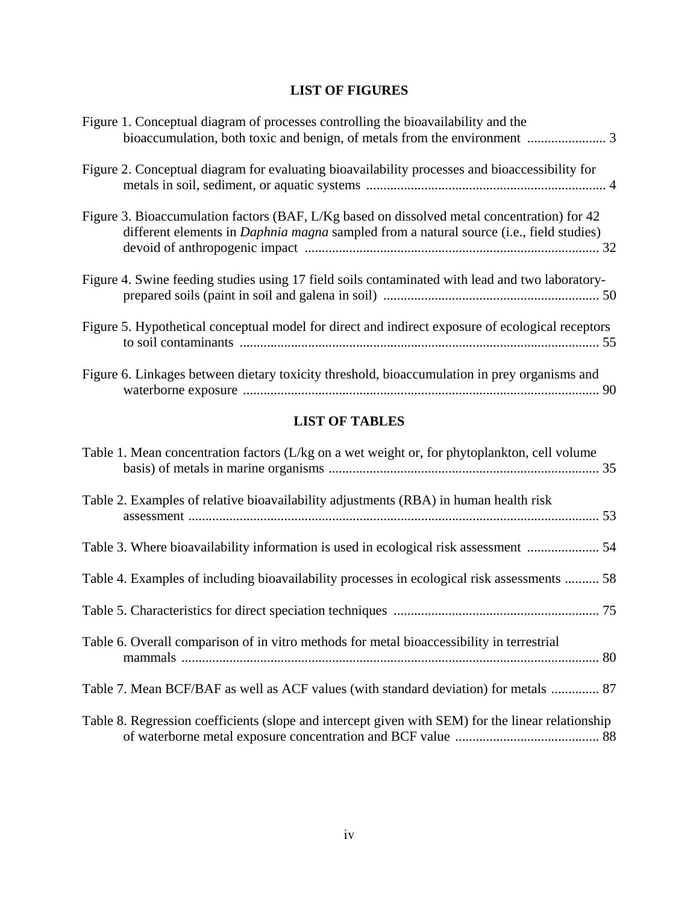## LIST OF FIGURES

Figure 1. Conceptual diagram of processes controlling the bioavailability and the bioaccumulation, both toxic and benign, of metals from the environment ....................... 3

Figure 2. Conceptual diagram for evaluating bioavailability processes and bioaccessibility for metals in soil, sediment, or aquatic systems ...................................................................... 4

Figure 3. Bioaccumulation factors (BAF, L/Kg based on dissolved metal concentration) for 42 different elements in *Daphnia magna* sampled from a natural source (i.e., field studies) devoid of anthropogenic impact ...................................................................................... 32

Figure 4. Swine feeding studies using 17 field soils contaminated with lead and two laboratory-prepared soils (paint in soil and galena in soil) .............................................................. 50

Figure 5. Hypothetical conceptual model for direct and indirect exposure of ecological receptors to soil contaminants ......................................................................................................... 55

Figure 6. Linkages between dietary toxicity threshold, bioaccumulation in prey organisms and waterborne exposure ........................................................................................................ 90

## LIST OF TABLES

Table 1. Mean concentration factors (L/kg on a wet weight or, for phytoplankton, cell volume basis) of metals in marine organisms .............................................................................. 35

Table 2. Examples of relative bioavailability adjustments (RBA) in human health risk assessment ....................................................................................................................... 53

Table 3. Where bioavailability information is used in ecological risk assessment ..................... 54

Table 4. Examples of including bioavailability processes in ecological risk assessments .......... 58

Table 5. Characteristics for direct speciation techniques ............................................................ 75

Table 6. Overall comparison of in vitro methods for metal bioaccessibility in terrestrial mammals .......................................................................................................................... 80

Table 7. Mean BCF/BAF as well as ACF values (with standard deviation) for metals .............. 87

Table 8. Regression coefficients (slope and intercept given with SEM) for the linear relationship of waterborne metal exposure concentration and BCF value .......................................... 88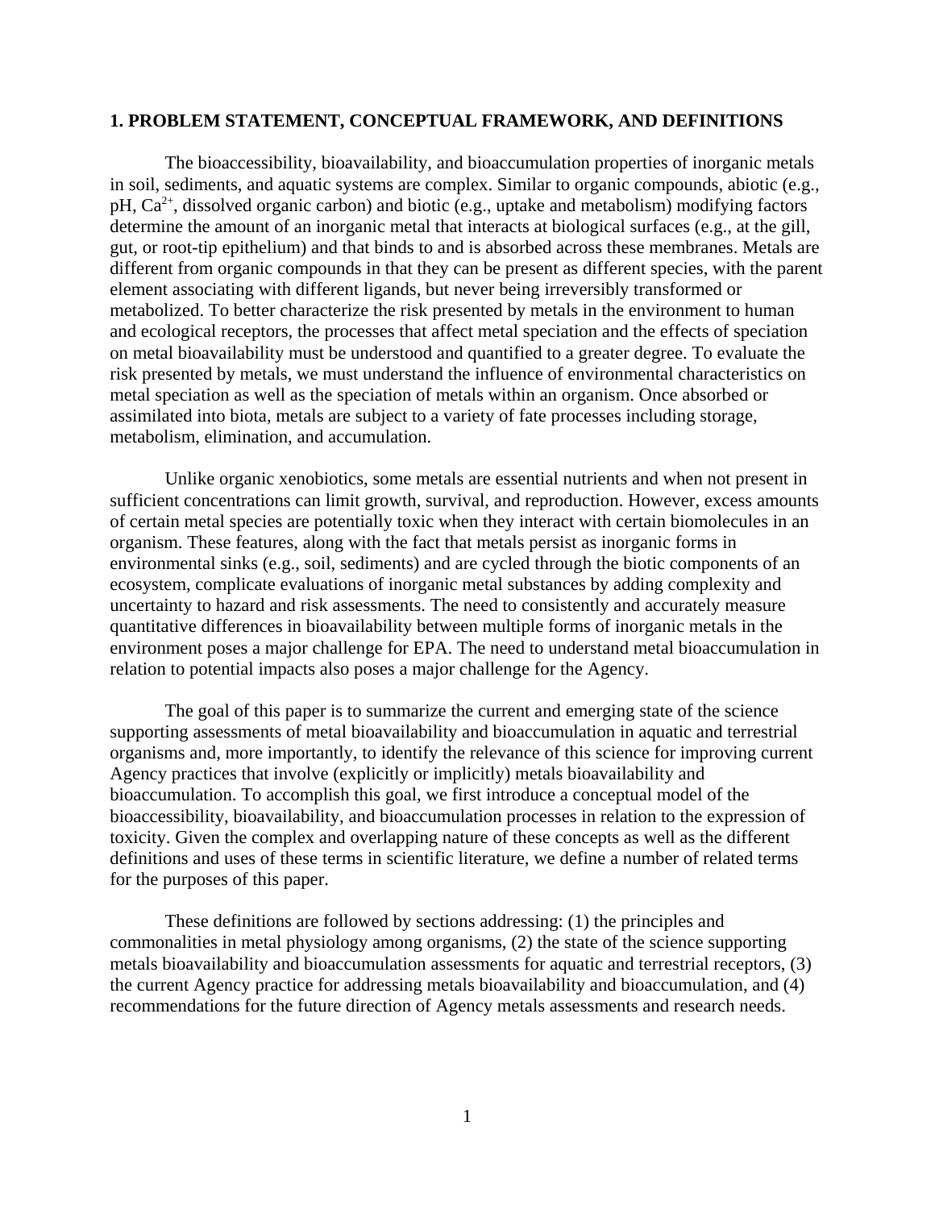# 1. PROBLEM STATEMENT, CONCEPTUAL FRAMEWORK, AND DEFINITIONS

The bioaccessibility, bioavailability, and bioaccumulation properties of inorganic metals in soil, sediments, and aquatic systems are complex. Similar to organic compounds, abiotic (e.g., pH, $Ca^{2+}$, dissolved organic carbon) and biotic (e.g., uptake and metabolism) modifying factors determine the amount of an inorganic metal that interacts at biological surfaces (e.g., at the gill, gut, or root-tip epithelium) and that binds to and is absorbed across these membranes. Metals are different from organic compounds in that they can be present as different species, with the parent element associating with different ligands, but never being irreversibly transformed or metabolized. To better characterize the risk presented by metals in the environment to human and ecological receptors, the processes that affect metal speciation and the effects of speciation on metal bioavailability must be understood and quantified to a greater degree. To evaluate the risk presented by metals, we must understand the influence of environmental characteristics on metal speciation as well as the speciation of metals within an organism. Once absorbed or assimilated into biota, metals are subject to a variety of fate processes including storage, metabolism, elimination, and accumulation.

Unlike organic xenobiotics, some metals are essential nutrients and when not present in sufficient concentrations can limit growth, survival, and reproduction. However, excess amounts of certain metal species are potentially toxic when they interact with certain biomolecules in an organism. These features, along with the fact that metals persist as inorganic forms in environmental sinks (e.g., soil, sediments) and are cycled through the biotic components of an ecosystem, complicate evaluations of inorganic metal substances by adding complexity and uncertainty to hazard and risk assessments. The need to consistently and accurately measure quantitative differences in bioavailability between multiple forms of inorganic metals in the environment poses a major challenge for EPA. The need to understand metal bioaccumulation in relation to potential impacts also poses a major challenge for the Agency.

The goal of this paper is to summarize the current and emerging state of the science supporting assessments of metal bioavailability and bioaccumulation in aquatic and terrestrial organisms and, more importantly, to identify the relevance of this science for improving current Agency practices that involve (explicitly or implicitly) metals bioavailability and bioaccumulation. To accomplish this goal, we first introduce a conceptual model of the bioaccessibility, bioavailability, and bioaccumulation processes in relation to the expression of toxicity. Given the complex and overlapping nature of these concepts as well as the different definitions and uses of these terms in scientific literature, we define a number of related terms for the purposes of this paper.

These definitions are followed by sections addressing: (1) the principles and commonalities in metal physiology among organisms, (2) the state of the science supporting metals bioavailability and bioaccumulation assessments for aquatic and terrestrial receptors, (3) the current Agency practice for addressing metals bioavailability and bioaccumulation, and (4) recommendations for the future direction of Agency metals assessments and research needs.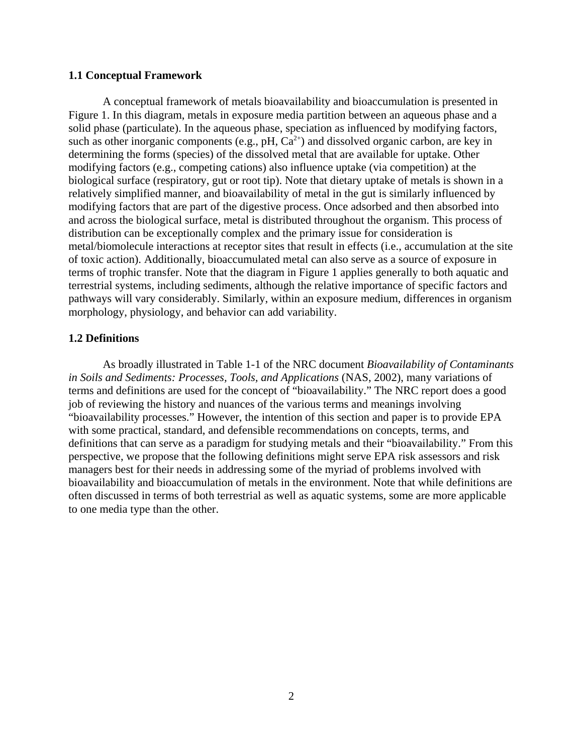### 1.1 Conceptual Framework

A conceptual framework of metals bioavailability and bioaccumulation is presented in Figure 1. In this diagram, metals in exposure media partition between an aqueous phase and a solid phase (particulate). In the aqueous phase, speciation as influenced by modifying factors, such as other inorganic components (e.g., pH, $Ca^{2+}$) and dissolved organic carbon, are key in determining the forms (species) of the dissolved metal that are available for uptake. Other modifying factors (e.g., competing cations) also influence uptake (via competition) at the biological surface (respiratory, gut or root tip). Note that dietary uptake of metals is shown in a relatively simplified manner, and bioavailability of metal in the gut is similarly influenced by modifying factors that are part of the digestive process. Once adsorbed and then absorbed into and across the biological surface, metal is distributed throughout the organism. This process of distribution can be exceptionally complex and the primary issue for consideration is metal/biomolecule interactions at receptor sites that result in effects (i.e., accumulation at the site of toxic action). Additionally, bioaccumulated metal can also serve as a source of exposure in terms of trophic transfer. Note that the diagram in Figure 1 applies generally to both aquatic and terrestrial systems, including sediments, although the relative importance of specific factors and pathways will vary considerably. Similarly, within an exposure medium, differences in organism morphology, physiology, and behavior can add variability.

### 1.2 Definitions

As broadly illustrated in Table 1-1 of the NRC document *Bioavailability of Contaminants in Soils and Sediments: Processes, Tools, and Applications* (NAS, 2002), many variations of terms and definitions are used for the concept of "bioavailability." The NRC report does a good job of reviewing the history and nuances of the various terms and meanings involving "bioavailability processes." However, the intention of this section and paper is to provide EPA with some practical, standard, and defensible recommendations on concepts, terms, and definitions that can serve as a paradigm for studying metals and their "bioavailability." From this perspective, we propose that the following definitions might serve EPA risk assessors and risk managers best for their needs in addressing some of the myriad of problems involved with bioavailability and bioaccumulation of metals in the environment. Note that while definitions are often discussed in terms of both terrestrial as well as aquatic systems, some are more applicable to one media type than the other.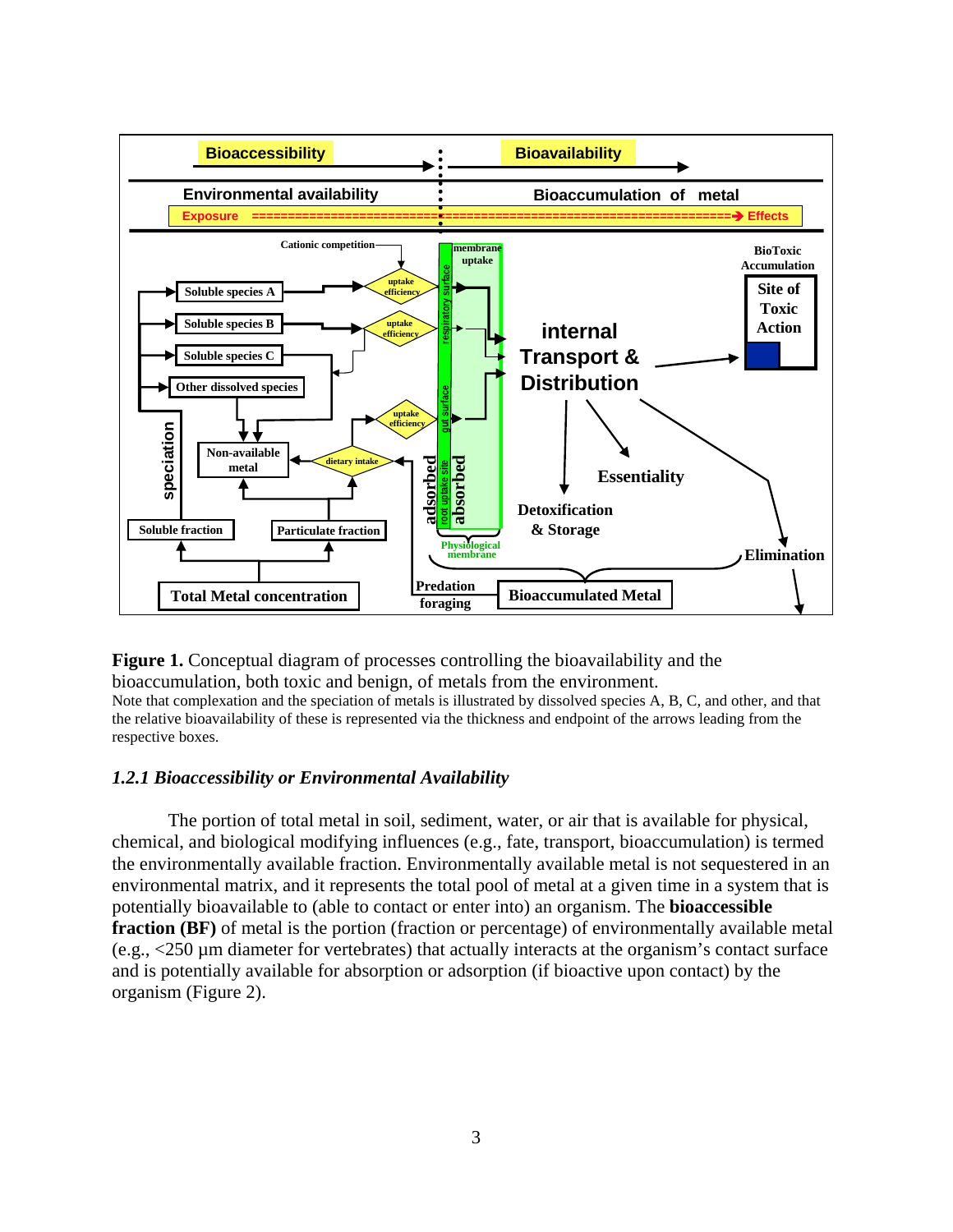**Figure 1.** Conceptual diagram of processes controlling the bioavailability and the bioaccumulation, both toxic and benign, of metals from the environment.
Note that complexation and the speciation of metals is illustrated by dissolved species A, B, C, and other, and that the relative bioavailability of these is represented via the thickness and endpoint of the arrows leading from the respective boxes.

### *1.2.1 Bioaccessibility or Environmental Availability*

The portion of total metal in soil, sediment, water, or air that is available for physical, chemical, and biological modifying influences (e.g., fate, transport, bioaccumulation) is termed the environmentally available fraction. Environmentally available metal is not sequestered in an environmental matrix, and it represents the total pool of metal at a given time in a system that is potentially bioavailable to (able to contact or enter into) an organism. The **bioaccessible fraction (BF)** of metal is the portion (fraction or percentage) of environmentally available metal (e.g., <250 µm diameter for vertebrates) that actually interacts at the organism's contact surface and is potentially available for absorption or adsorption (if bioactive upon contact) by the organism (Figure 2).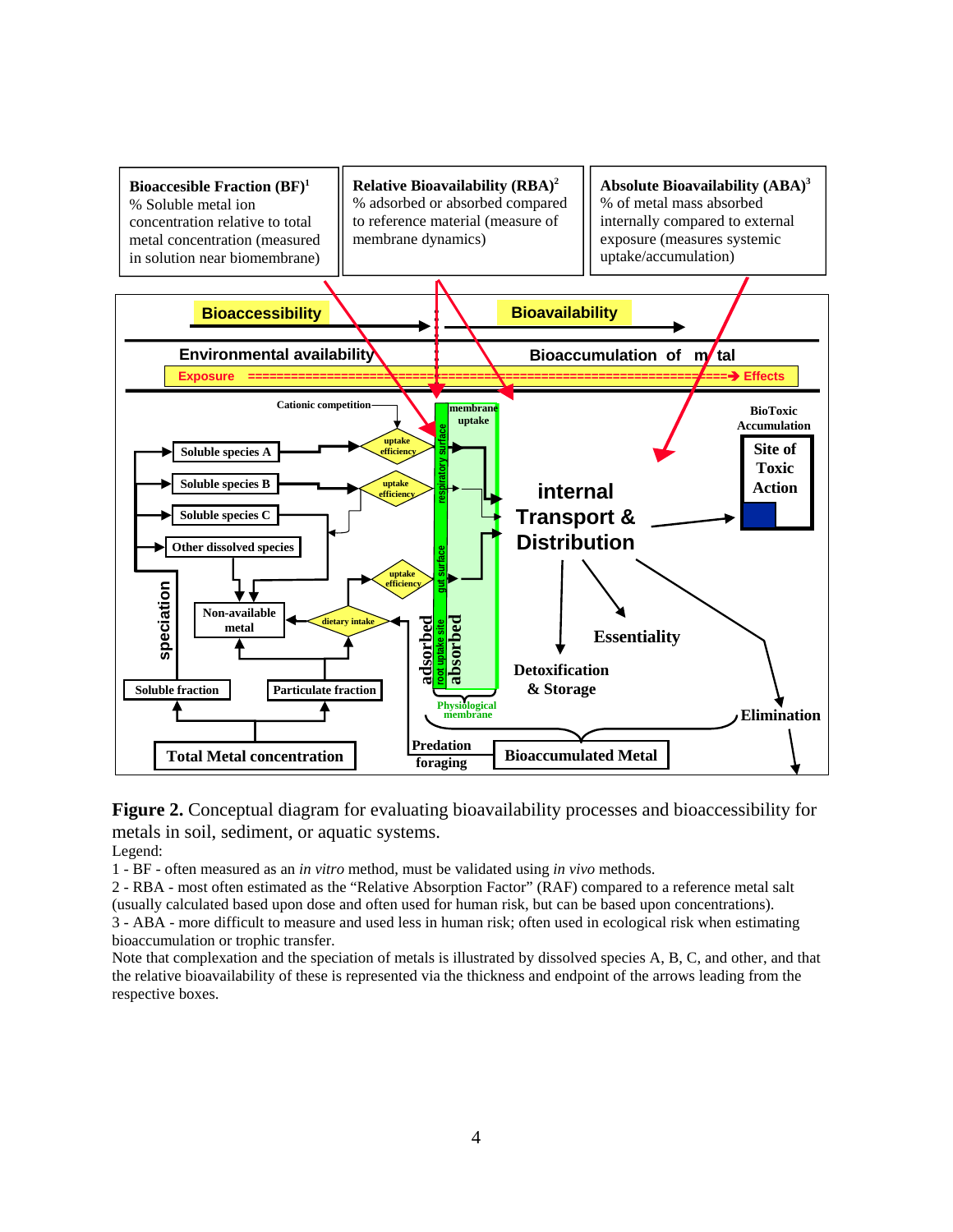| Bioaccesible Fraction (BF)[1] | Relative Bioavailability (RBA)[2] | Absolute Bioavailability (ABA)[3] |
| --- | --- | --- |
| % Soluble metal ion concentration relative to total metal concentration (measured in solution near biomembrane) | % adsorbed or absorbed compared to reference material (measure of membrane dynamics) | % of metal mass absorbed internally compared to external exposure (measures systemic uptake/accumulation) |

Bioaccessibility → Bioavailability →

Environmental availability — Bioaccumulation of metal

Exposure ==========> Effects

Cationic competition

Soluble species A — uptake efficiency — respiratory surface — membrane uptake

Soluble species B — uptake efficiency

Soluble species C

Other dissolved species

Non-available metal — dietary intake — uptake efficiency — gut surface

speciation

Soluble fraction — Particulate fraction

Total Metal concentration

adsorbed — root uptake site — absorbed

Physiological membrane

Predation foraging

internal Transport & Distribution

BioToxic Accumulation — Site of Toxic Action

Essentiality

Detoxification & Storage

Elimination

Bioaccumulated Metal

**Figure 2.** Conceptual diagram for evaluating bioavailability processes and bioaccessibility for metals in soil, sediment, or aquatic systems.

Legend:

1 - BF - often measured as an *in vitro* method, must be validated using *in vivo* methods.

2 - RBA - most often estimated as the "Relative Absorption Factor" (RAF) compared to a reference metal salt (usually calculated based upon dose and often used for human risk, but can be based upon concentrations).

3 - ABA - more difficult to measure and used less in human risk; often used in ecological risk when estimating bioaccumulation or trophic transfer.

Note that complexation and the speciation of metals is illustrated by dissolved species A, B, C, and other, and that the relative bioavailability of these is represented via the thickness and endpoint of the arrows leading from the respective boxes.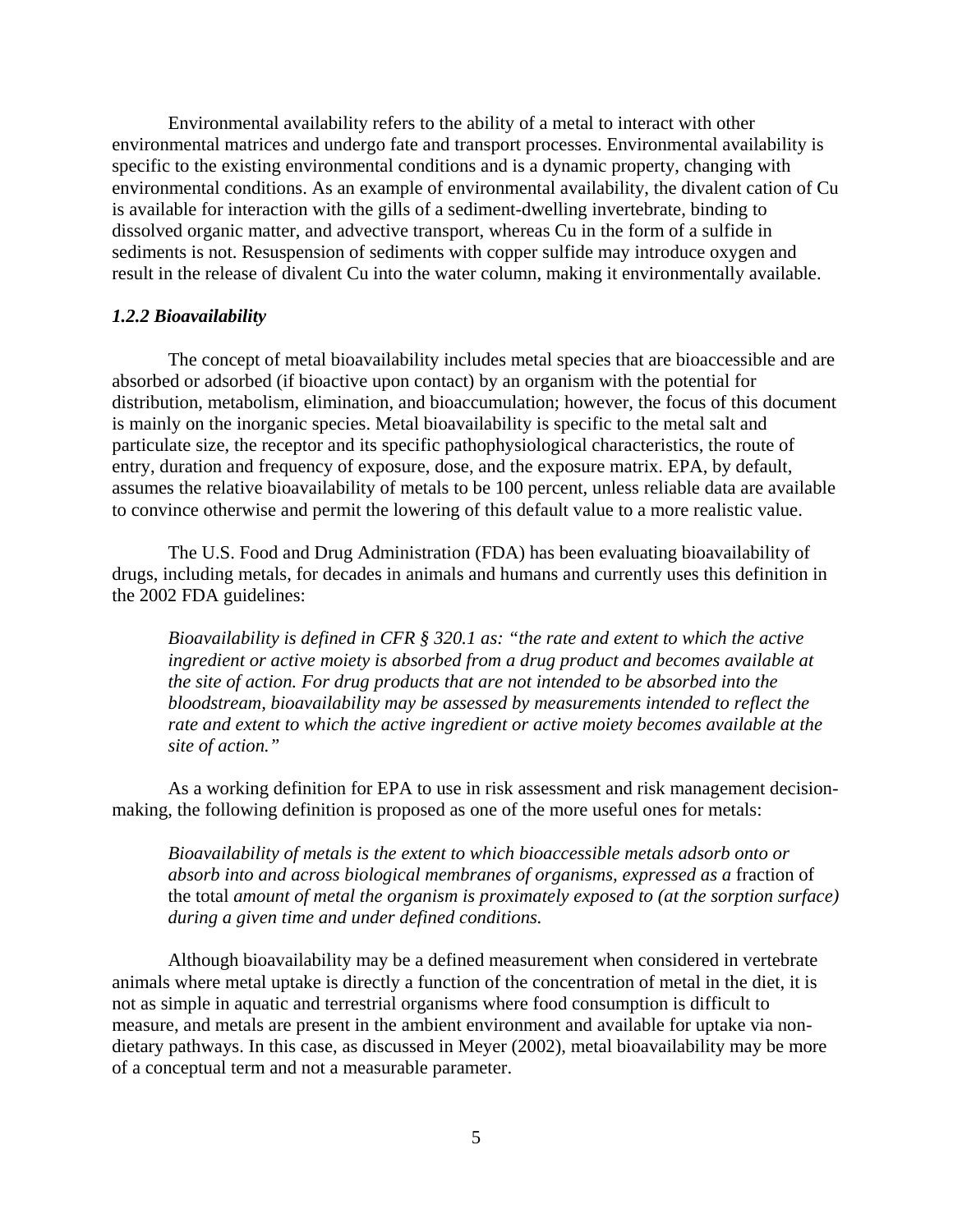Environmental availability refers to the ability of a metal to interact with other environmental matrices and undergo fate and transport processes. Environmental availability is specific to the existing environmental conditions and is a dynamic property, changing with environmental conditions. As an example of environmental availability, the divalent cation of Cu is available for interaction with the gills of a sediment-dwelling invertebrate, binding to dissolved organic matter, and advective transport, whereas Cu in the form of a sulfide in sediments is not. Resuspension of sediments with copper sulfide may introduce oxygen and result in the release of divalent Cu into the water column, making it environmentally available.

### *1.2.2 Bioavailability*

The concept of metal bioavailability includes metal species that are bioaccessible and are absorbed or adsorbed (if bioactive upon contact) by an organism with the potential for distribution, metabolism, elimination, and bioaccumulation; however, the focus of this document is mainly on the inorganic species. Metal bioavailability is specific to the metal salt and particulate size, the receptor and its specific pathophysiological characteristics, the route of entry, duration and frequency of exposure, dose, and the exposure matrix. EPA, by default, assumes the relative bioavailability of metals to be 100 percent, unless reliable data are available to convince otherwise and permit the lowering of this default value to a more realistic value.

The U.S. Food and Drug Administration (FDA) has been evaluating bioavailability of drugs, including metals, for decades in animals and humans and currently uses this definition in the 2002 FDA guidelines:

> *Bioavailability is defined in CFR § 320.1 as: "the rate and extent to which the active ingredient or active moiety is absorbed from a drug product and becomes available at the site of action. For drug products that are not intended to be absorbed into the bloodstream, bioavailability may be assessed by measurements intended to reflect the rate and extent to which the active ingredient or active moiety becomes available at the site of action."*

As a working definition for EPA to use in risk assessment and risk management decision-making, the following definition is proposed as one of the more useful ones for metals:

> *Bioavailability of metals is the extent to which bioaccessible metals adsorb onto or absorb into and across biological membranes of organisms, expressed as a* fraction of the total *amount of metal the organism is proximately exposed to (at the sorption surface) during a given time and under defined conditions.*

Although bioavailability may be a defined measurement when considered in vertebrate animals where metal uptake is directly a function of the concentration of metal in the diet, it is not as simple in aquatic and terrestrial organisms where food consumption is difficult to measure, and metals are present in the ambient environment and available for uptake via non-dietary pathways. In this case, as discussed in Meyer (2002), metal bioavailability may be more of a conceptual term and not a measurable parameter.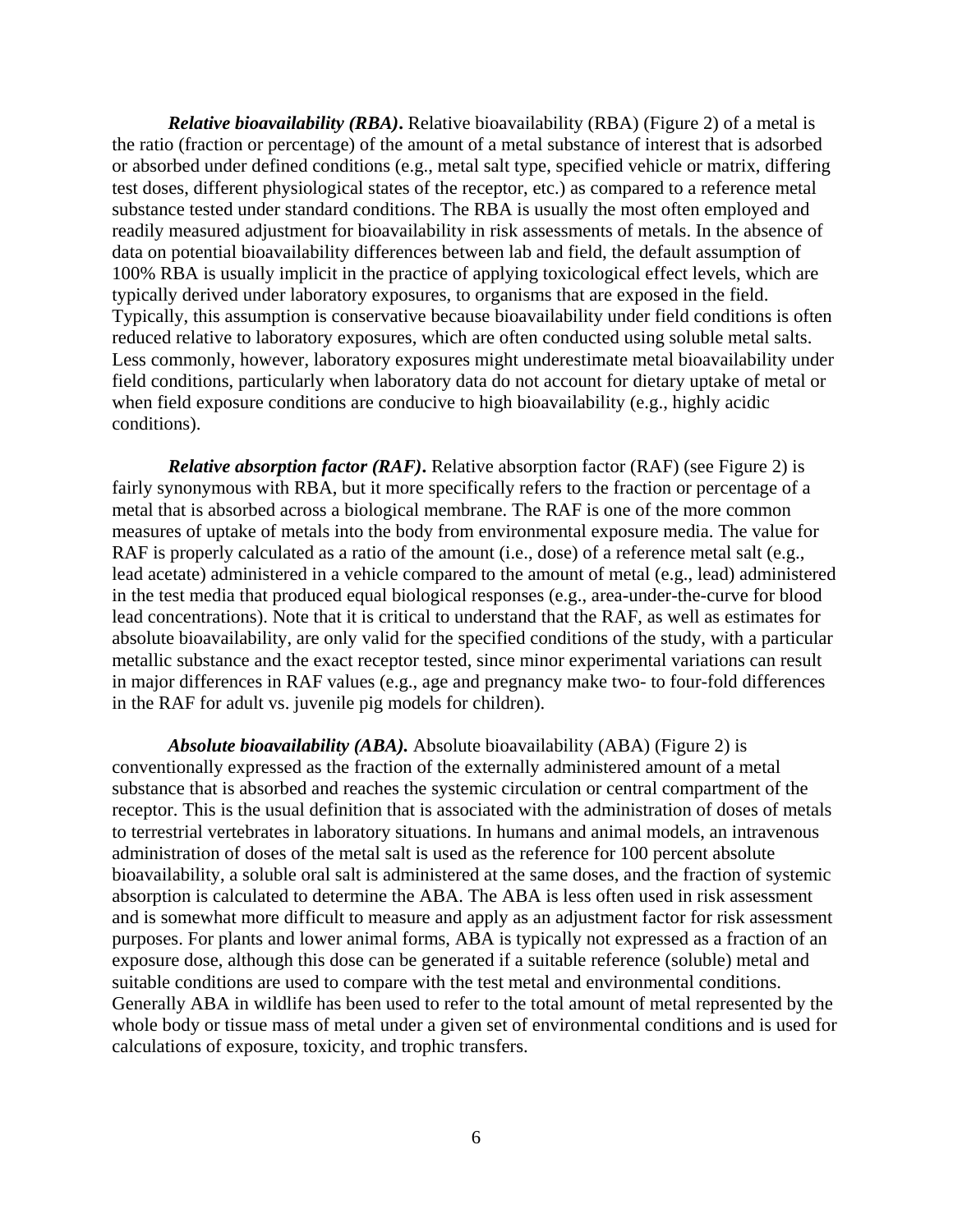***Relative bioavailability (RBA)*.** Relative bioavailability (RBA) (Figure 2) of a metal is the ratio (fraction or percentage) of the amount of a metal substance of interest that is adsorbed or absorbed under defined conditions (e.g., metal salt type, specified vehicle or matrix, differing test doses, different physiological states of the receptor, etc.) as compared to a reference metal substance tested under standard conditions. The RBA is usually the most often employed and readily measured adjustment for bioavailability in risk assessments of metals. In the absence of data on potential bioavailability differences between lab and field, the default assumption of 100% RBA is usually implicit in the practice of applying toxicological effect levels, which are typically derived under laboratory exposures, to organisms that are exposed in the field. Typically, this assumption is conservative because bioavailability under field conditions is often reduced relative to laboratory exposures, which are often conducted using soluble metal salts. Less commonly, however, laboratory exposures might underestimate metal bioavailability under field conditions, particularly when laboratory data do not account for dietary uptake of metal or when field exposure conditions are conducive to high bioavailability (e.g., highly acidic conditions).

***Relative absorption factor (RAF)*.** Relative absorption factor (RAF) (see Figure 2) is fairly synonymous with RBA, but it more specifically refers to the fraction or percentage of a metal that is absorbed across a biological membrane. The RAF is one of the more common measures of uptake of metals into the body from environmental exposure media. The value for RAF is properly calculated as a ratio of the amount (i.e., dose) of a reference metal salt (e.g., lead acetate) administered in a vehicle compared to the amount of metal (e.g., lead) administered in the test media that produced equal biological responses (e.g., area-under-the-curve for blood lead concentrations). Note that it is critical to understand that the RAF, as well as estimates for absolute bioavailability, are only valid for the specified conditions of the study, with a particular metallic substance and the exact receptor tested, since minor experimental variations can result in major differences in RAF values (e.g., age and pregnancy make two- to four-fold differences in the RAF for adult vs. juvenile pig models for children).

***Absolute bioavailability (ABA).*** Absolute bioavailability (ABA) (Figure 2) is conventionally expressed as the fraction of the externally administered amount of a metal substance that is absorbed and reaches the systemic circulation or central compartment of the receptor. This is the usual definition that is associated with the administration of doses of metals to terrestrial vertebrates in laboratory situations. In humans and animal models, an intravenous administration of doses of the metal salt is used as the reference for 100 percent absolute bioavailability, a soluble oral salt is administered at the same doses, and the fraction of systemic absorption is calculated to determine the ABA. The ABA is less often used in risk assessment and is somewhat more difficult to measure and apply as an adjustment factor for risk assessment purposes. For plants and lower animal forms, ABA is typically not expressed as a fraction of an exposure dose, although this dose can be generated if a suitable reference (soluble) metal and suitable conditions are used to compare with the test metal and environmental conditions. Generally ABA in wildlife has been used to refer to the total amount of metal represented by the whole body or tissue mass of metal under a given set of environmental conditions and is used for calculations of exposure, toxicity, and trophic transfers.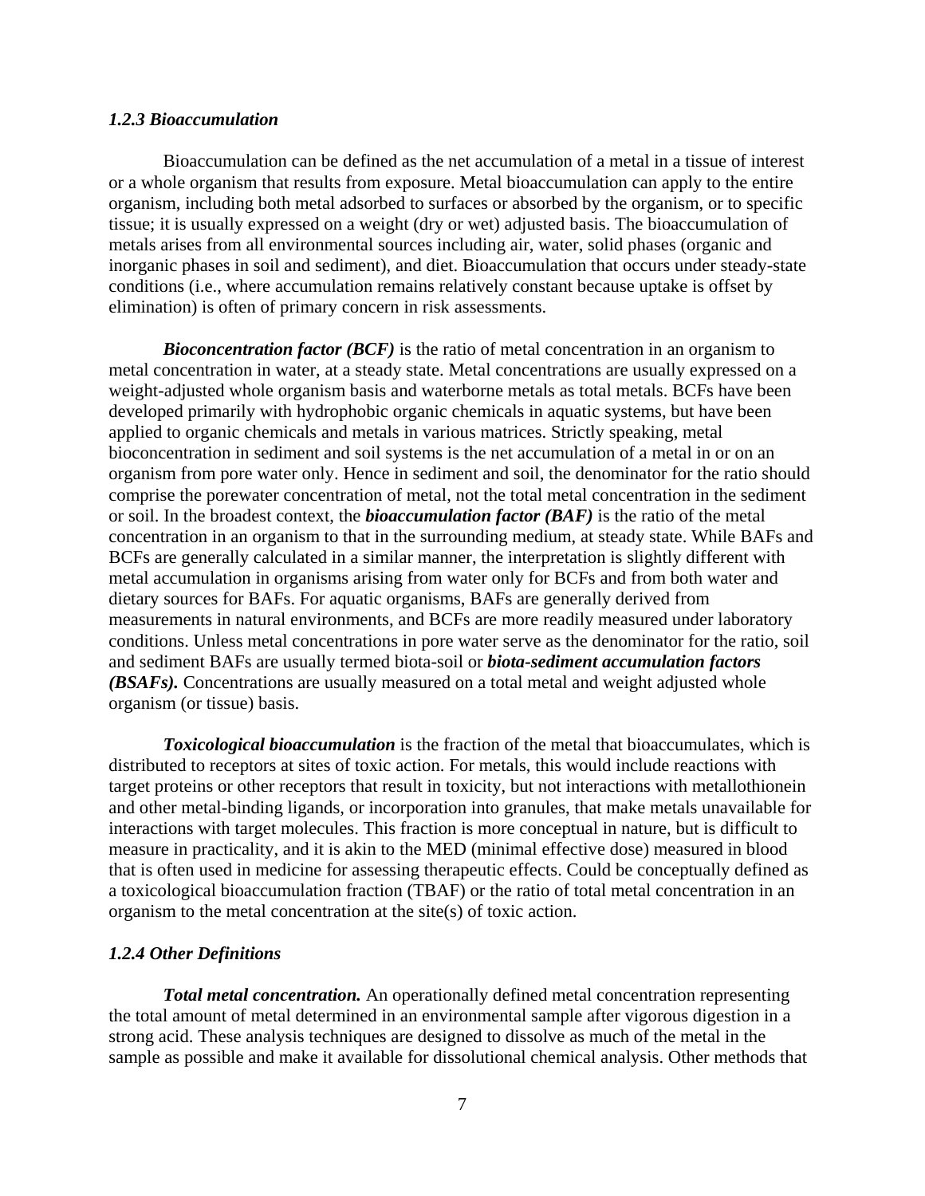### *1.2.3 Bioaccumulation*

Bioaccumulation can be defined as the net accumulation of a metal in a tissue of interest or a whole organism that results from exposure. Metal bioaccumulation can apply to the entire organism, including both metal adsorbed to surfaces or absorbed by the organism, or to specific tissue; it is usually expressed on a weight (dry or wet) adjusted basis. The bioaccumulation of metals arises from all environmental sources including air, water, solid phases (organic and inorganic phases in soil and sediment), and diet. Bioaccumulation that occurs under steady-state conditions (i.e., where accumulation remains relatively constant because uptake is offset by elimination) is often of primary concern in risk assessments.

***Bioconcentration factor (BCF)*** is the ratio of metal concentration in an organism to metal concentration in water, at a steady state. Metal concentrations are usually expressed on a weight-adjusted whole organism basis and waterborne metals as total metals. BCFs have been developed primarily with hydrophobic organic chemicals in aquatic systems, but have been applied to organic chemicals and metals in various matrices. Strictly speaking, metal bioconcentration in sediment and soil systems is the net accumulation of a metal in or on an organism from pore water only. Hence in sediment and soil, the denominator for the ratio should comprise the porewater concentration of metal, not the total metal concentration in the sediment or soil. In the broadest context, the ***bioaccumulation factor (BAF)*** is the ratio of the metal concentration in an organism to that in the surrounding medium, at steady state. While BAFs and BCFs are generally calculated in a similar manner, the interpretation is slightly different with metal accumulation in organisms arising from water only for BCFs and from both water and dietary sources for BAFs. For aquatic organisms, BAFs are generally derived from measurements in natural environments, and BCFs are more readily measured under laboratory conditions. Unless metal concentrations in pore water serve as the denominator for the ratio, soil and sediment BAFs are usually termed biota-soil or ***biota-sediment accumulation factors (BSAFs).*** Concentrations are usually measured on a total metal and weight adjusted whole organism (or tissue) basis.

***Toxicological bioaccumulation*** is the fraction of the metal that bioaccumulates, which is distributed to receptors at sites of toxic action. For metals, this would include reactions with target proteins or other receptors that result in toxicity, but not interactions with metallothionein and other metal-binding ligands, or incorporation into granules, that make metals unavailable for interactions with target molecules. This fraction is more conceptual in nature, but is difficult to measure in practicality, and it is akin to the MED (minimal effective dose) measured in blood that is often used in medicine for assessing therapeutic effects. Could be conceptually defined as a toxicological bioaccumulation fraction (TBAF) or the ratio of total metal concentration in an organism to the metal concentration at the site(s) of toxic action.

### *1.2.4 Other Definitions*

***Total metal concentration.*** An operationally defined metal concentration representing the total amount of metal determined in an environmental sample after vigorous digestion in a strong acid. These analysis techniques are designed to dissolve as much of the metal in the sample as possible and make it available for dissolutional chemical analysis. Other methods that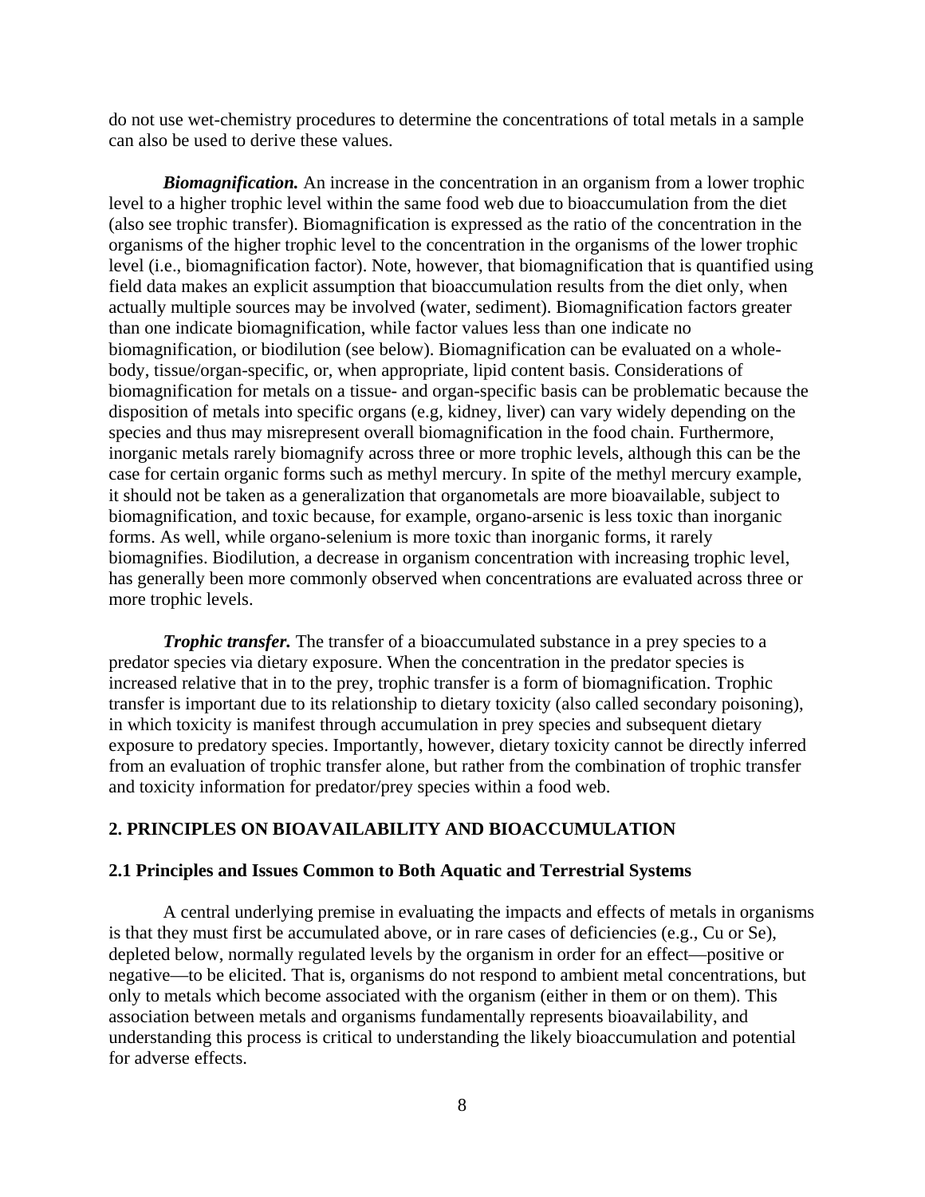do not use wet-chemistry procedures to determine the concentrations of total metals in a sample can also be used to derive these values.

***Biomagnification.*** An increase in the concentration in an organism from a lower trophic level to a higher trophic level within the same food web due to bioaccumulation from the diet (also see trophic transfer). Biomagnification is expressed as the ratio of the concentration in the organisms of the higher trophic level to the concentration in the organisms of the lower trophic level (i.e., biomagnification factor). Note, however, that biomagnification that is quantified using field data makes an explicit assumption that bioaccumulation results from the diet only, when actually multiple sources may be involved (water, sediment). Biomagnification factors greater than one indicate biomagnification, while factor values less than one indicate no biomagnification, or biodilution (see below). Biomagnification can be evaluated on a whole-body, tissue/organ-specific, or, when appropriate, lipid content basis. Considerations of biomagnification for metals on a tissue- and organ-specific basis can be problematic because the disposition of metals into specific organs (e.g, kidney, liver) can vary widely depending on the species and thus may misrepresent overall biomagnification in the food chain. Furthermore, inorganic metals rarely biomagnify across three or more trophic levels, although this can be the case for certain organic forms such as methyl mercury. In spite of the methyl mercury example, it should not be taken as a generalization that organometals are more bioavailable, subject to biomagnification, and toxic because, for example, organo-arsenic is less toxic than inorganic forms. As well, while organo-selenium is more toxic than inorganic forms, it rarely biomagnifies. Biodilution, a decrease in organism concentration with increasing trophic level, has generally been more commonly observed when concentrations are evaluated across three or more trophic levels.

***Trophic transfer.*** The transfer of a bioaccumulated substance in a prey species to a predator species via dietary exposure. When the concentration in the predator species is increased relative that in to the prey, trophic transfer is a form of biomagnification. Trophic transfer is important due to its relationship to dietary toxicity (also called secondary poisoning), in which toxicity is manifest through accumulation in prey species and subsequent dietary exposure to predatory species. Importantly, however, dietary toxicity cannot be directly inferred from an evaluation of trophic transfer alone, but rather from the combination of trophic transfer and toxicity information for predator/prey species within a food web.

## 2. PRINCIPLES ON BIOAVAILABILITY AND BIOACCUMULATION

### 2.1 Principles and Issues Common to Both Aquatic and Terrestrial Systems

A central underlying premise in evaluating the impacts and effects of metals in organisms is that they must first be accumulated above, or in rare cases of deficiencies (e.g., Cu or Se), depleted below, normally regulated levels by the organism in order for an effect—positive or negative—to be elicited. That is, organisms do not respond to ambient metal concentrations, but only to metals which become associated with the organism (either in them or on them). This association between metals and organisms fundamentally represents bioavailability, and understanding this process is critical to understanding the likely bioaccumulation and potential for adverse effects.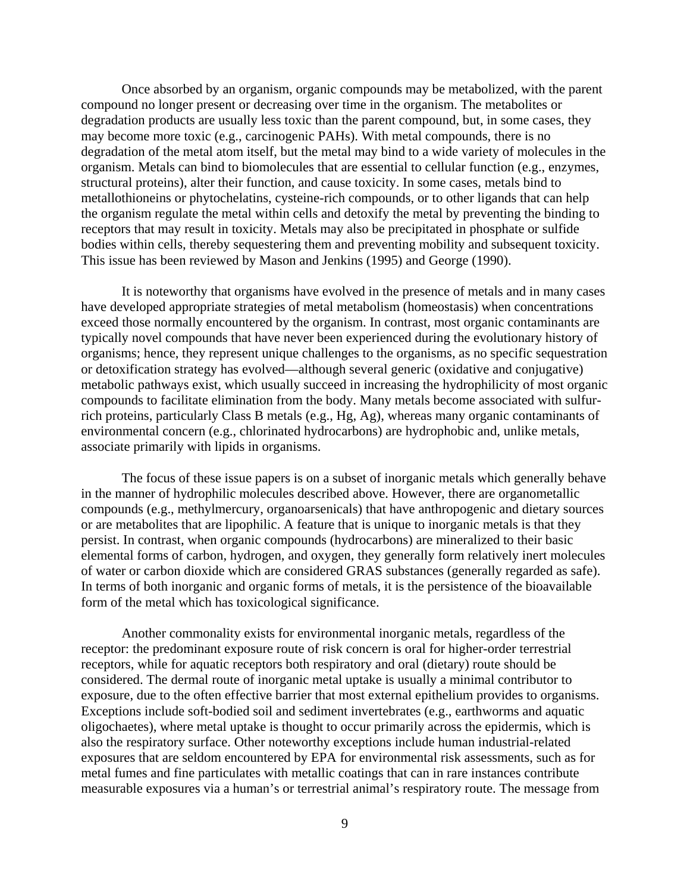Once absorbed by an organism, organic compounds may be metabolized, with the parent compound no longer present or decreasing over time in the organism. The metabolites or degradation products are usually less toxic than the parent compound, but, in some cases, they may become more toxic (e.g., carcinogenic PAHs). With metal compounds, there is no degradation of the metal atom itself, but the metal may bind to a wide variety of molecules in the organism. Metals can bind to biomolecules that are essential to cellular function (e.g., enzymes, structural proteins), alter their function, and cause toxicity. In some cases, metals bind to metallothioneins or phytochelatins, cysteine-rich compounds, or to other ligands that can help the organism regulate the metal within cells and detoxify the metal by preventing the binding to receptors that may result in toxicity. Metals may also be precipitated in phosphate or sulfide bodies within cells, thereby sequestering them and preventing mobility and subsequent toxicity. This issue has been reviewed by Mason and Jenkins (1995) and George (1990).

It is noteworthy that organisms have evolved in the presence of metals and in many cases have developed appropriate strategies of metal metabolism (homeostasis) when concentrations exceed those normally encountered by the organism. In contrast, most organic contaminants are typically novel compounds that have never been experienced during the evolutionary history of organisms; hence, they represent unique challenges to the organisms, as no specific sequestration or detoxification strategy has evolved—although several generic (oxidative and conjugative) metabolic pathways exist, which usually succeed in increasing the hydrophilicity of most organic compounds to facilitate elimination from the body. Many metals become associated with sulfur-rich proteins, particularly Class B metals (e.g., Hg, Ag), whereas many organic contaminants of environmental concern (e.g., chlorinated hydrocarbons) are hydrophobic and, unlike metals, associate primarily with lipids in organisms.

The focus of these issue papers is on a subset of inorganic metals which generally behave in the manner of hydrophilic molecules described above. However, there are organometallic compounds (e.g., methylmercury, organoarsenicals) that have anthropogenic and dietary sources or are metabolites that are lipophilic. A feature that is unique to inorganic metals is that they persist. In contrast, when organic compounds (hydrocarbons) are mineralized to their basic elemental forms of carbon, hydrogen, and oxygen, they generally form relatively inert molecules of water or carbon dioxide which are considered GRAS substances (generally regarded as safe). In terms of both inorganic and organic forms of metals, it is the persistence of the bioavailable form of the metal which has toxicological significance.

Another commonality exists for environmental inorganic metals, regardless of the receptor: the predominant exposure route of risk concern is oral for higher-order terrestrial receptors, while for aquatic receptors both respiratory and oral (dietary) route should be considered. The dermal route of inorganic metal uptake is usually a minimal contributor to exposure, due to the often effective barrier that most external epithelium provides to organisms. Exceptions include soft-bodied soil and sediment invertebrates (e.g., earthworms and aquatic oligochaetes), where metal uptake is thought to occur primarily across the epidermis, which is also the respiratory surface. Other noteworthy exceptions include human industrial-related exposures that are seldom encountered by EPA for environmental risk assessments, such as for metal fumes and fine particulates with metallic coatings that can in rare instances contribute measurable exposures via a human's or terrestrial animal's respiratory route. The message from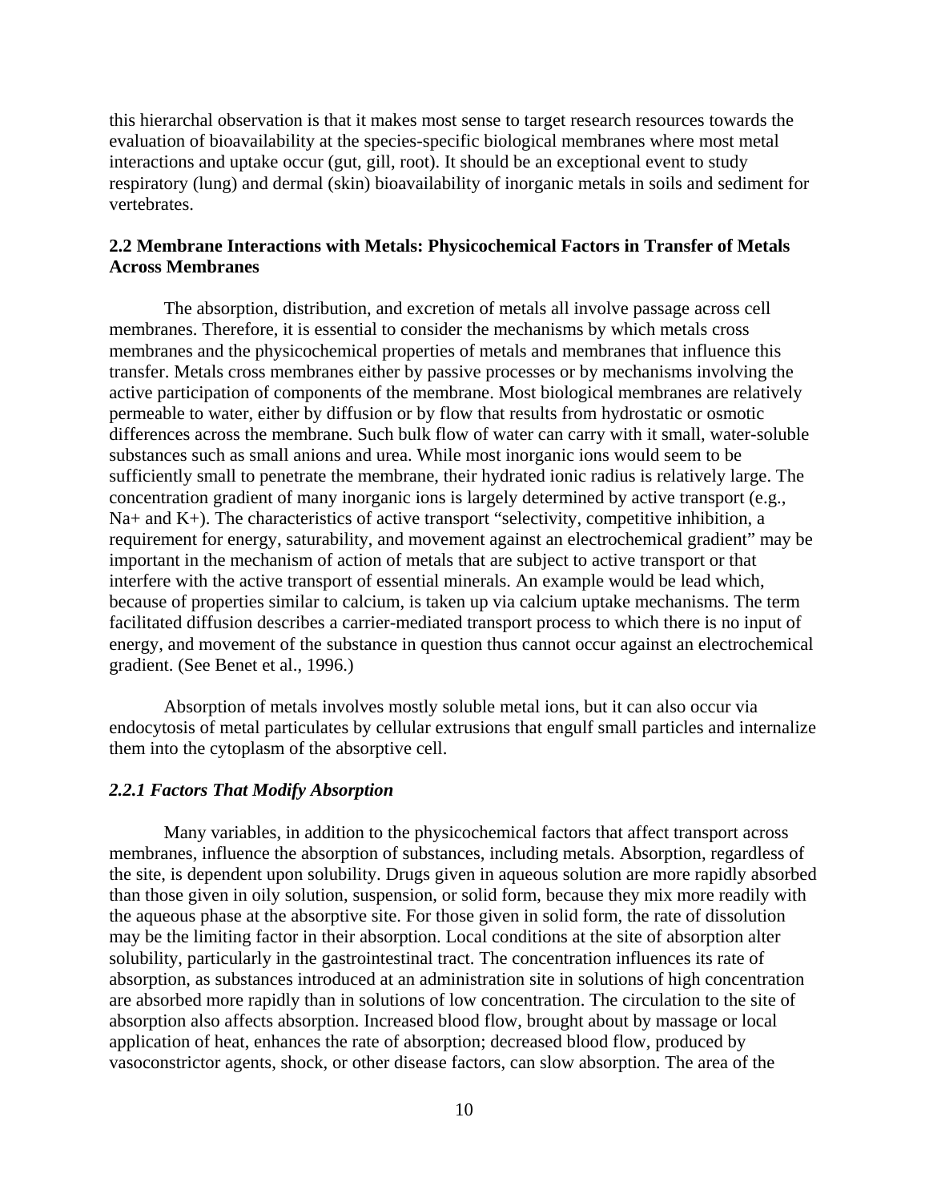this hierarchal observation is that it makes most sense to target research resources towards the evaluation of bioavailability at the species-specific biological membranes where most metal interactions and uptake occur (gut, gill, root). It should be an exceptional event to study respiratory (lung) and dermal (skin) bioavailability of inorganic metals in soils and sediment for vertebrates.

## 2.2 Membrane Interactions with Metals: Physicochemical Factors in Transfer of Metals Across Membranes

The absorption, distribution, and excretion of metals all involve passage across cell membranes. Therefore, it is essential to consider the mechanisms by which metals cross membranes and the physicochemical properties of metals and membranes that influence this transfer. Metals cross membranes either by passive processes or by mechanisms involving the active participation of components of the membrane. Most biological membranes are relatively permeable to water, either by diffusion or by flow that results from hydrostatic or osmotic differences across the membrane. Such bulk flow of water can carry with it small, water-soluble substances such as small anions and urea. While most inorganic ions would seem to be sufficiently small to penetrate the membrane, their hydrated ionic radius is relatively large. The concentration gradient of many inorganic ions is largely determined by active transport (e.g., $Na^+$ and $K^+$). The characteristics of active transport "selectivity, competitive inhibition, a requirement for energy, saturability, and movement against an electrochemical gradient" may be important in the mechanism of action of metals that are subject to active transport or that interfere with the active transport of essential minerals. An example would be lead which, because of properties similar to calcium, is taken up via calcium uptake mechanisms. The term facilitated diffusion describes a carrier-mediated transport process to which there is no input of energy, and movement of the substance in question thus cannot occur against an electrochemical gradient. (See Benet et al., 1996.)

Absorption of metals involves mostly soluble metal ions, but it can also occur via endocytosis of metal particulates by cellular extrusions that engulf small particles and internalize them into the cytoplasm of the absorptive cell.

### *2.2.1 Factors That Modify Absorption*

Many variables, in addition to the physicochemical factors that affect transport across membranes, influence the absorption of substances, including metals. Absorption, regardless of the site, is dependent upon solubility. Drugs given in aqueous solution are more rapidly absorbed than those given in oily solution, suspension, or solid form, because they mix more readily with the aqueous phase at the absorptive site. For those given in solid form, the rate of dissolution may be the limiting factor in their absorption. Local conditions at the site of absorption alter solubility, particularly in the gastrointestinal tract. The concentration influences its rate of absorption, as substances introduced at an administration site in solutions of high concentration are absorbed more rapidly than in solutions of low concentration. The circulation to the site of absorption also affects absorption. Increased blood flow, brought about by massage or local application of heat, enhances the rate of absorption; decreased blood flow, produced by vasoconstrictor agents, shock, or other disease factors, can slow absorption. The area of the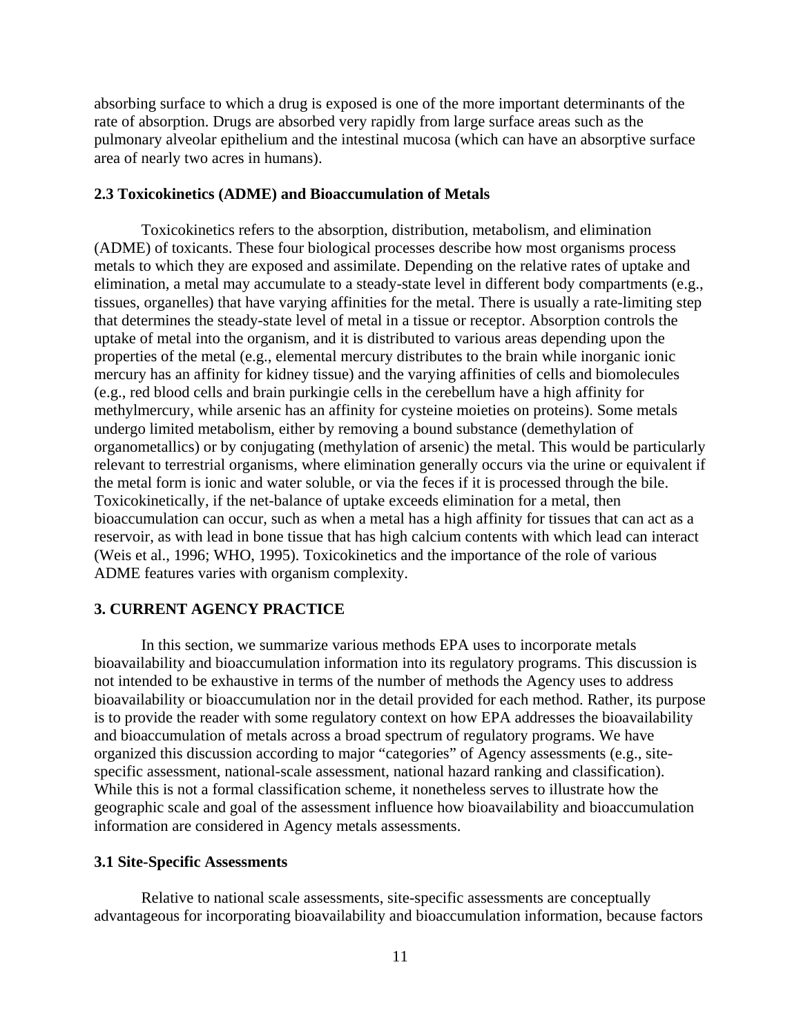absorbing surface to which a drug is exposed is one of the more important determinants of the rate of absorption. Drugs are absorbed very rapidly from large surface areas such as the pulmonary alveolar epithelium and the intestinal mucosa (which can have an absorptive surface area of nearly two acres in humans).

### 2.3 Toxicokinetics (ADME) and Bioaccumulation of Metals

Toxicokinetics refers to the absorption, distribution, metabolism, and elimination (ADME) of toxicants. These four biological processes describe how most organisms process metals to which they are exposed and assimilate. Depending on the relative rates of uptake and elimination, a metal may accumulate to a steady-state level in different body compartments (e.g., tissues, organelles) that have varying affinities for the metal. There is usually a rate-limiting step that determines the steady-state level of metal in a tissue or receptor. Absorption controls the uptake of metal into the organism, and it is distributed to various areas depending upon the properties of the metal (e.g., elemental mercury distributes to the brain while inorganic ionic mercury has an affinity for kidney tissue) and the varying affinities of cells and biomolecules (e.g., red blood cells and brain purkingie cells in the cerebellum have a high affinity for methylmercury, while arsenic has an affinity for cysteine moieties on proteins). Some metals undergo limited metabolism, either by removing a bound substance (demethylation of organometallics) or by conjugating (methylation of arsenic) the metal. This would be particularly relevant to terrestrial organisms, where elimination generally occurs via the urine or equivalent if the metal form is ionic and water soluble, or via the feces if it is processed through the bile. Toxicokinetically, if the net-balance of uptake exceeds elimination for a metal, then bioaccumulation can occur, such as when a metal has a high affinity for tissues that can act as a reservoir, as with lead in bone tissue that has high calcium contents with which lead can interact (Weis et al., 1996; WHO, 1995). Toxicokinetics and the importance of the role of various ADME features varies with organism complexity.

## 3. CURRENT AGENCY PRACTICE

In this section, we summarize various methods EPA uses to incorporate metals bioavailability and bioaccumulation information into its regulatory programs. This discussion is not intended to be exhaustive in terms of the number of methods the Agency uses to address bioavailability or bioaccumulation nor in the detail provided for each method. Rather, its purpose is to provide the reader with some regulatory context on how EPA addresses the bioavailability and bioaccumulation of metals across a broad spectrum of regulatory programs. We have organized this discussion according to major "categories" of Agency assessments (e.g., site-specific assessment, national-scale assessment, national hazard ranking and classification). While this is not a formal classification scheme, it nonetheless serves to illustrate how the geographic scale and goal of the assessment influence how bioavailability and bioaccumulation information are considered in Agency metals assessments.

### 3.1 Site-Specific Assessments

Relative to national scale assessments, site-specific assessments are conceptually advantageous for incorporating bioavailability and bioaccumulation information, because factors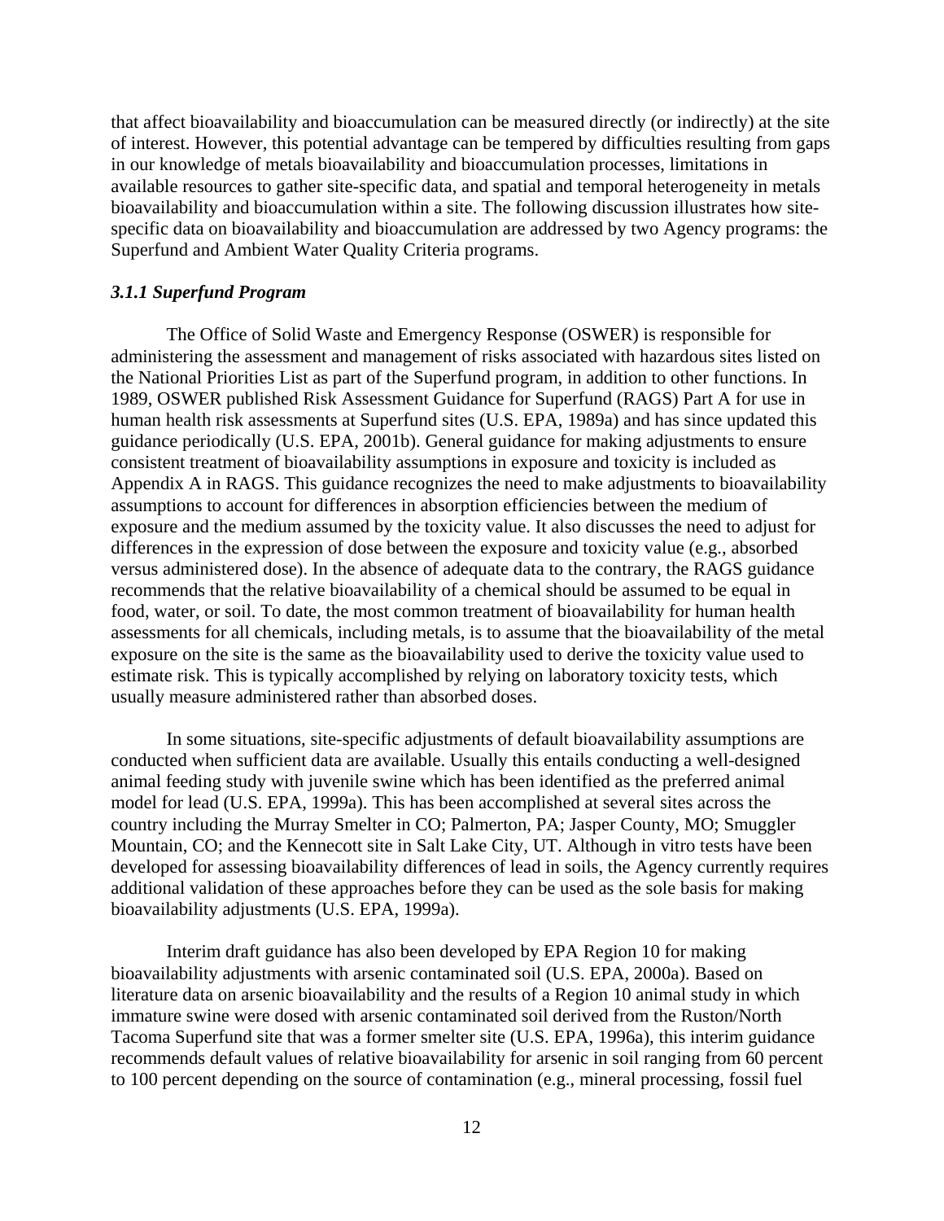that affect bioavailability and bioaccumulation can be measured directly (or indirectly) at the site of interest. However, this potential advantage can be tempered by difficulties resulting from gaps in our knowledge of metals bioavailability and bioaccumulation processes, limitations in available resources to gather site-specific data, and spatial and temporal heterogeneity in metals bioavailability and bioaccumulation within a site. The following discussion illustrates how site-specific data on bioavailability and bioaccumulation are addressed by two Agency programs: the Superfund and Ambient Water Quality Criteria programs.

### *3.1.1 Superfund Program*

The Office of Solid Waste and Emergency Response (OSWER) is responsible for administering the assessment and management of risks associated with hazardous sites listed on the National Priorities List as part of the Superfund program, in addition to other functions. In 1989, OSWER published Risk Assessment Guidance for Superfund (RAGS) Part A for use in human health risk assessments at Superfund sites (U.S. EPA, 1989a) and has since updated this guidance periodically (U.S. EPA, 2001b). General guidance for making adjustments to ensure consistent treatment of bioavailability assumptions in exposure and toxicity is included as Appendix A in RAGS. This guidance recognizes the need to make adjustments to bioavailability assumptions to account for differences in absorption efficiencies between the medium of exposure and the medium assumed by the toxicity value. It also discusses the need to adjust for differences in the expression of dose between the exposure and toxicity value (e.g., absorbed versus administered dose). In the absence of adequate data to the contrary, the RAGS guidance recommends that the relative bioavailability of a chemical should be assumed to be equal in food, water, or soil. To date, the most common treatment of bioavailability for human health assessments for all chemicals, including metals, is to assume that the bioavailability of the metal exposure on the site is the same as the bioavailability used to derive the toxicity value used to estimate risk. This is typically accomplished by relying on laboratory toxicity tests, which usually measure administered rather than absorbed doses.

In some situations, site-specific adjustments of default bioavailability assumptions are conducted when sufficient data are available. Usually this entails conducting a well-designed animal feeding study with juvenile swine which has been identified as the preferred animal model for lead (U.S. EPA, 1999a). This has been accomplished at several sites across the country including the Murray Smelter in CO; Palmerton, PA; Jasper County, MO; Smuggler Mountain, CO; and the Kennecott site in Salt Lake City, UT. Although in vitro tests have been developed for assessing bioavailability differences of lead in soils, the Agency currently requires additional validation of these approaches before they can be used as the sole basis for making bioavailability adjustments (U.S. EPA, 1999a).

Interim draft guidance has also been developed by EPA Region 10 for making bioavailability adjustments with arsenic contaminated soil (U.S. EPA, 2000a). Based on literature data on arsenic bioavailability and the results of a Region 10 animal study in which immature swine were dosed with arsenic contaminated soil derived from the Ruston/North Tacoma Superfund site that was a former smelter site (U.S. EPA, 1996a), this interim guidance recommends default values of relative bioavailability for arsenic in soil ranging from 60 percent to 100 percent depending on the source of contamination (e.g., mineral processing, fossil fuel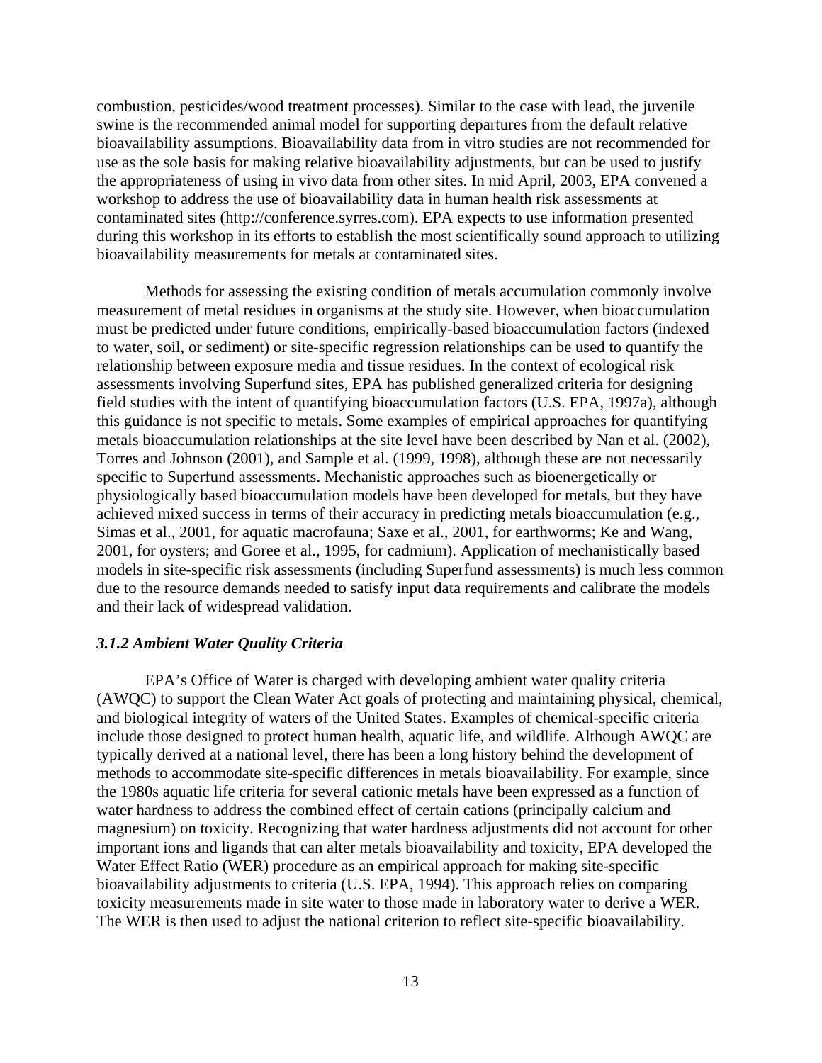combustion, pesticides/wood treatment processes). Similar to the case with lead, the juvenile swine is the recommended animal model for supporting departures from the default relative bioavailability assumptions. Bioavailability data from in vitro studies are not recommended for use as the sole basis for making relative bioavailability adjustments, but can be used to justify the appropriateness of using in vivo data from other sites. In mid April, 2003, EPA convened a workshop to address the use of bioavailability data in human health risk assessments at contaminated sites (http://conference.syrres.com). EPA expects to use information presented during this workshop in its efforts to establish the most scientifically sound approach to utilizing bioavailability measurements for metals at contaminated sites.

Methods for assessing the existing condition of metals accumulation commonly involve measurement of metal residues in organisms at the study site. However, when bioaccumulation must be predicted under future conditions, empirically-based bioaccumulation factors (indexed to water, soil, or sediment) or site-specific regression relationships can be used to quantify the relationship between exposure media and tissue residues. In the context of ecological risk assessments involving Superfund sites, EPA has published generalized criteria for designing field studies with the intent of quantifying bioaccumulation factors (U.S. EPA, 1997a), although this guidance is not specific to metals. Some examples of empirical approaches for quantifying metals bioaccumulation relationships at the site level have been described by Nan et al. (2002), Torres and Johnson (2001), and Sample et al. (1999, 1998), although these are not necessarily specific to Superfund assessments. Mechanistic approaches such as bioenergetically or physiologically based bioaccumulation models have been developed for metals, but they have achieved mixed success in terms of their accuracy in predicting metals bioaccumulation (e.g., Simas et al., 2001, for aquatic macrofauna; Saxe et al., 2001, for earthworms; Ke and Wang, 2001, for oysters; and Goree et al., 1995, for cadmium). Application of mechanistically based models in site-specific risk assessments (including Superfund assessments) is much less common due to the resource demands needed to satisfy input data requirements and calibrate the models and their lack of widespread validation.

### *3.1.2 Ambient Water Quality Criteria*

EPA's Office of Water is charged with developing ambient water quality criteria (AWQC) to support the Clean Water Act goals of protecting and maintaining physical, chemical, and biological integrity of waters of the United States. Examples of chemical-specific criteria include those designed to protect human health, aquatic life, and wildlife. Although AWQC are typically derived at a national level, there has been a long history behind the development of methods to accommodate site-specific differences in metals bioavailability. For example, since the 1980s aquatic life criteria for several cationic metals have been expressed as a function of water hardness to address the combined effect of certain cations (principally calcium and magnesium) on toxicity. Recognizing that water hardness adjustments did not account for other important ions and ligands that can alter metals bioavailability and toxicity, EPA developed the Water Effect Ratio (WER) procedure as an empirical approach for making site-specific bioavailability adjustments to criteria (U.S. EPA, 1994). This approach relies on comparing toxicity measurements made in site water to those made in laboratory water to derive a WER. The WER is then used to adjust the national criterion to reflect site-specific bioavailability.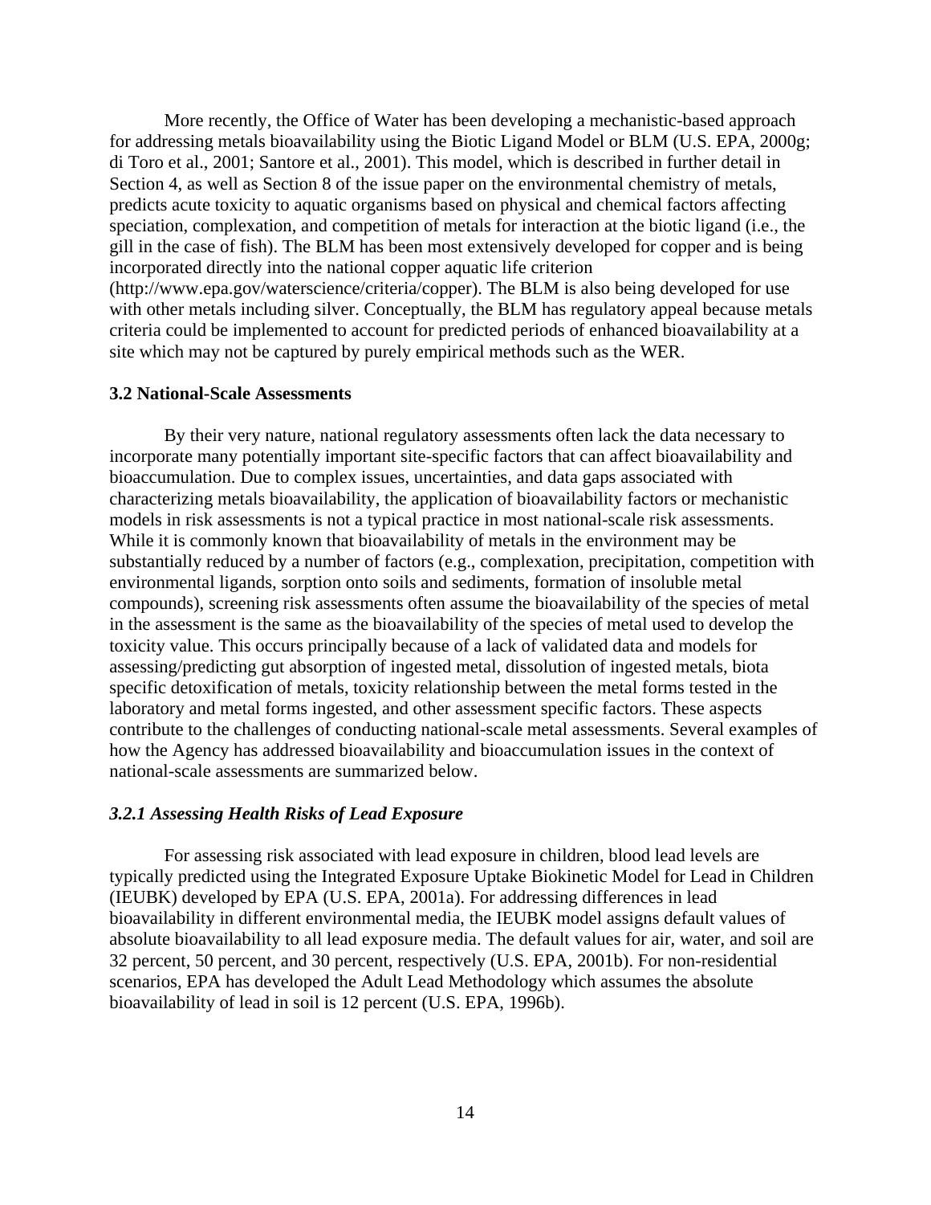More recently, the Office of Water has been developing a mechanistic-based approach for addressing metals bioavailability using the Biotic Ligand Model or BLM (U.S. EPA, 2000g; di Toro et al., 2001; Santore et al., 2001). This model, which is described in further detail in Section 4, as well as Section 8 of the issue paper on the environmental chemistry of metals, predicts acute toxicity to aquatic organisms based on physical and chemical factors affecting speciation, complexation, and competition of metals for interaction at the biotic ligand (i.e., the gill in the case of fish). The BLM has been most extensively developed for copper and is being incorporated directly into the national copper aquatic life criterion (http://www.epa.gov/waterscience/criteria/copper). The BLM is also being developed for use with other metals including silver. Conceptually, the BLM has regulatory appeal because metals criteria could be implemented to account for predicted periods of enhanced bioavailability at a site which may not be captured by purely empirical methods such as the WER.

### 3.2 National-Scale Assessments

By their very nature, national regulatory assessments often lack the data necessary to incorporate many potentially important site-specific factors that can affect bioavailability and bioaccumulation. Due to complex issues, uncertainties, and data gaps associated with characterizing metals bioavailability, the application of bioavailability factors or mechanistic models in risk assessments is not a typical practice in most national-scale risk assessments. While it is commonly known that bioavailability of metals in the environment may be substantially reduced by a number of factors (e.g., complexation, precipitation, competition with environmental ligands, sorption onto soils and sediments, formation of insoluble metal compounds), screening risk assessments often assume the bioavailability of the species of metal in the assessment is the same as the bioavailability of the species of metal used to develop the toxicity value. This occurs principally because of a lack of validated data and models for assessing/predicting gut absorption of ingested metal, dissolution of ingested metals, biota specific detoxification of metals, toxicity relationship between the metal forms tested in the laboratory and metal forms ingested, and other assessment specific factors. These aspects contribute to the challenges of conducting national-scale metal assessments. Several examples of how the Agency has addressed bioavailability and bioaccumulation issues in the context of national-scale assessments are summarized below.

#### *3.2.1 Assessing Health Risks of Lead Exposure*

For assessing risk associated with lead exposure in children, blood lead levels are typically predicted using the Integrated Exposure Uptake Biokinetic Model for Lead in Children (IEUBK) developed by EPA (U.S. EPA, 2001a). For addressing differences in lead bioavailability in different environmental media, the IEUBK model assigns default values of absolute bioavailability to all lead exposure media. The default values for air, water, and soil are 32 percent, 50 percent, and 30 percent, respectively (U.S. EPA, 2001b). For non-residential scenarios, EPA has developed the Adult Lead Methodology which assumes the absolute bioavailability of lead in soil is 12 percent (U.S. EPA, 1996b).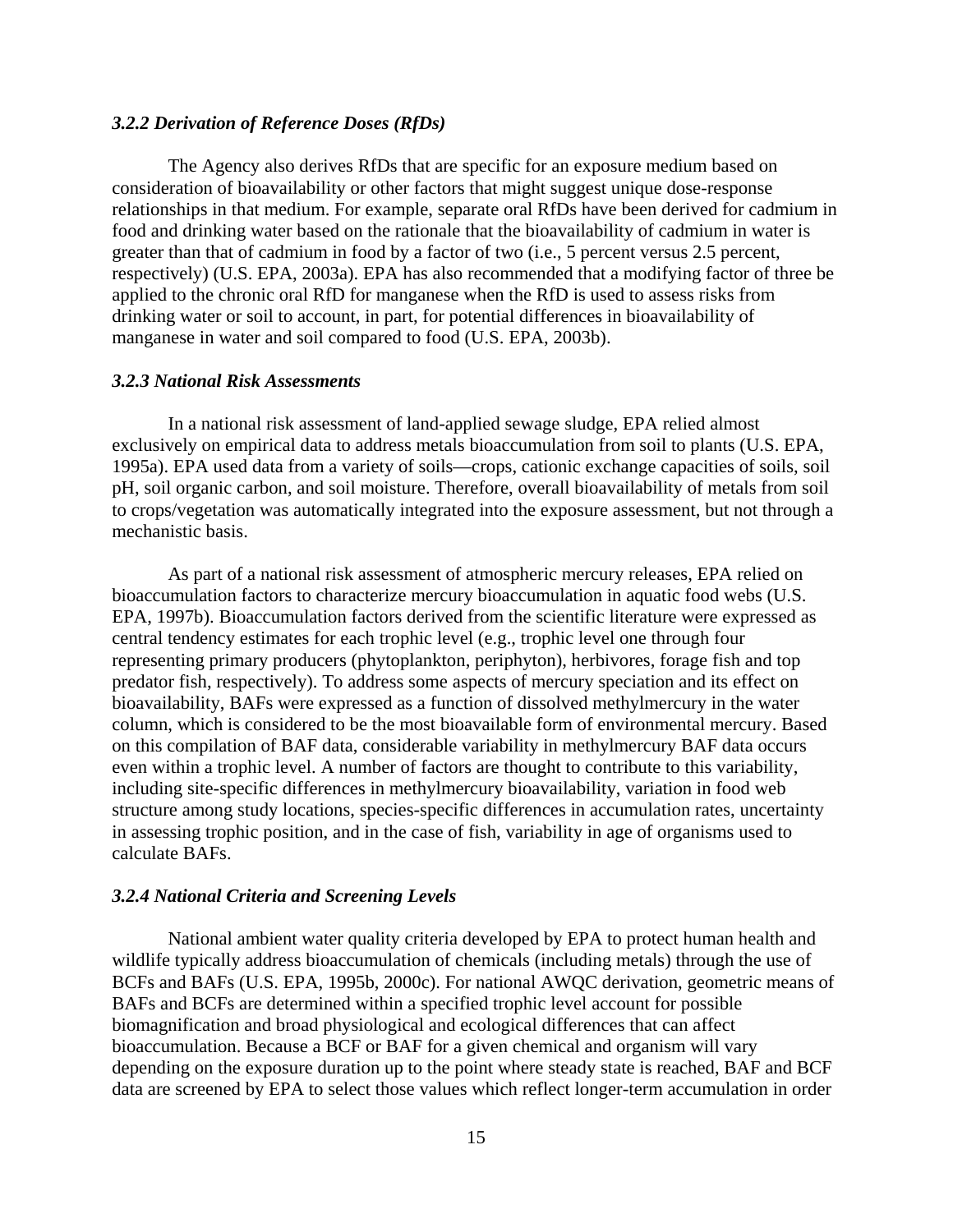### *3.2.2 Derivation of Reference Doses (RfDs)*

The Agency also derives RfDs that are specific for an exposure medium based on consideration of bioavailability or other factors that might suggest unique dose-response relationships in that medium. For example, separate oral RfDs have been derived for cadmium in food and drinking water based on the rationale that the bioavailability of cadmium in water is greater than that of cadmium in food by a factor of two (i.e., 5 percent versus 2.5 percent, respectively) (U.S. EPA, 2003a). EPA has also recommended that a modifying factor of three be applied to the chronic oral RfD for manganese when the RfD is used to assess risks from drinking water or soil to account, in part, for potential differences in bioavailability of manganese in water and soil compared to food (U.S. EPA, 2003b).

### *3.2.3 National Risk Assessments*

In a national risk assessment of land-applied sewage sludge, EPA relied almost exclusively on empirical data to address metals bioaccumulation from soil to plants (U.S. EPA, 1995a). EPA used data from a variety of soils—crops, cationic exchange capacities of soils, soil pH, soil organic carbon, and soil moisture. Therefore, overall bioavailability of metals from soil to crops/vegetation was automatically integrated into the exposure assessment, but not through a mechanistic basis.

As part of a national risk assessment of atmospheric mercury releases, EPA relied on bioaccumulation factors to characterize mercury bioaccumulation in aquatic food webs (U.S. EPA, 1997b). Bioaccumulation factors derived from the scientific literature were expressed as central tendency estimates for each trophic level (e.g., trophic level one through four representing primary producers (phytoplankton, periphyton), herbivores, forage fish and top predator fish, respectively). To address some aspects of mercury speciation and its effect on bioavailability, BAFs were expressed as a function of dissolved methylmercury in the water column, which is considered to be the most bioavailable form of environmental mercury. Based on this compilation of BAF data, considerable variability in methylmercury BAF data occurs even within a trophic level. A number of factors are thought to contribute to this variability, including site-specific differences in methylmercury bioavailability, variation in food web structure among study locations, species-specific differences in accumulation rates, uncertainty in assessing trophic position, and in the case of fish, variability in age of organisms used to calculate BAFs.

### *3.2.4 National Criteria and Screening Levels*

National ambient water quality criteria developed by EPA to protect human health and wildlife typically address bioaccumulation of chemicals (including metals) through the use of BCFs and BAFs (U.S. EPA, 1995b, 2000c). For national AWQC derivation, geometric means of BAFs and BCFs are determined within a specified trophic level account for possible biomagnification and broad physiological and ecological differences that can affect bioaccumulation. Because a BCF or BAF for a given chemical and organism will vary depending on the exposure duration up to the point where steady state is reached, BAF and BCF data are screened by EPA to select those values which reflect longer-term accumulation in order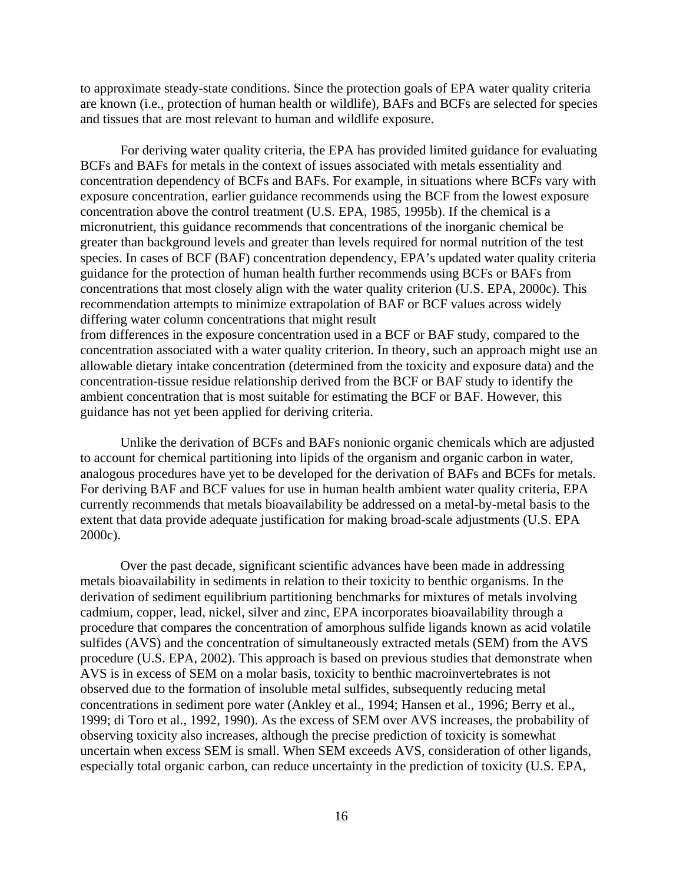to approximate steady-state conditions. Since the protection goals of EPA water quality criteria are known (i.e., protection of human health or wildlife), BAFs and BCFs are selected for species and tissues that are most relevant to human and wildlife exposure.

For deriving water quality criteria, the EPA has provided limited guidance for evaluating BCFs and BAFs for metals in the context of issues associated with metals essentiality and concentration dependency of BCFs and BAFs. For example, in situations where BCFs vary with exposure concentration, earlier guidance recommends using the BCF from the lowest exposure concentration above the control treatment (U.S. EPA, 1985, 1995b). If the chemical is a micronutrient, this guidance recommends that concentrations of the inorganic chemical be greater than background levels and greater than levels required for normal nutrition of the test species. In cases of BCF (BAF) concentration dependency, EPA's updated water quality criteria guidance for the protection of human health further recommends using BCFs or BAFs from concentrations that most closely align with the water quality criterion (U.S. EPA, 2000c). This recommendation attempts to minimize extrapolation of BAF or BCF values across widely differing water column concentrations that might result from differences in the exposure concentration used in a BCF or BAF study, compared to the concentration associated with a water quality criterion. In theory, such an approach might use an allowable dietary intake concentration (determined from the toxicity and exposure data) and the concentration-tissue residue relationship derived from the BCF or BAF study to identify the ambient concentration that is most suitable for estimating the BCF or BAF. However, this guidance has not yet been applied for deriving criteria.

Unlike the derivation of BCFs and BAFs nonionic organic chemicals which are adjusted to account for chemical partitioning into lipids of the organism and organic carbon in water, analogous procedures have yet to be developed for the derivation of BAFs and BCFs for metals. For deriving BAF and BCF values for use in human health ambient water quality criteria, EPA currently recommends that metals bioavailability be addressed on a metal-by-metal basis to the extent that data provide adequate justification for making broad-scale adjustments (U.S. EPA 2000c).

Over the past decade, significant scientific advances have been made in addressing metals bioavailability in sediments in relation to their toxicity to benthic organisms. In the derivation of sediment equilibrium partitioning benchmarks for mixtures of metals involving cadmium, copper, lead, nickel, silver and zinc, EPA incorporates bioavailability through a procedure that compares the concentration of amorphous sulfide ligands known as acid volatile sulfides (AVS) and the concentration of simultaneously extracted metals (SEM) from the AVS procedure (U.S. EPA, 2002). This approach is based on previous studies that demonstrate when AVS is in excess of SEM on a molar basis, toxicity to benthic macroinvertebrates is not observed due to the formation of insoluble metal sulfides, subsequently reducing metal concentrations in sediment pore water (Ankley et al., 1994; Hansen et al., 1996; Berry et al., 1999; di Toro et al., 1992, 1990). As the excess of SEM over AVS increases, the probability of observing toxicity also increases, although the precise prediction of toxicity is somewhat uncertain when excess SEM is small. When SEM exceeds AVS, consideration of other ligands, especially total organic carbon, can reduce uncertainty in the prediction of toxicity (U.S. EPA,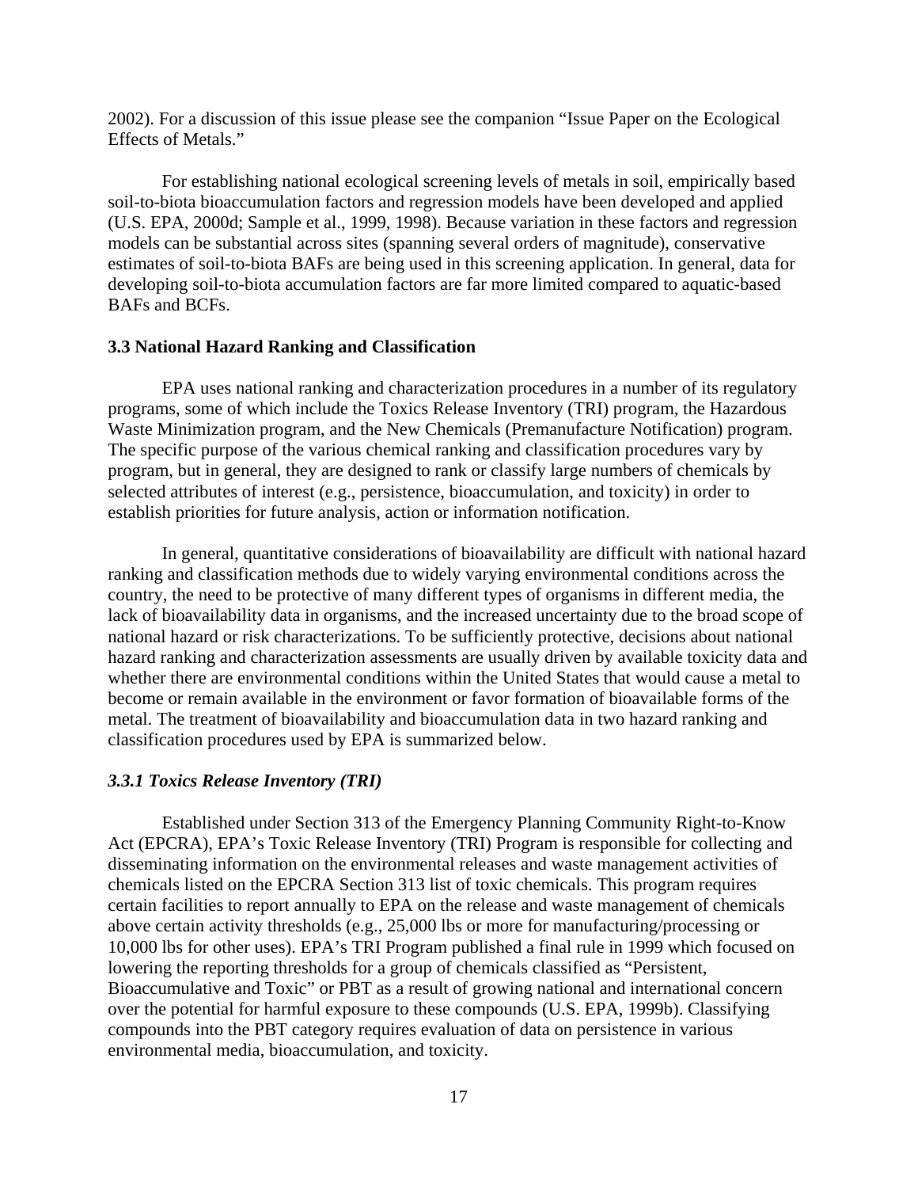2002). For a discussion of this issue please see the companion "Issue Paper on the Ecological Effects of Metals."

For establishing national ecological screening levels of metals in soil, empirically based soil-to-biota bioaccumulation factors and regression models have been developed and applied (U.S. EPA, 2000d; Sample et al., 1999, 1998). Because variation in these factors and regression models can be substantial across sites (spanning several orders of magnitude), conservative estimates of soil-to-biota BAFs are being used in this screening application. In general, data for developing soil-to-biota accumulation factors are far more limited compared to aquatic-based BAFs and BCFs.

### 3.3 National Hazard Ranking and Classification

EPA uses national ranking and characterization procedures in a number of its regulatory programs, some of which include the Toxics Release Inventory (TRI) program, the Hazardous Waste Minimization program, and the New Chemicals (Premanufacture Notification) program. The specific purpose of the various chemical ranking and classification procedures vary by program, but in general, they are designed to rank or classify large numbers of chemicals by selected attributes of interest (e.g., persistence, bioaccumulation, and toxicity) in order to establish priorities for future analysis, action or information notification.

In general, quantitative considerations of bioavailability are difficult with national hazard ranking and classification methods due to widely varying environmental conditions across the country, the need to be protective of many different types of organisms in different media, the lack of bioavailability data in organisms, and the increased uncertainty due to the broad scope of national hazard or risk characterizations. To be sufficiently protective, decisions about national hazard ranking and characterization assessments are usually driven by available toxicity data and whether there are environmental conditions within the United States that would cause a metal to become or remain available in the environment or favor formation of bioavailable forms of the metal. The treatment of bioavailability and bioaccumulation data in two hazard ranking and classification procedures used by EPA is summarized below.

#### *3.3.1 Toxics Release Inventory (TRI)*

Established under Section 313 of the Emergency Planning Community Right-to-Know Act (EPCRA), EPA's Toxic Release Inventory (TRI) Program is responsible for collecting and disseminating information on the environmental releases and waste management activities of chemicals listed on the EPCRA Section 313 list of toxic chemicals. This program requires certain facilities to report annually to EPA on the release and waste management of chemicals above certain activity thresholds (e.g., 25,000 lbs or more for manufacturing/processing or 10,000 lbs for other uses). EPA's TRI Program published a final rule in 1999 which focused on lowering the reporting thresholds for a group of chemicals classified as "Persistent, Bioaccumulative and Toxic" or PBT as a result of growing national and international concern over the potential for harmful exposure to these compounds (U.S. EPA, 1999b). Classifying compounds into the PBT category requires evaluation of data on persistence in various environmental media, bioaccumulation, and toxicity.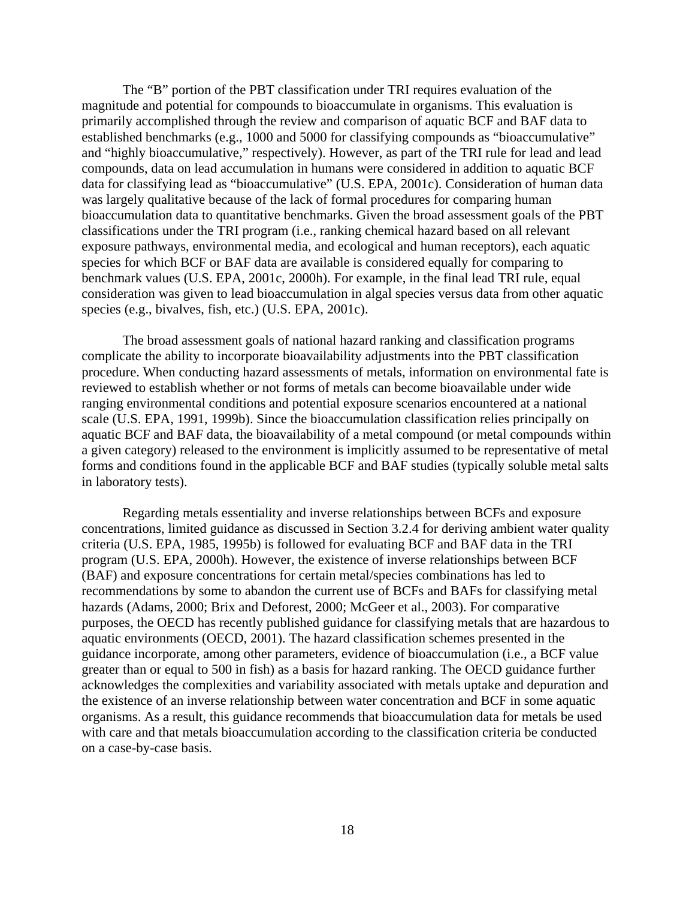The "B" portion of the PBT classification under TRI requires evaluation of the magnitude and potential for compounds to bioaccumulate in organisms. This evaluation is primarily accomplished through the review and comparison of aquatic BCF and BAF data to established benchmarks (e.g., 1000 and 5000 for classifying compounds as "bioaccumulative" and "highly bioaccumulative," respectively). However, as part of the TRI rule for lead and lead compounds, data on lead accumulation in humans were considered in addition to aquatic BCF data for classifying lead as "bioaccumulative" (U.S. EPA, 2001c). Consideration of human data was largely qualitative because of the lack of formal procedures for comparing human bioaccumulation data to quantitative benchmarks. Given the broad assessment goals of the PBT classifications under the TRI program (i.e., ranking chemical hazard based on all relevant exposure pathways, environmental media, and ecological and human receptors), each aquatic species for which BCF or BAF data are available is considered equally for comparing to benchmark values (U.S. EPA, 2001c, 2000h). For example, in the final lead TRI rule, equal consideration was given to lead bioaccumulation in algal species versus data from other aquatic species (e.g., bivalves, fish, etc.) (U.S. EPA, 2001c).

The broad assessment goals of national hazard ranking and classification programs complicate the ability to incorporate bioavailability adjustments into the PBT classification procedure. When conducting hazard assessments of metals, information on environmental fate is reviewed to establish whether or not forms of metals can become bioavailable under wide ranging environmental conditions and potential exposure scenarios encountered at a national scale (U.S. EPA, 1991, 1999b). Since the bioaccumulation classification relies principally on aquatic BCF and BAF data, the bioavailability of a metal compound (or metal compounds within a given category) released to the environment is implicitly assumed to be representative of metal forms and conditions found in the applicable BCF and BAF studies (typically soluble metal salts in laboratory tests).

Regarding metals essentiality and inverse relationships between BCFs and exposure concentrations, limited guidance as discussed in Section 3.2.4 for deriving ambient water quality criteria (U.S. EPA, 1985, 1995b) is followed for evaluating BCF and BAF data in the TRI program (U.S. EPA, 2000h). However, the existence of inverse relationships between BCF (BAF) and exposure concentrations for certain metal/species combinations has led to recommendations by some to abandon the current use of BCFs and BAFs for classifying metal hazards (Adams, 2000; Brix and Deforest, 2000; McGeer et al., 2003). For comparative purposes, the OECD has recently published guidance for classifying metals that are hazardous to aquatic environments (OECD, 2001). The hazard classification schemes presented in the guidance incorporate, among other parameters, evidence of bioaccumulation (i.e., a BCF value greater than or equal to 500 in fish) as a basis for hazard ranking. The OECD guidance further acknowledges the complexities and variability associated with metals uptake and depuration and the existence of an inverse relationship between water concentration and BCF in some aquatic organisms. As a result, this guidance recommends that bioaccumulation data for metals be used with care and that metals bioaccumulation according to the classification criteria be conducted on a case-by-case basis.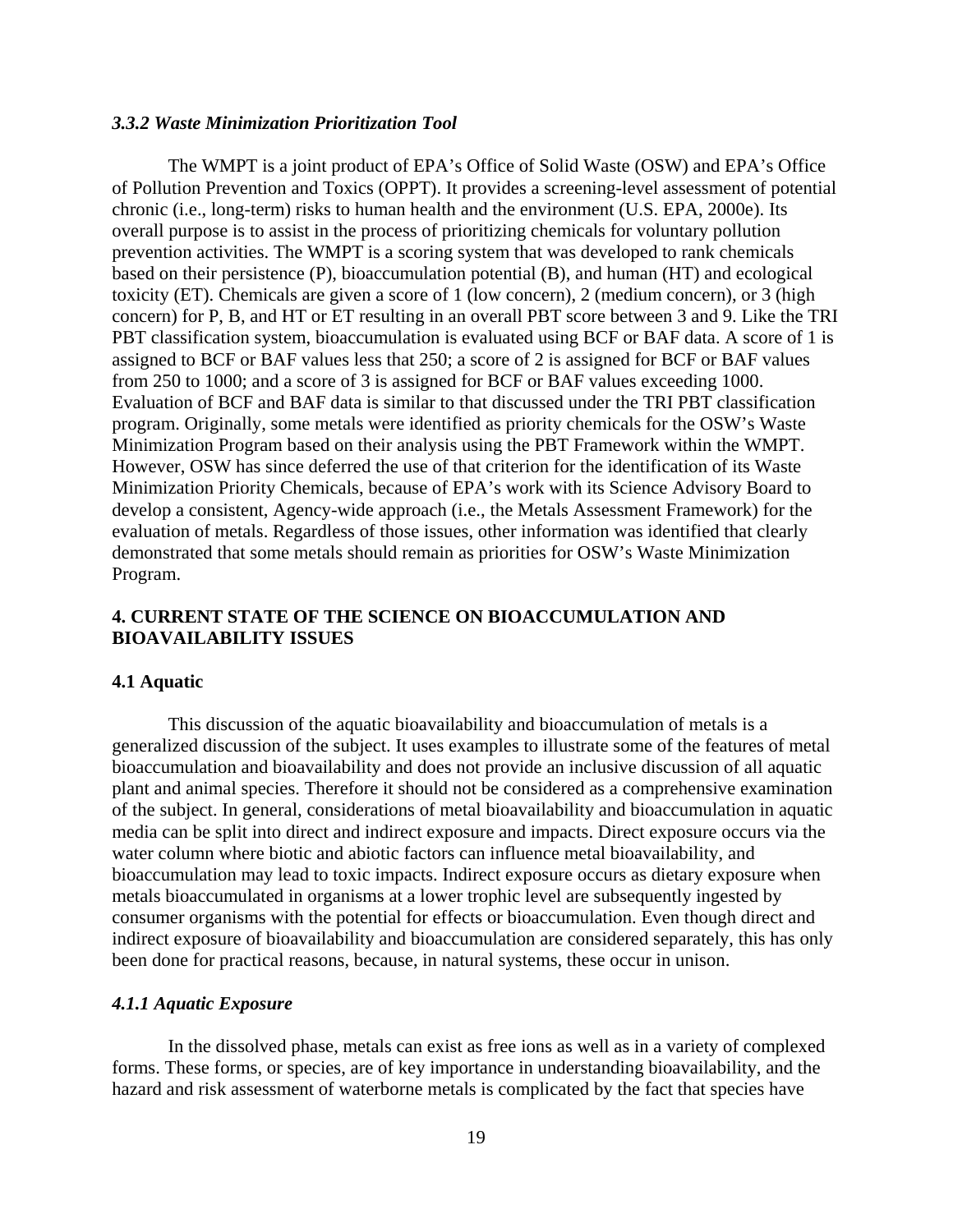### *3.3.2 Waste Minimization Prioritization Tool*

The WMPT is a joint product of EPA's Office of Solid Waste (OSW) and EPA's Office of Pollution Prevention and Toxics (OPPT). It provides a screening-level assessment of potential chronic (i.e., long-term) risks to human health and the environment (U.S. EPA, 2000e). Its overall purpose is to assist in the process of prioritizing chemicals for voluntary pollution prevention activities. The WMPT is a scoring system that was developed to rank chemicals based on their persistence (P), bioaccumulation potential (B), and human (HT) and ecological toxicity (ET). Chemicals are given a score of 1 (low concern), 2 (medium concern), or 3 (high concern) for P, B, and HT or ET resulting in an overall PBT score between 3 and 9. Like the TRI PBT classification system, bioaccumulation is evaluated using BCF or BAF data. A score of 1 is assigned to BCF or BAF values less that 250; a score of 2 is assigned for BCF or BAF values from 250 to 1000; and a score of 3 is assigned for BCF or BAF values exceeding 1000. Evaluation of BCF and BAF data is similar to that discussed under the TRI PBT classification program. Originally, some metals were identified as priority chemicals for the OSW's Waste Minimization Program based on their analysis using the PBT Framework within the WMPT. However, OSW has since deferred the use of that criterion for the identification of its Waste Minimization Priority Chemicals, because of EPA's work with its Science Advisory Board to develop a consistent, Agency-wide approach (i.e., the Metals Assessment Framework) for the evaluation of metals. Regardless of those issues, other information was identified that clearly demonstrated that some metals should remain as priorities for OSW's Waste Minimization Program.

## 4. CURRENT STATE OF THE SCIENCE ON BIOACCUMULATION AND BIOAVAILABILITY ISSUES

### 4.1 Aquatic

This discussion of the aquatic bioavailability and bioaccumulation of metals is a generalized discussion of the subject. It uses examples to illustrate some of the features of metal bioaccumulation and bioavailability and does not provide an inclusive discussion of all aquatic plant and animal species. Therefore it should not be considered as a comprehensive examination of the subject. In general, considerations of metal bioavailability and bioaccumulation in aquatic media can be split into direct and indirect exposure and impacts. Direct exposure occurs via the water column where biotic and abiotic factors can influence metal bioavailability, and bioaccumulation may lead to toxic impacts. Indirect exposure occurs as dietary exposure when metals bioaccumulated in organisms at a lower trophic level are subsequently ingested by consumer organisms with the potential for effects or bioaccumulation. Even though direct and indirect exposure of bioavailability and bioaccumulation are considered separately, this has only been done for practical reasons, because, in natural systems, these occur in unison.

#### *4.1.1 Aquatic Exposure*

In the dissolved phase, metals can exist as free ions as well as in a variety of complexed forms. These forms, or species, are of key importance in understanding bioavailability, and the hazard and risk assessment of waterborne metals is complicated by the fact that species have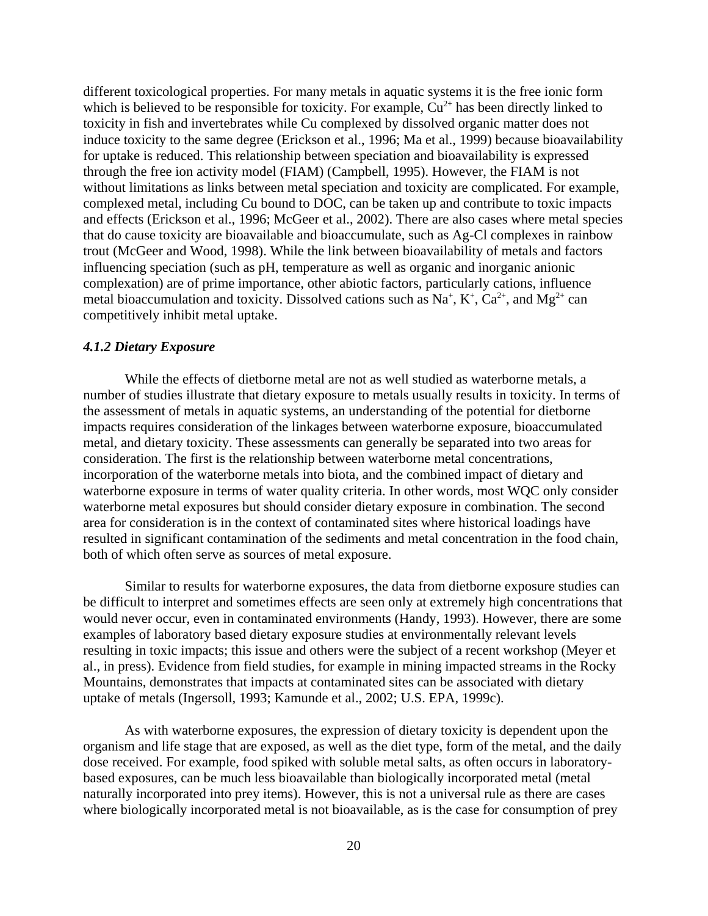different toxicological properties. For many metals in aquatic systems it is the free ionic form which is believed to be responsible for toxicity. For example, $Cu^{2+}$ has been directly linked to toxicity in fish and invertebrates while Cu complexed by dissolved organic matter does not induce toxicity to the same degree (Erickson et al., 1996; Ma et al., 1999) because bioavailability for uptake is reduced. This relationship between speciation and bioavailability is expressed through the free ion activity model (FIAM) (Campbell, 1995). However, the FIAM is not without limitations as links between metal speciation and toxicity are complicated. For example, complexed metal, including Cu bound to DOC, can be taken up and contribute to toxic impacts and effects (Erickson et al., 1996; McGeer et al., 2002). There are also cases where metal species that do cause toxicity are bioavailable and bioaccumulate, such as Ag-Cl complexes in rainbow trout (McGeer and Wood, 1998). While the link between bioavailability of metals and factors influencing speciation (such as pH, temperature as well as organic and inorganic anionic complexation) are of prime importance, other abiotic factors, particularly cations, influence metal bioaccumulation and toxicity. Dissolved cations such as $Na^{+}$, $K^{+}$, $Ca^{2+}$, and $Mg^{2+}$ can competitively inhibit metal uptake.

#### *4.1.2 Dietary Exposure*

While the effects of dietborne metal are not as well studied as waterborne metals, a number of studies illustrate that dietary exposure to metals usually results in toxicity. In terms of the assessment of metals in aquatic systems, an understanding of the potential for dietborne impacts requires consideration of the linkages between waterborne exposure, bioaccumulated metal, and dietary toxicity. These assessments can generally be separated into two areas for consideration. The first is the relationship between waterborne metal concentrations, incorporation of the waterborne metals into biota, and the combined impact of dietary and waterborne exposure in terms of water quality criteria. In other words, most WQC only consider waterborne metal exposures but should consider dietary exposure in combination. The second area for consideration is in the context of contaminated sites where historical loadings have resulted in significant contamination of the sediments and metal concentration in the food chain, both of which often serve as sources of metal exposure.

Similar to results for waterborne exposures, the data from dietborne exposure studies can be difficult to interpret and sometimes effects are seen only at extremely high concentrations that would never occur, even in contaminated environments (Handy, 1993). However, there are some examples of laboratory based dietary exposure studies at environmentally relevant levels resulting in toxic impacts; this issue and others were the subject of a recent workshop (Meyer et al., in press). Evidence from field studies, for example in mining impacted streams in the Rocky Mountains, demonstrates that impacts at contaminated sites can be associated with dietary uptake of metals (Ingersoll, 1993; Kamunde et al., 2002; U.S. EPA, 1999c).

As with waterborne exposures, the expression of dietary toxicity is dependent upon the organism and life stage that are exposed, as well as the diet type, form of the metal, and the daily dose received. For example, food spiked with soluble metal salts, as often occurs in laboratory-based exposures, can be much less bioavailable than biologically incorporated metal (metal naturally incorporated into prey items). However, this is not a universal rule as there are cases where biologically incorporated metal is not bioavailable, as is the case for consumption of prey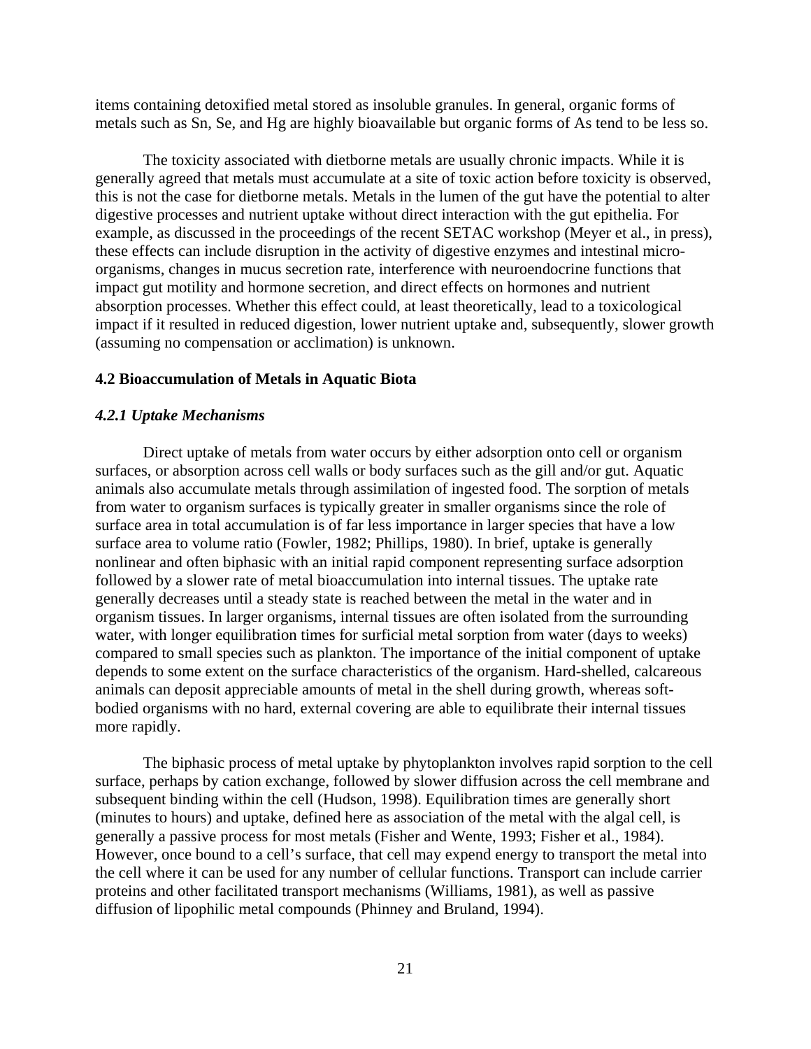items containing detoxified metal stored as insoluble granules. In general, organic forms of metals such as Sn, Se, and Hg are highly bioavailable but organic forms of As tend to be less so.

The toxicity associated with dietborne metals are usually chronic impacts. While it is generally agreed that metals must accumulate at a site of toxic action before toxicity is observed, this is not the case for dietborne metals. Metals in the lumen of the gut have the potential to alter digestive processes and nutrient uptake without direct interaction with the gut epithelia. For example, as discussed in the proceedings of the recent SETAC workshop (Meyer et al., in press), these effects can include disruption in the activity of digestive enzymes and intestinal micro-organisms, changes in mucus secretion rate, interference with neuroendocrine functions that impact gut motility and hormone secretion, and direct effects on hormones and nutrient absorption processes. Whether this effect could, at least theoretically, lead to a toxicological impact if it resulted in reduced digestion, lower nutrient uptake and, subsequently, slower growth (assuming no compensation or acclimation) is unknown.

## 4.2 Bioaccumulation of Metals in Aquatic Biota

### *4.2.1 Uptake Mechanisms*

Direct uptake of metals from water occurs by either adsorption onto cell or organism surfaces, or absorption across cell walls or body surfaces such as the gill and/or gut. Aquatic animals also accumulate metals through assimilation of ingested food. The sorption of metals from water to organism surfaces is typically greater in smaller organisms since the role of surface area in total accumulation is of far less importance in larger species that have a low surface area to volume ratio (Fowler, 1982; Phillips, 1980). In brief, uptake is generally nonlinear and often biphasic with an initial rapid component representing surface adsorption followed by a slower rate of metal bioaccumulation into internal tissues. The uptake rate generally decreases until a steady state is reached between the metal in the water and in organism tissues. In larger organisms, internal tissues are often isolated from the surrounding water, with longer equilibration times for surficial metal sorption from water (days to weeks) compared to small species such as plankton. The importance of the initial component of uptake depends to some extent on the surface characteristics of the organism. Hard-shelled, calcareous animals can deposit appreciable amounts of metal in the shell during growth, whereas soft-bodied organisms with no hard, external covering are able to equilibrate their internal tissues more rapidly.

The biphasic process of metal uptake by phytoplankton involves rapid sorption to the cell surface, perhaps by cation exchange, followed by slower diffusion across the cell membrane and subsequent binding within the cell (Hudson, 1998). Equilibration times are generally short (minutes to hours) and uptake, defined here as association of the metal with the algal cell, is generally a passive process for most metals (Fisher and Wente, 1993; Fisher et al., 1984). However, once bound to a cell's surface, that cell may expend energy to transport the metal into the cell where it can be used for any number of cellular functions. Transport can include carrier proteins and other facilitated transport mechanisms (Williams, 1981), as well as passive diffusion of lipophilic metal compounds (Phinney and Bruland, 1994).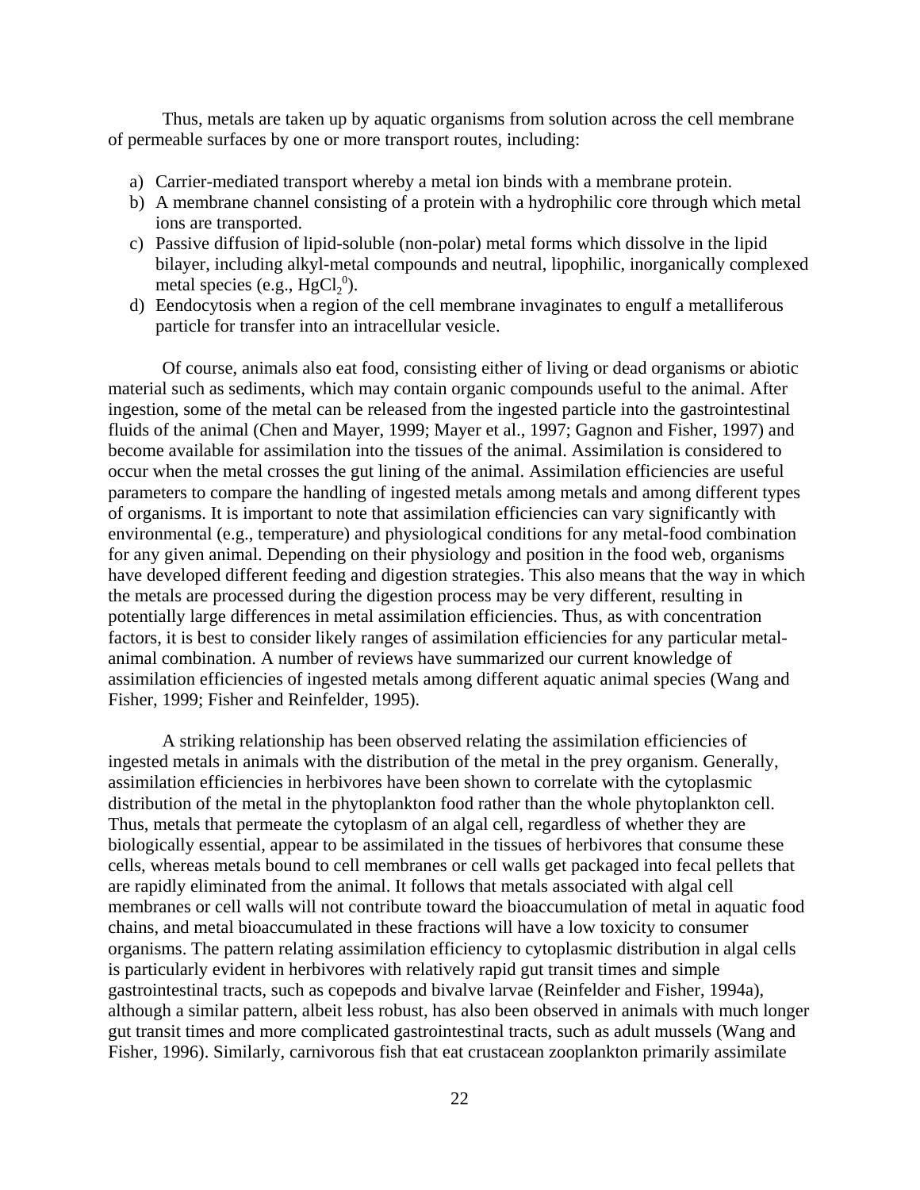Thus, metals are taken up by aquatic organisms from solution across the cell membrane of permeable surfaces by one or more transport routes, including:

a) Carrier-mediated transport whereby a metal ion binds with a membrane protein.
b) A membrane channel consisting of a protein with a hydrophilic core through which metal ions are transported.
c) Passive diffusion of lipid-soluble (non-polar) metal forms which dissolve in the lipid bilayer, including alkyl-metal compounds and neutral, lipophilic, inorganically complexed metal species (e.g., $HgCl_2^0$).
d) Eendocytosis when a region of the cell membrane invaginates to engulf a metalliferous particle for transfer into an intracellular vesicle.

Of course, animals also eat food, consisting either of living or dead organisms or abiotic material such as sediments, which may contain organic compounds useful to the animal. After ingestion, some of the metal can be released from the ingested particle into the gastrointestinal fluids of the animal (Chen and Mayer, 1999; Mayer et al., 1997; Gagnon and Fisher, 1997) and become available for assimilation into the tissues of the animal. Assimilation is considered to occur when the metal crosses the gut lining of the animal. Assimilation efficiencies are useful parameters to compare the handling of ingested metals among metals and among different types of organisms. It is important to note that assimilation efficiencies can vary significantly with environmental (e.g., temperature) and physiological conditions for any metal-food combination for any given animal. Depending on their physiology and position in the food web, organisms have developed different feeding and digestion strategies. This also means that the way in which the metals are processed during the digestion process may be very different, resulting in potentially large differences in metal assimilation efficiencies. Thus, as with concentration factors, it is best to consider likely ranges of assimilation efficiencies for any particular metal-animal combination. A number of reviews have summarized our current knowledge of assimilation efficiencies of ingested metals among different aquatic animal species (Wang and Fisher, 1999; Fisher and Reinfelder, 1995).

A striking relationship has been observed relating the assimilation efficiencies of ingested metals in animals with the distribution of the metal in the prey organism. Generally, assimilation efficiencies in herbivores have been shown to correlate with the cytoplasmic distribution of the metal in the phytoplankton food rather than the whole phytoplankton cell. Thus, metals that permeate the cytoplasm of an algal cell, regardless of whether they are biologically essential, appear to be assimilated in the tissues of herbivores that consume these cells, whereas metals bound to cell membranes or cell walls get packaged into fecal pellets that are rapidly eliminated from the animal. It follows that metals associated with algal cell membranes or cell walls will not contribute toward the bioaccumulation of metal in aquatic food chains, and metal bioaccumulated in these fractions will have a low toxicity to consumer organisms. The pattern relating assimilation efficiency to cytoplasmic distribution in algal cells is particularly evident in herbivores with relatively rapid gut transit times and simple gastrointestinal tracts, such as copepods and bivalve larvae (Reinfelder and Fisher, 1994a), although a similar pattern, albeit less robust, has also been observed in animals with much longer gut transit times and more complicated gastrointestinal tracts, such as adult mussels (Wang and Fisher, 1996). Similarly, carnivorous fish that eat crustacean zooplankton primarily assimilate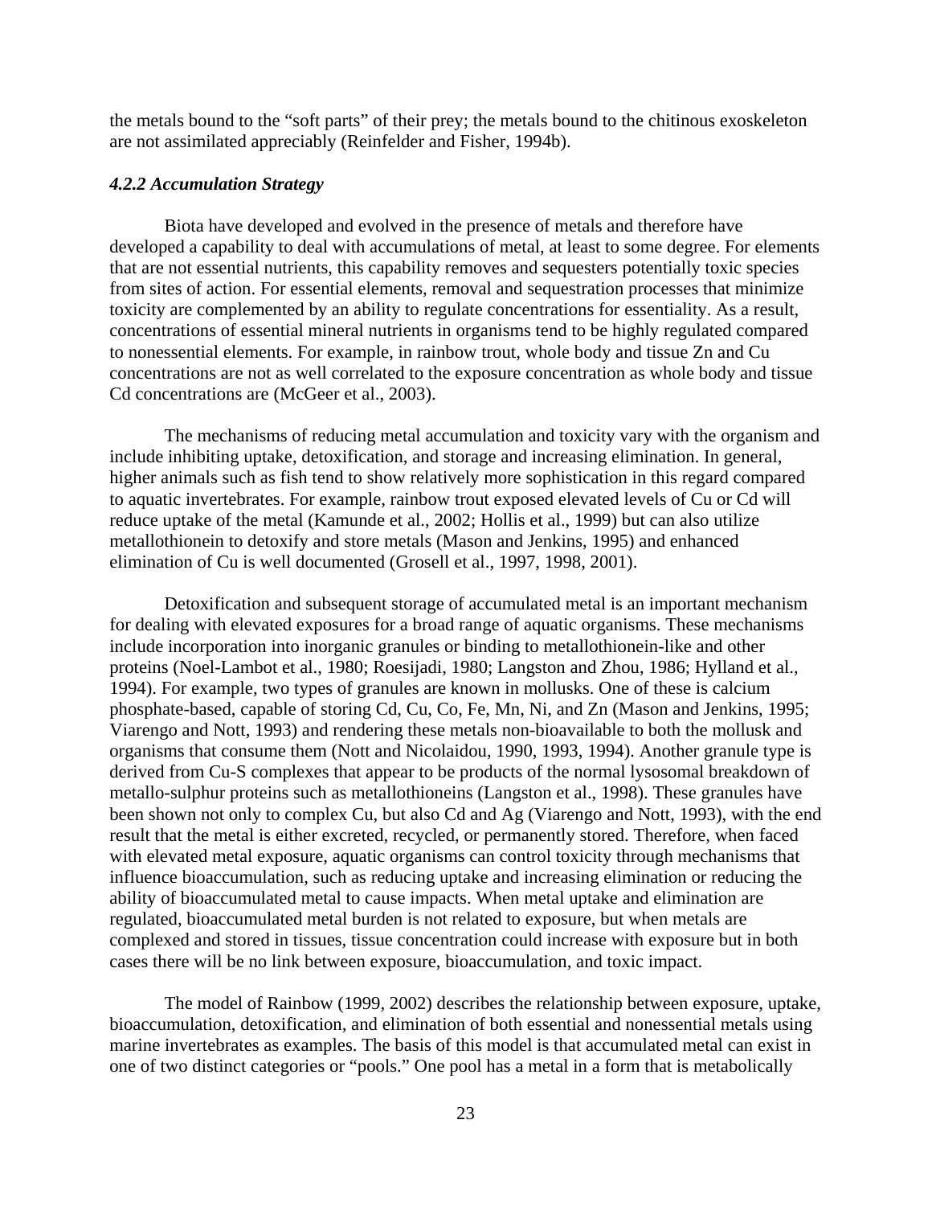the metals bound to the "soft parts" of their prey; the metals bound to the chitinous exoskeleton are not assimilated appreciably (Reinfelder and Fisher, 1994b).

#### *4.2.2 Accumulation Strategy*

Biota have developed and evolved in the presence of metals and therefore have developed a capability to deal with accumulations of metal, at least to some degree. For elements that are not essential nutrients, this capability removes and sequesters potentially toxic species from sites of action. For essential elements, removal and sequestration processes that minimize toxicity are complemented by an ability to regulate concentrations for essentiality. As a result, concentrations of essential mineral nutrients in organisms tend to be highly regulated compared to nonessential elements. For example, in rainbow trout, whole body and tissue Zn and Cu concentrations are not as well correlated to the exposure concentration as whole body and tissue Cd concentrations are (McGeer et al., 2003).

The mechanisms of reducing metal accumulation and toxicity vary with the organism and include inhibiting uptake, detoxification, and storage and increasing elimination. In general, higher animals such as fish tend to show relatively more sophistication in this regard compared to aquatic invertebrates. For example, rainbow trout exposed elevated levels of Cu or Cd will reduce uptake of the metal (Kamunde et al., 2002; Hollis et al., 1999) but can also utilize metallothionein to detoxify and store metals (Mason and Jenkins, 1995) and enhanced elimination of Cu is well documented (Grosell et al., 1997, 1998, 2001).

Detoxification and subsequent storage of accumulated metal is an important mechanism for dealing with elevated exposures for a broad range of aquatic organisms. These mechanisms include incorporation into inorganic granules or binding to metallothionein-like and other proteins (Noel-Lambot et al., 1980; Roesijadi, 1980; Langston and Zhou, 1986; Hylland et al., 1994). For example, two types of granules are known in mollusks. One of these is calcium phosphate-based, capable of storing Cd, Cu, Co, Fe, Mn, Ni, and Zn (Mason and Jenkins, 1995; Viarengo and Nott, 1993) and rendering these metals non-bioavailable to both the mollusk and organisms that consume them (Nott and Nicolaidou, 1990, 1993, 1994). Another granule type is derived from Cu-S complexes that appear to be products of the normal lysosomal breakdown of metallo-sulphur proteins such as metallothioneins (Langston et al., 1998). These granules have been shown not only to complex Cu, but also Cd and Ag (Viarengo and Nott, 1993), with the end result that the metal is either excreted, recycled, or permanently stored. Therefore, when faced with elevated metal exposure, aquatic organisms can control toxicity through mechanisms that influence bioaccumulation, such as reducing uptake and increasing elimination or reducing the ability of bioaccumulated metal to cause impacts. When metal uptake and elimination are regulated, bioaccumulated metal burden is not related to exposure, but when metals are complexed and stored in tissues, tissue concentration could increase with exposure but in both cases there will be no link between exposure, bioaccumulation, and toxic impact.

The model of Rainbow (1999, 2002) describes the relationship between exposure, uptake, bioaccumulation, detoxification, and elimination of both essential and nonessential metals using marine invertebrates as examples. The basis of this model is that accumulated metal can exist in one of two distinct categories or "pools." One pool has a metal in a form that is metabolically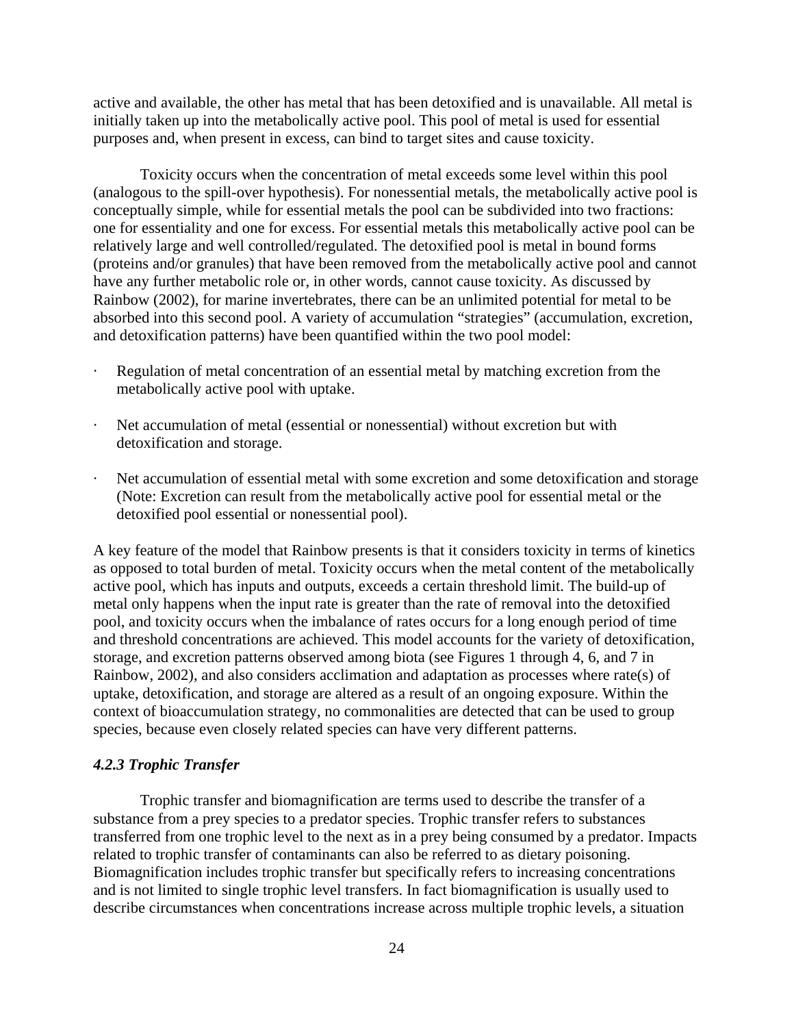active and available, the other has metal that has been detoxified and is unavailable. All metal is initially taken up into the metabolically active pool. This pool of metal is used for essential purposes and, when present in excess, can bind to target sites and cause toxicity.

Toxicity occurs when the concentration of metal exceeds some level within this pool (analogous to the spill-over hypothesis). For nonessential metals, the metabolically active pool is conceptually simple, while for essential metals the pool can be subdivided into two fractions: one for essentiality and one for excess. For essential metals this metabolically active pool can be relatively large and well controlled/regulated. The detoxified pool is metal in bound forms (proteins and/or granules) that have been removed from the metabolically active pool and cannot have any further metabolic role or, in other words, cannot cause toxicity. As discussed by Rainbow (2002), for marine invertebrates, there can be an unlimited potential for metal to be absorbed into this second pool. A variety of accumulation "strategies" (accumulation, excretion, and detoxification patterns) have been quantified within the two pool model:

- Regulation of metal concentration of an essential metal by matching excretion from the metabolically active pool with uptake.
- Net accumulation of metal (essential or nonessential) without excretion but with detoxification and storage.
- Net accumulation of essential metal with some excretion and some detoxification and storage (Note: Excretion can result from the metabolically active pool for essential metal or the detoxified pool essential or nonessential pool).

A key feature of the model that Rainbow presents is that it considers toxicity in terms of kinetics as opposed to total burden of metal. Toxicity occurs when the metal content of the metabolically active pool, which has inputs and outputs, exceeds a certain threshold limit. The build-up of metal only happens when the input rate is greater than the rate of removal into the detoxified pool, and toxicity occurs when the imbalance of rates occurs for a long enough period of time and threshold concentrations are achieved. This model accounts for the variety of detoxification, storage, and excretion patterns observed among biota (see Figures 1 through 4, 6, and 7 in Rainbow, 2002), and also considers acclimation and adaptation as processes where rate(s) of uptake, detoxification, and storage are altered as a result of an ongoing exposure. Within the context of bioaccumulation strategy, no commonalities are detected that can be used to group species, because even closely related species can have very different patterns.

### *4.2.3 Trophic Transfer*

Trophic transfer and biomagnification are terms used to describe the transfer of a substance from a prey species to a predator species. Trophic transfer refers to substances transferred from one trophic level to the next as in a prey being consumed by a predator. Impacts related to trophic transfer of contaminants can also be referred to as dietary poisoning. Biomagnification includes trophic transfer but specifically refers to increasing concentrations and is not limited to single trophic level transfers. In fact biomagnification is usually used to describe circumstances when concentrations increase across multiple trophic levels, a situation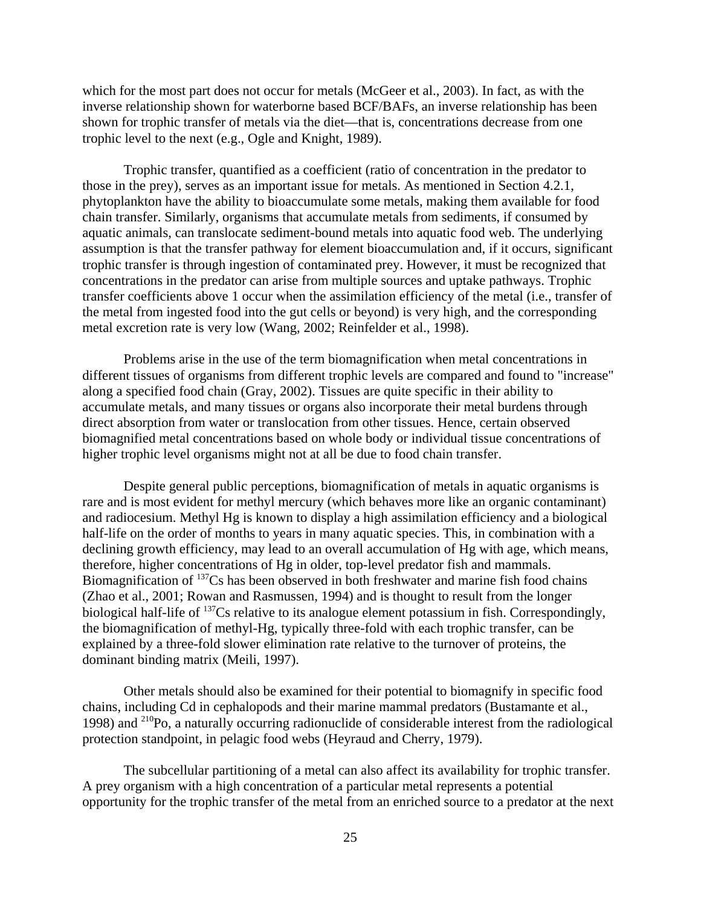which for the most part does not occur for metals (McGeer et al., 2003). In fact, as with the inverse relationship shown for waterborne based BCF/BAFs, an inverse relationship has been shown for trophic transfer of metals via the diet—that is, concentrations decrease from one trophic level to the next (e.g., Ogle and Knight, 1989).

Trophic transfer, quantified as a coefficient (ratio of concentration in the predator to those in the prey), serves as an important issue for metals. As mentioned in Section 4.2.1, phytoplankton have the ability to bioaccumulate some metals, making them available for food chain transfer. Similarly, organisms that accumulate metals from sediments, if consumed by aquatic animals, can translocate sediment-bound metals into aquatic food web. The underlying assumption is that the transfer pathway for element bioaccumulation and, if it occurs, significant trophic transfer is through ingestion of contaminated prey. However, it must be recognized that concentrations in the predator can arise from multiple sources and uptake pathways. Trophic transfer coefficients above 1 occur when the assimilation efficiency of the metal (i.e., transfer of the metal from ingested food into the gut cells or beyond) is very high, and the corresponding metal excretion rate is very low (Wang, 2002; Reinfelder et al., 1998).

Problems arise in the use of the term biomagnification when metal concentrations in different tissues of organisms from different trophic levels are compared and found to "increase" along a specified food chain (Gray, 2002). Tissues are quite specific in their ability to accumulate metals, and many tissues or organs also incorporate their metal burdens through direct absorption from water or translocation from other tissues. Hence, certain observed biomagnified metal concentrations based on whole body or individual tissue concentrations of higher trophic level organisms might not at all be due to food chain transfer.

Despite general public perceptions, biomagnification of metals in aquatic organisms is rare and is most evident for methyl mercury (which behaves more like an organic contaminant) and radiocesium. Methyl Hg is known to display a high assimilation efficiency and a biological half-life on the order of months to years in many aquatic species. This, in combination with a declining growth efficiency, may lead to an overall accumulation of Hg with age, which means, therefore, higher concentrations of Hg in older, top-level predator fish and mammals. Biomagnification of $^{137}Cs$ has been observed in both freshwater and marine fish food chains (Zhao et al., 2001; Rowan and Rasmussen, 1994) and is thought to result from the longer biological half-life of $^{137}Cs$ relative to its analogue element potassium in fish. Correspondingly, the biomagnification of methyl-Hg, typically three-fold with each trophic transfer, can be explained by a three-fold slower elimination rate relative to the turnover of proteins, the dominant binding matrix (Meili, 1997).

Other metals should also be examined for their potential to biomagnify in specific food chains, including Cd in cephalopods and their marine mammal predators (Bustamante et al., 1998) and $^{210}Po$, a naturally occurring radionuclide of considerable interest from the radiological protection standpoint, in pelagic food webs (Heyraud and Cherry, 1979).

The subcellular partitioning of a metal can also affect its availability for trophic transfer. A prey organism with a high concentration of a particular metal represents a potential opportunity for the trophic transfer of the metal from an enriched source to a predator at the next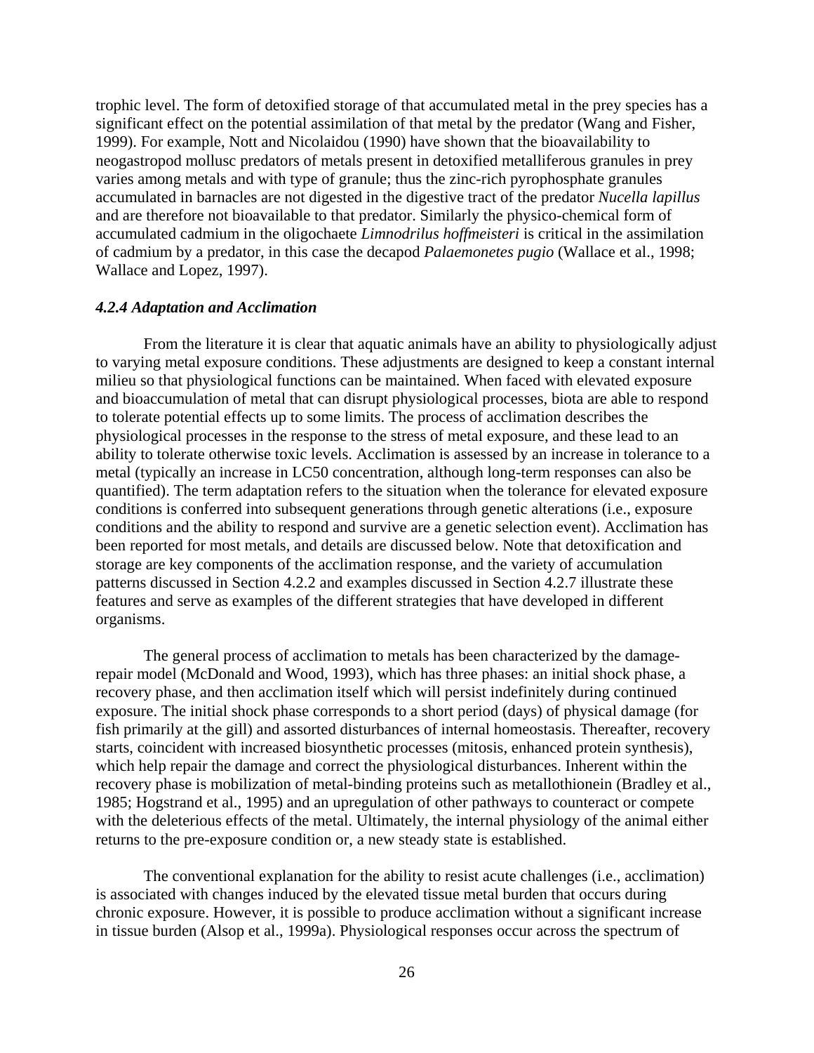trophic level. The form of detoxified storage of that accumulated metal in the prey species has a significant effect on the potential assimilation of that metal by the predator (Wang and Fisher, 1999). For example, Nott and Nicolaidou (1990) have shown that the bioavailability to neogastropod mollusc predators of metals present in detoxified metalliferous granules in prey varies among metals and with type of granule; thus the zinc-rich pyrophosphate granules accumulated in barnacles are not digested in the digestive tract of the predator *Nucella lapillus* and are therefore not bioavailable to that predator. Similarly the physico-chemical form of accumulated cadmium in the oligochaete *Limnodrilus hoffmeisteri* is critical in the assimilation of cadmium by a predator, in this case the decapod *Palaemonetes pugio* (Wallace et al., 1998; Wallace and Lopez, 1997).

#### *4.2.4 Adaptation and Acclimation*

From the literature it is clear that aquatic animals have an ability to physiologically adjust to varying metal exposure conditions. These adjustments are designed to keep a constant internal milieu so that physiological functions can be maintained. When faced with elevated exposure and bioaccumulation of metal that can disrupt physiological processes, biota are able to respond to tolerate potential effects up to some limits. The process of acclimation describes the physiological processes in the response to the stress of metal exposure, and these lead to an ability to tolerate otherwise toxic levels. Acclimation is assessed by an increase in tolerance to a metal (typically an increase in LC50 concentration, although long-term responses can also be quantified). The term adaptation refers to the situation when the tolerance for elevated exposure conditions is conferred into subsequent generations through genetic alterations (i.e., exposure conditions and the ability to respond and survive are a genetic selection event). Acclimation has been reported for most metals, and details are discussed below. Note that detoxification and storage are key components of the acclimation response, and the variety of accumulation patterns discussed in Section 4.2.2 and examples discussed in Section 4.2.7 illustrate these features and serve as examples of the different strategies that have developed in different organisms.

The general process of acclimation to metals has been characterized by the damage-repair model (McDonald and Wood, 1993), which has three phases: an initial shock phase, a recovery phase, and then acclimation itself which will persist indefinitely during continued exposure. The initial shock phase corresponds to a short period (days) of physical damage (for fish primarily at the gill) and assorted disturbances of internal homeostasis. Thereafter, recovery starts, coincident with increased biosynthetic processes (mitosis, enhanced protein synthesis), which help repair the damage and correct the physiological disturbances. Inherent within the recovery phase is mobilization of metal-binding proteins such as metallothionein (Bradley et al., 1985; Hogstrand et al., 1995) and an upregulation of other pathways to counteract or compete with the deleterious effects of the metal. Ultimately, the internal physiology of the animal either returns to the pre-exposure condition or, a new steady state is established.

The conventional explanation for the ability to resist acute challenges (i.e., acclimation) is associated with changes induced by the elevated tissue metal burden that occurs during chronic exposure. However, it is possible to produce acclimation without a significant increase in tissue burden (Alsop et al., 1999a). Physiological responses occur across the spectrum of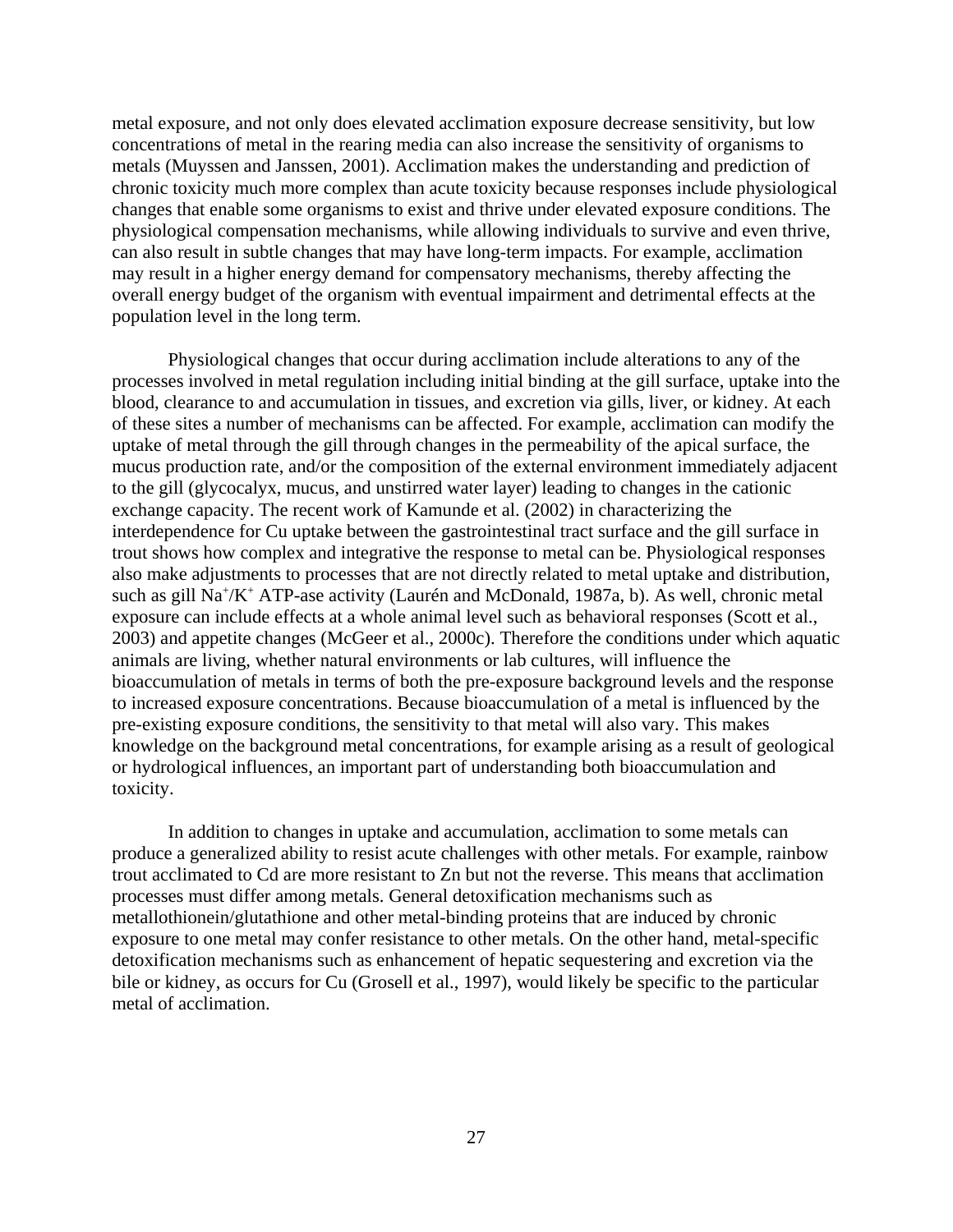metal exposure, and not only does elevated acclimation exposure decrease sensitivity, but low concentrations of metal in the rearing media can also increase the sensitivity of organisms to metals (Muyssen and Janssen, 2001). Acclimation makes the understanding and prediction of chronic toxicity much more complex than acute toxicity because responses include physiological changes that enable some organisms to exist and thrive under elevated exposure conditions. The physiological compensation mechanisms, while allowing individuals to survive and even thrive, can also result in subtle changes that may have long-term impacts. For example, acclimation may result in a higher energy demand for compensatory mechanisms, thereby affecting the overall energy budget of the organism with eventual impairment and detrimental effects at the population level in the long term.

Physiological changes that occur during acclimation include alterations to any of the processes involved in metal regulation including initial binding at the gill surface, uptake into the blood, clearance to and accumulation in tissues, and excretion via gills, liver, or kidney. At each of these sites a number of mechanisms can be affected. For example, acclimation can modify the uptake of metal through the gill through changes in the permeability of the apical surface, the mucus production rate, and/or the composition of the external environment immediately adjacent to the gill (glycocalyx, mucus, and unstirred water layer) leading to changes in the cationic exchange capacity. The recent work of Kamunde et al. (2002) in characterizing the interdependence for Cu uptake between the gastrointestinal tract surface and the gill surface in trout shows how complex and integrative the response to metal can be. Physiological responses also make adjustments to processes that are not directly related to metal uptake and distribution, such as gill $Na^+/K^+$ ATP-ase activity (Laurén and McDonald, 1987a, b). As well, chronic metal exposure can include effects at a whole animal level such as behavioral responses (Scott et al., 2003) and appetite changes (McGeer et al., 2000c). Therefore the conditions under which aquatic animals are living, whether natural environments or lab cultures, will influence the bioaccumulation of metals in terms of both the pre-exposure background levels and the response to increased exposure concentrations. Because bioaccumulation of a metal is influenced by the pre-existing exposure conditions, the sensitivity to that metal will also vary. This makes knowledge on the background metal concentrations, for example arising as a result of geological or hydrological influences, an important part of understanding both bioaccumulation and toxicity.

In addition to changes in uptake and accumulation, acclimation to some metals can produce a generalized ability to resist acute challenges with other metals. For example, rainbow trout acclimated to Cd are more resistant to Zn but not the reverse. This means that acclimation processes must differ among metals. General detoxification mechanisms such as metallothionein/glutathione and other metal-binding proteins that are induced by chronic exposure to one metal may confer resistance to other metals. On the other hand, metal-specific detoxification mechanisms such as enhancement of hepatic sequestering and excretion via the bile or kidney, as occurs for Cu (Grosell et al., 1997), would likely be specific to the particular metal of acclimation.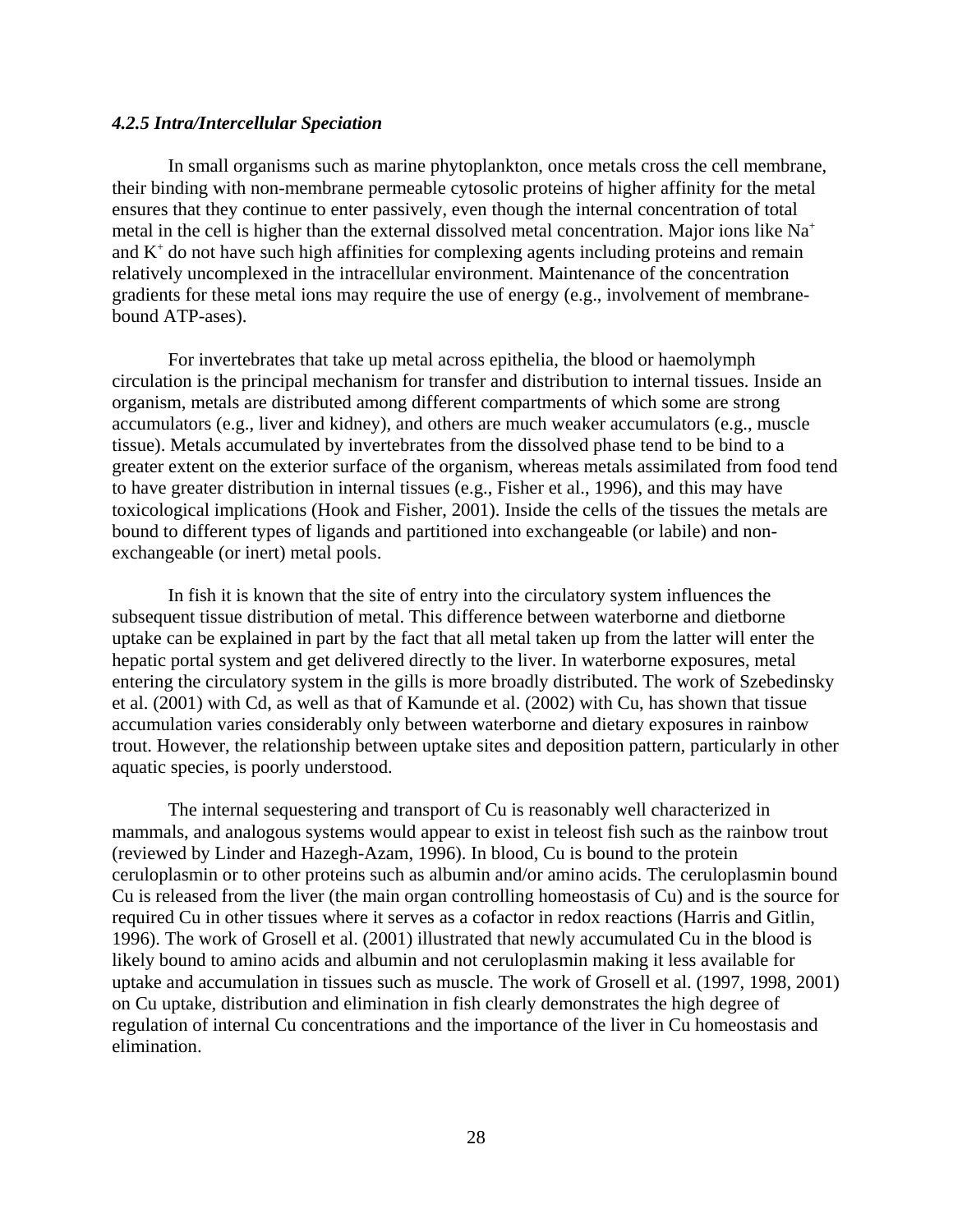#### *4.2.5 Intra/Intercellular Speciation*

In small organisms such as marine phytoplankton, once metals cross the cell membrane, their binding with non-membrane permeable cytosolic proteins of higher affinity for the metal ensures that they continue to enter passively, even though the internal concentration of total metal in the cell is higher than the external dissolved metal concentration. Major ions like $Na^+$ and $K^+$ do not have such high affinities for complexing agents including proteins and remain relatively uncomplexed in the intracellular environment. Maintenance of the concentration gradients for these metal ions may require the use of energy (e.g., involvement of membrane-bound ATP-ases).

For invertebrates that take up metal across epithelia, the blood or haemolymph circulation is the principal mechanism for transfer and distribution to internal tissues. Inside an organism, metals are distributed among different compartments of which some are strong accumulators (e.g., liver and kidney), and others are much weaker accumulators (e.g., muscle tissue). Metals accumulated by invertebrates from the dissolved phase tend to be bind to a greater extent on the exterior surface of the organism, whereas metals assimilated from food tend to have greater distribution in internal tissues (e.g., Fisher et al., 1996), and this may have toxicological implications (Hook and Fisher, 2001). Inside the cells of the tissues the metals are bound to different types of ligands and partitioned into exchangeable (or labile) and non-exchangeable (or inert) metal pools.

In fish it is known that the site of entry into the circulatory system influences the subsequent tissue distribution of metal. This difference between waterborne and dietborne uptake can be explained in part by the fact that all metal taken up from the latter will enter the hepatic portal system and get delivered directly to the liver. In waterborne exposures, metal entering the circulatory system in the gills is more broadly distributed. The work of Szebedinsky et al. (2001) with Cd, as well as that of Kamunde et al. (2002) with Cu, has shown that tissue accumulation varies considerably only between waterborne and dietary exposures in rainbow trout. However, the relationship between uptake sites and deposition pattern, particularly in other aquatic species, is poorly understood.

The internal sequestering and transport of Cu is reasonably well characterized in mammals, and analogous systems would appear to exist in teleost fish such as the rainbow trout (reviewed by Linder and Hazegh-Azam, 1996). In blood, Cu is bound to the protein ceruloplasmin or to other proteins such as albumin and/or amino acids. The ceruloplasmin bound Cu is released from the liver (the main organ controlling homeostasis of Cu) and is the source for required Cu in other tissues where it serves as a cofactor in redox reactions (Harris and Gitlin, 1996). The work of Grosell et al. (2001) illustrated that newly accumulated Cu in the blood is likely bound to amino acids and albumin and not ceruloplasmin making it less available for uptake and accumulation in tissues such as muscle. The work of Grosell et al. (1997, 1998, 2001) on Cu uptake, distribution and elimination in fish clearly demonstrates the high degree of regulation of internal Cu concentrations and the importance of the liver in Cu homeostasis and elimination.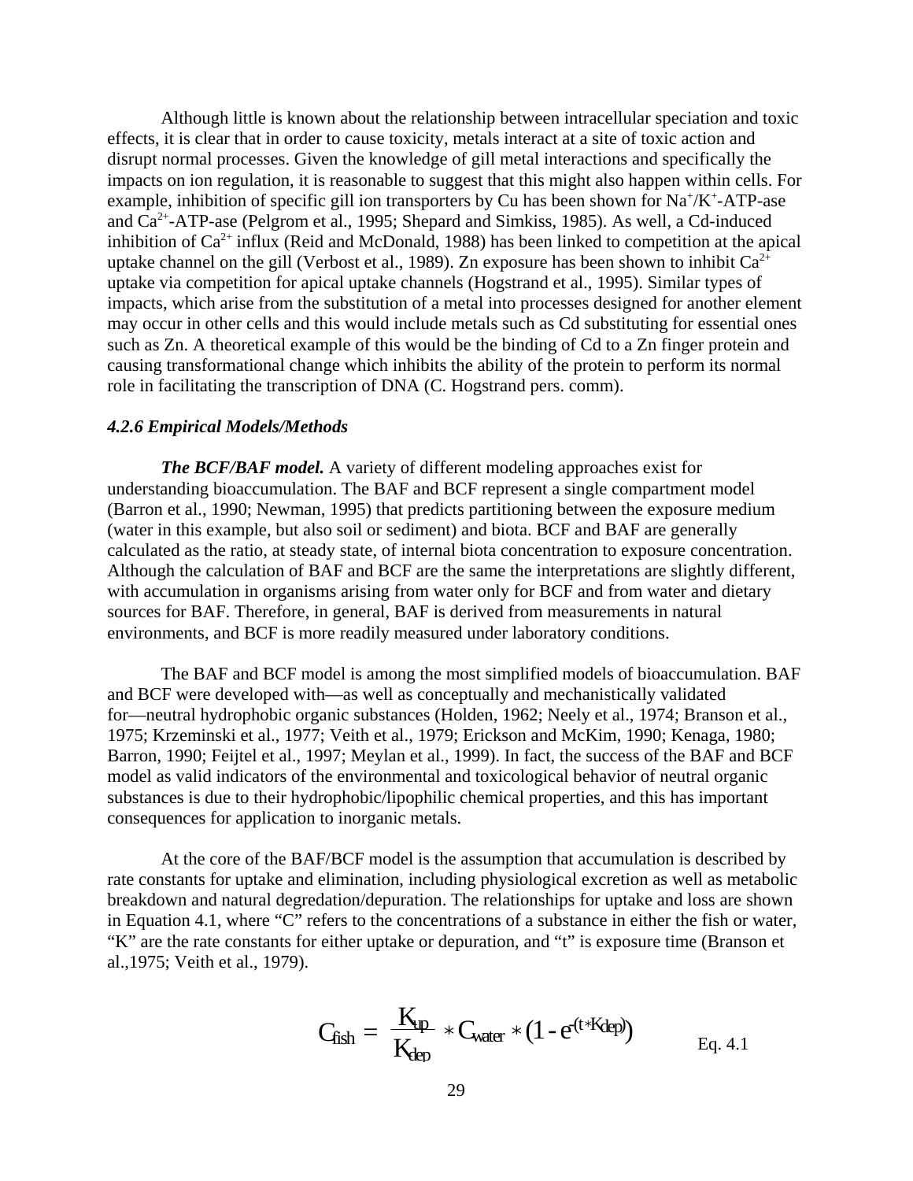Although little is known about the relationship between intracellular speciation and toxic effects, it is clear that in order to cause toxicity, metals interact at a site of toxic action and disrupt normal processes. Given the knowledge of gill metal interactions and specifically the impacts on ion regulation, it is reasonable to suggest that this might also happen within cells. For example, inhibition of specific gill ion transporters by Cu has been shown for $Na^{+}/K^{+}$-ATP-ase and $Ca^{2+}$-ATP-ase (Pelgrom et al., 1995; Shepard and Simkiss, 1985). As well, a Cd-induced inhibition of $Ca^{2+}$ influx (Reid and McDonald, 1988) has been linked to competition at the apical uptake channel on the gill (Verbost et al., 1989). Zn exposure has been shown to inhibit $Ca^{2+}$ uptake via competition for apical uptake channels (Hogstrand et al., 1995). Similar types of impacts, which arise from the substitution of a metal into processes designed for another element may occur in other cells and this would include metals such as Cd substituting for essential ones such as Zn. A theoretical example of this would be the binding of Cd to a Zn finger protein and causing transformational change which inhibits the ability of the protein to perform its normal role in facilitating the transcription of DNA (C. Hogstrand pers. comm).

#### *4.2.6 Empirical Models/Methods*

***The BCF/BAF model.*** A variety of different modeling approaches exist for understanding bioaccumulation. The BAF and BCF represent a single compartment model (Barron et al., 1990; Newman, 1995) that predicts partitioning between the exposure medium (water in this example, but also soil or sediment) and biota. BCF and BAF are generally calculated as the ratio, at steady state, of internal biota concentration to exposure concentration. Although the calculation of BAF and BCF are the same the interpretations are slightly different, with accumulation in organisms arising from water only for BCF and from water and dietary sources for BAF. Therefore, in general, BAF is derived from measurements in natural environments, and BCF is more readily measured under laboratory conditions.

The BAF and BCF model is among the most simplified models of bioaccumulation. BAF and BCF were developed with—as well as conceptually and mechanistically validated for—neutral hydrophobic organic substances (Holden, 1962; Neely et al., 1974; Branson et al., 1975; Krzeminski et al., 1977; Veith et al., 1979; Erickson and McKim, 1990; Kenaga, 1980; Barron, 1990; Feijtel et al., 1997; Meylan et al., 1999). In fact, the success of the BAF and BCF model as valid indicators of the environmental and toxicological behavior of neutral organic substances is due to their hydrophobic/lipophilic chemical properties, and this has important consequences for application to inorganic metals.

At the core of the BAF/BCF model is the assumption that accumulation is described by rate constants for uptake and elimination, including physiological excretion as well as metabolic breakdown and natural degredation/depuration. The relationships for uptake and loss are shown in Equation 4.1, where "C" refers to the concentrations of a substance in either the fish or water, "K" are the rate constants for either uptake or depuration, and "t" is exposure time (Branson et al.,1975; Veith et al., 1979).

$$C_{fish} = \frac{K_{up}}{K_{dep}} * C_{water} * (1 - e^{-(t * K_{dep})}) \qquad \text{Eq. 4.1}$$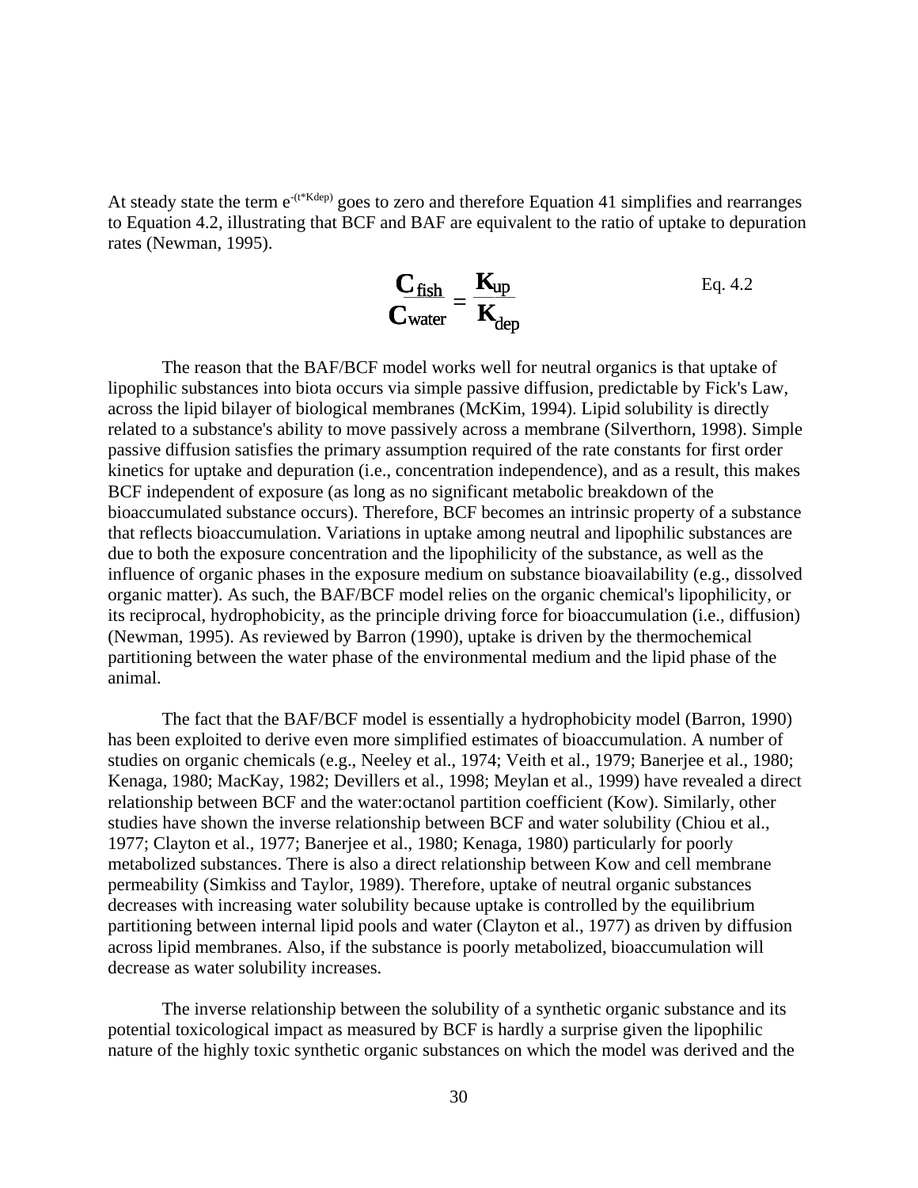At steady state the term $e^{-(t*Kdep)}$ goes to zero and therefore Equation 41 simplifies and rearranges to Equation 4.2, illustrating that BCF and BAF are equivalent to the ratio of uptake to depuration rates (Newman, 1995).

$$\frac{C_{fish}}{C_{water}} = \frac{K_{up}}{K_{dep}} \qquad \text{Eq. 4.2}$$

The reason that the BAF/BCF model works well for neutral organics is that uptake of lipophilic substances into biota occurs via simple passive diffusion, predictable by Fick's Law, across the lipid bilayer of biological membranes (McKim, 1994). Lipid solubility is directly related to a substance's ability to move passively across a membrane (Silverthorn, 1998). Simple passive diffusion satisfies the primary assumption required of the rate constants for first order kinetics for uptake and depuration (i.e., concentration independence), and as a result, this makes BCF independent of exposure (as long as no significant metabolic breakdown of the bioaccumulated substance occurs). Therefore, BCF becomes an intrinsic property of a substance that reflects bioaccumulation. Variations in uptake among neutral and lipophilic substances are due to both the exposure concentration and the lipophilicity of the substance, as well as the influence of organic phases in the exposure medium on substance bioavailability (e.g., dissolved organic matter). As such, the BAF/BCF model relies on the organic chemical's lipophilicity, or its reciprocal, hydrophobicity, as the principle driving force for bioaccumulation (i.e., diffusion) (Newman, 1995). As reviewed by Barron (1990), uptake is driven by the thermochemical partitioning between the water phase of the environmental medium and the lipid phase of the animal.

The fact that the BAF/BCF model is essentially a hydrophobicity model (Barron, 1990) has been exploited to derive even more simplified estimates of bioaccumulation. A number of studies on organic chemicals (e.g., Neeley et al., 1974; Veith et al., 1979; Banerjee et al., 1980; Kenaga, 1980; MacKay, 1982; Devillers et al., 1998; Meylan et al., 1999) have revealed a direct relationship between BCF and the water:octanol partition coefficient (Kow). Similarly, other studies have shown the inverse relationship between BCF and water solubility (Chiou et al., 1977; Clayton et al., 1977; Banerjee et al., 1980; Kenaga, 1980) particularly for poorly metabolized substances. There is also a direct relationship between Kow and cell membrane permeability (Simkiss and Taylor, 1989). Therefore, uptake of neutral organic substances decreases with increasing water solubility because uptake is controlled by the equilibrium partitioning between internal lipid pools and water (Clayton et al., 1977) as driven by diffusion across lipid membranes. Also, if the substance is poorly metabolized, bioaccumulation will decrease as water solubility increases.

The inverse relationship between the solubility of a synthetic organic substance and its potential toxicological impact as measured by BCF is hardly a surprise given the lipophilic nature of the highly toxic synthetic organic substances on which the model was derived and the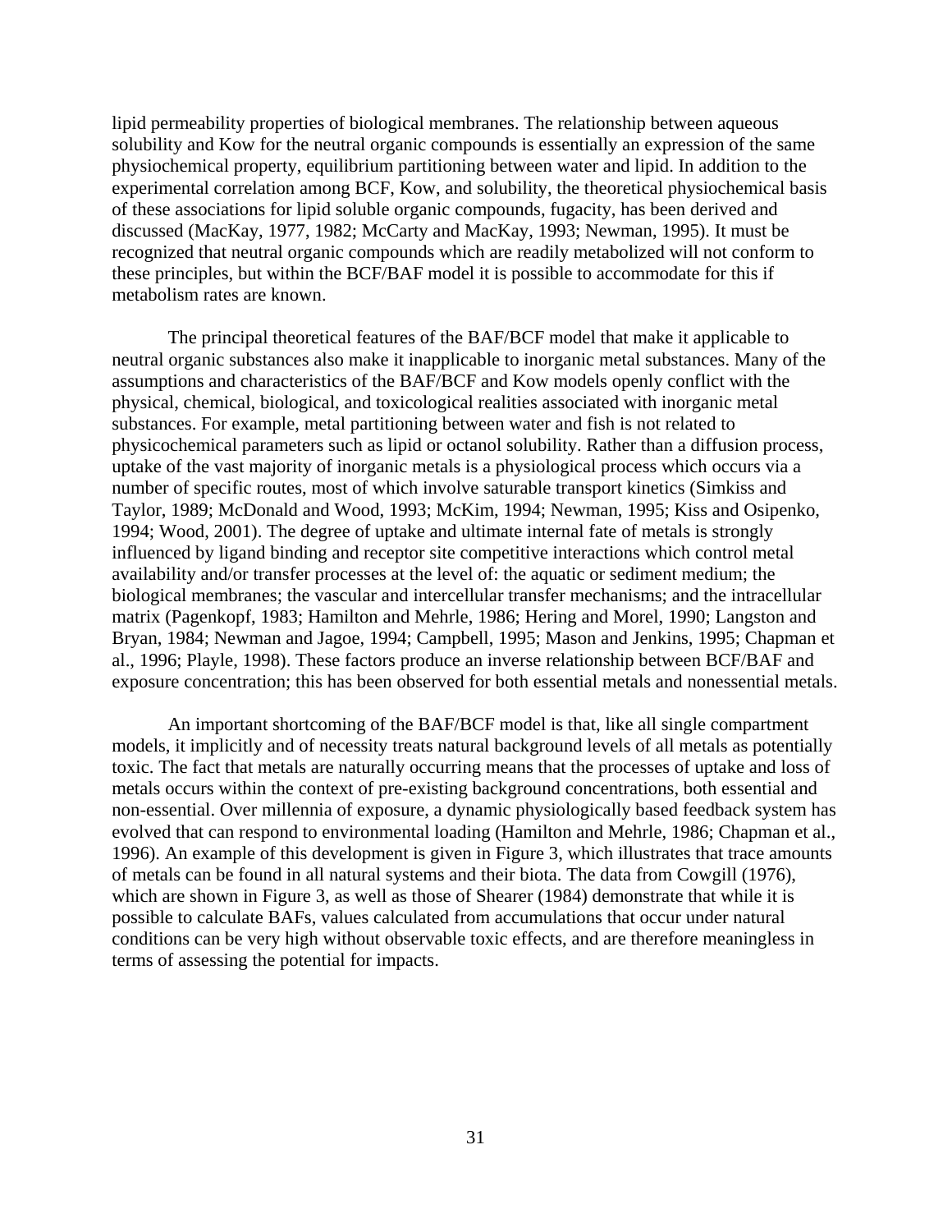lipid permeability properties of biological membranes. The relationship between aqueous solubility and Kow for the neutral organic compounds is essentially an expression of the same physiochemical property, equilibrium partitioning between water and lipid. In addition to the experimental correlation among BCF, Kow, and solubility, the theoretical physiochemical basis of these associations for lipid soluble organic compounds, fugacity, has been derived and discussed (MacKay, 1977, 1982; McCarty and MacKay, 1993; Newman, 1995). It must be recognized that neutral organic compounds which are readily metabolized will not conform to these principles, but within the BCF/BAF model it is possible to accommodate for this if metabolism rates are known.

The principal theoretical features of the BAF/BCF model that make it applicable to neutral organic substances also make it inapplicable to inorganic metal substances. Many of the assumptions and characteristics of the BAF/BCF and Kow models openly conflict with the physical, chemical, biological, and toxicological realities associated with inorganic metal substances. For example, metal partitioning between water and fish is not related to physicochemical parameters such as lipid or octanol solubility. Rather than a diffusion process, uptake of the vast majority of inorganic metals is a physiological process which occurs via a number of specific routes, most of which involve saturable transport kinetics (Simkiss and Taylor, 1989; McDonald and Wood, 1993; McKim, 1994; Newman, 1995; Kiss and Osipenko, 1994; Wood, 2001). The degree of uptake and ultimate internal fate of metals is strongly influenced by ligand binding and receptor site competitive interactions which control metal availability and/or transfer processes at the level of: the aquatic or sediment medium; the biological membranes; the vascular and intercellular transfer mechanisms; and the intracellular matrix (Pagenkopf, 1983; Hamilton and Mehrle, 1986; Hering and Morel, 1990; Langston and Bryan, 1984; Newman and Jagoe, 1994; Campbell, 1995; Mason and Jenkins, 1995; Chapman et al., 1996; Playle, 1998). These factors produce an inverse relationship between BCF/BAF and exposure concentration; this has been observed for both essential metals and nonessential metals.

An important shortcoming of the BAF/BCF model is that, like all single compartment models, it implicitly and of necessity treats natural background levels of all metals as potentially toxic. The fact that metals are naturally occurring means that the processes of uptake and loss of metals occurs within the context of pre-existing background concentrations, both essential and non-essential. Over millennia of exposure, a dynamic physiologically based feedback system has evolved that can respond to environmental loading (Hamilton and Mehrle, 1986; Chapman et al., 1996). An example of this development is given in Figure 3, which illustrates that trace amounts of metals can be found in all natural systems and their biota. The data from Cowgill (1976), which are shown in Figure 3, as well as those of Shearer (1984) demonstrate that while it is possible to calculate BAFs, values calculated from accumulations that occur under natural conditions can be very high without observable toxic effects, and are therefore meaningless in terms of assessing the potential for impacts.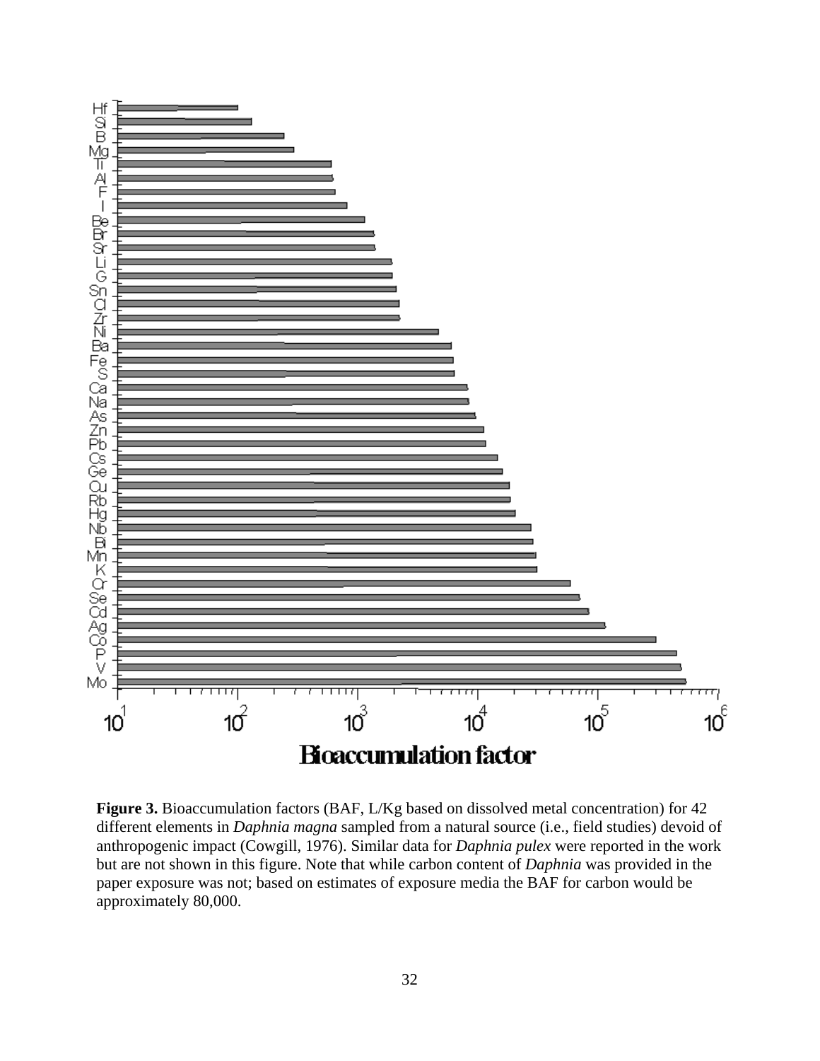**Figure 3.** Bioaccumulation factors (BAF, L/Kg based on dissolved metal concentration) for 42 different elements in *Daphnia magna* sampled from a natural source (i.e., field studies) devoid of anthropogenic impact (Cowgill, 1976). Similar data for *Daphnia pulex* were reported in the work but are not shown in this figure. Note that while carbon content of *Daphnia* was provided in the paper exposure was not; based on estimates of exposure media the BAF for carbon would be approximately 80,000.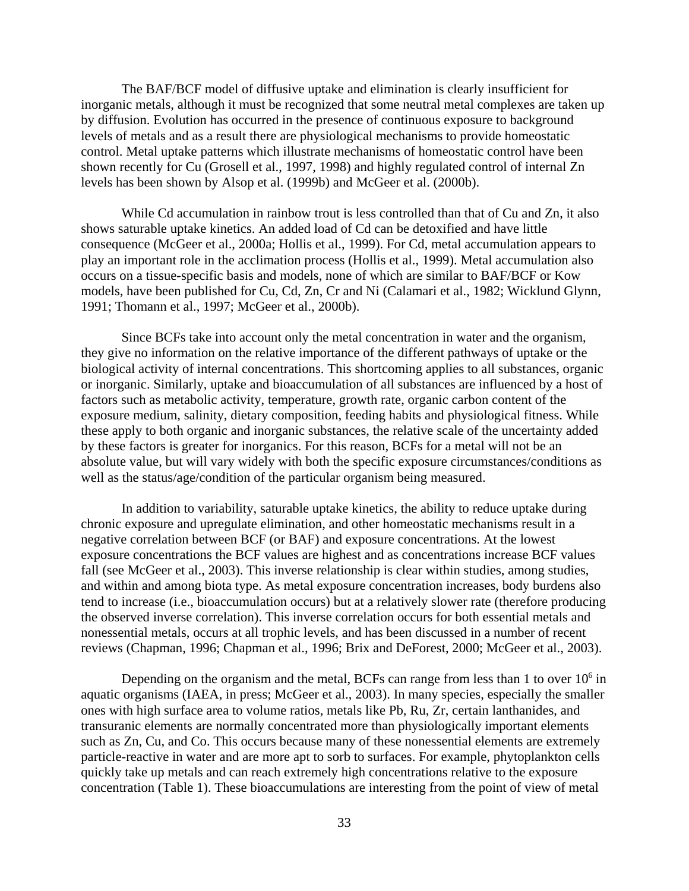The BAF/BCF model of diffusive uptake and elimination is clearly insufficient for inorganic metals, although it must be recognized that some neutral metal complexes are taken up by diffusion. Evolution has occurred in the presence of continuous exposure to background levels of metals and as a result there are physiological mechanisms to provide homeostatic control. Metal uptake patterns which illustrate mechanisms of homeostatic control have been shown recently for Cu (Grosell et al., 1997, 1998) and highly regulated control of internal Zn levels has been shown by Alsop et al. (1999b) and McGeer et al. (2000b).

While Cd accumulation in rainbow trout is less controlled than that of Cu and Zn, it also shows saturable uptake kinetics. An added load of Cd can be detoxified and have little consequence (McGeer et al., 2000a; Hollis et al., 1999). For Cd, metal accumulation appears to play an important role in the acclimation process (Hollis et al., 1999). Metal accumulation also occurs on a tissue-specific basis and models, none of which are similar to BAF/BCF or Kow models, have been published for Cu, Cd, Zn, Cr and Ni (Calamari et al., 1982; Wicklund Glynn, 1991; Thomann et al., 1997; McGeer et al., 2000b).

Since BCFs take into account only the metal concentration in water and the organism, they give no information on the relative importance of the different pathways of uptake or the biological activity of internal concentrations. This shortcoming applies to all substances, organic or inorganic. Similarly, uptake and bioaccumulation of all substances are influenced by a host of factors such as metabolic activity, temperature, growth rate, organic carbon content of the exposure medium, salinity, dietary composition, feeding habits and physiological fitness. While these apply to both organic and inorganic substances, the relative scale of the uncertainty added by these factors is greater for inorganics. For this reason, BCFs for a metal will not be an absolute value, but will vary widely with both the specific exposure circumstances/conditions as well as the status/age/condition of the particular organism being measured.

In addition to variability, saturable uptake kinetics, the ability to reduce uptake during chronic exposure and upregulate elimination, and other homeostatic mechanisms result in a negative correlation between BCF (or BAF) and exposure concentrations. At the lowest exposure concentrations the BCF values are highest and as concentrations increase BCF values fall (see McGeer et al., 2003). This inverse relationship is clear within studies, among studies, and within and among biota type. As metal exposure concentration increases, body burdens also tend to increase (i.e., bioaccumulation occurs) but at a relatively slower rate (therefore producing the observed inverse correlation). This inverse correlation occurs for both essential metals and nonessential metals, occurs at all trophic levels, and has been discussed in a number of recent reviews (Chapman, 1996; Chapman et al., 1996; Brix and DeForest, 2000; McGeer et al., 2003).

Depending on the organism and the metal, BCFs can range from less than 1 to over $10^6$ in aquatic organisms (IAEA, in press; McGeer et al., 2003). In many species, especially the smaller ones with high surface area to volume ratios, metals like Pb, Ru, Zr, certain lanthanides, and transuranic elements are normally concentrated more than physiologically important elements such as Zn, Cu, and Co. This occurs because many of these nonessential elements are extremely particle-reactive in water and are more apt to sorb to surfaces. For example, phytoplankton cells quickly take up metals and can reach extremely high concentrations relative to the exposure concentration (Table 1). These bioaccumulations are interesting from the point of view of metal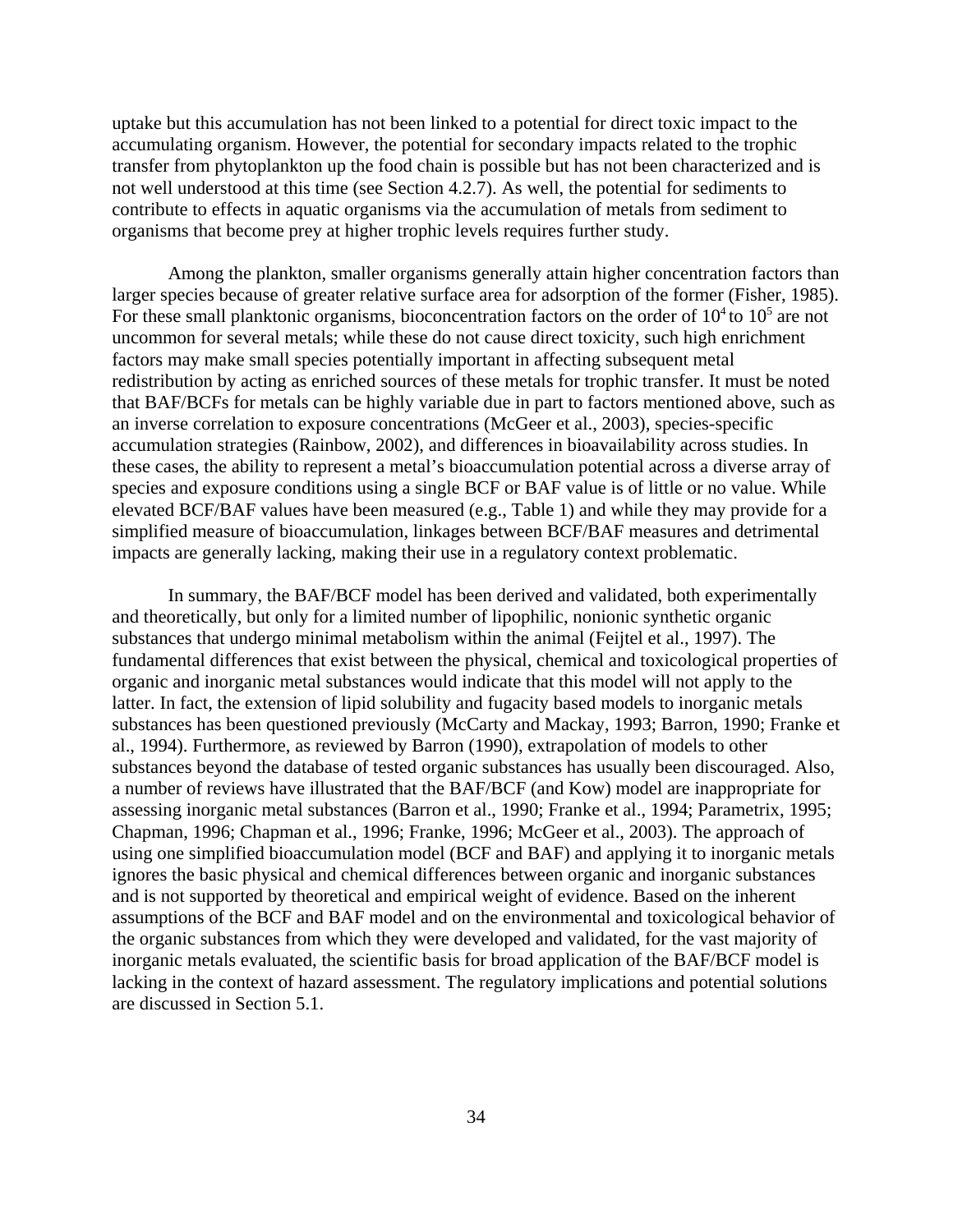uptake but this accumulation has not been linked to a potential for direct toxic impact to the accumulating organism. However, the potential for secondary impacts related to the trophic transfer from phytoplankton up the food chain is possible but has not been characterized and is not well understood at this time (see Section 4.2.7). As well, the potential for sediments to contribute to effects in aquatic organisms via the accumulation of metals from sediment to organisms that become prey at higher trophic levels requires further study.

Among the plankton, smaller organisms generally attain higher concentration factors than larger species because of greater relative surface area for adsorption of the former (Fisher, 1985). For these small planktonic organisms, bioconcentration factors on the order of $10^4$ to $10^5$ are not uncommon for several metals; while these do not cause direct toxicity, such high enrichment factors may make small species potentially important in affecting subsequent metal redistribution by acting as enriched sources of these metals for trophic transfer. It must be noted that BAF/BCFs for metals can be highly variable due in part to factors mentioned above, such as an inverse correlation to exposure concentrations (McGeer et al., 2003), species-specific accumulation strategies (Rainbow, 2002), and differences in bioavailability across studies. In these cases, the ability to represent a metal's bioaccumulation potential across a diverse array of species and exposure conditions using a single BCF or BAF value is of little or no value. While elevated BCF/BAF values have been measured (e.g., Table 1) and while they may provide for a simplified measure of bioaccumulation, linkages between BCF/BAF measures and detrimental impacts are generally lacking, making their use in a regulatory context problematic.

In summary, the BAF/BCF model has been derived and validated, both experimentally and theoretically, but only for a limited number of lipophilic, nonionic synthetic organic substances that undergo minimal metabolism within the animal (Feijtel et al., 1997). The fundamental differences that exist between the physical, chemical and toxicological properties of organic and inorganic metal substances would indicate that this model will not apply to the latter. In fact, the extension of lipid solubility and fugacity based models to inorganic metals substances has been questioned previously (McCarty and Mackay, 1993; Barron, 1990; Franke et al., 1994). Furthermore, as reviewed by Barron (1990), extrapolation of models to other substances beyond the database of tested organic substances has usually been discouraged. Also, a number of reviews have illustrated that the BAF/BCF (and Kow) model are inappropriate for assessing inorganic metal substances (Barron et al., 1990; Franke et al., 1994; Parametrix, 1995; Chapman, 1996; Chapman et al., 1996; Franke, 1996; McGeer et al., 2003). The approach of using one simplified bioaccumulation model (BCF and BAF) and applying it to inorganic metals ignores the basic physical and chemical differences between organic and inorganic substances and is not supported by theoretical and empirical weight of evidence. Based on the inherent assumptions of the BCF and BAF model and on the environmental and toxicological behavior of the organic substances from which they were developed and validated, for the vast majority of inorganic metals evaluated, the scientific basis for broad application of the BAF/BCF model is lacking in the context of hazard assessment. The regulatory implications and potential solutions are discussed in Section 5.1.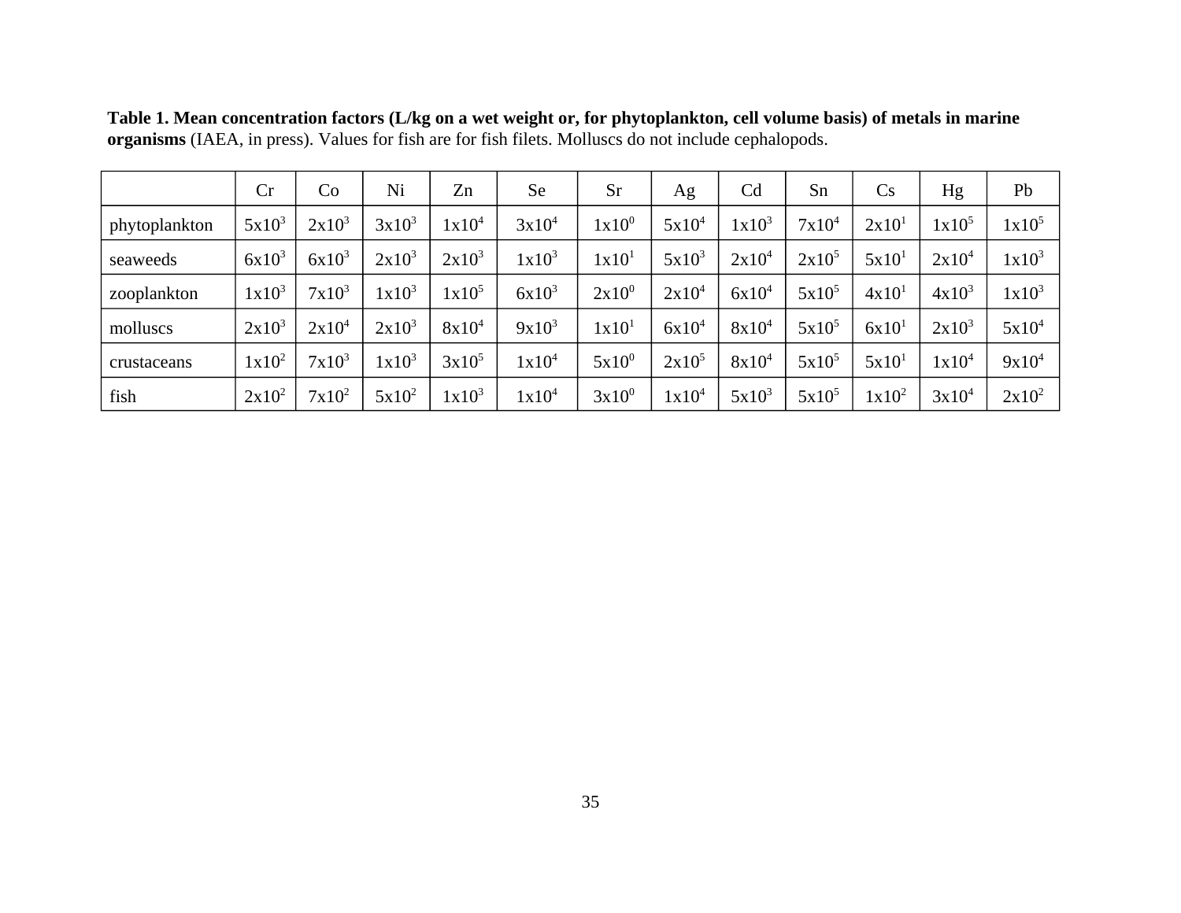**Table 1. Mean concentration factors (L/kg on a wet weight or, for phytoplankton, cell volume basis) of metals in marine organisms** (IAEA, in press). Values for fish are for fish filets. Molluscs do not include cephalopods.

| | Cr | Co | Ni | Zn | Se | Sr | Ag | Cd | Sn | Cs | Hg | Pb |
|---|---|---|---|---|---|---|---|---|---|---|---|---|
| phytoplankton | $5x10^3$ | $2x10^3$ | $3x10^3$ | $1x10^4$ | $3x10^4$ | $1x10^0$ | $5x10^4$ | $1x10^3$ | $7x10^4$ | $2x10^1$ | $1x10^5$ | $1x10^5$ |
| seaweeds | $6x10^3$ | $6x10^3$ | $2x10^3$ | $2x10^3$ | $1x10^3$ | $1x10^1$ | $5x10^3$ | $2x10^4$ | $2x10^5$ | $5x10^1$ | $2x10^4$ | $1x10^3$ |
| zooplankton | $1x10^3$ | $7x10^3$ | $1x10^3$ | $1x10^5$ | $6x10^3$ | $2x10^0$ | $2x10^4$ | $6x10^4$ | $5x10^5$ | $4x10^1$ | $4x10^3$ | $1x10^3$ |
| molluscs | $2x10^3$ | $2x10^4$ | $2x10^3$ | $8x10^4$ | $9x10^3$ | $1x10^1$ | $6x10^4$ | $8x10^4$ | $5x10^5$ | $6x10^1$ | $2x10^3$ | $5x10^4$ |
| crustaceans | $1x10^2$ | $7x10^3$ | $1x10^3$ | $3x10^5$ | $1x10^4$ | $5x10^0$ | $2x10^5$ | $8x10^4$ | $5x10^5$ | $5x10^1$ | $1x10^4$ | $9x10^4$ |
| fish | $2x10^2$ | $7x10^2$ | $5x10^2$ | $1x10^3$ | $1x10^4$ | $3x10^0$ | $1x10^4$ | $5x10^3$ | $5x10^5$ | $1x10^2$ | $3x10^4$ | $2x10^2$ |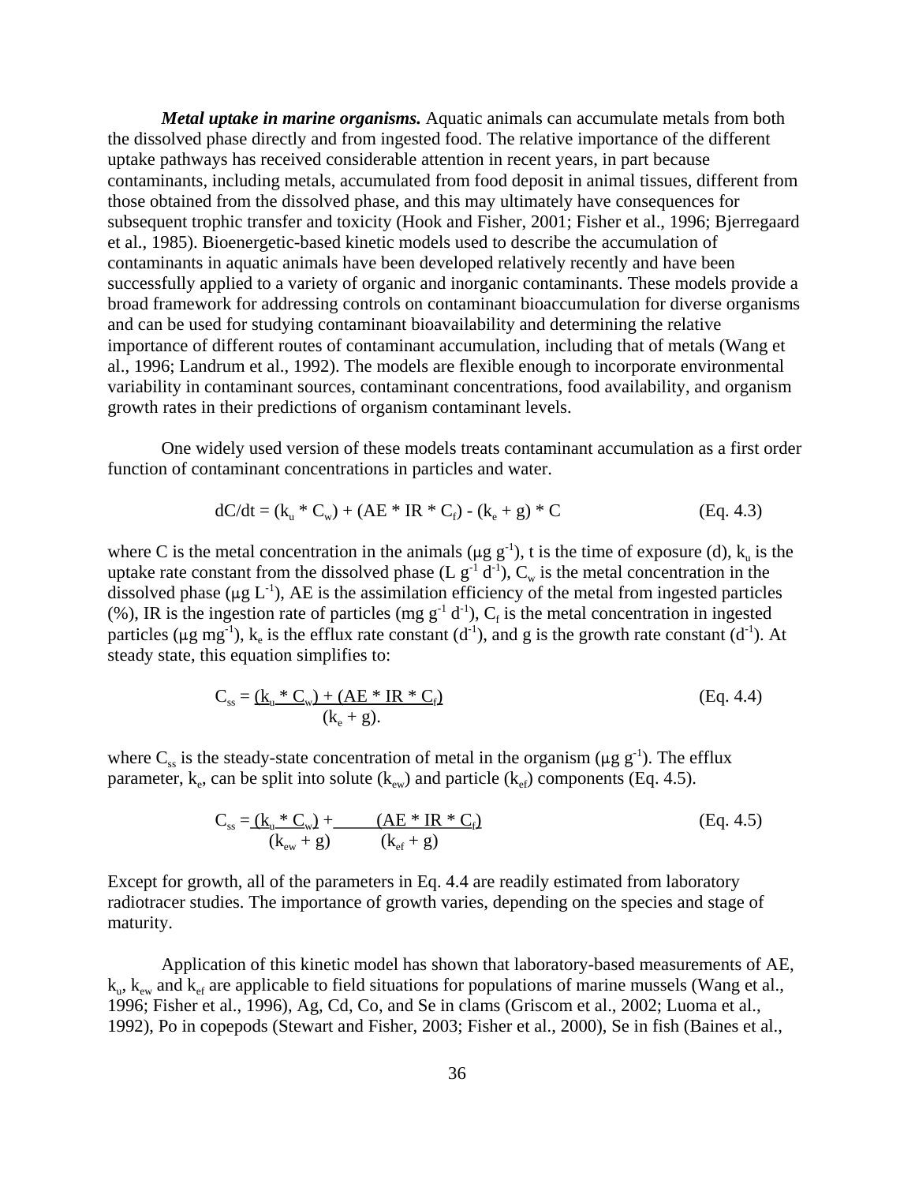***Metal uptake in marine organisms.*** Aquatic animals can accumulate metals from both the dissolved phase directly and from ingested food. The relative importance of the different uptake pathways has received considerable attention in recent years, in part because contaminants, including metals, accumulated from food deposit in animal tissues, different from those obtained from the dissolved phase, and this may ultimately have consequences for subsequent trophic transfer and toxicity (Hook and Fisher, 2001; Fisher et al., 1996; Bjerregaard et al., 1985). Bioenergetic-based kinetic models used to describe the accumulation of contaminants in aquatic animals have been developed relatively recently and have been successfully applied to a variety of organic and inorganic contaminants. These models provide a broad framework for addressing controls on contaminant bioaccumulation for diverse organisms and can be used for studying contaminant bioavailability and determining the relative importance of different routes of contaminant accumulation, including that of metals (Wang et al., 1996; Landrum et al., 1992). The models are flexible enough to incorporate environmental variability in contaminant sources, contaminant concentrations, food availability, and organism growth rates in their predictions of organism contaminant levels.

One widely used version of these models treats contaminant accumulation as a first order function of contaminant concentrations in particles and water.

$$dC/dt = (k_u * C_w) + (AE * IR * C_f) - (k_e + g) * C \qquad \text{(Eq. 4.3)}$$

where C is the metal concentration in the animals ($\mu g\ g^{-1}$), t is the time of exposure (d), $k_u$ is the uptake rate constant from the dissolved phase ($L\ g^{-1}\ d^{-1}$), $C_w$ is the metal concentration in the dissolved phase ($\mu g\ L^{-1}$), AE is the assimilation efficiency of the metal from ingested particles (%), IR is the ingestion rate of particles ($mg\ g^{-1}\ d^{-1}$), $C_f$ is the metal concentration in ingested particles ($\mu g\ mg^{-1}$), $k_e$ is the efflux rate constant ($d^{-1}$), and g is the growth rate constant ($d^{-1}$). At steady state, this equation simplifies to:

$$C_{ss} = \frac{(k_u * C_w) + (AE * IR * C_f)}{(k_e + g).} \qquad \text{(Eq. 4.4)}$$

where $C_{ss}$ is the steady-state concentration of metal in the organism ($\mu g\ g^{-1}$). The efflux parameter, $k_e$, can be split into solute ($k_{ew}$) and particle ($k_{ef}$) components (Eq. 4.5).

$$C_{ss} = \frac{(k_u * C_w)}{(k_{ew} + g)} + \frac{(AE * IR * C_f)}{(k_{ef} + g)} \qquad \text{(Eq. 4.5)}$$

Except for growth, all of the parameters in Eq. 4.4 are readily estimated from laboratory radiotracer studies. The importance of growth varies, depending on the species and stage of maturity.

Application of this kinetic model has shown that laboratory-based measurements of AE, $k_u$, $k_{ew}$ and $k_{ef}$ are applicable to field situations for populations of marine mussels (Wang et al., 1996; Fisher et al., 1996), Ag, Cd, Co, and Se in clams (Griscom et al., 2002; Luoma et al., 1992), Po in copepods (Stewart and Fisher, 2003; Fisher et al., 2000), Se in fish (Baines et al.,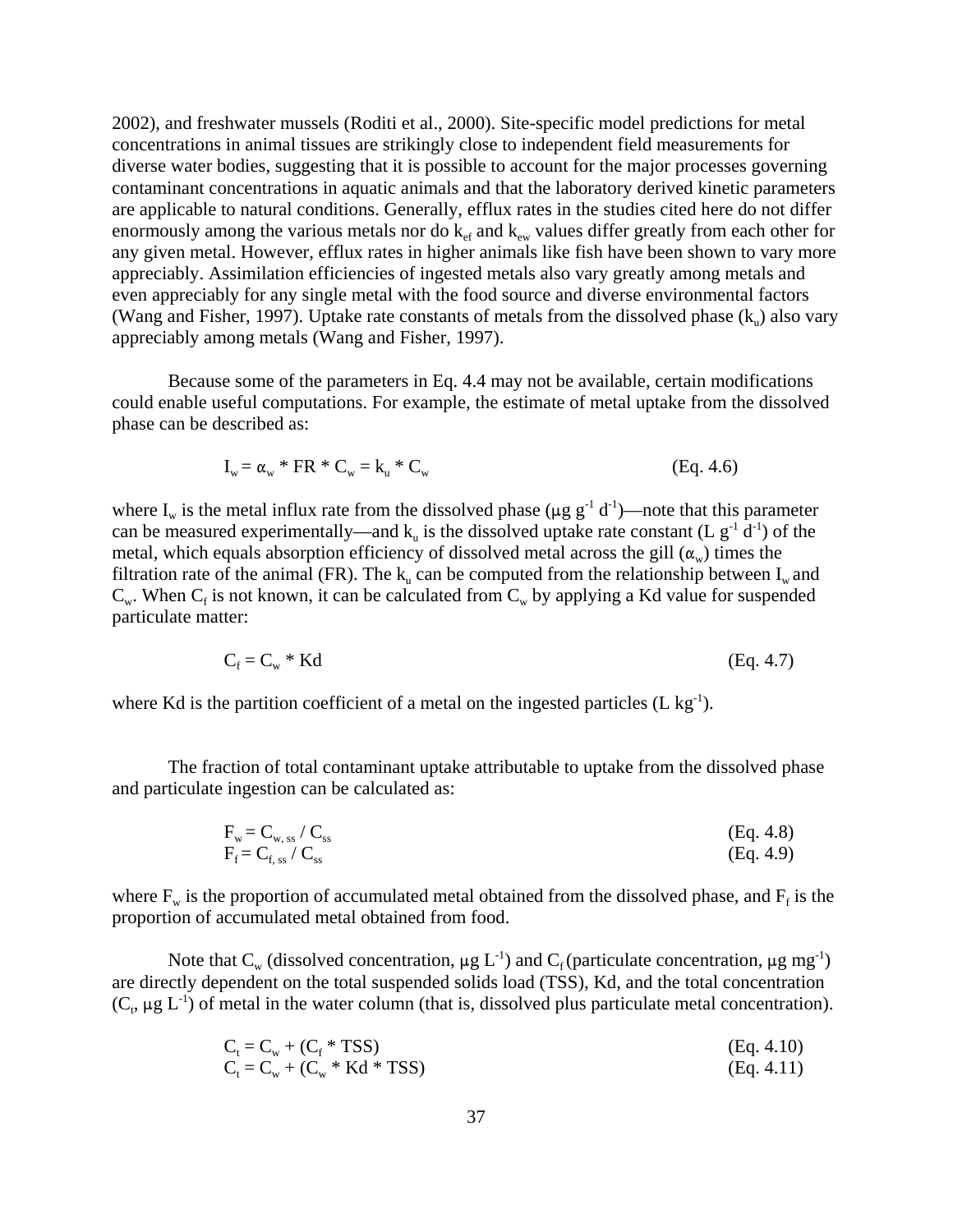2002), and freshwater mussels (Roditi et al., 2000). Site-specific model predictions for metal concentrations in animal tissues are strikingly close to independent field measurements for diverse water bodies, suggesting that it is possible to account for the major processes governing contaminant concentrations in aquatic animals and that the laboratory derived kinetic parameters are applicable to natural conditions. Generally, efflux rates in the studies cited here do not differ enormously among the various metals nor do $k_{ef}$ and $k_{ew}$ values differ greatly from each other for any given metal. However, efflux rates in higher animals like fish have been shown to vary more appreciably. Assimilation efficiencies of ingested metals also vary greatly among metals and even appreciably for any single metal with the food source and diverse environmental factors (Wang and Fisher, 1997). Uptake rate constants of metals from the dissolved phase ($k_u$) also vary appreciably among metals (Wang and Fisher, 1997).

Because some of the parameters in Eq. 4.4 may not be available, certain modifications could enable useful computations. For example, the estimate of metal uptake from the dissolved phase can be described as:

$$I_w = \alpha_w * FR * C_w = k_u * C_w \qquad \text{(Eq. 4.6)}$$

where $I_w$ is the metal influx rate from the dissolved phase ($\mu g\ g^{-1}\ d^{-1}$)—note that this parameter can be measured experimentally—and $k_u$ is the dissolved uptake rate constant ($L\ g^{-1}\ d^{-1}$) of the metal, which equals absorption efficiency of dissolved metal across the gill ($\alpha_w$) times the filtration rate of the animal (FR). The $k_u$ can be computed from the relationship between $I_w$ and $C_w$. When $C_f$ is not known, it can be calculated from $C_w$ by applying a Kd value for suspended particulate matter:

$$C_f = C_w * Kd \qquad \text{(Eq. 4.7)}$$

where Kd is the partition coefficient of a metal on the ingested particles ($L\ kg^{-1}$).

The fraction of total contaminant uptake attributable to uptake from the dissolved phase and particulate ingestion can be calculated as:

$$F_w = C_{w,\,ss} / C_{ss} \qquad \text{(Eq. 4.8)}$$

$$F_f = C_{f,\,ss} / C_{ss} \qquad \text{(Eq. 4.9)}$$

where $F_w$ is the proportion of accumulated metal obtained from the dissolved phase, and $F_f$ is the proportion of accumulated metal obtained from food.

Note that $C_w$ (dissolved concentration, $\mu g\ L^{-1}$) and $C_f$ (particulate concentration, $\mu g\ mg^{-1}$) are directly dependent on the total suspended solids load (TSS), Kd, and the total concentration ($C_t$, $\mu g\ L^{-1}$) of metal in the water column (that is, dissolved plus particulate metal concentration).

$$C_t = C_w + (C_f * TSS) \qquad \text{(Eq. 4.10)}$$

$$C_t = C_w + (C_w * Kd * TSS) \qquad \text{(Eq. 4.11)}$$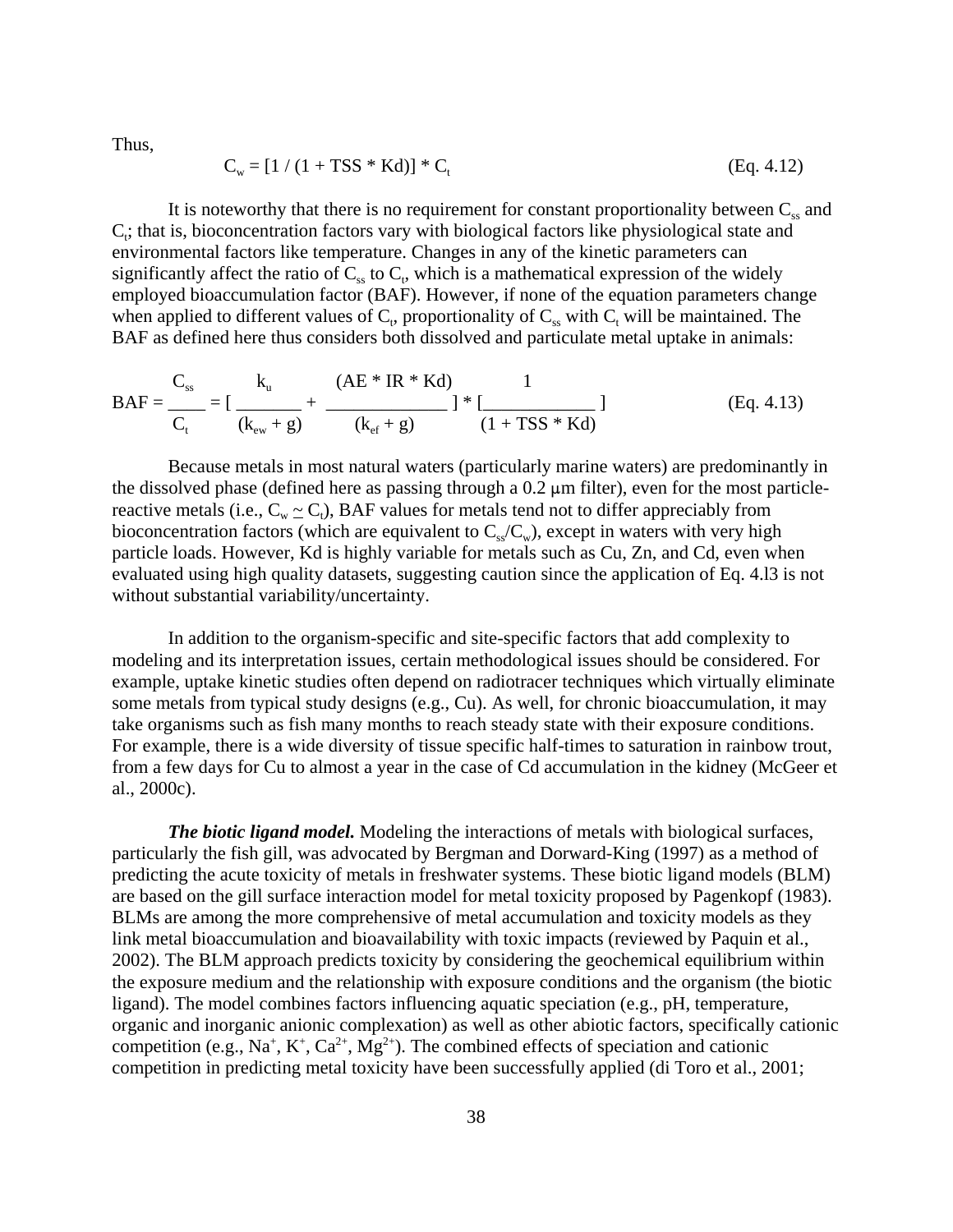Thus,

$$C_w = [1 / (1 + TSS * Kd)] * C_t \qquad \text{(Eq. 4.12)}$$

It is noteworthy that there is no requirement for constant proportionality between $C_{ss}$ and $C_t$; that is, bioconcentration factors vary with biological factors like physiological state and environmental factors like temperature. Changes in any of the kinetic parameters can significantly affect the ratio of $C_{ss}$ to $C_t$, which is a mathematical expression of the widely employed bioaccumulation factor (BAF). However, if none of the equation parameters change when applied to different values of $C_t$, proportionality of $C_{ss}$ with $C_t$ will be maintained. The BAF as defined here thus considers both dissolved and particulate metal uptake in animals:

$$BAF = \frac{C_{ss}}{C_t} = \left[ \frac{k_u}{(k_{ew} + g)} + \frac{(AE * IR * Kd)}{(k_{ef} + g)} \right] * \left[ \frac{1}{(1 + TSS * Kd)} \right] \qquad \text{(Eq. 4.13)}$$

Because metals in most natural waters (particularly marine waters) are predominantly in the dissolved phase (defined here as passing through a 0.2 μm filter), even for the most particle-reactive metals (i.e., $C_w \simeq C_t$), BAF values for metals tend not to differ appreciably from bioconcentration factors (which are equivalent to $C_{ss}/C_w$), except in waters with very high particle loads. However, Kd is highly variable for metals such as Cu, Zn, and Cd, even when evaluated using high quality datasets, suggesting caution since the application of Eq. 4.l3 is not without substantial variability/uncertainty.

In addition to the organism-specific and site-specific factors that add complexity to modeling and its interpretation issues, certain methodological issues should be considered. For example, uptake kinetic studies often depend on radiotracer techniques which virtually eliminate some metals from typical study designs (e.g., Cu). As well, for chronic bioaccumulation, it may take organisms such as fish many months to reach steady state with their exposure conditions. For example, there is a wide diversity of tissue specific half-times to saturation in rainbow trout, from a few days for Cu to almost a year in the case of Cd accumulation in the kidney (McGeer et al., 2000c).

***The biotic ligand model.*** Modeling the interactions of metals with biological surfaces, particularly the fish gill, was advocated by Bergman and Dorward-King (1997) as a method of predicting the acute toxicity of metals in freshwater systems. These biotic ligand models (BLM) are based on the gill surface interaction model for metal toxicity proposed by Pagenkopf (1983). BLMs are among the more comprehensive of metal accumulation and toxicity models as they link metal bioaccumulation and bioavailability with toxic impacts (reviewed by Paquin et al., 2002). The BLM approach predicts toxicity by considering the geochemical equilibrium within the exposure medium and the relationship with exposure conditions and the organism (the biotic ligand). The model combines factors influencing aquatic speciation (e.g., pH, temperature, organic and inorganic anionic complexation) as well as other abiotic factors, specifically cationic competition (e.g., $Na^+$, $K^+$, $Ca^{2+}$, $Mg^{2+}$). The combined effects of speciation and cationic competition in predicting metal toxicity have been successfully applied (di Toro et al., 2001;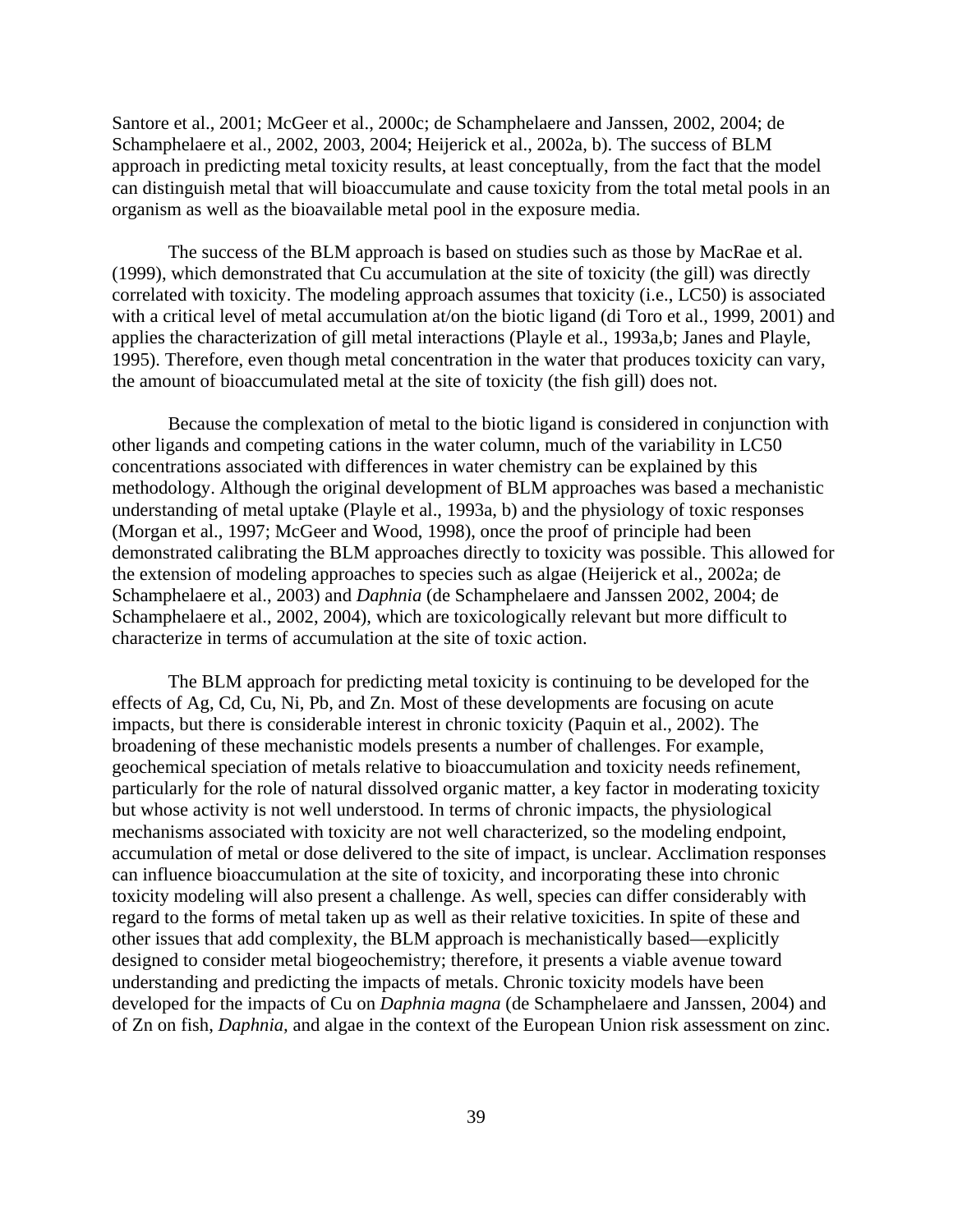Santore et al., 2001; McGeer et al., 2000c; de Schamphelaere and Janssen, 2002, 2004; de Schamphelaere et al., 2002, 2003, 2004; Heijerick et al., 2002a, b). The success of BLM approach in predicting metal toxicity results, at least conceptually, from the fact that the model can distinguish metal that will bioaccumulate and cause toxicity from the total metal pools in an organism as well as the bioavailable metal pool in the exposure media.

The success of the BLM approach is based on studies such as those by MacRae et al. (1999), which demonstrated that Cu accumulation at the site of toxicity (the gill) was directly correlated with toxicity. The modeling approach assumes that toxicity (i.e., LC50) is associated with a critical level of metal accumulation at/on the biotic ligand (di Toro et al., 1999, 2001) and applies the characterization of gill metal interactions (Playle et al., 1993a,b; Janes and Playle, 1995). Therefore, even though metal concentration in the water that produces toxicity can vary, the amount of bioaccumulated metal at the site of toxicity (the fish gill) does not.

Because the complexation of metal to the biotic ligand is considered in conjunction with other ligands and competing cations in the water column, much of the variability in LC50 concentrations associated with differences in water chemistry can be explained by this methodology. Although the original development of BLM approaches was based a mechanistic understanding of metal uptake (Playle et al., 1993a, b) and the physiology of toxic responses (Morgan et al., 1997; McGeer and Wood, 1998), once the proof of principle had been demonstrated calibrating the BLM approaches directly to toxicity was possible. This allowed for the extension of modeling approaches to species such as algae (Heijerick et al., 2002a; de Schamphelaere et al., 2003) and *Daphnia* (de Schamphelaere and Janssen 2002, 2004; de Schamphelaere et al., 2002, 2004), which are toxicologically relevant but more difficult to characterize in terms of accumulation at the site of toxic action.

The BLM approach for predicting metal toxicity is continuing to be developed for the effects of Ag, Cd, Cu, Ni, Pb, and Zn. Most of these developments are focusing on acute impacts, but there is considerable interest in chronic toxicity (Paquin et al., 2002). The broadening of these mechanistic models presents a number of challenges. For example, geochemical speciation of metals relative to bioaccumulation and toxicity needs refinement, particularly for the role of natural dissolved organic matter, a key factor in moderating toxicity but whose activity is not well understood. In terms of chronic impacts, the physiological mechanisms associated with toxicity are not well characterized, so the modeling endpoint, accumulation of metal or dose delivered to the site of impact, is unclear. Acclimation responses can influence bioaccumulation at the site of toxicity, and incorporating these into chronic toxicity modeling will also present a challenge. As well, species can differ considerably with regard to the forms of metal taken up as well as their relative toxicities. In spite of these and other issues that add complexity, the BLM approach is mechanistically based—explicitly designed to consider metal biogeochemistry; therefore, it presents a viable avenue toward understanding and predicting the impacts of metals. Chronic toxicity models have been developed for the impacts of Cu on *Daphnia magna* (de Schamphelaere and Janssen, 2004) and of Zn on fish, *Daphnia,* and algae in the context of the European Union risk assessment on zinc.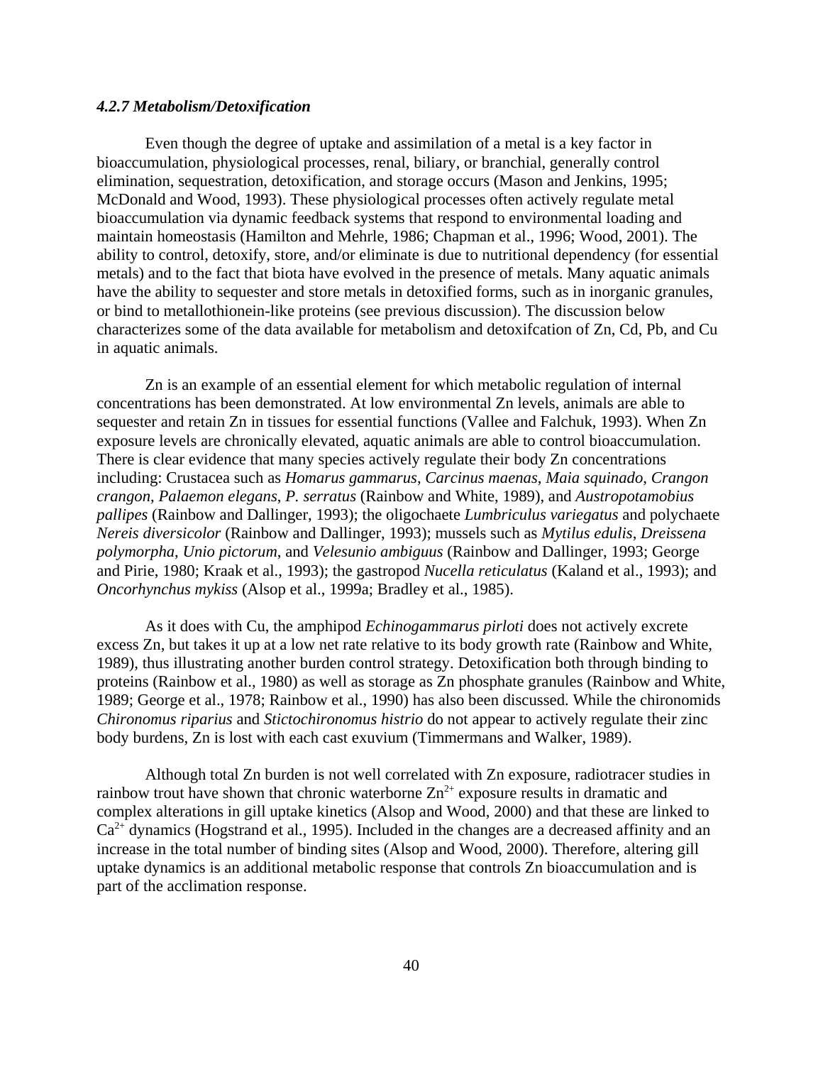#### *4.2.7 Metabolism/Detoxification*

Even though the degree of uptake and assimilation of a metal is a key factor in bioaccumulation, physiological processes, renal, biliary, or branchial, generally control elimination, sequestration, detoxification, and storage occurs (Mason and Jenkins, 1995; McDonald and Wood, 1993). These physiological processes often actively regulate metal bioaccumulation via dynamic feedback systems that respond to environmental loading and maintain homeostasis (Hamilton and Mehrle, 1986; Chapman et al., 1996; Wood, 2001). The ability to control, detoxify, store, and/or eliminate is due to nutritional dependency (for essential metals) and to the fact that biota have evolved in the presence of metals. Many aquatic animals have the ability to sequester and store metals in detoxified forms, such as in inorganic granules, or bind to metallothionein-like proteins (see previous discussion). The discussion below characterizes some of the data available for metabolism and detoxifcation of Zn, Cd, Pb, and Cu in aquatic animals.

Zn is an example of an essential element for which metabolic regulation of internal concentrations has been demonstrated. At low environmental Zn levels, animals are able to sequester and retain Zn in tissues for essential functions (Vallee and Falchuk, 1993). When Zn exposure levels are chronically elevated, aquatic animals are able to control bioaccumulation. There is clear evidence that many species actively regulate their body Zn concentrations including: Crustacea such as *Homarus gammarus*, *Carcinus maenas*, *Maia squinado*, *Crangon crangon*, *Palaemon elegans*, *P. serratus* (Rainbow and White, 1989), and *Austropotamobius pallipes* (Rainbow and Dallinger, 1993); the oligochaete *Lumbriculus variegatus* and polychaete *Nereis diversicolor* (Rainbow and Dallinger, 1993); mussels such as *Mytilus edulis*, *Dreissena polymorpha*, *Unio pictorum*, and *Velesunio ambiguus* (Rainbow and Dallinger, 1993; George and Pirie, 1980; Kraak et al., 1993); the gastropod *Nucella reticulatus* (Kaland et al., 1993); and *Oncorhynchus mykiss* (Alsop et al., 1999a; Bradley et al., 1985).

As it does with Cu, the amphipod *Echinogammarus pirloti* does not actively excrete excess Zn, but takes it up at a low net rate relative to its body growth rate (Rainbow and White, 1989), thus illustrating another burden control strategy. Detoxification both through binding to proteins (Rainbow et al., 1980) as well as storage as Zn phosphate granules (Rainbow and White, 1989; George et al., 1978; Rainbow et al., 1990) has also been discussed. While the chironomids *Chironomus riparius* and *Stictochironomus histrio* do not appear to actively regulate their zinc body burdens, Zn is lost with each cast exuvium (Timmermans and Walker, 1989).

Although total Zn burden is not well correlated with Zn exposure, radiotracer studies in rainbow trout have shown that chronic waterborne $Zn^{2+}$ exposure results in dramatic and complex alterations in gill uptake kinetics (Alsop and Wood, 2000) and that these are linked to $Ca^{2+}$ dynamics (Hogstrand et al., 1995). Included in the changes are a decreased affinity and an increase in the total number of binding sites (Alsop and Wood, 2000). Therefore, altering gill uptake dynamics is an additional metabolic response that controls Zn bioaccumulation and is part of the acclimation response.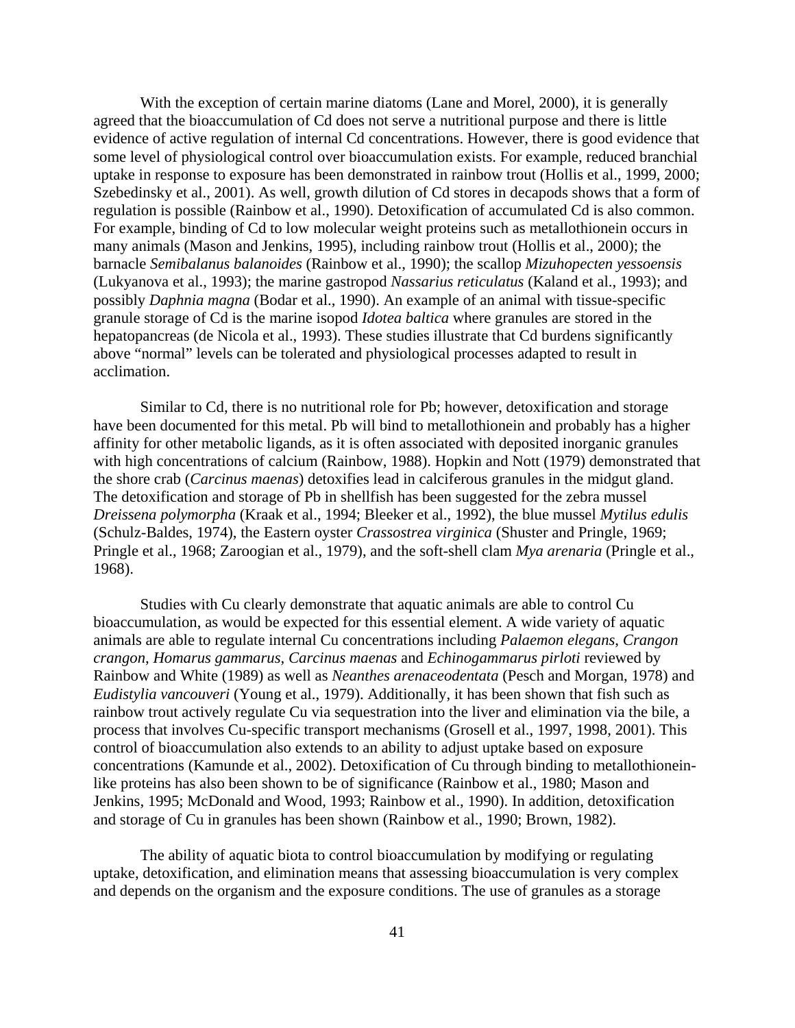With the exception of certain marine diatoms (Lane and Morel, 2000), it is generally agreed that the bioaccumulation of Cd does not serve a nutritional purpose and there is little evidence of active regulation of internal Cd concentrations. However, there is good evidence that some level of physiological control over bioaccumulation exists. For example, reduced branchial uptake in response to exposure has been demonstrated in rainbow trout (Hollis et al., 1999, 2000; Szebedinsky et al., 2001). As well, growth dilution of Cd stores in decapods shows that a form of regulation is possible (Rainbow et al., 1990). Detoxification of accumulated Cd is also common. For example, binding of Cd to low molecular weight proteins such as metallothionein occurs in many animals (Mason and Jenkins, 1995), including rainbow trout (Hollis et al., 2000); the barnacle *Semibalanus balanoides* (Rainbow et al., 1990); the scallop *Mizuhopecten yessoensis* (Lukyanova et al., 1993); the marine gastropod *Nassarius reticulatus* (Kaland et al., 1993); and possibly *Daphnia magna* (Bodar et al., 1990). An example of an animal with tissue-specific granule storage of Cd is the marine isopod *Idotea baltica* where granules are stored in the hepatopancreas (de Nicola et al., 1993). These studies illustrate that Cd burdens significantly above "normal" levels can be tolerated and physiological processes adapted to result in acclimation.

Similar to Cd, there is no nutritional role for Pb; however, detoxification and storage have been documented for this metal. Pb will bind to metallothionein and probably has a higher affinity for other metabolic ligands, as it is often associated with deposited inorganic granules with high concentrations of calcium (Rainbow, 1988). Hopkin and Nott (1979) demonstrated that the shore crab (*Carcinus maenas*) detoxifies lead in calciferous granules in the midgut gland. The detoxification and storage of Pb in shellfish has been suggested for the zebra mussel *Dreissena polymorpha* (Kraak et al., 1994; Bleeker et al., 1992), the blue mussel *Mytilus edulis* (Schulz-Baldes, 1974), the Eastern oyster *Crassostrea virginica* (Shuster and Pringle, 1969; Pringle et al., 1968; Zaroogian et al., 1979), and the soft-shell clam *Mya arenaria* (Pringle et al., 1968).

Studies with Cu clearly demonstrate that aquatic animals are able to control Cu bioaccumulation, as would be expected for this essential element. A wide variety of aquatic animals are able to regulate internal Cu concentrations including *Palaemon elegans*, *Crangon crangon*, *Homarus gammarus*, *Carcinus maenas* and *Echinogammarus pirloti* reviewed by Rainbow and White (1989) as well as *Neanthes arenaceodentata* (Pesch and Morgan, 1978) and *Eudistylia vancouveri* (Young et al., 1979). Additionally, it has been shown that fish such as rainbow trout actively regulate Cu via sequestration into the liver and elimination via the bile, a process that involves Cu-specific transport mechanisms (Grosell et al., 1997, 1998, 2001). This control of bioaccumulation also extends to an ability to adjust uptake based on exposure concentrations (Kamunde et al., 2002). Detoxification of Cu through binding to metallothionein-like proteins has also been shown to be of significance (Rainbow et al., 1980; Mason and Jenkins, 1995; McDonald and Wood, 1993; Rainbow et al., 1990). In addition, detoxification and storage of Cu in granules has been shown (Rainbow et al., 1990; Brown, 1982).

The ability of aquatic biota to control bioaccumulation by modifying or regulating uptake, detoxification, and elimination means that assessing bioaccumulation is very complex and depends on the organism and the exposure conditions. The use of granules as a storage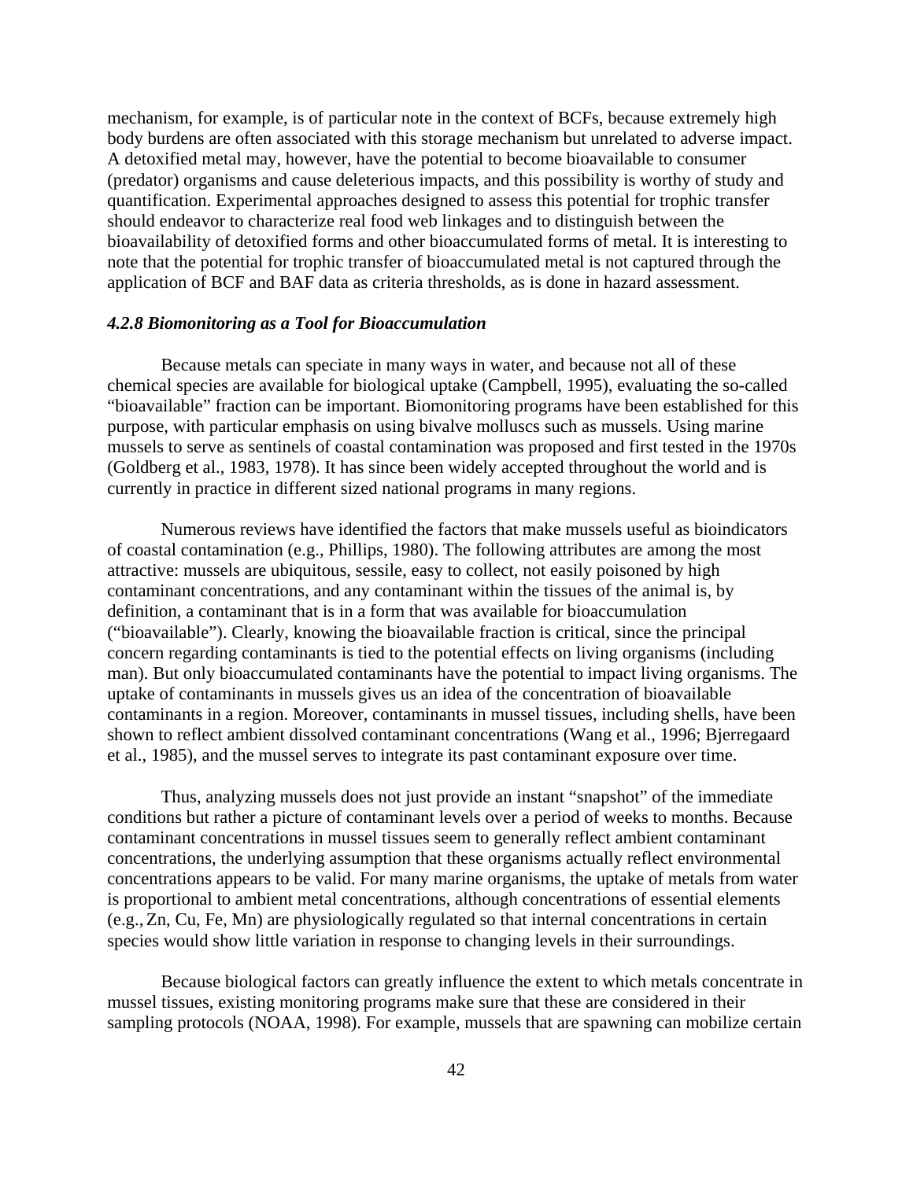mechanism, for example, is of particular note in the context of BCFs, because extremely high body burdens are often associated with this storage mechanism but unrelated to adverse impact. A detoxified metal may, however, have the potential to become bioavailable to consumer (predator) organisms and cause deleterious impacts, and this possibility is worthy of study and quantification. Experimental approaches designed to assess this potential for trophic transfer should endeavor to characterize real food web linkages and to distinguish between the bioavailability of detoxified forms and other bioaccumulated forms of metal. It is interesting to note that the potential for trophic transfer of bioaccumulated metal is not captured through the application of BCF and BAF data as criteria thresholds, as is done in hazard assessment.

#### *4.2.8 Biomonitoring as a Tool for Bioaccumulation*

Because metals can speciate in many ways in water, and because not all of these chemical species are available for biological uptake (Campbell, 1995), evaluating the so-called "bioavailable" fraction can be important. Biomonitoring programs have been established for this purpose, with particular emphasis on using bivalve molluscs such as mussels. Using marine mussels to serve as sentinels of coastal contamination was proposed and first tested in the 1970s (Goldberg et al., 1983, 1978). It has since been widely accepted throughout the world and is currently in practice in different sized national programs in many regions.

Numerous reviews have identified the factors that make mussels useful as bioindicators of coastal contamination (e.g., Phillips, 1980). The following attributes are among the most attractive: mussels are ubiquitous, sessile, easy to collect, not easily poisoned by high contaminant concentrations, and any contaminant within the tissues of the animal is, by definition, a contaminant that is in a form that was available for bioaccumulation ("bioavailable"). Clearly, knowing the bioavailable fraction is critical, since the principal concern regarding contaminants is tied to the potential effects on living organisms (including man). But only bioaccumulated contaminants have the potential to impact living organisms. The uptake of contaminants in mussels gives us an idea of the concentration of bioavailable contaminants in a region. Moreover, contaminants in mussel tissues, including shells, have been shown to reflect ambient dissolved contaminant concentrations (Wang et al., 1996; Bjerregaard et al., 1985), and the mussel serves to integrate its past contaminant exposure over time.

Thus, analyzing mussels does not just provide an instant "snapshot" of the immediate conditions but rather a picture of contaminant levels over a period of weeks to months. Because contaminant concentrations in mussel tissues seem to generally reflect ambient contaminant concentrations, the underlying assumption that these organisms actually reflect environmental concentrations appears to be valid. For many marine organisms, the uptake of metals from water is proportional to ambient metal concentrations, although concentrations of essential elements (e.g., Zn, Cu, Fe, Mn) are physiologically regulated so that internal concentrations in certain species would show little variation in response to changing levels in their surroundings.

Because biological factors can greatly influence the extent to which metals concentrate in mussel tissues, existing monitoring programs make sure that these are considered in their sampling protocols (NOAA, 1998). For example, mussels that are spawning can mobilize certain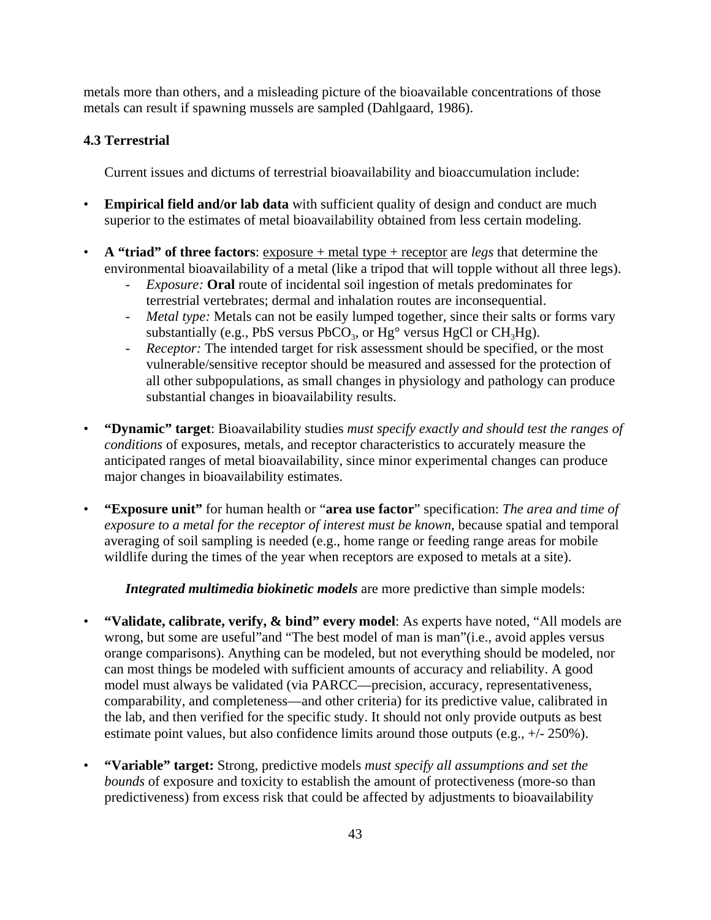metals more than others, and a misleading picture of the bioavailable concentrations of those metals can result if spawning mussels are sampled (Dahlgaard, 1986).

### 4.3 Terrestrial

Current issues and dictums of terrestrial bioavailability and bioaccumulation include:

- **Empirical field and/or lab data** with sufficient quality of design and conduct are much superior to the estimates of metal bioavailability obtained from less certain modeling.

- **A "triad" of three factors**: <u>exposure + metal type + receptor</u> are *legs* that determine the environmental bioavailability of a metal (like a tripod that will topple without all three legs).
  - *Exposure:* **Oral** route of incidental soil ingestion of metals predominates for terrestrial vertebrates; dermal and inhalation routes are inconsequential.
  - *Metal type:* Metals can not be easily lumped together, since their salts or forms vary substantially (e.g., PbS versus $PbCO_3$, or Hg° versus HgCl or $CH_3Hg$).
  - *Receptor:* The intended target for risk assessment should be specified, or the most vulnerable/sensitive receptor should be measured and assessed for the protection of all other subpopulations, as small changes in physiology and pathology can produce substantial changes in bioavailability results.

- **"Dynamic" target**: Bioavailability studies *must specify exactly and should test the ranges of conditions* of exposures, metals, and receptor characteristics to accurately measure the anticipated ranges of metal bioavailability, since minor experimental changes can produce major changes in bioavailability estimates.

- **"Exposure unit"** for human health or "**area use factor**" specification: *The area and time of exposure to a metal for the receptor of interest must be known*, because spatial and temporal averaging of soil sampling is needed (e.g., home range or feeding range areas for mobile wildlife during the times of the year when receptors are exposed to metals at a site).

***Integrated multimedia biokinetic models*** are more predictive than simple models:

- **"Validate, calibrate, verify, & bind" every model**: As experts have noted, "All models are wrong, but some are useful"and "The best model of man is man"(i.e., avoid apples versus orange comparisons). Anything can be modeled, but not everything should be modeled, nor can most things be modeled with sufficient amounts of accuracy and reliability. A good model must always be validated (via PARCC—precision, accuracy, representativeness, comparability, and completeness—and other criteria) for its predictive value, calibrated in the lab, and then verified for the specific study. It should not only provide outputs as best estimate point values, but also confidence limits around those outputs (e.g., +/- 250%).

- **"Variable" target:** Strong, predictive models *must specify all assumptions and set the bounds* of exposure and toxicity to establish the amount of protectiveness (more-so than predictiveness) from excess risk that could be affected by adjustments to bioavailability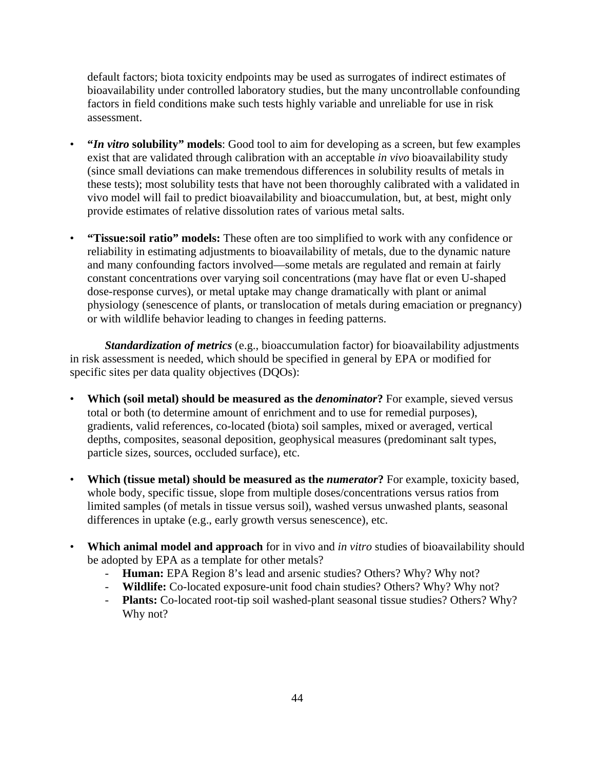default factors; biota toxicity endpoints may be used as surrogates of indirect estimates of bioavailability under controlled laboratory studies, but the many uncontrollable confounding factors in field conditions make such tests highly variable and unreliable for use in risk assessment.

- **"*In vitro* solubility" models**: Good tool to aim for developing as a screen, but few examples exist that are validated through calibration with an acceptable *in vivo* bioavailability study (since small deviations can make tremendous differences in solubility results of metals in these tests); most solubility tests that have not been thoroughly calibrated with a validated in vivo model will fail to predict bioavailability and bioaccumulation, but, at best, might only provide estimates of relative dissolution rates of various metal salts.

- **"Tissue:soil ratio" models:** These often are too simplified to work with any confidence or reliability in estimating adjustments to bioavailability of metals, due to the dynamic nature and many confounding factors involved—some metals are regulated and remain at fairly constant concentrations over varying soil concentrations (may have flat or even U-shaped dose-response curves), or metal uptake may change dramatically with plant or animal physiology (senescence of plants, or translocation of metals during emaciation or pregnancy) or with wildlife behavior leading to changes in feeding patterns.

***Standardization of metrics*** (e.g., bioaccumulation factor) for bioavailability adjustments in risk assessment is needed, which should be specified in general by EPA or modified for specific sites per data quality objectives (DQOs):

- **Which (soil metal) should be measured as the *denominator*?** For example, sieved versus total or both (to determine amount of enrichment and to use for remedial purposes), gradients, valid references, co-located (biota) soil samples, mixed or averaged, vertical depths, composites, seasonal deposition, geophysical measures (predominant salt types, particle sizes, sources, occluded surface), etc.

- **Which (tissue metal) should be measured as the *numerator*?** For example, toxicity based, whole body, specific tissue, slope from multiple doses/concentrations versus ratios from limited samples (of metals in tissue versus soil), washed versus unwashed plants, seasonal differences in uptake (e.g., early growth versus senescence), etc.

- **Which animal model and approach** for in vivo and *in vitro* studies of bioavailability should be adopted by EPA as a template for other metals?
  - **Human:** EPA Region 8's lead and arsenic studies? Others? Why? Why not?
  - **Wildlife:** Co-located exposure-unit food chain studies? Others? Why? Why not?
  - **Plants:** Co-located root-tip soil washed-plant seasonal tissue studies? Others? Why? Why not?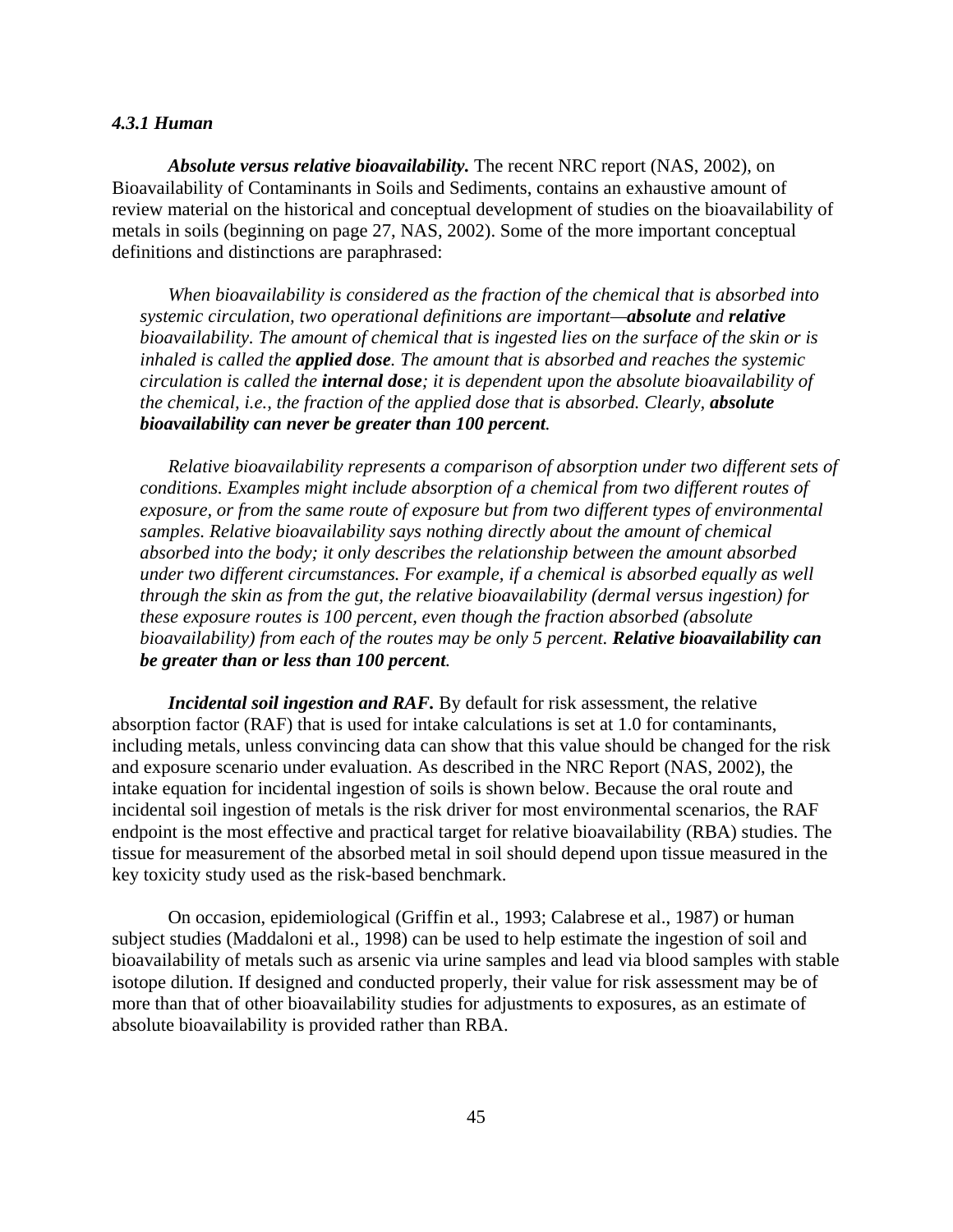#### *4.3.1 Human*

***Absolute versus relative bioavailability.*** The recent NRC report (NAS, 2002), on Bioavailability of Contaminants in Soils and Sediments, contains an exhaustive amount of review material on the historical and conceptual development of studies on the bioavailability of metals in soils (beginning on page 27, NAS, 2002). Some of the more important conceptual definitions and distinctions are paraphrased:

> *When bioavailability is considered as the fraction of the chemical that is absorbed into systemic circulation, two operational definitions are important—**absolute** and **relative** bioavailability. The amount of chemical that is ingested lies on the surface of the skin or is inhaled is called the **applied dose**. The amount that is absorbed and reaches the systemic circulation is called the **internal dose**; it is dependent upon the absolute bioavailability of the chemical, i.e., the fraction of the applied dose that is absorbed. Clearly, **absolute bioavailability can never be greater than 100 percent**.*
>
> *Relative bioavailability represents a comparison of absorption under two different sets of conditions. Examples might include absorption of a chemical from two different routes of exposure, or from the same route of exposure but from two different types of environmental samples. Relative bioavailability says nothing directly about the amount of chemical absorbed into the body; it only describes the relationship between the amount absorbed under two different circumstances. For example, if a chemical is absorbed equally as well through the skin as from the gut, the relative bioavailability (dermal versus ingestion) for these exposure routes is 100 percent, even though the fraction absorbed (absolute bioavailability) from each of the routes may be only 5 percent. **Relative bioavailability can be greater than or less than 100 percent**.*

***Incidental soil ingestion and RAF.*** By default for risk assessment, the relative absorption factor (RAF) that is used for intake calculations is set at 1.0 for contaminants, including metals, unless convincing data can show that this value should be changed for the risk and exposure scenario under evaluation. As described in the NRC Report (NAS, 2002), the intake equation for incidental ingestion of soils is shown below. Because the oral route and incidental soil ingestion of metals is the risk driver for most environmental scenarios, the RAF endpoint is the most effective and practical target for relative bioavailability (RBA) studies. The tissue for measurement of the absorbed metal in soil should depend upon tissue measured in the key toxicity study used as the risk-based benchmark.

On occasion, epidemiological (Griffin et al., 1993; Calabrese et al., 1987) or human subject studies (Maddaloni et al., 1998) can be used to help estimate the ingestion of soil and bioavailability of metals such as arsenic via urine samples and lead via blood samples with stable isotope dilution. If designed and conducted properly, their value for risk assessment may be of more than that of other bioavailability studies for adjustments to exposures, as an estimate of absolute bioavailability is provided rather than RBA.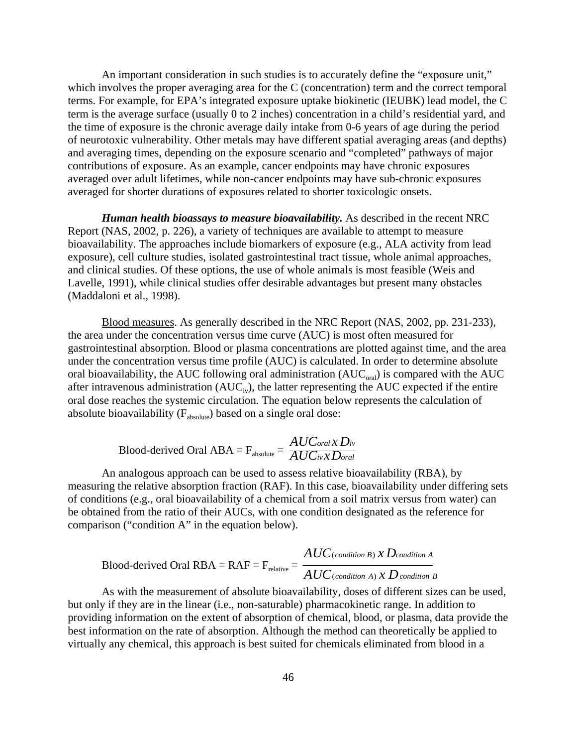An important consideration in such studies is to accurately define the "exposure unit," which involves the proper averaging area for the C (concentration) term and the correct temporal terms. For example, for EPA's integrated exposure uptake biokinetic (IEUBK) lead model, the C term is the average surface (usually 0 to 2 inches) concentration in a child's residential yard, and the time of exposure is the chronic average daily intake from 0-6 years of age during the period of neurotoxic vulnerability. Other metals may have different spatial averaging areas (and depths) and averaging times, depending on the exposure scenario and "completed" pathways of major contributions of exposure. As an example, cancer endpoints may have chronic exposures averaged over adult lifetimes, while non-cancer endpoints may have sub-chronic exposures averaged for shorter durations of exposures related to shorter toxicologic onsets.

***Human health bioassays to measure bioavailability.*** As described in the recent NRC Report (NAS, 2002, p. 226), a variety of techniques are available to attempt to measure bioavailability. The approaches include biomarkers of exposure (e.g., ALA activity from lead exposure), cell culture studies, isolated gastrointestinal tract tissue, whole animal approaches, and clinical studies. Of these options, the use of whole animals is most feasible (Weis and Lavelle, 1991), while clinical studies offer desirable advantages but present many obstacles (Maddaloni et al., 1998).

Blood measures. As generally described in the NRC Report (NAS, 2002, pp. 231-233), the area under the concentration versus time curve (AUC) is most often measured for gastrointestinal absorption. Blood or plasma concentrations are plotted against time, and the area under the concentration versus time profile (AUC) is calculated. In order to determine absolute oral bioavailability, the AUC following oral administration ($AUC_{oral}$) is compared with the AUC after intravenous administration ($AUC_{iv}$), the latter representing the AUC expected if the entire oral dose reaches the systemic circulation. The equation below represents the calculation of absolute bioavailability ($F_{absolute}$) based on a single oral dose:

$$\text{Blood-derived Oral ABA} = F_{absolute} = \frac{AUC_{oral} \, x \, D_{iv}}{AUC_{iv} \, x \, D_{oral}}$$

An analogous approach can be used to assess relative bioavailability (RBA), by measuring the relative absorption fraction (RAF). In this case, bioavailability under differing sets of conditions (e.g., oral bioavailability of a chemical from a soil matrix versus from water) can be obtained from the ratio of their AUCs, with one condition designated as the reference for comparison ("condition A" in the equation below).

$$\text{Blood-derived Oral RBA} = \text{RAF} = F_{relative} = \frac{AUC_{(condition\ B)} \, x \, D_{condition\ A}}{AUC_{(condition\ A)} \, x \, D_{condition\ B}}$$

As with the measurement of absolute bioavailability, doses of different sizes can be used, but only if they are in the linear (i.e., non-saturable) pharmacokinetic range. In addition to providing information on the extent of absorption of chemical, blood, or plasma, data provide the best information on the rate of absorption. Although the method can theoretically be applied to virtually any chemical, this approach is best suited for chemicals eliminated from blood in a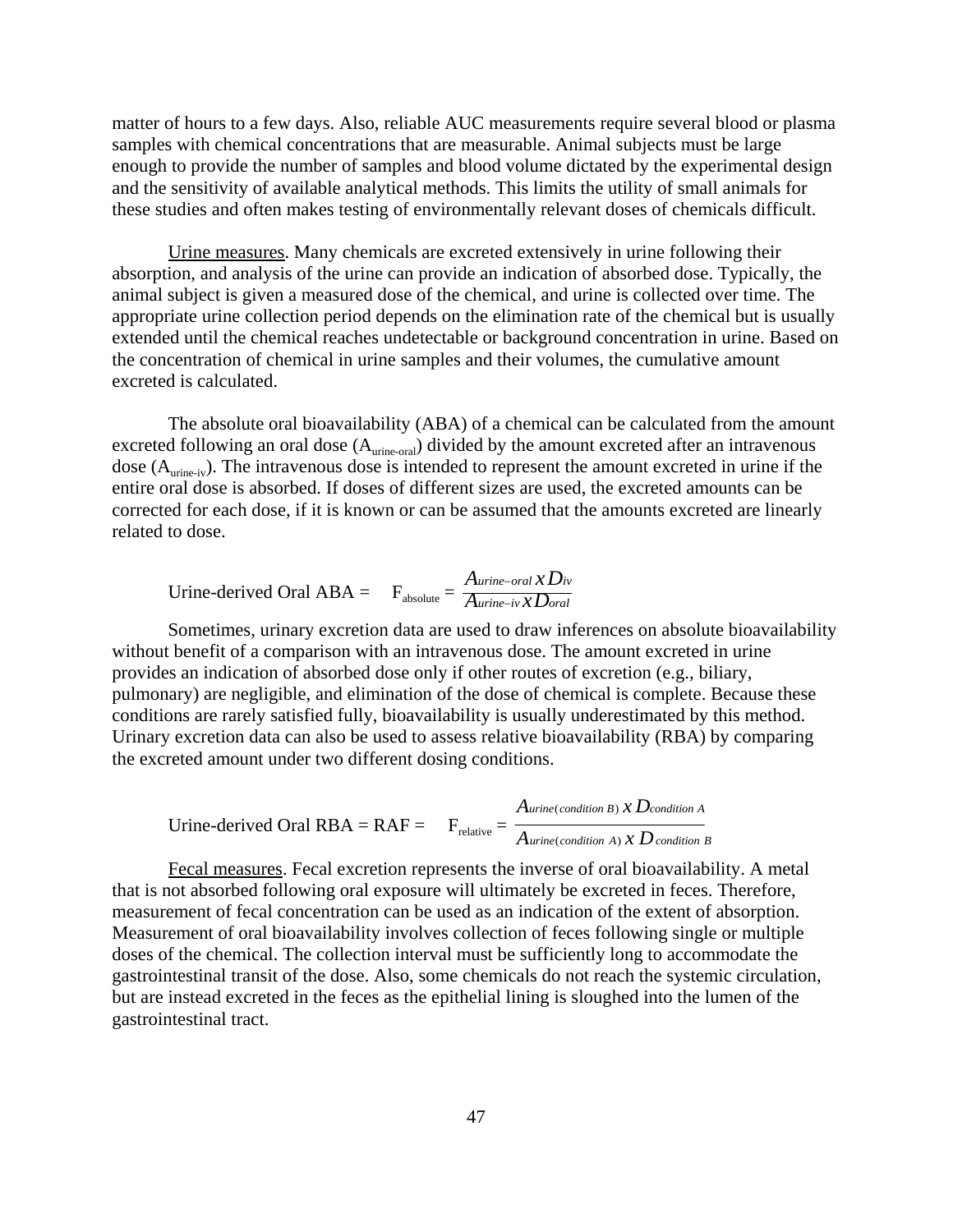matter of hours to a few days. Also, reliable AUC measurements require several blood or plasma samples with chemical concentrations that are measurable. Animal subjects must be large enough to provide the number of samples and blood volume dictated by the experimental design and the sensitivity of available analytical methods. This limits the utility of small animals for these studies and often makes testing of environmentally relevant doses of chemicals difficult.

Urine measures. Many chemicals are excreted extensively in urine following their absorption, and analysis of the urine can provide an indication of absorbed dose. Typically, the animal subject is given a measured dose of the chemical, and urine is collected over time. The appropriate urine collection period depends on the elimination rate of the chemical but is usually extended until the chemical reaches undetectable or background concentration in urine. Based on the concentration of chemical in urine samples and their volumes, the cumulative amount excreted is calculated.

The absolute oral bioavailability (ABA) of a chemical can be calculated from the amount excreted following an oral dose ($A_{urine\text{-}oral}$) divided by the amount excreted after an intravenous dose ($A_{urine\text{-}iv}$). The intravenous dose is intended to represent the amount excreted in urine if the entire oral dose is absorbed. If doses of different sizes are used, the excreted amounts can be corrected for each dose, if it is known or can be assumed that the amounts excreted are linearly related to dose.

$$\text{Urine-derived Oral ABA} = \quad F_{absolute} = \frac{A_{urine-oral} \, x \, D_{iv}}{A_{urine-iv} \, x \, D_{oral}}$$

Sometimes, urinary excretion data are used to draw inferences on absolute bioavailability without benefit of a comparison with an intravenous dose. The amount excreted in urine provides an indication of absorbed dose only if other routes of excretion (e.g., biliary, pulmonary) are negligible, and elimination of the dose of chemical is complete. Because these conditions are rarely satisfied fully, bioavailability is usually underestimated by this method. Urinary excretion data can also be used to assess relative bioavailability (RBA) by comparing the excreted amount under two different dosing conditions.

$$\text{Urine-derived Oral RBA} = \text{RAF} = \quad F_{relative} = \frac{A_{urine(condition\ B)} \, x \, D_{condition\ A}}{A_{urine(condition\ A)} \, x \, D_{condition\ B}}$$

Fecal measures. Fecal excretion represents the inverse of oral bioavailability. A metal that is not absorbed following oral exposure will ultimately be excreted in feces. Therefore, measurement of fecal concentration can be used as an indication of the extent of absorption. Measurement of oral bioavailability involves collection of feces following single or multiple doses of the chemical. The collection interval must be sufficiently long to accommodate the gastrointestinal transit of the dose. Also, some chemicals do not reach the systemic circulation, but are instead excreted in the feces as the epithelial lining is sloughed into the lumen of the gastrointestinal tract.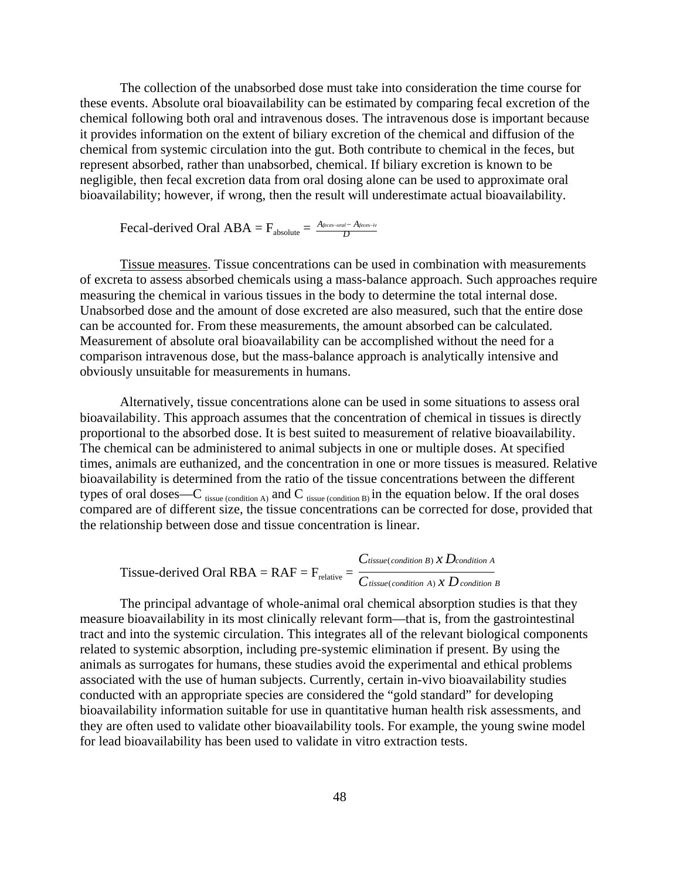The collection of the unabsorbed dose must take into consideration the time course for these events. Absolute oral bioavailability can be estimated by comparing fecal excretion of the chemical following both oral and intravenous doses. The intravenous dose is important because it provides information on the extent of biliary excretion of the chemical and diffusion of the chemical from systemic circulation into the gut. Both contribute to chemical in the feces, but represent absorbed, rather than unabsorbed, chemical. If biliary excretion is known to be negligible, then fecal excretion data from oral dosing alone can be used to approximate oral bioavailability; however, if wrong, then the result will underestimate actual bioavailability.

$$\text{Fecal-derived Oral ABA} = F_{absolute} = \frac{A_{feces-oral} - A_{feces-iv}}{D}$$

Tissue measures. Tissue concentrations can be used in combination with measurements of excreta to assess absorbed chemicals using a mass-balance approach. Such approaches require measuring the chemical in various tissues in the body to determine the total internal dose. Unabsorbed dose and the amount of dose excreted are also measured, such that the entire dose can be accounted for. From these measurements, the amount absorbed can be calculated. Measurement of absolute oral bioavailability can be accomplished without the need for a comparison intravenous dose, but the mass-balance approach is analytically intensive and obviously unsuitable for measurements in humans.

Alternatively, tissue concentrations alone can be used in some situations to assess oral bioavailability. This approach assumes that the concentration of chemical in tissues is directly proportional to the absorbed dose. It is best suited to measurement of relative bioavailability. The chemical can be administered to animal subjects in one or multiple doses. At specified times, animals are euthanized, and the concentration in one or more tissues is measured. Relative bioavailability is determined from the ratio of the tissue concentrations between the different types of oral doses—$C_{\text{tissue (condition A)}}$ and $C_{\text{tissue (condition B)}}$ in the equation below. If the oral doses compared are of different size, the tissue concentrations can be corrected for dose, provided that the relationship between dose and tissue concentration is linear.

$$\text{Tissue-derived Oral RBA} = \text{RAF} = F_{relative} = \frac{C_{tissue(condition\ B)}\ x\ D_{condition\ A}}{C_{tissue(condition\ A)}\ x\ D_{condition\ B}}$$

The principal advantage of whole-animal oral chemical absorption studies is that they measure bioavailability in its most clinically relevant form—that is, from the gastrointestinal tract and into the systemic circulation. This integrates all of the relevant biological components related to systemic absorption, including pre-systemic elimination if present. By using the animals as surrogates for humans, these studies avoid the experimental and ethical problems associated with the use of human subjects. Currently, certain in-vivo bioavailability studies conducted with an appropriate species are considered the "gold standard" for developing bioavailability information suitable for use in quantitative human health risk assessments, and they are often used to validate other bioavailability tools. For example, the young swine model for lead bioavailability has been used to validate in vitro extraction tests.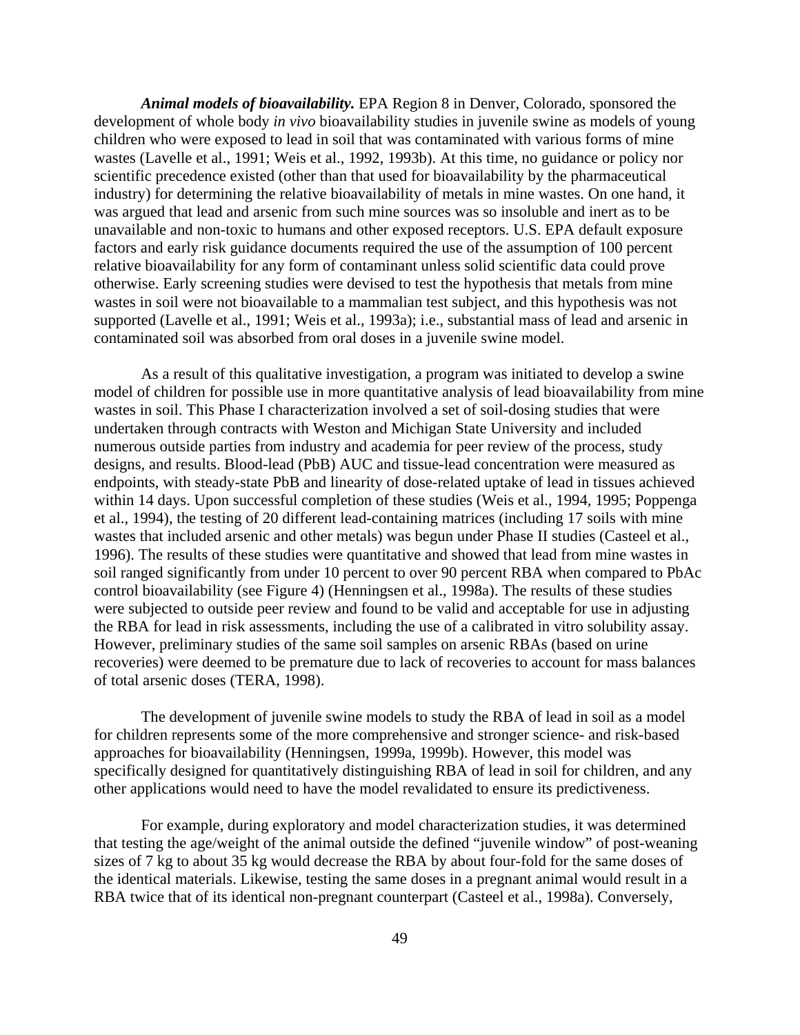***Animal models of bioavailability.*** EPA Region 8 in Denver, Colorado, sponsored the development of whole body *in vivo* bioavailability studies in juvenile swine as models of young children who were exposed to lead in soil that was contaminated with various forms of mine wastes (Lavelle et al., 1991; Weis et al., 1992, 1993b). At this time, no guidance or policy nor scientific precedence existed (other than that used for bioavailability by the pharmaceutical industry) for determining the relative bioavailability of metals in mine wastes. On one hand, it was argued that lead and arsenic from such mine sources was so insoluble and inert as to be unavailable and non-toxic to humans and other exposed receptors. U.S. EPA default exposure factors and early risk guidance documents required the use of the assumption of 100 percent relative bioavailability for any form of contaminant unless solid scientific data could prove otherwise. Early screening studies were devised to test the hypothesis that metals from mine wastes in soil were not bioavailable to a mammalian test subject, and this hypothesis was not supported (Lavelle et al., 1991; Weis et al., 1993a); i.e., substantial mass of lead and arsenic in contaminated soil was absorbed from oral doses in a juvenile swine model.

As a result of this qualitative investigation, a program was initiated to develop a swine model of children for possible use in more quantitative analysis of lead bioavailability from mine wastes in soil. This Phase I characterization involved a set of soil-dosing studies that were undertaken through contracts with Weston and Michigan State University and included numerous outside parties from industry and academia for peer review of the process, study designs, and results. Blood-lead (PbB) AUC and tissue-lead concentration were measured as endpoints, with steady-state PbB and linearity of dose-related uptake of lead in tissues achieved within 14 days. Upon successful completion of these studies (Weis et al., 1994, 1995; Poppenga et al., 1994), the testing of 20 different lead-containing matrices (including 17 soils with mine wastes that included arsenic and other metals) was begun under Phase II studies (Casteel et al., 1996). The results of these studies were quantitative and showed that lead from mine wastes in soil ranged significantly from under 10 percent to over 90 percent RBA when compared to PbAc control bioavailability (see Figure 4) (Henningsen et al., 1998a). The results of these studies were subjected to outside peer review and found to be valid and acceptable for use in adjusting the RBA for lead in risk assessments, including the use of a calibrated in vitro solubility assay. However, preliminary studies of the same soil samples on arsenic RBAs (based on urine recoveries) were deemed to be premature due to lack of recoveries to account for mass balances of total arsenic doses (TERA, 1998).

The development of juvenile swine models to study the RBA of lead in soil as a model for children represents some of the more comprehensive and stronger science- and risk-based approaches for bioavailability (Henningsen, 1999a, 1999b). However, this model was specifically designed for quantitatively distinguishing RBA of lead in soil for children, and any other applications would need to have the model revalidated to ensure its predictiveness.

For example, during exploratory and model characterization studies, it was determined that testing the age/weight of the animal outside the defined "juvenile window" of post-weaning sizes of 7 kg to about 35 kg would decrease the RBA by about four-fold for the same doses of the identical materials. Likewise, testing the same doses in a pregnant animal would result in a RBA twice that of its identical non-pregnant counterpart (Casteel et al., 1998a). Conversely,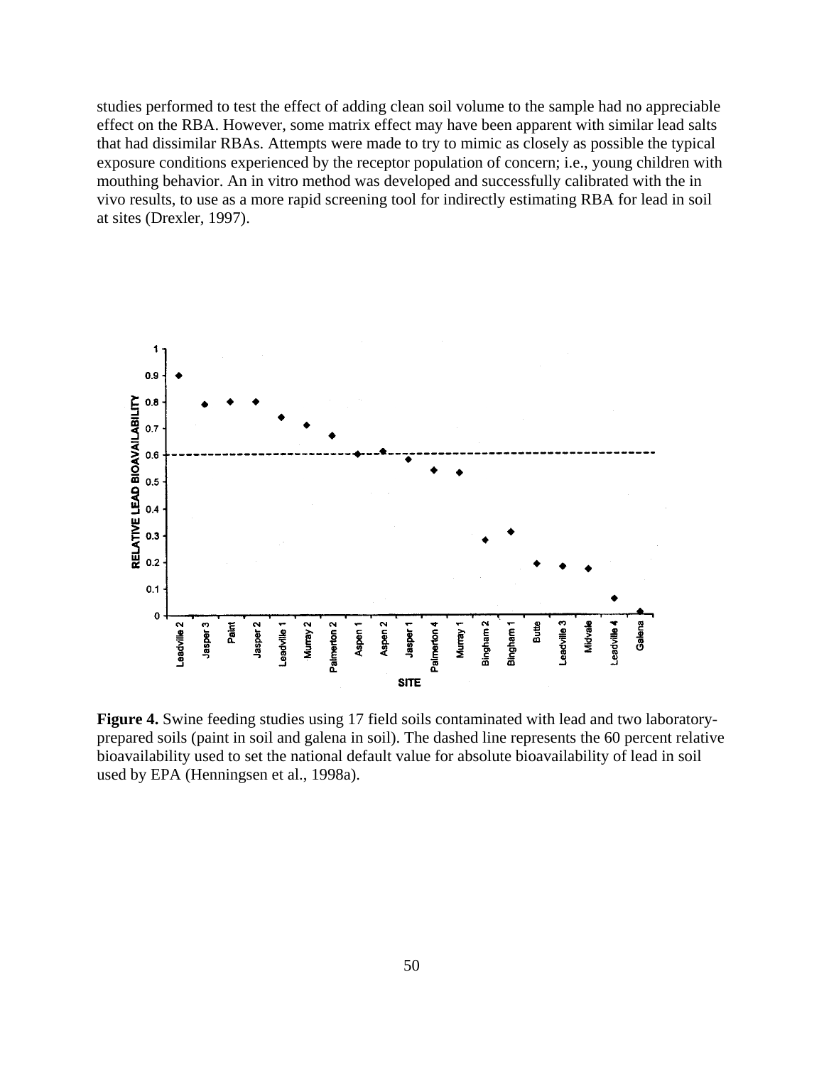studies performed to test the effect of adding clean soil volume to the sample had no appreciable effect on the RBA. However, some matrix effect may have been apparent with similar lead salts that had dissimilar RBAs. Attempts were made to try to mimic as closely as possible the typical exposure conditions experienced by the receptor population of concern; i.e., young children with mouthing behavior. An in vitro method was developed and successfully calibrated with the in vivo results, to use as a more rapid screening tool for indirectly estimating RBA for lead in soil at sites (Drexler, 1997).

**Figure 4.** Swine feeding studies using 17 field soils contaminated with lead and two laboratory-prepared soils (paint in soil and galena in soil). The dashed line represents the 60 percent relative bioavailability used to set the national default value for absolute bioavailability of lead in soil used by EPA (Henningsen et al., 1998a).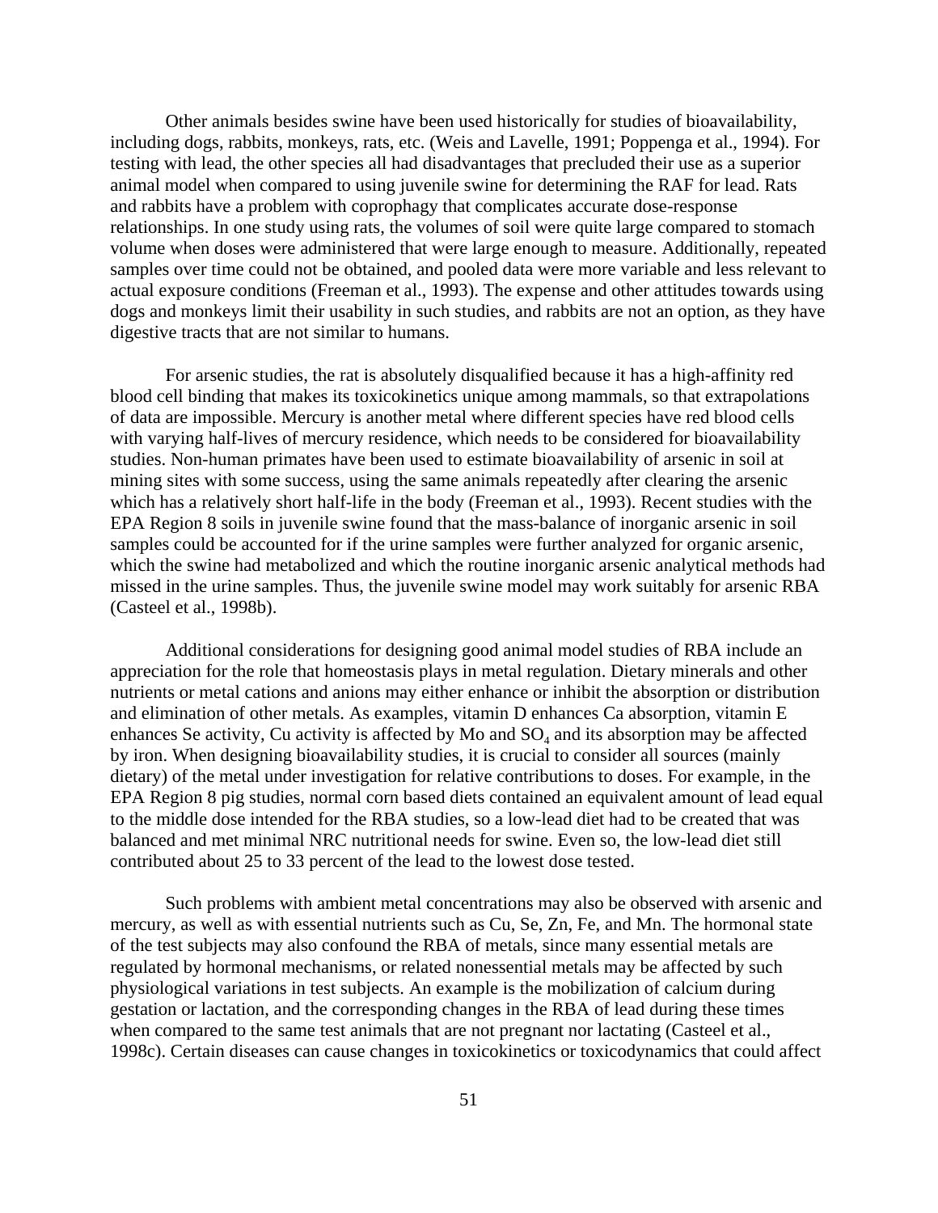Other animals besides swine have been used historically for studies of bioavailability, including dogs, rabbits, monkeys, rats, etc. (Weis and Lavelle, 1991; Poppenga et al., 1994). For testing with lead, the other species all had disadvantages that precluded their use as a superior animal model when compared to using juvenile swine for determining the RAF for lead. Rats and rabbits have a problem with coprophagy that complicates accurate dose-response relationships. In one study using rats, the volumes of soil were quite large compared to stomach volume when doses were administered that were large enough to measure. Additionally, repeated samples over time could not be obtained, and pooled data were more variable and less relevant to actual exposure conditions (Freeman et al., 1993). The expense and other attitudes towards using dogs and monkeys limit their usability in such studies, and rabbits are not an option, as they have digestive tracts that are not similar to humans.

For arsenic studies, the rat is absolutely disqualified because it has a high-affinity red blood cell binding that makes its toxicokinetics unique among mammals, so that extrapolations of data are impossible. Mercury is another metal where different species have red blood cells with varying half-lives of mercury residence, which needs to be considered for bioavailability studies. Non-human primates have been used to estimate bioavailability of arsenic in soil at mining sites with some success, using the same animals repeatedly after clearing the arsenic which has a relatively short half-life in the body (Freeman et al., 1993). Recent studies with the EPA Region 8 soils in juvenile swine found that the mass-balance of inorganic arsenic in soil samples could be accounted for if the urine samples were further analyzed for organic arsenic, which the swine had metabolized and which the routine inorganic arsenic analytical methods had missed in the urine samples. Thus, the juvenile swine model may work suitably for arsenic RBA (Casteel et al., 1998b).

Additional considerations for designing good animal model studies of RBA include an appreciation for the role that homeostasis plays in metal regulation. Dietary minerals and other nutrients or metal cations and anions may either enhance or inhibit the absorption or distribution and elimination of other metals. As examples, vitamin D enhances Ca absorption, vitamin E enhances Se activity, Cu activity is affected by Mo and $SO_4$ and its absorption may be affected by iron. When designing bioavailability studies, it is crucial to consider all sources (mainly dietary) of the metal under investigation for relative contributions to doses. For example, in the EPA Region 8 pig studies, normal corn based diets contained an equivalent amount of lead equal to the middle dose intended for the RBA studies, so a low-lead diet had to be created that was balanced and met minimal NRC nutritional needs for swine. Even so, the low-lead diet still contributed about 25 to 33 percent of the lead to the lowest dose tested.

Such problems with ambient metal concentrations may also be observed with arsenic and mercury, as well as with essential nutrients such as Cu, Se, Zn, Fe, and Mn. The hormonal state of the test subjects may also confound the RBA of metals, since many essential metals are regulated by hormonal mechanisms, or related nonessential metals may be affected by such physiological variations in test subjects. An example is the mobilization of calcium during gestation or lactation, and the corresponding changes in the RBA of lead during these times when compared to the same test animals that are not pregnant nor lactating (Casteel et al., 1998c). Certain diseases can cause changes in toxicokinetics or toxicodynamics that could affect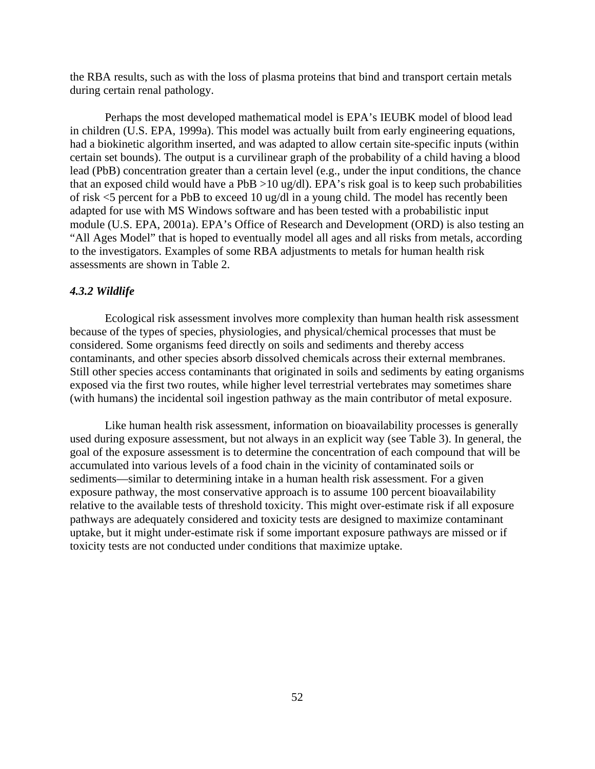the RBA results, such as with the loss of plasma proteins that bind and transport certain metals during certain renal pathology.

Perhaps the most developed mathematical model is EPA's IEUBK model of blood lead in children (U.S. EPA, 1999a). This model was actually built from early engineering equations, had a biokinetic algorithm inserted, and was adapted to allow certain site-specific inputs (within certain set bounds). The output is a curvilinear graph of the probability of a child having a blood lead (PbB) concentration greater than a certain level (e.g., under the input conditions, the chance that an exposed child would have a PbB >10 ug/dl). EPA's risk goal is to keep such probabilities of risk <5 percent for a PbB to exceed 10 ug/dl in a young child. The model has recently been adapted for use with MS Windows software and has been tested with a probabilistic input module (U.S. EPA, 2001a). EPA's Office of Research and Development (ORD) is also testing an "All Ages Model" that is hoped to eventually model all ages and all risks from metals, according to the investigators. Examples of some RBA adjustments to metals for human health risk assessments are shown in Table 2.

### *4.3.2 Wildlife*

Ecological risk assessment involves more complexity than human health risk assessment because of the types of species, physiologies, and physical/chemical processes that must be considered. Some organisms feed directly on soils and sediments and thereby access contaminants, and other species absorb dissolved chemicals across their external membranes. Still other species access contaminants that originated in soils and sediments by eating organisms exposed via the first two routes, while higher level terrestrial vertebrates may sometimes share (with humans) the incidental soil ingestion pathway as the main contributor of metal exposure.

Like human health risk assessment, information on bioavailability processes is generally used during exposure assessment, but not always in an explicit way (see Table 3). In general, the goal of the exposure assessment is to determine the concentration of each compound that will be accumulated into various levels of a food chain in the vicinity of contaminated soils or sediments—similar to determining intake in a human health risk assessment. For a given exposure pathway, the most conservative approach is to assume 100 percent bioavailability relative to the available tests of threshold toxicity. This might over-estimate risk if all exposure pathways are adequately considered and toxicity tests are designed to maximize contaminant uptake, but it might under-estimate risk if some important exposure pathways are missed or if toxicity tests are not conducted under conditions that maximize uptake.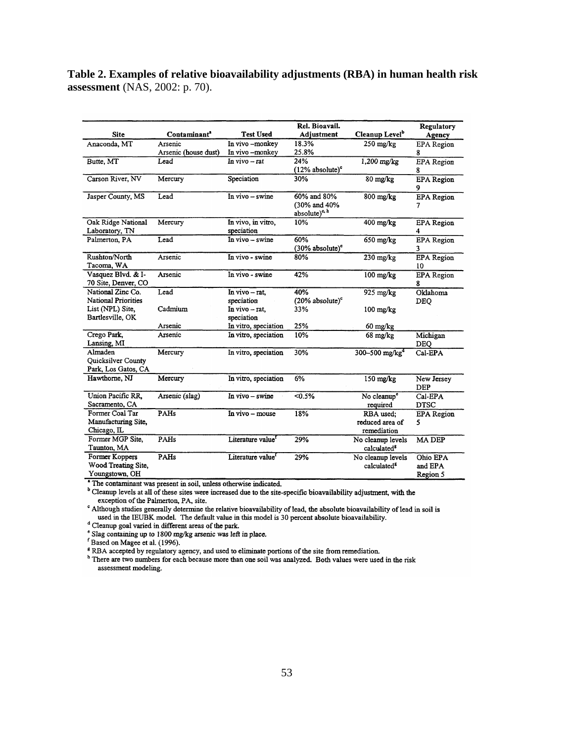**Table 2. Examples of relative bioavailability adjustments (RBA) in human health risk assessment** (NAS, 2002: p. 70).

| Site | Contaminant[a] | Test Used | Rel. Bioavail. Adjustment | Cleanup Level[b] | Regulatory Agency |
|---|---|---|---|---|---|
| Anaconda, MT | Arsenic<br>Arsenic (house dust) | In vivo –monkey<br>In vivo –monkey | 18.3%<br>25.8% | 250 mg/kg | EPA Region 8 |
| Butte, MT | Lead | In vivo – rat | 24%<br>(12% absolute)[c] | 1,200 mg/kg | EPA Region 8 |
| Carson River, NV | Mercury | Speciation | 30% | 80 mg/kg | EPA Region 9 |
| Jasper County, MS | Lead | In vivo – swine | 60% and 80%<br>(30% and 40% absolute)[c, h] | 800 mg/kg | EPA Region 7 |
| Oak Ridge National Laboratory, TN | Mercury | In vivo, in vitro, speciation | 10% | 400 mg/kg | EPA Region 4 |
| Palmerton, PA | Lead | In vivo – swine | 60%<br>(30% absolute)[c] | 650 mg/kg | EPA Region 3 |
| Rushton/North Tacoma, WA | Arsenic | In vivo - swine | 80% | 230 mg/kg | EPA Region 10 |
| Vasquez Blvd. & I-70 Site, Denver, CO | Arsenic | In vivo - swine | 42% | 100 mg/kg | EPA Region 8 |
| National Zinc Co. National Priorities List (NPL) Site, Bartlesville, OK | Lead<br><br>Cadmium<br><br>Arsenic | In vivo – rat, speciation<br>In vivo – rat, speciation<br>In vitro, speciation | 40%<br>(20% absolute)[c]<br>33%<br><br>25% | 925 mg/kg<br><br>100 mg/kg<br><br>60 mg/kg | Oklahoma DEQ |
| Crego Park, Lansing, MI | Arsenic | In vitro, speciation | 10% | 68 mg/kg | Michigan DEQ |
| Almaden Quicksilver County Park, Los Gatos, CA | Mercury | In vitro, speciation | 30% | 300–500 mg/kg[d] | Cal-EPA |
| Hawthorne, NJ | Mercury | In vitro, speciation | 6% | 150 mg/kg | New Jersey DEP |
| Union Pacific RR, Sacramento, CA | Arsenic (slag) | In vivo – swine | <0.5% | No cleanup[e] required | Cal-EPA DTSC |
| Former Coal Tar Manufacturing Site, Chicago, IL | PAHs | In vivo – mouse | 18% | RBA used; reduced area of remediation | EPA Region 5 |
| Former MGP Site, Taunton, MA | PAHs | Literature value[f] | 29% | No cleanup levels calculated[g] | MA DEP |
| Former Koppers Wood Treating Site, Youngstown, OH | PAHs | Literature value[f] | 29% | No cleanup levels calculated[g] | Ohio EPA and EPA Region 5 |

[a] The contaminant was present in soil, unless otherwise indicated.
[b] Cleanup levels at all of these sites were increased due to the site-specific bioavailability adjustment, with the exception of the Palmerton, PA, site.
[c] Although studies generally determine the relative bioavailability of lead, the absolute bioavailability of lead in soil is used in the IEUBK model. The default value in this model is 30 percent absolute bioavailability.
[d] Cleanup goal varied in different areas of the park.
[e] Slag containing up to 1800 mg/kg arsenic was left in place.
[f] Based on Magee et al. (1996).
[g] RBA accepted by regulatory agency, and used to eliminate portions of the site from remediation.
[h] There are two numbers for each because more than one soil was analyzed. Both values were used in the risk assessment modeling.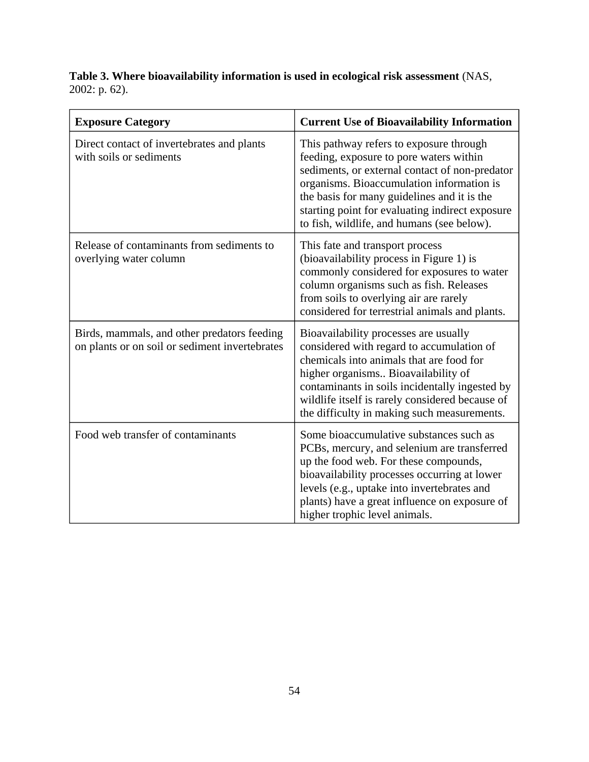**Table 3. Where bioavailability information is used in ecological risk assessment** (NAS, 2002: p. 62).

| Exposure Category | Current Use of Bioavailability Information |
| --- | --- |
| Direct contact of invertebrates and plants with soils or sediments | This pathway refers to exposure through feeding, exposure to pore waters within sediments, or external contact of non-predator organisms. Bioaccumulation information is the basis for many guidelines and it is the starting point for evaluating indirect exposure to fish, wildlife, and humans (see below). |
| Release of contaminants from sediments to overlying water column | This fate and transport process (bioavailability process in Figure 1) is commonly considered for exposures to water column organisms such as fish. Releases from soils to overlying air are rarely considered for terrestrial animals and plants. |
| Birds, mammals, and other predators feeding on plants or on soil or sediment invertebrates | Bioavailability processes are usually considered with regard to accumulation of chemicals into animals that are food for higher organisms.. Bioavailability of contaminants in soils incidentally ingested by wildlife itself is rarely considered because of the difficulty in making such measurements. |
| Food web transfer of contaminants | Some bioaccumulative substances such as PCBs, mercury, and selenium are transferred up the food web. For these compounds, bioavailability processes occurring at lower levels (e.g., uptake into invertebrates and plants) have a great influence on exposure of higher trophic level animals. |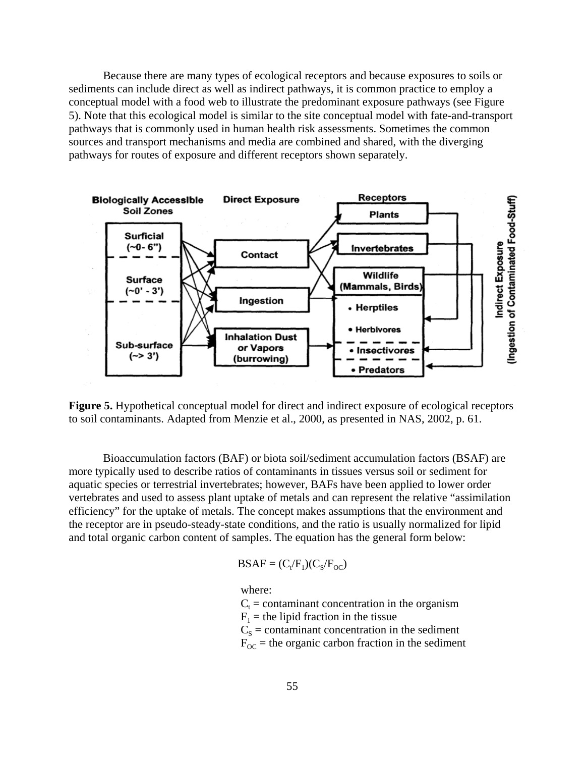Because there are many types of ecological receptors and because exposures to soils or sediments can include direct as well as indirect pathways, it is common practice to employ a conceptual model with a food web to illustrate the predominant exposure pathways (see Figure 5). Note that this ecological model is similar to the site conceptual model with fate-and-transport pathways that is commonly used in human health risk assessments. Sometimes the common sources and transport mechanisms and media are combined and shared, with the diverging pathways for routes of exposure and different receptors shown separately.

**Figure 5.** Hypothetical conceptual model for direct and indirect exposure of ecological receptors to soil contaminants. Adapted from Menzie et al., 2000, as presented in NAS, 2002, p. 61.

Bioaccumulation factors (BAF) or biota soil/sediment accumulation factors (BSAF) are more typically used to describe ratios of contaminants in tissues versus soil or sediment for aquatic species or terrestrial invertebrates; however, BAFs have been applied to lower order vertebrates and used to assess plant uptake of metals and can represent the relative "assimilation efficiency" for the uptake of metals. The concept makes assumptions that the environment and the receptor are in pseudo-steady-state conditions, and the ratio is usually normalized for lipid and total organic carbon content of samples. The equation has the general form below:

$$BSAF = (C_t/F_1)(C_S/F_{OC})$$

where:
$C_t$ = contaminant concentration in the organism
$F_1$ = the lipid fraction in the tissue
$C_S$ = contaminant concentration in the sediment
$F_{OC}$ = the organic carbon fraction in the sediment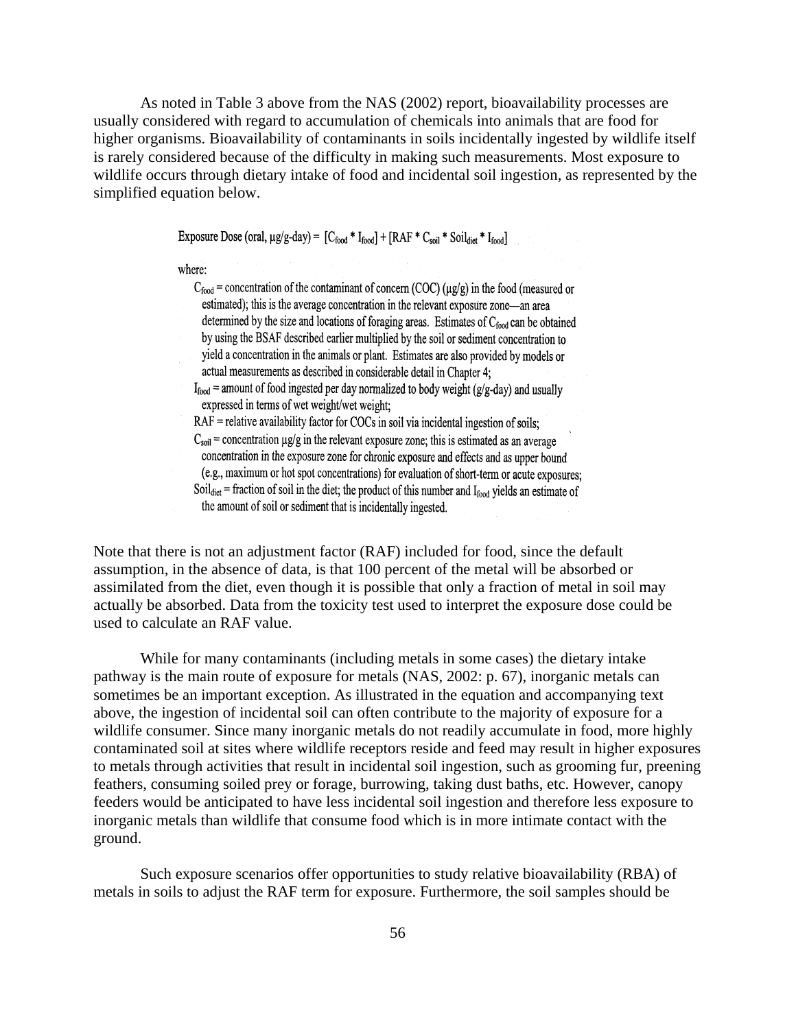As noted in Table 3 above from the NAS (2002) report, bioavailability processes are usually considered with regard to accumulation of chemicals into animals that are food for higher organisms. Bioavailability of contaminants in soils incidentally ingested by wildlife itself is rarely considered because of the difficulty in making such measurements. Most exposure to wildlife occurs through dietary intake of food and incidental soil ingestion, as represented by the simplified equation below.

$$\text{Exposure Dose (oral, } \mu\text{g/g-day)} = [C_{food} * I_{food}] + [RAF * C_{soil} * Soil_{diet} * I_{food}]$$

where:

- $C_{food}$ = concentration of the contaminant of concern (COC) (µg/g) in the food (measured or estimated); this is the average concentration in the relevant exposure zone—an area determined by the size and locations of foraging areas. Estimates of $C_{food}$ can be obtained by using the BSAF described earlier multiplied by the soil or sediment concentration to yield a concentration in the animals or plant. Estimates are also provided by models or actual measurements as described in considerable detail in Chapter 4;
- $I_{food}$ = amount of food ingested per day normalized to body weight (g/g-day) and usually expressed in terms of wet weight/wet weight;
- RAF = relative availability factor for COCs in soil via incidental ingestion of soils;
- $C_{soil}$ = concentration µg/g in the relevant exposure zone; this is estimated as an average concentration in the exposure zone for chronic exposure and effects and as upper bound (e.g., maximum or hot spot concentrations) for evaluation of short-term or acute exposures;
- $Soil_{diet}$ = fraction of soil in the diet; the product of this number and $I_{food}$ yields an estimate of the amount of soil or sediment that is incidentally ingested.

Note that there is not an adjustment factor (RAF) included for food, since the default assumption, in the absence of data, is that 100 percent of the metal will be absorbed or assimilated from the diet, even though it is possible that only a fraction of metal in soil may actually be absorbed. Data from the toxicity test used to interpret the exposure dose could be used to calculate an RAF value.

While for many contaminants (including metals in some cases) the dietary intake pathway is the main route of exposure for metals (NAS, 2002: p. 67), inorganic metals can sometimes be an important exception. As illustrated in the equation and accompanying text above, the ingestion of incidental soil can often contribute to the majority of exposure for a wildlife consumer. Since many inorganic metals do not readily accumulate in food, more highly contaminated soil at sites where wildlife receptors reside and feed may result in higher exposures to metals through activities that result in incidental soil ingestion, such as grooming fur, preening feathers, consuming soiled prey or forage, burrowing, taking dust baths, etc. However, canopy feeders would be anticipated to have less incidental soil ingestion and therefore less exposure to inorganic metals than wildlife that consume food which is in more intimate contact with the ground.

Such exposure scenarios offer opportunities to study relative bioavailability (RBA) of metals in soils to adjust the RAF term for exposure. Furthermore, the soil samples should be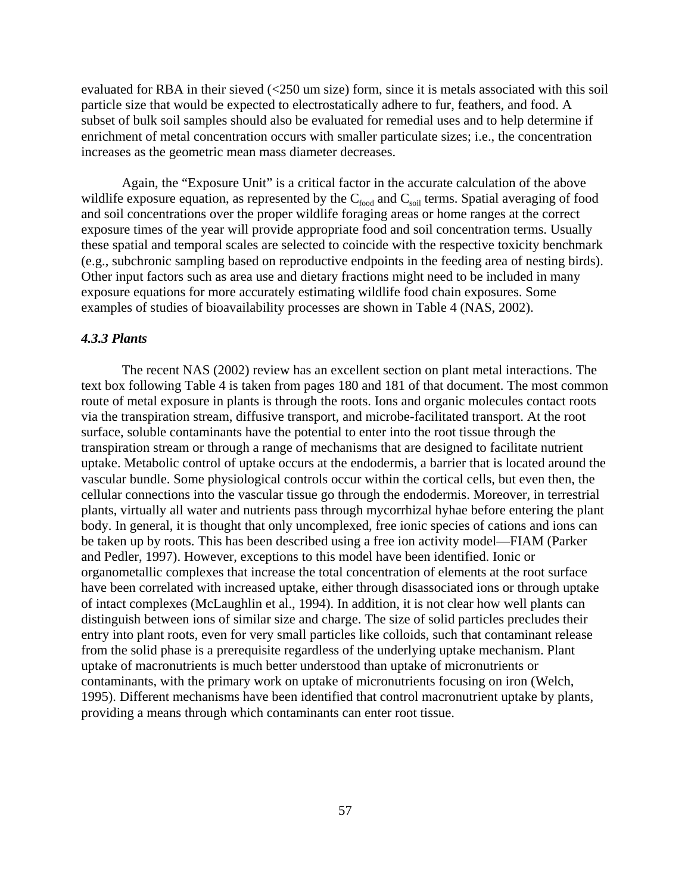evaluated for RBA in their sieved (<250 um size) form, since it is metals associated with this soil particle size that would be expected to electrostatically adhere to fur, feathers, and food. A subset of bulk soil samples should also be evaluated for remedial uses and to help determine if enrichment of metal concentration occurs with smaller particulate sizes; i.e., the concentration increases as the geometric mean mass diameter decreases.

Again, the "Exposure Unit" is a critical factor in the accurate calculation of the above wildlife exposure equation, as represented by the $C_{food}$ and $C_{soil}$ terms. Spatial averaging of food and soil concentrations over the proper wildlife foraging areas or home ranges at the correct exposure times of the year will provide appropriate food and soil concentration terms. Usually these spatial and temporal scales are selected to coincide with the respective toxicity benchmark (e.g., subchronic sampling based on reproductive endpoints in the feeding area of nesting birds). Other input factors such as area use and dietary fractions might need to be included in many exposure equations for more accurately estimating wildlife food chain exposures. Some examples of studies of bioavailability processes are shown in Table 4 (NAS, 2002).

### *4.3.3 Plants*

The recent NAS (2002) review has an excellent section on plant metal interactions. The text box following Table 4 is taken from pages 180 and 181 of that document. The most common route of metal exposure in plants is through the roots. Ions and organic molecules contact roots via the transpiration stream, diffusive transport, and microbe-facilitated transport. At the root surface, soluble contaminants have the potential to enter into the root tissue through the transpiration stream or through a range of mechanisms that are designed to facilitate nutrient uptake. Metabolic control of uptake occurs at the endodermis, a barrier that is located around the vascular bundle. Some physiological controls occur within the cortical cells, but even then, the cellular connections into the vascular tissue go through the endodermis. Moreover, in terrestrial plants, virtually all water and nutrients pass through mycorrhizal hyhae before entering the plant body. In general, it is thought that only uncomplexed, free ionic species of cations and ions can be taken up by roots. This has been described using a free ion activity model—FIAM (Parker and Pedler, 1997). However, exceptions to this model have been identified. Ionic or organometallic complexes that increase the total concentration of elements at the root surface have been correlated with increased uptake, either through disassociated ions or through uptake of intact complexes (McLaughlin et al., 1994). In addition, it is not clear how well plants can distinguish between ions of similar size and charge. The size of solid particles precludes their entry into plant roots, even for very small particles like colloids, such that contaminant release from the solid phase is a prerequisite regardless of the underlying uptake mechanism. Plant uptake of macronutrients is much better understood than uptake of micronutrients or contaminants, with the primary work on uptake of micronutrients focusing on iron (Welch, 1995). Different mechanisms have been identified that control macronutrient uptake by plants, providing a means through which contaminants can enter root tissue.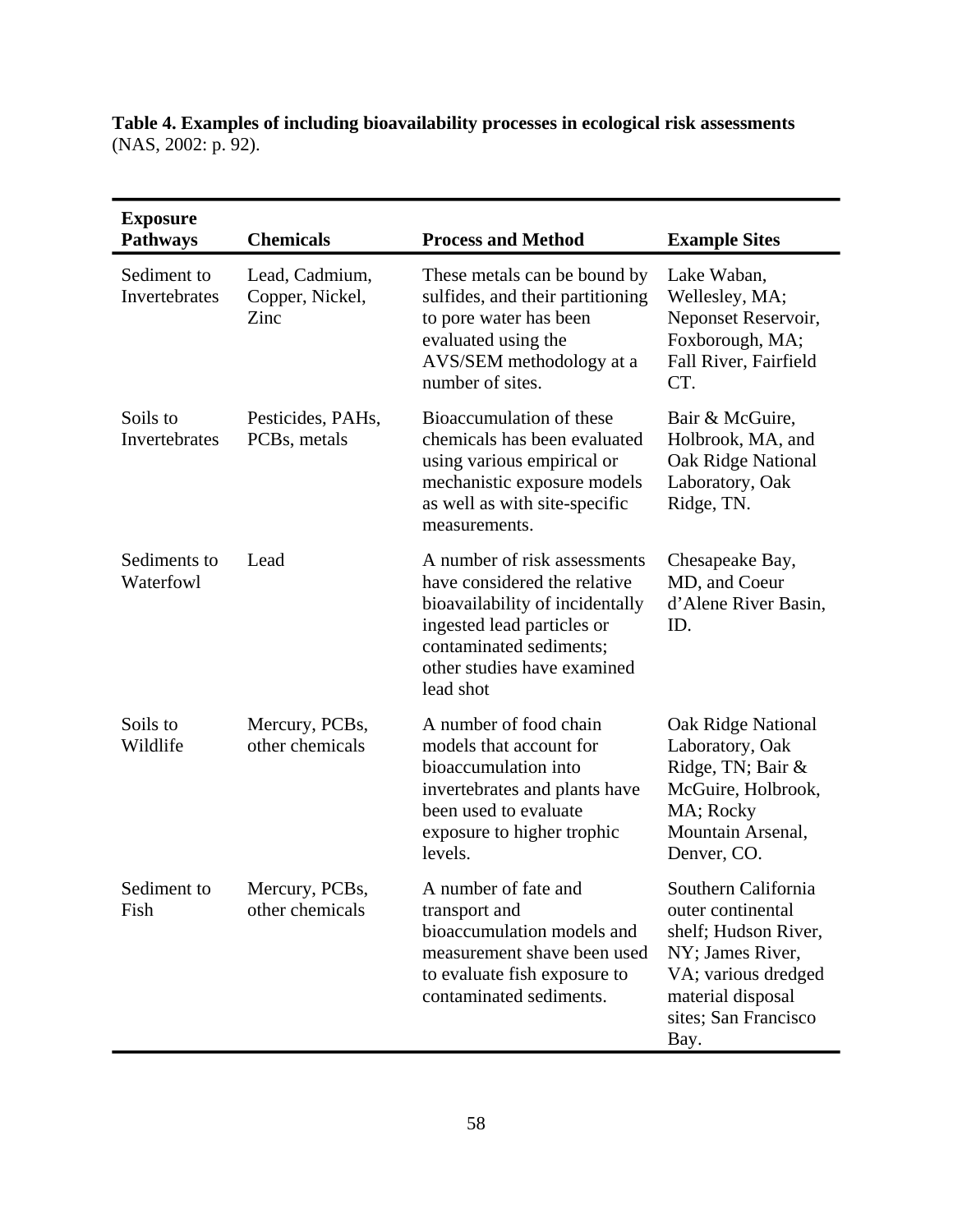**Table 4. Examples of including bioavailability processes in ecological risk assessments** (NAS, 2002: p. 92).

| Exposure Pathways | Chemicals | Process and Method | Example Sites |
|---|---|---|---|
| Sediment to Invertebrates | Lead, Cadmium, Copper, Nickel, Zinc | These metals can be bound by sulfides, and their partitioning to pore water has been evaluated using the AVS/SEM methodology at a number of sites. | Lake Waban, Wellesley, MA; Neponset Reservoir, Foxborough, MA; Fall River, Fairfield CT. |
| Soils to Invertebrates | Pesticides, PAHs, PCBs, metals | Bioaccumulation of these chemicals has been evaluated using various empirical or mechanistic exposure models as well as with site-specific measurements. | Bair & McGuire, Holbrook, MA, and Oak Ridge National Laboratory, Oak Ridge, TN. |
| Sediments to Waterfowl | Lead | A number of risk assessments have considered the relative bioavailability of incidentally ingested lead particles or contaminated sediments; other studies have examined lead shot | Chesapeake Bay, MD, and Coeur d'Alene River Basin, ID. |
| Soils to Wildlife | Mercury, PCBs, other chemicals | A number of food chain models that account for bioaccumulation into invertebrates and plants have been used to evaluate exposure to higher trophic levels. | Oak Ridge National Laboratory, Oak Ridge, TN; Bair & McGuire, Holbrook, MA; Rocky Mountain Arsenal, Denver, CO. |
| Sediment to Fish | Mercury, PCBs, other chemicals | A number of fate and transport and bioaccumulation models and measurement shave been used to evaluate fish exposure to contaminated sediments. | Southern California outer continental shelf; Hudson River, NY; James River, VA; various dredged material disposal sites; San Francisco Bay. |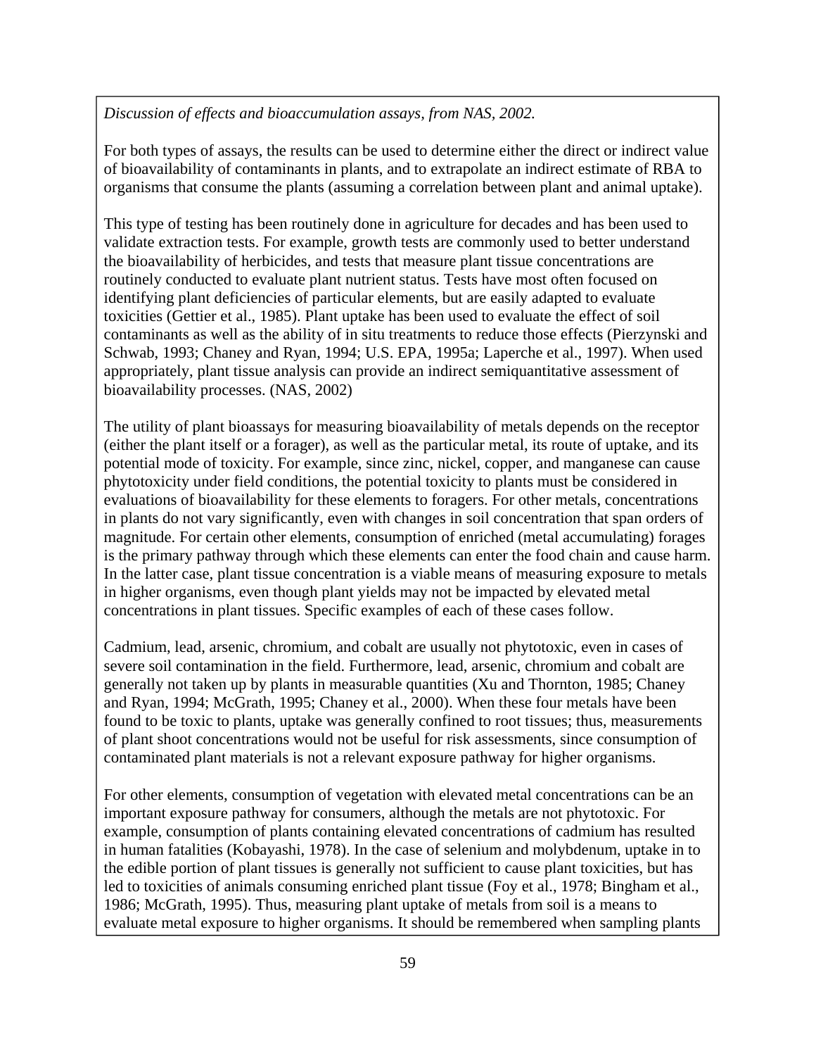*Discussion of effects and bioaccumulation assays, from NAS, 2002.*

For both types of assays, the results can be used to determine either the direct or indirect value of bioavailability of contaminants in plants, and to extrapolate an indirect estimate of RBA to organisms that consume the plants (assuming a correlation between plant and animal uptake).

This type of testing has been routinely done in agriculture for decades and has been used to validate extraction tests. For example, growth tests are commonly used to better understand the bioavailability of herbicides, and tests that measure plant tissue concentrations are routinely conducted to evaluate plant nutrient status. Tests have most often focused on identifying plant deficiencies of particular elements, but are easily adapted to evaluate toxicities (Gettier et al., 1985). Plant uptake has been used to evaluate the effect of soil contaminants as well as the ability of in situ treatments to reduce those effects (Pierzynski and Schwab, 1993; Chaney and Ryan, 1994; U.S. EPA, 1995a; Laperche et al., 1997). When used appropriately, plant tissue analysis can provide an indirect semiquantitative assessment of bioavailability processes. (NAS, 2002)

The utility of plant bioassays for measuring bioavailability of metals depends on the receptor (either the plant itself or a forager), as well as the particular metal, its route of uptake, and its potential mode of toxicity. For example, since zinc, nickel, copper, and manganese can cause phytotoxicity under field conditions, the potential toxicity to plants must be considered in evaluations of bioavailability for these elements to foragers. For other metals, concentrations in plants do not vary significantly, even with changes in soil concentration that span orders of magnitude. For certain other elements, consumption of enriched (metal accumulating) forages is the primary pathway through which these elements can enter the food chain and cause harm. In the latter case, plant tissue concentration is a viable means of measuring exposure to metals in higher organisms, even though plant yields may not be impacted by elevated metal concentrations in plant tissues. Specific examples of each of these cases follow.

Cadmium, lead, arsenic, chromium, and cobalt are usually not phytotoxic, even in cases of severe soil contamination in the field. Furthermore, lead, arsenic, chromium and cobalt are generally not taken up by plants in measurable quantities (Xu and Thornton, 1985; Chaney and Ryan, 1994; McGrath, 1995; Chaney et al., 2000). When these four metals have been found to be toxic to plants, uptake was generally confined to root tissues; thus, measurements of plant shoot concentrations would not be useful for risk assessments, since consumption of contaminated plant materials is not a relevant exposure pathway for higher organisms.

For other elements, consumption of vegetation with elevated metal concentrations can be an important exposure pathway for consumers, although the metals are not phytotoxic. For example, consumption of plants containing elevated concentrations of cadmium has resulted in human fatalities (Kobayashi, 1978). In the case of selenium and molybdenum, uptake in to the edible portion of plant tissues is generally not sufficient to cause plant toxicities, but has led to toxicities of animals consuming enriched plant tissue (Foy et al., 1978; Bingham et al., 1986; McGrath, 1995). Thus, measuring plant uptake of metals from soil is a means to evaluate metal exposure to higher organisms. It should be remembered when sampling plants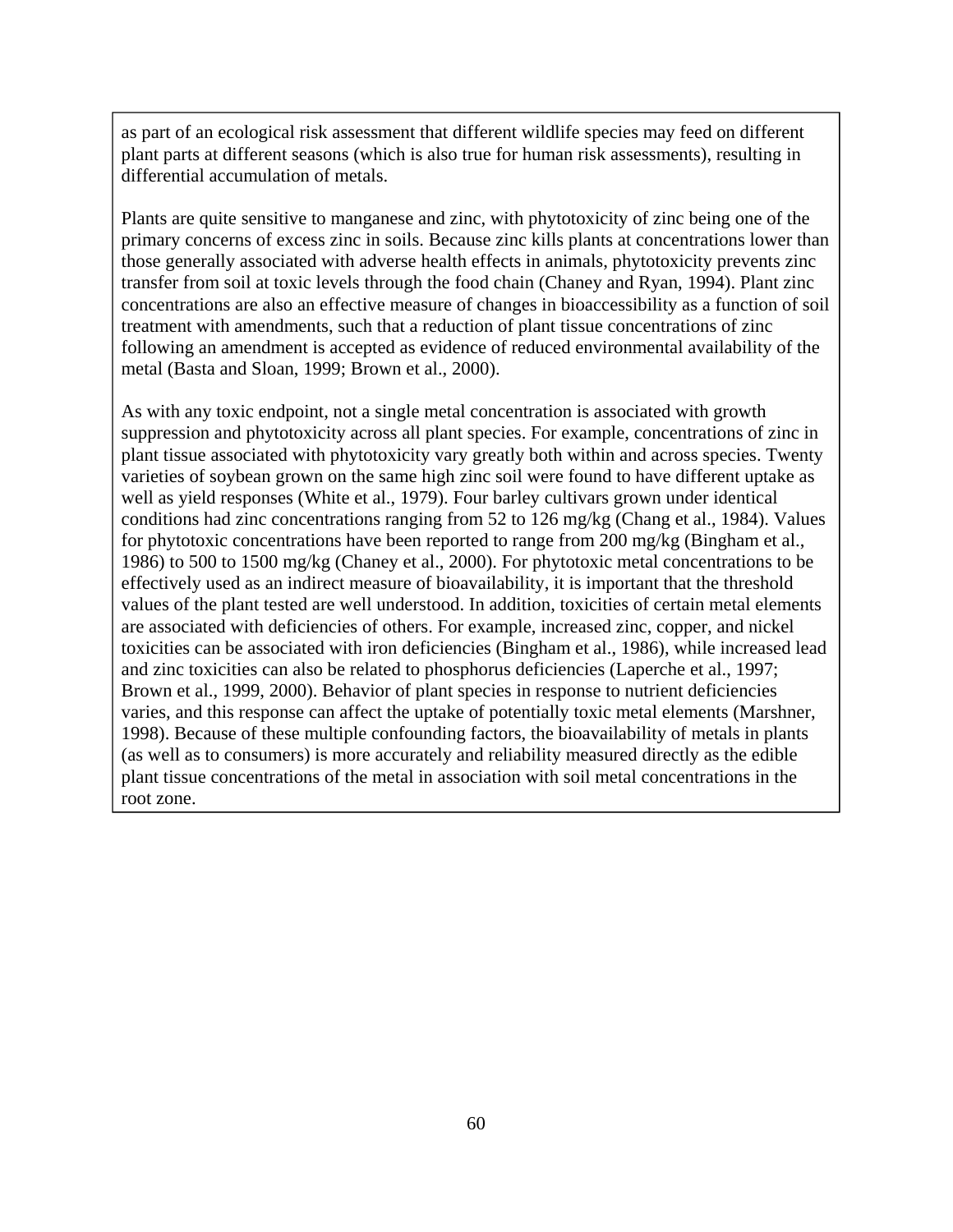as part of an ecological risk assessment that different wildlife species may feed on different plant parts at different seasons (which is also true for human risk assessments), resulting in differential accumulation of metals.

Plants are quite sensitive to manganese and zinc, with phytotoxicity of zinc being one of the primary concerns of excess zinc in soils. Because zinc kills plants at concentrations lower than those generally associated with adverse health effects in animals, phytotoxicity prevents zinc transfer from soil at toxic levels through the food chain (Chaney and Ryan, 1994). Plant zinc concentrations are also an effective measure of changes in bioaccessibility as a function of soil treatment with amendments, such that a reduction of plant tissue concentrations of zinc following an amendment is accepted as evidence of reduced environmental availability of the metal (Basta and Sloan, 1999; Brown et al., 2000).

As with any toxic endpoint, not a single metal concentration is associated with growth suppression and phytotoxicity across all plant species. For example, concentrations of zinc in plant tissue associated with phytotoxicity vary greatly both within and across species. Twenty varieties of soybean grown on the same high zinc soil were found to have different uptake as well as yield responses (White et al., 1979). Four barley cultivars grown under identical conditions had zinc concentrations ranging from 52 to 126 mg/kg (Chang et al., 1984). Values for phytotoxic concentrations have been reported to range from 200 mg/kg (Bingham et al., 1986) to 500 to 1500 mg/kg (Chaney et al., 2000). For phytotoxic metal concentrations to be effectively used as an indirect measure of bioavailability, it is important that the threshold values of the plant tested are well understood. In addition, toxicities of certain metal elements are associated with deficiencies of others. For example, increased zinc, copper, and nickel toxicities can be associated with iron deficiencies (Bingham et al., 1986), while increased lead and zinc toxicities can also be related to phosphorus deficiencies (Laperche et al., 1997; Brown et al., 1999, 2000). Behavior of plant species in response to nutrient deficiencies varies, and this response can affect the uptake of potentially toxic metal elements (Marshner, 1998). Because of these multiple confounding factors, the bioavailability of metals in plants (as well as to consumers) is more accurately and reliability measured directly as the edible plant tissue concentrations of the metal in association with soil metal concentrations in the root zone.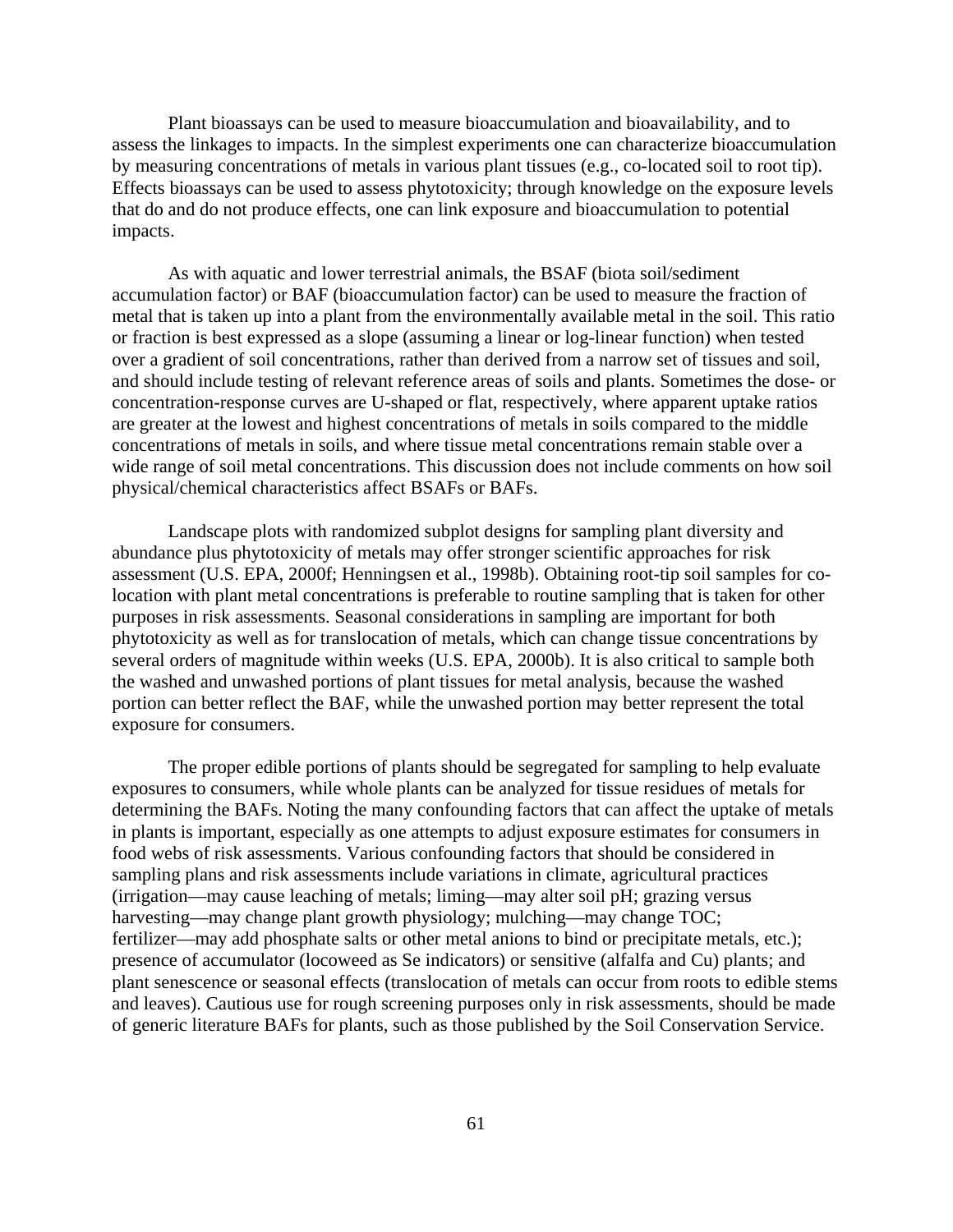Plant bioassays can be used to measure bioaccumulation and bioavailability, and to assess the linkages to impacts. In the simplest experiments one can characterize bioaccumulation by measuring concentrations of metals in various plant tissues (e.g., co-located soil to root tip). Effects bioassays can be used to assess phytotoxicity; through knowledge on the exposure levels that do and do not produce effects, one can link exposure and bioaccumulation to potential impacts.

As with aquatic and lower terrestrial animals, the BSAF (biota soil/sediment accumulation factor) or BAF (bioaccumulation factor) can be used to measure the fraction of metal that is taken up into a plant from the environmentally available metal in the soil. This ratio or fraction is best expressed as a slope (assuming a linear or log-linear function) when tested over a gradient of soil concentrations, rather than derived from a narrow set of tissues and soil, and should include testing of relevant reference areas of soils and plants. Sometimes the dose- or concentration-response curves are U-shaped or flat, respectively, where apparent uptake ratios are greater at the lowest and highest concentrations of metals in soils compared to the middle concentrations of metals in soils, and where tissue metal concentrations remain stable over a wide range of soil metal concentrations. This discussion does not include comments on how soil physical/chemical characteristics affect BSAFs or BAFs.

Landscape plots with randomized subplot designs for sampling plant diversity and abundance plus phytotoxicity of metals may offer stronger scientific approaches for risk assessment (U.S. EPA, 2000f; Henningsen et al., 1998b). Obtaining root-tip soil samples for co-location with plant metal concentrations is preferable to routine sampling that is taken for other purposes in risk assessments. Seasonal considerations in sampling are important for both phytotoxicity as well as for translocation of metals, which can change tissue concentrations by several orders of magnitude within weeks (U.S. EPA, 2000b). It is also critical to sample both the washed and unwashed portions of plant tissues for metal analysis, because the washed portion can better reflect the BAF, while the unwashed portion may better represent the total exposure for consumers.

The proper edible portions of plants should be segregated for sampling to help evaluate exposures to consumers, while whole plants can be analyzed for tissue residues of metals for determining the BAFs. Noting the many confounding factors that can affect the uptake of metals in plants is important, especially as one attempts to adjust exposure estimates for consumers in food webs of risk assessments. Various confounding factors that should be considered in sampling plans and risk assessments include variations in climate, agricultural practices (irrigation—may cause leaching of metals; liming—may alter soil pH; grazing versus harvesting—may change plant growth physiology; mulching—may change TOC; fertilizer—may add phosphate salts or other metal anions to bind or precipitate metals, etc.); presence of accumulator (locoweed as Se indicators) or sensitive (alfalfa and Cu) plants; and plant senescence or seasonal effects (translocation of metals can occur from roots to edible stems and leaves). Cautious use for rough screening purposes only in risk assessments, should be made of generic literature BAFs for plants, such as those published by the Soil Conservation Service.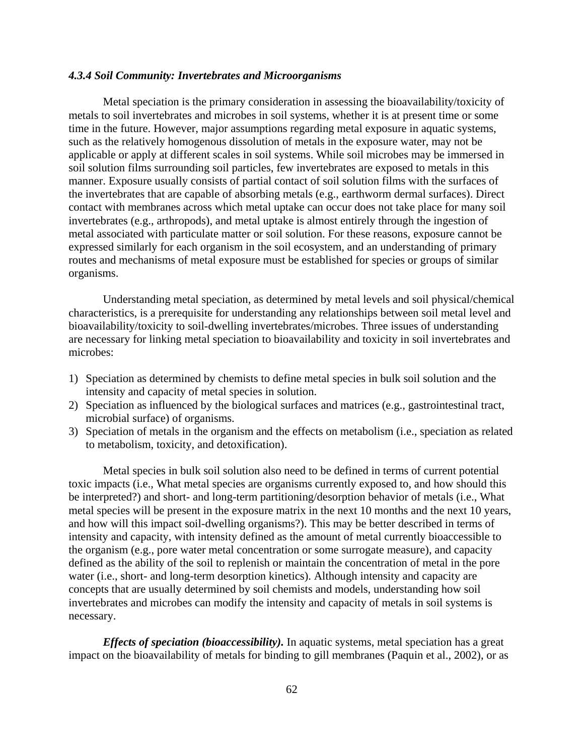### *4.3.4 Soil Community: Invertebrates and Microorganisms*

Metal speciation is the primary consideration in assessing the bioavailability/toxicity of metals to soil invertebrates and microbes in soil systems, whether it is at present time or some time in the future. However, major assumptions regarding metal exposure in aquatic systems, such as the relatively homogenous dissolution of metals in the exposure water, may not be applicable or apply at different scales in soil systems. While soil microbes may be immersed in soil solution films surrounding soil particles, few invertebrates are exposed to metals in this manner. Exposure usually consists of partial contact of soil solution films with the surfaces of the invertebrates that are capable of absorbing metals (e.g., earthworm dermal surfaces). Direct contact with membranes across which metal uptake can occur does not take place for many soil invertebrates (e.g., arthropods), and metal uptake is almost entirely through the ingestion of metal associated with particulate matter or soil solution. For these reasons, exposure cannot be expressed similarly for each organism in the soil ecosystem, and an understanding of primary routes and mechanisms of metal exposure must be established for species or groups of similar organisms.

Understanding metal speciation, as determined by metal levels and soil physical/chemical characteristics, is a prerequisite for understanding any relationships between soil metal level and bioavailability/toxicity to soil-dwelling invertebrates/microbes. Three issues of understanding are necessary for linking metal speciation to bioavailability and toxicity in soil invertebrates and microbes:

1) Speciation as determined by chemists to define metal species in bulk soil solution and the intensity and capacity of metal species in solution.
2) Speciation as influenced by the biological surfaces and matrices (e.g., gastrointestinal tract, microbial surface) of organisms.
3) Speciation of metals in the organism and the effects on metabolism (i.e., speciation as related to metabolism, toxicity, and detoxification).

Metal species in bulk soil solution also need to be defined in terms of current potential toxic impacts (i.e., What metal species are organisms currently exposed to, and how should this be interpreted?) and short- and long-term partitioning/desorption behavior of metals (i.e., What metal species will be present in the exposure matrix in the next 10 months and the next 10 years, and how will this impact soil-dwelling organisms?). This may be better described in terms of intensity and capacity, with intensity defined as the amount of metal currently bioaccessible to the organism (e.g., pore water metal concentration or some surrogate measure), and capacity defined as the ability of the soil to replenish or maintain the concentration of metal in the pore water (i.e., short- and long-term desorption kinetics). Although intensity and capacity are concepts that are usually determined by soil chemists and models, understanding how soil invertebrates and microbes can modify the intensity and capacity of metals in soil systems is necessary.

***Effects of speciation (bioaccessibility).*** In aquatic systems, metal speciation has a great impact on the bioavailability of metals for binding to gill membranes (Paquin et al., 2002), or as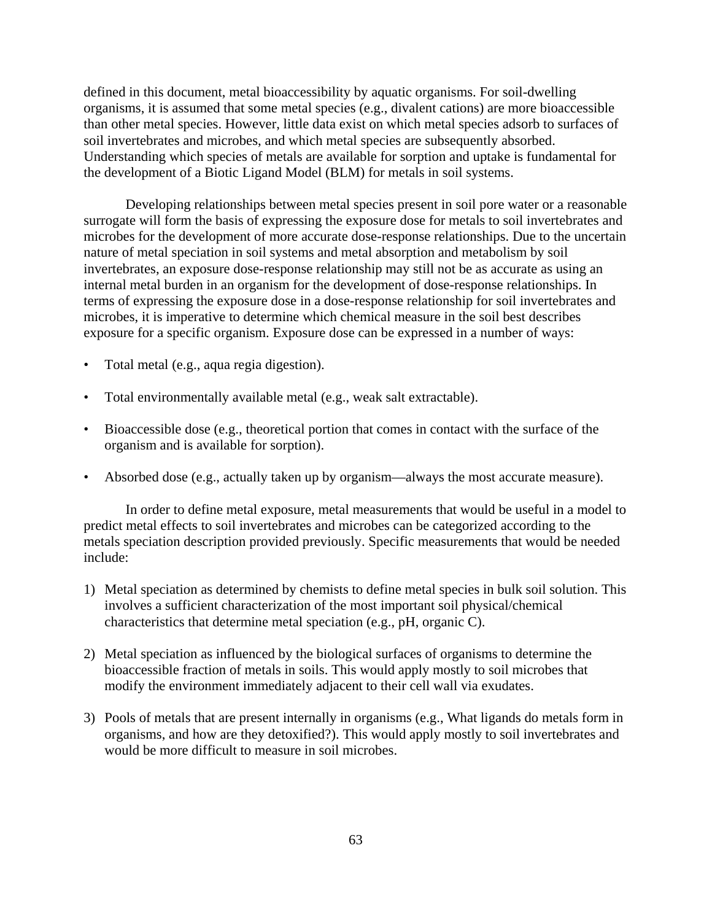defined in this document, metal bioaccessibility by aquatic organisms. For soil-dwelling organisms, it is assumed that some metal species (e.g., divalent cations) are more bioaccessible than other metal species. However, little data exist on which metal species adsorb to surfaces of soil invertebrates and microbes, and which metal species are subsequently absorbed. Understanding which species of metals are available for sorption and uptake is fundamental for the development of a Biotic Ligand Model (BLM) for metals in soil systems.

Developing relationships between metal species present in soil pore water or a reasonable surrogate will form the basis of expressing the exposure dose for metals to soil invertebrates and microbes for the development of more accurate dose-response relationships. Due to the uncertain nature of metal speciation in soil systems and metal absorption and metabolism by soil invertebrates, an exposure dose-response relationship may still not be as accurate as using an internal metal burden in an organism for the development of dose-response relationships. In terms of expressing the exposure dose in a dose-response relationship for soil invertebrates and microbes, it is imperative to determine which chemical measure in the soil best describes exposure for a specific organism. Exposure dose can be expressed in a number of ways:

- Total metal (e.g., aqua regia digestion).
- Total environmentally available metal (e.g., weak salt extractable).
- Bioaccessible dose (e.g., theoretical portion that comes in contact with the surface of the organism and is available for sorption).
- Absorbed dose (e.g., actually taken up by organism—always the most accurate measure).

In order to define metal exposure, metal measurements that would be useful in a model to predict metal effects to soil invertebrates and microbes can be categorized according to the metals speciation description provided previously. Specific measurements that would be needed include:

1) Metal speciation as determined by chemists to define metal species in bulk soil solution. This involves a sufficient characterization of the most important soil physical/chemical characteristics that determine metal speciation (e.g., pH, organic C).

2) Metal speciation as influenced by the biological surfaces of organisms to determine the bioaccessible fraction of metals in soils. This would apply mostly to soil microbes that modify the environment immediately adjacent to their cell wall via exudates.

3) Pools of metals that are present internally in organisms (e.g., What ligands do metals form in organisms, and how are they detoxified?). This would apply mostly to soil invertebrates and would be more difficult to measure in soil microbes.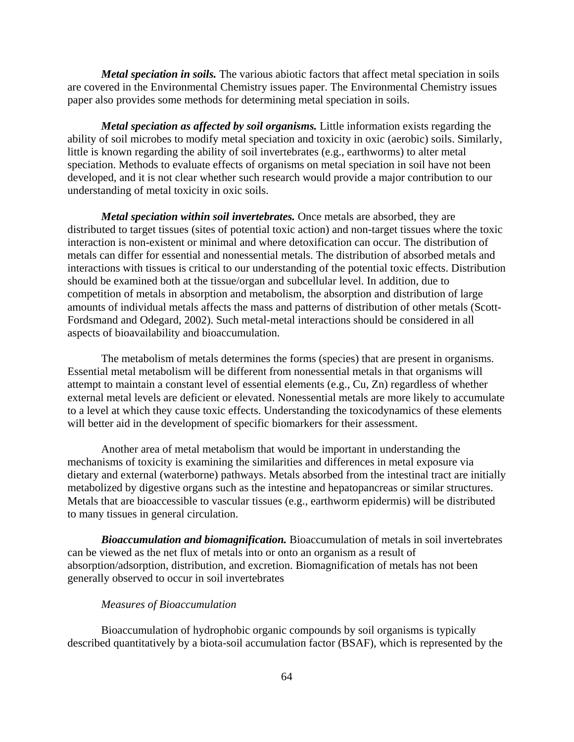***Metal speciation in soils.*** The various abiotic factors that affect metal speciation in soils are covered in the Environmental Chemistry issues paper. The Environmental Chemistry issues paper also provides some methods for determining metal speciation in soils.

***Metal speciation as affected by soil organisms.*** Little information exists regarding the ability of soil microbes to modify metal speciation and toxicity in oxic (aerobic) soils. Similarly, little is known regarding the ability of soil invertebrates (e.g., earthworms) to alter metal speciation. Methods to evaluate effects of organisms on metal speciation in soil have not been developed, and it is not clear whether such research would provide a major contribution to our understanding of metal toxicity in oxic soils.

***Metal speciation within soil invertebrates.*** Once metals are absorbed, they are distributed to target tissues (sites of potential toxic action) and non-target tissues where the toxic interaction is non-existent or minimal and where detoxification can occur. The distribution of metals can differ for essential and nonessential metals. The distribution of absorbed metals and interactions with tissues is critical to our understanding of the potential toxic effects. Distribution should be examined both at the tissue/organ and subcellular level. In addition, due to competition of metals in absorption and metabolism, the absorption and distribution of large amounts of individual metals affects the mass and patterns of distribution of other metals (Scott-Fordsmand and Odegard, 2002). Such metal-metal interactions should be considered in all aspects of bioavailability and bioaccumulation.

The metabolism of metals determines the forms (species) that are present in organisms. Essential metal metabolism will be different from nonessential metals in that organisms will attempt to maintain a constant level of essential elements (e.g., Cu, Zn) regardless of whether external metal levels are deficient or elevated. Nonessential metals are more likely to accumulate to a level at which they cause toxic effects. Understanding the toxicodynamics of these elements will better aid in the development of specific biomarkers for their assessment.

Another area of metal metabolism that would be important in understanding the mechanisms of toxicity is examining the similarities and differences in metal exposure via dietary and external (waterborne) pathways. Metals absorbed from the intestinal tract are initially metabolized by digestive organs such as the intestine and hepatopancreas or similar structures. Metals that are bioaccessible to vascular tissues (e.g., earthworm epidermis) will be distributed to many tissues in general circulation.

***Bioaccumulation and biomagnification.*** Bioaccumulation of metals in soil invertebrates can be viewed as the net flux of metals into or onto an organism as a result of absorption/adsorption, distribution, and excretion. Biomagnification of metals has not been generally observed to occur in soil invertebrates

*Measures of Bioaccumulation*

Bioaccumulation of hydrophobic organic compounds by soil organisms is typically described quantitatively by a biota-soil accumulation factor (BSAF), which is represented by the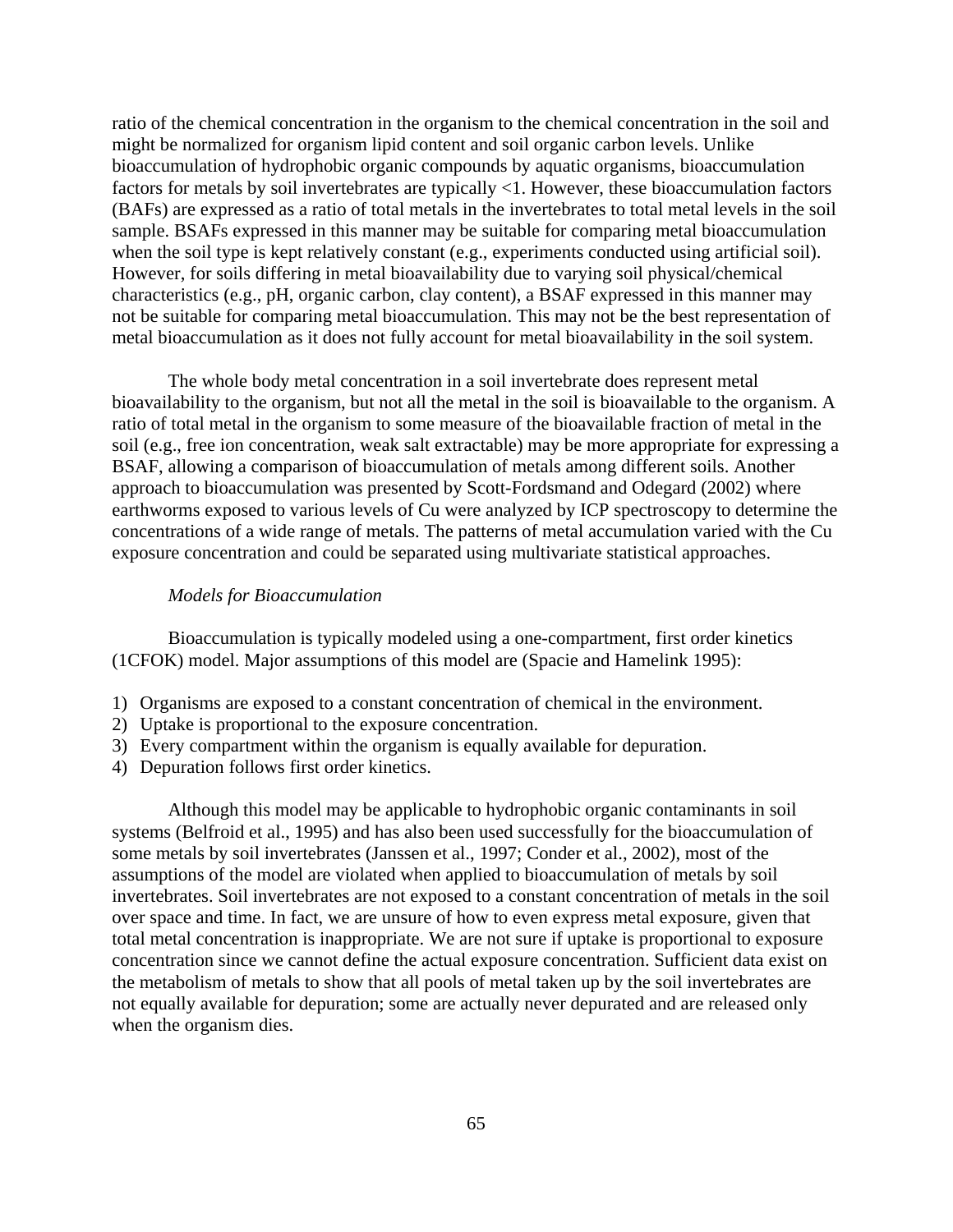ratio of the chemical concentration in the organism to the chemical concentration in the soil and might be normalized for organism lipid content and soil organic carbon levels. Unlike bioaccumulation of hydrophobic organic compounds by aquatic organisms, bioaccumulation factors for metals by soil invertebrates are typically <1. However, these bioaccumulation factors (BAFs) are expressed as a ratio of total metals in the invertebrates to total metal levels in the soil sample. BSAFs expressed in this manner may be suitable for comparing metal bioaccumulation when the soil type is kept relatively constant (e.g., experiments conducted using artificial soil). However, for soils differing in metal bioavailability due to varying soil physical/chemical characteristics (e.g., pH, organic carbon, clay content), a BSAF expressed in this manner may not be suitable for comparing metal bioaccumulation. This may not be the best representation of metal bioaccumulation as it does not fully account for metal bioavailability in the soil system.

The whole body metal concentration in a soil invertebrate does represent metal bioavailability to the organism, but not all the metal in the soil is bioavailable to the organism. A ratio of total metal in the organism to some measure of the bioavailable fraction of metal in the soil (e.g., free ion concentration, weak salt extractable) may be more appropriate for expressing a BSAF, allowing a comparison of bioaccumulation of metals among different soils. Another approach to bioaccumulation was presented by Scott-Fordsmand and Odegard (2002) where earthworms exposed to various levels of Cu were analyzed by ICP spectroscopy to determine the concentrations of a wide range of metals. The patterns of metal accumulation varied with the Cu exposure concentration and could be separated using multivariate statistical approaches.

*Models for Bioaccumulation*

Bioaccumulation is typically modeled using a one-compartment, first order kinetics (1CFOK) model. Major assumptions of this model are (Spacie and Hamelink 1995):

1) Organisms are exposed to a constant concentration of chemical in the environment.
2) Uptake is proportional to the exposure concentration.
3) Every compartment within the organism is equally available for depuration.
4) Depuration follows first order kinetics.

Although this model may be applicable to hydrophobic organic contaminants in soil systems (Belfroid et al., 1995) and has also been used successfully for the bioaccumulation of some metals by soil invertebrates (Janssen et al., 1997; Conder et al., 2002), most of the assumptions of the model are violated when applied to bioaccumulation of metals by soil invertebrates. Soil invertebrates are not exposed to a constant concentration of metals in the soil over space and time. In fact, we are unsure of how to even express metal exposure, given that total metal concentration is inappropriate. We are not sure if uptake is proportional to exposure concentration since we cannot define the actual exposure concentration. Sufficient data exist on the metabolism of metals to show that all pools of metal taken up by the soil invertebrates are not equally available for depuration; some are actually never depurated and are released only when the organism dies.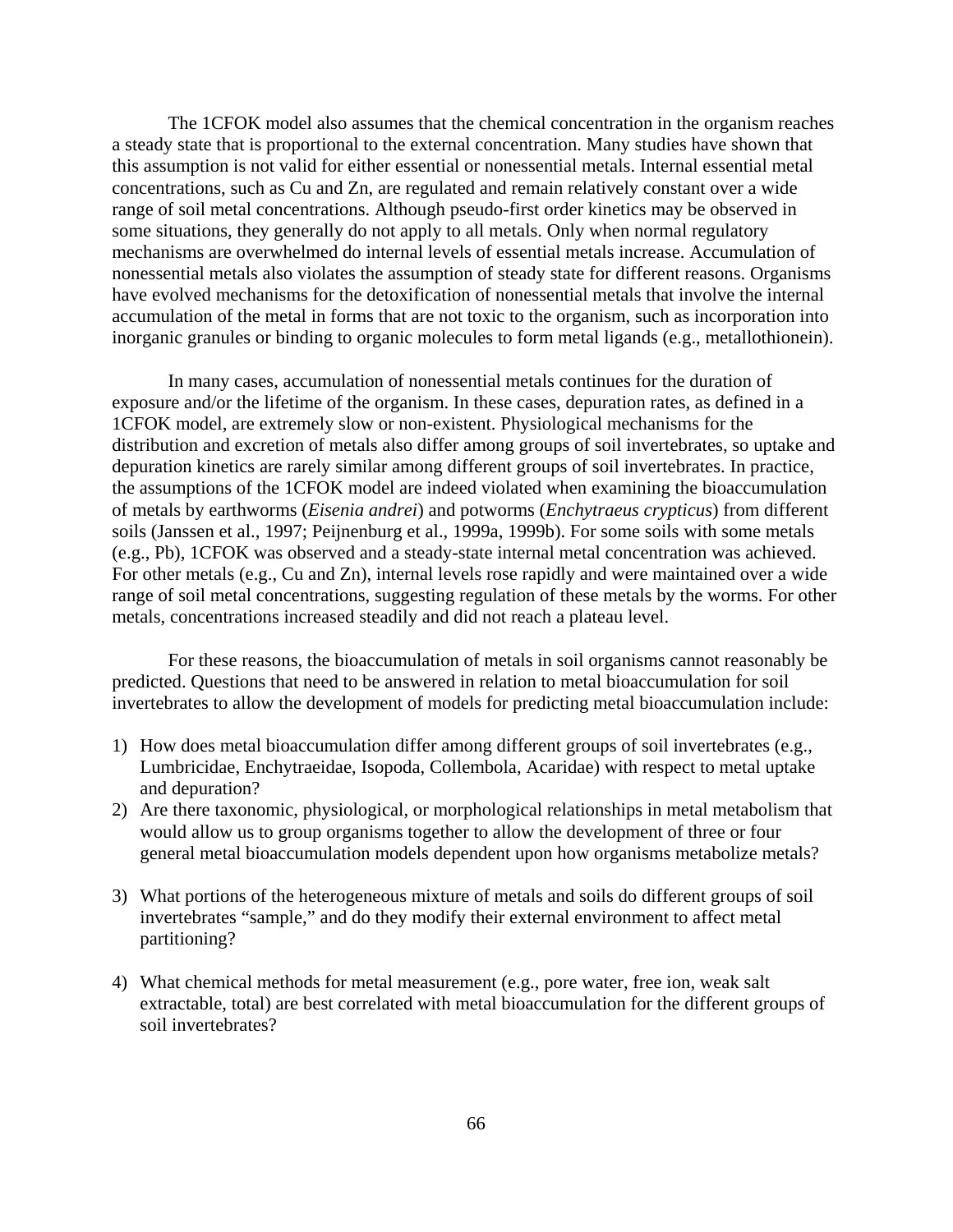The 1CFOK model also assumes that the chemical concentration in the organism reaches a steady state that is proportional to the external concentration. Many studies have shown that this assumption is not valid for either essential or nonessential metals. Internal essential metal concentrations, such as Cu and Zn, are regulated and remain relatively constant over a wide range of soil metal concentrations. Although pseudo-first order kinetics may be observed in some situations, they generally do not apply to all metals. Only when normal regulatory mechanisms are overwhelmed do internal levels of essential metals increase. Accumulation of nonessential metals also violates the assumption of steady state for different reasons. Organisms have evolved mechanisms for the detoxification of nonessential metals that involve the internal accumulation of the metal in forms that are not toxic to the organism, such as incorporation into inorganic granules or binding to organic molecules to form metal ligands (e.g., metallothionein).

In many cases, accumulation of nonessential metals continues for the duration of exposure and/or the lifetime of the organism. In these cases, depuration rates, as defined in a 1CFOK model, are extremely slow or non-existent. Physiological mechanisms for the distribution and excretion of metals also differ among groups of soil invertebrates, so uptake and depuration kinetics are rarely similar among different groups of soil invertebrates. In practice, the assumptions of the 1CFOK model are indeed violated when examining the bioaccumulation of metals by earthworms (*Eisenia andrei*) and potworms (*Enchytraeus crypticus*) from different soils (Janssen et al., 1997; Peijnenburg et al., 1999a, 1999b). For some soils with some metals (e.g., Pb), 1CFOK was observed and a steady-state internal metal concentration was achieved. For other metals (e.g., Cu and Zn), internal levels rose rapidly and were maintained over a wide range of soil metal concentrations, suggesting regulation of these metals by the worms. For other metals, concentrations increased steadily and did not reach a plateau level.

For these reasons, the bioaccumulation of metals in soil organisms cannot reasonably be predicted. Questions that need to be answered in relation to metal bioaccumulation for soil invertebrates to allow the development of models for predicting metal bioaccumulation include:

1) How does metal bioaccumulation differ among different groups of soil invertebrates (e.g., Lumbricidae, Enchytraeidae, Isopoda, Collembola, Acaridae) with respect to metal uptake and depuration?
2) Are there taxonomic, physiological, or morphological relationships in metal metabolism that would allow us to group organisms together to allow the development of three or four general metal bioaccumulation models dependent upon how organisms metabolize metals?
3) What portions of the heterogeneous mixture of metals and soils do different groups of soil invertebrates "sample," and do they modify their external environment to affect metal partitioning?
4) What chemical methods for metal measurement (e.g., pore water, free ion, weak salt extractable, total) are best correlated with metal bioaccumulation for the different groups of soil invertebrates?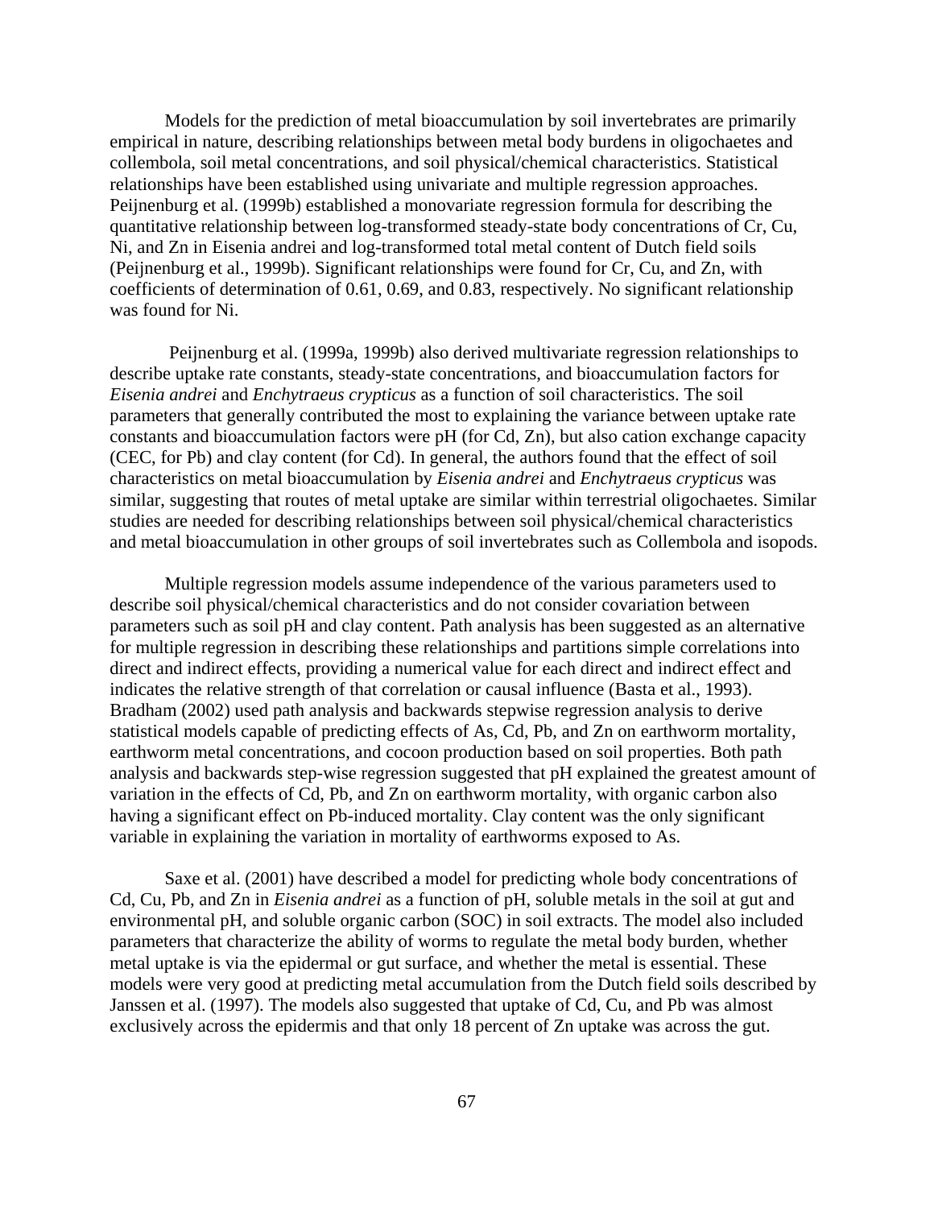Models for the prediction of metal bioaccumulation by soil invertebrates are primarily empirical in nature, describing relationships between metal body burdens in oligochaetes and collembola, soil metal concentrations, and soil physical/chemical characteristics. Statistical relationships have been established using univariate and multiple regression approaches. Peijnenburg et al. (1999b) established a monovariate regression formula for describing the quantitative relationship between log-transformed steady-state body concentrations of Cr, Cu, Ni, and Zn in Eisenia andrei and log-transformed total metal content of Dutch field soils (Peijnenburg et al., 1999b). Significant relationships were found for Cr, Cu, and Zn, with coefficients of determination of 0.61, 0.69, and 0.83, respectively. No significant relationship was found for Ni.

Peijnenburg et al. (1999a, 1999b) also derived multivariate regression relationships to describe uptake rate constants, steady-state concentrations, and bioaccumulation factors for *Eisenia andrei* and *Enchytraeus crypticus* as a function of soil characteristics. The soil parameters that generally contributed the most to explaining the variance between uptake rate constants and bioaccumulation factors were pH (for Cd, Zn), but also cation exchange capacity (CEC, for Pb) and clay content (for Cd). In general, the authors found that the effect of soil characteristics on metal bioaccumulation by *Eisenia andrei* and *Enchytraeus crypticus* was similar, suggesting that routes of metal uptake are similar within terrestrial oligochaetes. Similar studies are needed for describing relationships between soil physical/chemical characteristics and metal bioaccumulation in other groups of soil invertebrates such as Collembola and isopods.

Multiple regression models assume independence of the various parameters used to describe soil physical/chemical characteristics and do not consider covariation between parameters such as soil pH and clay content. Path analysis has been suggested as an alternative for multiple regression in describing these relationships and partitions simple correlations into direct and indirect effects, providing a numerical value for each direct and indirect effect and indicates the relative strength of that correlation or causal influence (Basta et al., 1993). Bradham (2002) used path analysis and backwards stepwise regression analysis to derive statistical models capable of predicting effects of As, Cd, Pb, and Zn on earthworm mortality, earthworm metal concentrations, and cocoon production based on soil properties. Both path analysis and backwards step-wise regression suggested that pH explained the greatest amount of variation in the effects of Cd, Pb, and Zn on earthworm mortality, with organic carbon also having a significant effect on Pb-induced mortality. Clay content was the only significant variable in explaining the variation in mortality of earthworms exposed to As.

Saxe et al. (2001) have described a model for predicting whole body concentrations of Cd, Cu, Pb, and Zn in *Eisenia andrei* as a function of pH, soluble metals in the soil at gut and environmental pH, and soluble organic carbon (SOC) in soil extracts. The model also included parameters that characterize the ability of worms to regulate the metal body burden, whether metal uptake is via the epidermal or gut surface, and whether the metal is essential. These models were very good at predicting metal accumulation from the Dutch field soils described by Janssen et al. (1997). The models also suggested that uptake of Cd, Cu, and Pb was almost exclusively across the epidermis and that only 18 percent of Zn uptake was across the gut.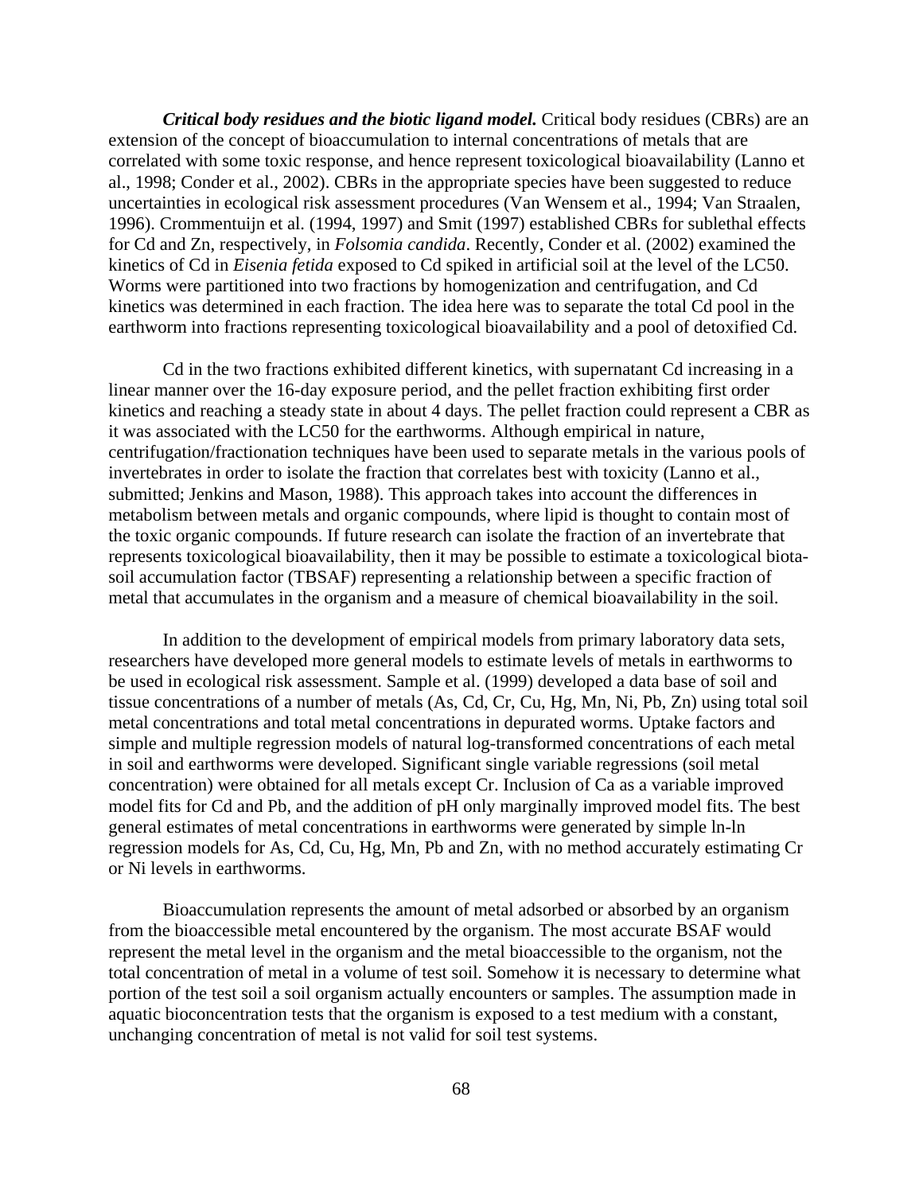***Critical body residues and the biotic ligand model.*** Critical body residues (CBRs) are an extension of the concept of bioaccumulation to internal concentrations of metals that are correlated with some toxic response, and hence represent toxicological bioavailability (Lanno et al., 1998; Conder et al., 2002). CBRs in the appropriate species have been suggested to reduce uncertainties in ecological risk assessment procedures (Van Wensem et al., 1994; Van Straalen, 1996). Crommentuijn et al. (1994, 1997) and Smit (1997) established CBRs for sublethal effects for Cd and Zn, respectively, in *Folsomia candida*. Recently, Conder et al. (2002) examined the kinetics of Cd in *Eisenia fetida* exposed to Cd spiked in artificial soil at the level of the LC50. Worms were partitioned into two fractions by homogenization and centrifugation, and Cd kinetics was determined in each fraction. The idea here was to separate the total Cd pool in the earthworm into fractions representing toxicological bioavailability and a pool of detoxified Cd.

Cd in the two fractions exhibited different kinetics, with supernatant Cd increasing in a linear manner over the 16-day exposure period, and the pellet fraction exhibiting first order kinetics and reaching a steady state in about 4 days. The pellet fraction could represent a CBR as it was associated with the LC50 for the earthworms. Although empirical in nature, centrifugation/fractionation techniques have been used to separate metals in the various pools of invertebrates in order to isolate the fraction that correlates best with toxicity (Lanno et al., submitted; Jenkins and Mason, 1988). This approach takes into account the differences in metabolism between metals and organic compounds, where lipid is thought to contain most of the toxic organic compounds. If future research can isolate the fraction of an invertebrate that represents toxicological bioavailability, then it may be possible to estimate a toxicological biota-soil accumulation factor (TBSAF) representing a relationship between a specific fraction of metal that accumulates in the organism and a measure of chemical bioavailability in the soil.

In addition to the development of empirical models from primary laboratory data sets, researchers have developed more general models to estimate levels of metals in earthworms to be used in ecological risk assessment. Sample et al. (1999) developed a data base of soil and tissue concentrations of a number of metals (As, Cd, Cr, Cu, Hg, Mn, Ni, Pb, Zn) using total soil metal concentrations and total metal concentrations in depurated worms. Uptake factors and simple and multiple regression models of natural log-transformed concentrations of each metal in soil and earthworms were developed. Significant single variable regressions (soil metal concentration) were obtained for all metals except Cr. Inclusion of Ca as a variable improved model fits for Cd and Pb, and the addition of pH only marginally improved model fits. The best general estimates of metal concentrations in earthworms were generated by simple ln-ln regression models for As, Cd, Cu, Hg, Mn, Pb and Zn, with no method accurately estimating Cr or Ni levels in earthworms.

Bioaccumulation represents the amount of metal adsorbed or absorbed by an organism from the bioaccessible metal encountered by the organism. The most accurate BSAF would represent the metal level in the organism and the metal bioaccessible to the organism, not the total concentration of metal in a volume of test soil. Somehow it is necessary to determine what portion of the test soil a soil organism actually encounters or samples. The assumption made in aquatic bioconcentration tests that the organism is exposed to a test medium with a constant, unchanging concentration of metal is not valid for soil test systems.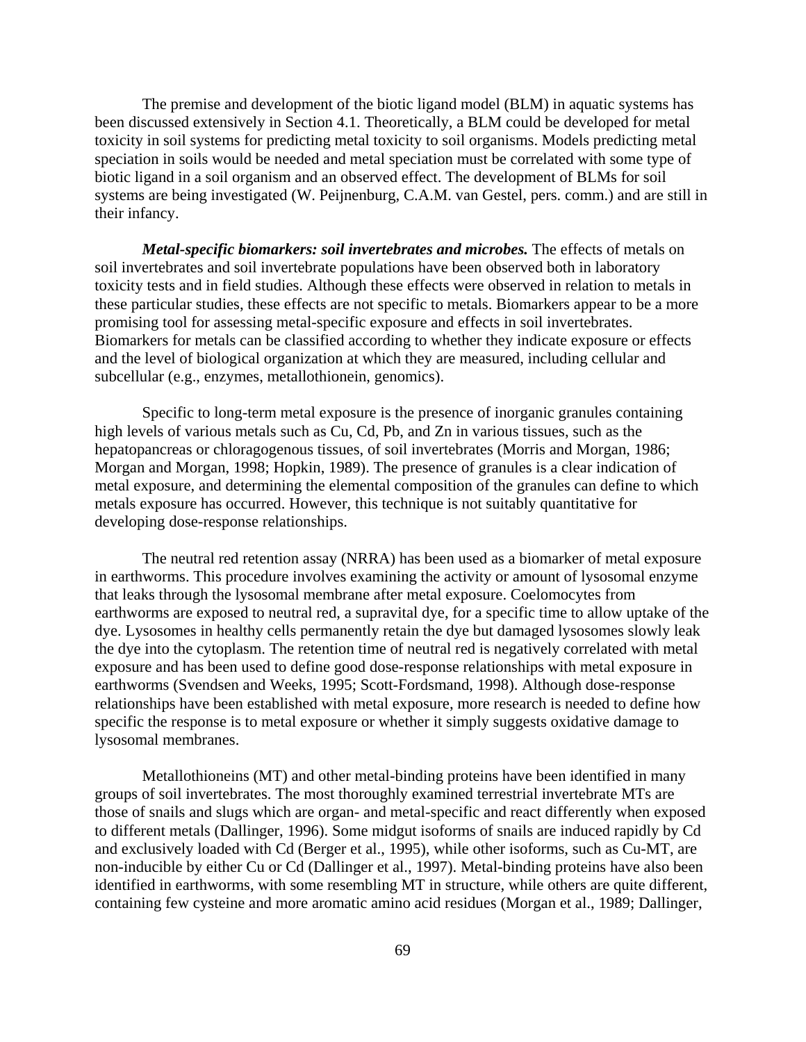The premise and development of the biotic ligand model (BLM) in aquatic systems has been discussed extensively in Section 4.1. Theoretically, a BLM could be developed for metal toxicity in soil systems for predicting metal toxicity to soil organisms. Models predicting metal speciation in soils would be needed and metal speciation must be correlated with some type of biotic ligand in a soil organism and an observed effect. The development of BLMs for soil systems are being investigated (W. Peijnenburg, C.A.M. van Gestel, pers. comm.) and are still in their infancy.

***Metal-specific biomarkers: soil invertebrates and microbes.*** The effects of metals on soil invertebrates and soil invertebrate populations have been observed both in laboratory toxicity tests and in field studies. Although these effects were observed in relation to metals in these particular studies, these effects are not specific to metals. Biomarkers appear to be a more promising tool for assessing metal-specific exposure and effects in soil invertebrates. Biomarkers for metals can be classified according to whether they indicate exposure or effects and the level of biological organization at which they are measured, including cellular and subcellular (e.g., enzymes, metallothionein, genomics).

Specific to long-term metal exposure is the presence of inorganic granules containing high levels of various metals such as Cu, Cd, Pb, and Zn in various tissues, such as the hepatopancreas or chloragogenous tissues, of soil invertebrates (Morris and Morgan, 1986; Morgan and Morgan, 1998; Hopkin, 1989). The presence of granules is a clear indication of metal exposure, and determining the elemental composition of the granules can define to which metals exposure has occurred. However, this technique is not suitably quantitative for developing dose-response relationships.

The neutral red retention assay (NRRA) has been used as a biomarker of metal exposure in earthworms. This procedure involves examining the activity or amount of lysosomal enzyme that leaks through the lysosomal membrane after metal exposure. Coelomocytes from earthworms are exposed to neutral red, a supravital dye, for a specific time to allow uptake of the dye. Lysosomes in healthy cells permanently retain the dye but damaged lysosomes slowly leak the dye into the cytoplasm. The retention time of neutral red is negatively correlated with metal exposure and has been used to define good dose-response relationships with metal exposure in earthworms (Svendsen and Weeks, 1995; Scott-Fordsmand, 1998). Although dose-response relationships have been established with metal exposure, more research is needed to define how specific the response is to metal exposure or whether it simply suggests oxidative damage to lysosomal membranes.

Metallothioneins (MT) and other metal-binding proteins have been identified in many groups of soil invertebrates. The most thoroughly examined terrestrial invertebrate MTs are those of snails and slugs which are organ- and metal-specific and react differently when exposed to different metals (Dallinger, 1996). Some midgut isoforms of snails are induced rapidly by Cd and exclusively loaded with Cd (Berger et al., 1995), while other isoforms, such as Cu-MT, are non-inducible by either Cu or Cd (Dallinger et al., 1997). Metal-binding proteins have also been identified in earthworms, with some resembling MT in structure, while others are quite different, containing few cysteine and more aromatic amino acid residues (Morgan et al., 1989; Dallinger,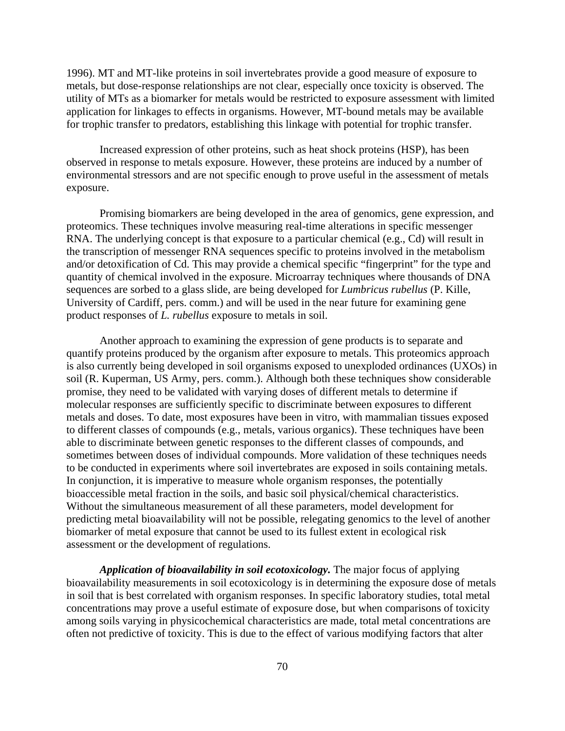1996). MT and MT-like proteins in soil invertebrates provide a good measure of exposure to metals, but dose-response relationships are not clear, especially once toxicity is observed. The utility of MTs as a biomarker for metals would be restricted to exposure assessment with limited application for linkages to effects in organisms. However, MT-bound metals may be available for trophic transfer to predators, establishing this linkage with potential for trophic transfer.

Increased expression of other proteins, such as heat shock proteins (HSP), has been observed in response to metals exposure. However, these proteins are induced by a number of environmental stressors and are not specific enough to prove useful in the assessment of metals exposure.

Promising biomarkers are being developed in the area of genomics, gene expression, and proteomics. These techniques involve measuring real-time alterations in specific messenger RNA. The underlying concept is that exposure to a particular chemical (e.g., Cd) will result in the transcription of messenger RNA sequences specific to proteins involved in the metabolism and/or detoxification of Cd. This may provide a chemical specific "fingerprint" for the type and quantity of chemical involved in the exposure. Microarray techniques where thousands of DNA sequences are sorbed to a glass slide, are being developed for *Lumbricus rubellus* (P. Kille, University of Cardiff, pers. comm.) and will be used in the near future for examining gene product responses of *L. rubellus* exposure to metals in soil.

Another approach to examining the expression of gene products is to separate and quantify proteins produced by the organism after exposure to metals. This proteomics approach is also currently being developed in soil organisms exposed to unexploded ordinances (UXOs) in soil (R. Kuperman, US Army, pers. comm.). Although both these techniques show considerable promise, they need to be validated with varying doses of different metals to determine if molecular responses are sufficiently specific to discriminate between exposures to different metals and doses. To date, most exposures have been in vitro, with mammalian tissues exposed to different classes of compounds (e.g., metals, various organics). These techniques have been able to discriminate between genetic responses to the different classes of compounds, and sometimes between doses of individual compounds. More validation of these techniques needs to be conducted in experiments where soil invertebrates are exposed in soils containing metals. In conjunction, it is imperative to measure whole organism responses, the potentially bioaccessible metal fraction in the soils, and basic soil physical/chemical characteristics. Without the simultaneous measurement of all these parameters, model development for predicting metal bioavailability will not be possible, relegating genomics to the level of another biomarker of metal exposure that cannot be used to its fullest extent in ecological risk assessment or the development of regulations.

***Application of bioavailability in soil ecotoxicology.*** The major focus of applying bioavailability measurements in soil ecotoxicology is in determining the exposure dose of metals in soil that is best correlated with organism responses. In specific laboratory studies, total metal concentrations may prove a useful estimate of exposure dose, but when comparisons of toxicity among soils varying in physicochemical characteristics are made, total metal concentrations are often not predictive of toxicity. This is due to the effect of various modifying factors that alter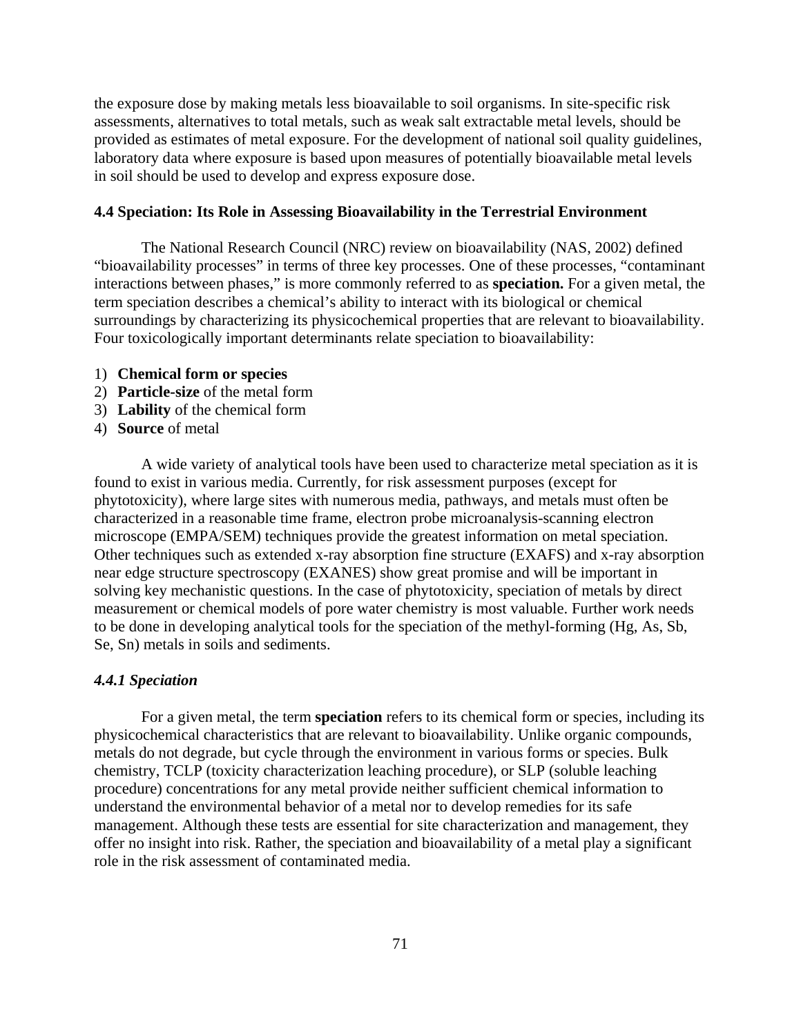the exposure dose by making metals less bioavailable to soil organisms. In site-specific risk assessments, alternatives to total metals, such as weak salt extractable metal levels, should be provided as estimates of metal exposure. For the development of national soil quality guidelines, laboratory data where exposure is based upon measures of potentially bioavailable metal levels in soil should be used to develop and express exposure dose.

### 4.4 Speciation: Its Role in Assessing Bioavailability in the Terrestrial Environment

The National Research Council (NRC) review on bioavailability (NAS, 2002) defined "bioavailability processes" in terms of three key processes. One of these processes, "contaminant interactions between phases," is more commonly referred to as **speciation.** For a given metal, the term speciation describes a chemical's ability to interact with its biological or chemical surroundings by characterizing its physicochemical properties that are relevant to bioavailability. Four toxicologically important determinants relate speciation to bioavailability:

1) **Chemical form or species**
2) **Particle-size** of the metal form
3) **Lability** of the chemical form
4) **Source** of metal

A wide variety of analytical tools have been used to characterize metal speciation as it is found to exist in various media. Currently, for risk assessment purposes (except for phytotoxicity), where large sites with numerous media, pathways, and metals must often be characterized in a reasonable time frame, electron probe microanalysis-scanning electron microscope (EMPA/SEM) techniques provide the greatest information on metal speciation. Other techniques such as extended x-ray absorption fine structure (EXAFS) and x-ray absorption near edge structure spectroscopy (EXANES) show great promise and will be important in solving key mechanistic questions. In the case of phytotoxicity, speciation of metals by direct measurement or chemical models of pore water chemistry is most valuable. Further work needs to be done in developing analytical tools for the speciation of the methyl-forming (Hg, As, Sb, Se, Sn) metals in soils and sediments.

#### *4.4.1 Speciation*

For a given metal, the term **speciation** refers to its chemical form or species, including its physicochemical characteristics that are relevant to bioavailability. Unlike organic compounds, metals do not degrade, but cycle through the environment in various forms or species. Bulk chemistry, TCLP (toxicity characterization leaching procedure), or SLP (soluble leaching procedure) concentrations for any metal provide neither sufficient chemical information to understand the environmental behavior of a metal nor to develop remedies for its safe management. Although these tests are essential for site characterization and management, they offer no insight into risk. Rather, the speciation and bioavailability of a metal play a significant role in the risk assessment of contaminated media.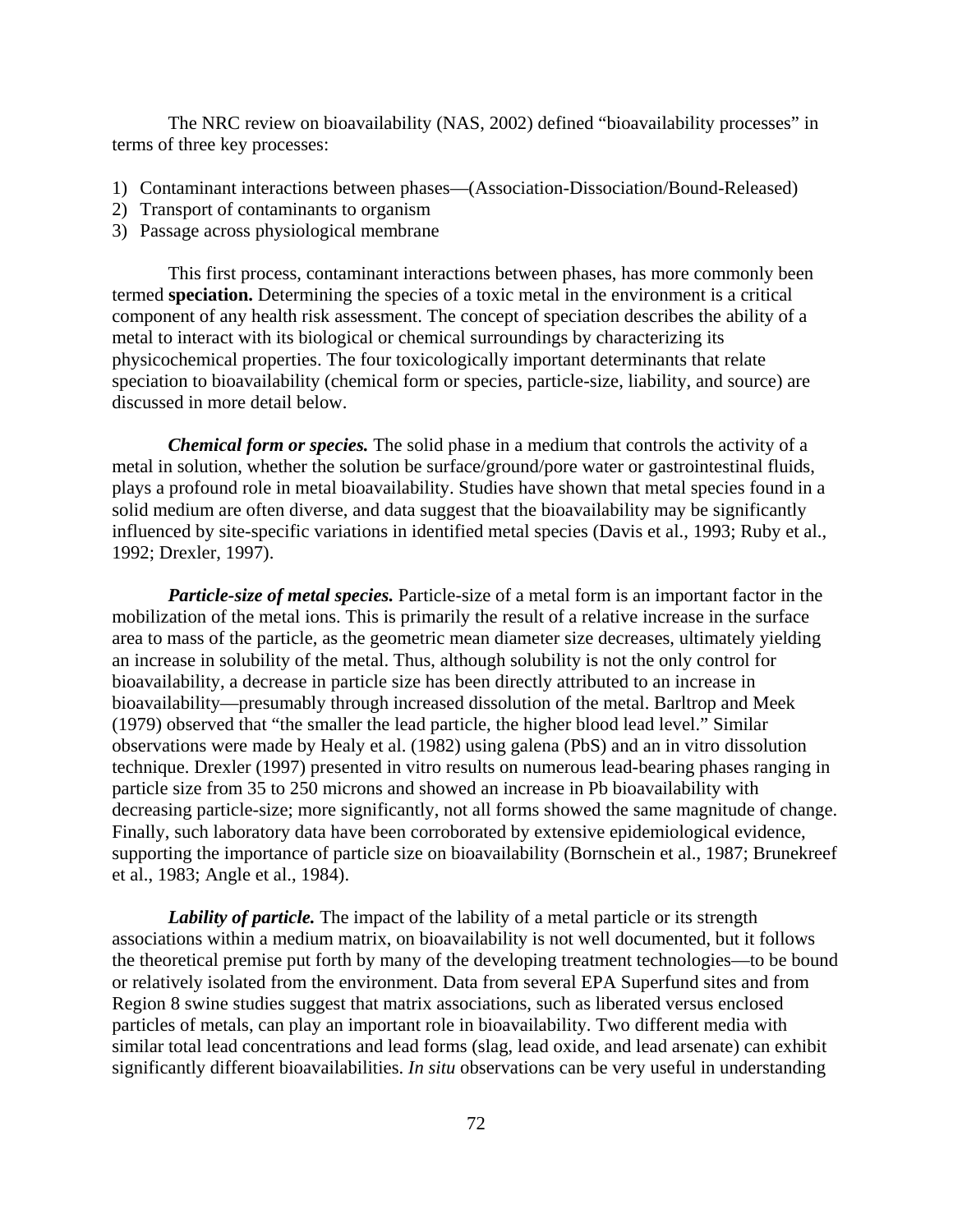The NRC review on bioavailability (NAS, 2002) defined "bioavailability processes" in terms of three key processes:

1) Contaminant interactions between phases—(Association-Dissociation/Bound-Released)
2) Transport of contaminants to organism
3) Passage across physiological membrane

This first process, contaminant interactions between phases, has more commonly been termed **speciation.** Determining the species of a toxic metal in the environment is a critical component of any health risk assessment. The concept of speciation describes the ability of a metal to interact with its biological or chemical surroundings by characterizing its physicochemical properties. The four toxicologically important determinants that relate speciation to bioavailability (chemical form or species, particle-size, liability, and source) are discussed in more detail below.

***Chemical form or species.*** The solid phase in a medium that controls the activity of a metal in solution, whether the solution be surface/ground/pore water or gastrointestinal fluids, plays a profound role in metal bioavailability. Studies have shown that metal species found in a solid medium are often diverse, and data suggest that the bioavailability may be significantly influenced by site-specific variations in identified metal species (Davis et al., 1993; Ruby et al., 1992; Drexler, 1997).

***Particle-size of metal species.*** Particle-size of a metal form is an important factor in the mobilization of the metal ions. This is primarily the result of a relative increase in the surface area to mass of the particle, as the geometric mean diameter size decreases, ultimately yielding an increase in solubility of the metal. Thus, although solubility is not the only control for bioavailability, a decrease in particle size has been directly attributed to an increase in bioavailability—presumably through increased dissolution of the metal. Barltrop and Meek (1979) observed that "the smaller the lead particle, the higher blood lead level." Similar observations were made by Healy et al. (1982) using galena (PbS) and an in vitro dissolution technique. Drexler (1997) presented in vitro results on numerous lead-bearing phases ranging in particle size from 35 to 250 microns and showed an increase in Pb bioavailability with decreasing particle-size; more significantly, not all forms showed the same magnitude of change. Finally, such laboratory data have been corroborated by extensive epidemiological evidence, supporting the importance of particle size on bioavailability (Bornschein et al., 1987; Brunekreef et al., 1983; Angle et al., 1984).

***Lability of particle.*** The impact of the lability of a metal particle or its strength associations within a medium matrix, on bioavailability is not well documented, but it follows the theoretical premise put forth by many of the developing treatment technologies—to be bound or relatively isolated from the environment. Data from several EPA Superfund sites and from Region 8 swine studies suggest that matrix associations, such as liberated versus enclosed particles of metals, can play an important role in bioavailability. Two different media with similar total lead concentrations and lead forms (slag, lead oxide, and lead arsenate) can exhibit significantly different bioavailabilities. *In situ* observations can be very useful in understanding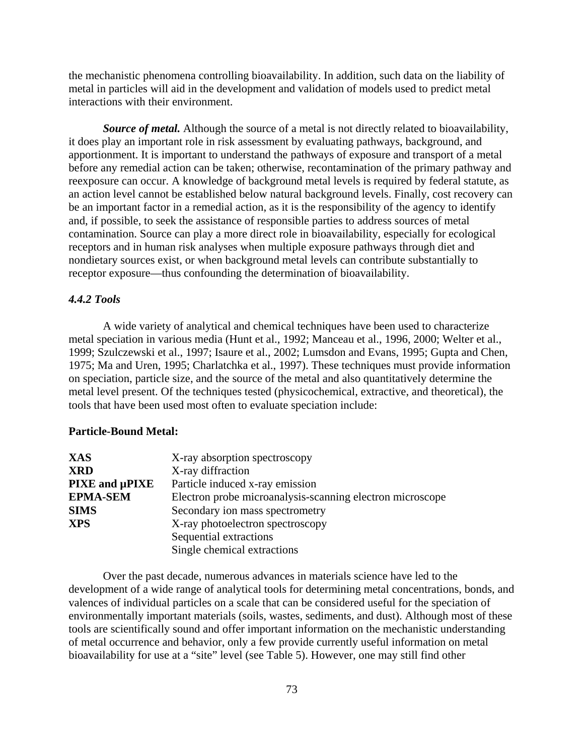the mechanistic phenomena controlling bioavailability. In addition, such data on the liability of metal in particles will aid in the development and validation of models used to predict metal interactions with their environment.

***Source of metal.*** Although the source of a metal is not directly related to bioavailability, it does play an important role in risk assessment by evaluating pathways, background, and apportionment. It is important to understand the pathways of exposure and transport of a metal before any remedial action can be taken; otherwise, recontamination of the primary pathway and reexposure can occur. A knowledge of background metal levels is required by federal statute, as an action level cannot be established below natural background levels. Finally, cost recovery can be an important factor in a remedial action, as it is the responsibility of the agency to identify and, if possible, to seek the assistance of responsible parties to address sources of metal contamination. Source can play a more direct role in bioavailability, especially for ecological receptors and in human risk analyses when multiple exposure pathways through diet and nondietary sources exist, or when background metal levels can contribute substantially to receptor exposure—thus confounding the determination of bioavailability.

#### *4.4.2 Tools*

A wide variety of analytical and chemical techniques have been used to characterize metal speciation in various media (Hunt et al., 1992; Manceau et al., 1996, 2000; Welter et al., 1999; Szulczewski et al., 1997; Isaure et al., 2002; Lumsdon and Evans, 1995; Gupta and Chen, 1975; Ma and Uren, 1995; Charlatchka et al., 1997). These techniques must provide information on speciation, particle size, and the source of the metal and also quantitatively determine the metal level present. Of the techniques tested (physicochemical, extractive, and theoretical), the tools that have been used most often to evaluate speciation include:

**Particle-Bound Metal:**

| | |
|---|---|
| **XAS** | X-ray absorption spectroscopy |
| **XRD** | X-ray diffraction |
| **PIXE and µPIXE** | Particle induced x-ray emission |
| **EPMA-SEM** | Electron probe microanalysis-scanning electron microscope |
| **SIMS** | Secondary ion mass spectrometry |
| **XPS** | X-ray photoelectron spectroscopy |
| | Sequential extractions |
| | Single chemical extractions |

Over the past decade, numerous advances in materials science have led to the development of a wide range of analytical tools for determining metal concentrations, bonds, and valences of individual particles on a scale that can be considered useful for the speciation of environmentally important materials (soils, wastes, sediments, and dust). Although most of these tools are scientifically sound and offer important information on the mechanistic understanding of metal occurrence and behavior, only a few provide currently useful information on metal bioavailability for use at a "site" level (see Table 5). However, one may still find other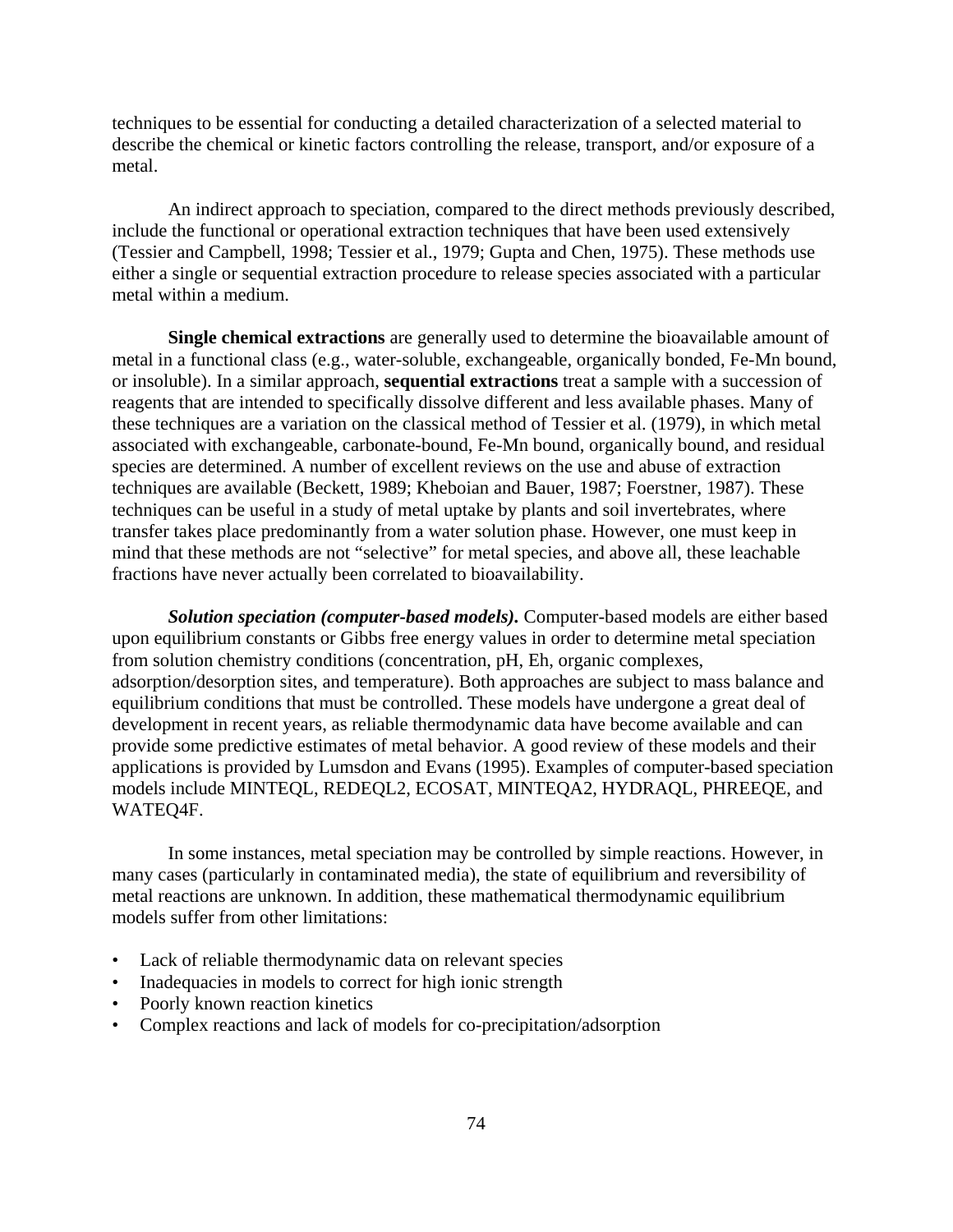techniques to be essential for conducting a detailed characterization of a selected material to describe the chemical or kinetic factors controlling the release, transport, and/or exposure of a metal.

An indirect approach to speciation, compared to the direct methods previously described, include the functional or operational extraction techniques that have been used extensively (Tessier and Campbell, 1998; Tessier et al., 1979; Gupta and Chen, 1975). These methods use either a single or sequential extraction procedure to release species associated with a particular metal within a medium.

**Single chemical extractions** are generally used to determine the bioavailable amount of metal in a functional class (e.g., water-soluble, exchangeable, organically bonded, Fe-Mn bound, or insoluble). In a similar approach, **sequential extractions** treat a sample with a succession of reagents that are intended to specifically dissolve different and less available phases. Many of these techniques are a variation on the classical method of Tessier et al. (1979), in which metal associated with exchangeable, carbonate-bound, Fe-Mn bound, organically bound, and residual species are determined. A number of excellent reviews on the use and abuse of extraction techniques are available (Beckett, 1989; Kheboian and Bauer, 1987; Foerstner, 1987). These techniques can be useful in a study of metal uptake by plants and soil invertebrates, where transfer takes place predominantly from a water solution phase. However, one must keep in mind that these methods are not "selective" for metal species, and above all, these leachable fractions have never actually been correlated to bioavailability.

***Solution speciation (computer-based models).*** Computer-based models are either based upon equilibrium constants or Gibbs free energy values in order to determine metal speciation from solution chemistry conditions (concentration, pH, Eh, organic complexes, adsorption/desorption sites, and temperature). Both approaches are subject to mass balance and equilibrium conditions that must be controlled. These models have undergone a great deal of development in recent years, as reliable thermodynamic data have become available and can provide some predictive estimates of metal behavior. A good review of these models and their applications is provided by Lumsdon and Evans (1995). Examples of computer-based speciation models include MINTEQL, REDEQL2, ECOSAT, MINTEQA2, HYDRAQL, PHREEQE, and WATEQ4F.

In some instances, metal speciation may be controlled by simple reactions. However, in many cases (particularly in contaminated media), the state of equilibrium and reversibility of metal reactions are unknown. In addition, these mathematical thermodynamic equilibrium models suffer from other limitations:

- Lack of reliable thermodynamic data on relevant species
- Inadequacies in models to correct for high ionic strength
- Poorly known reaction kinetics
- Complex reactions and lack of models for co-precipitation/adsorption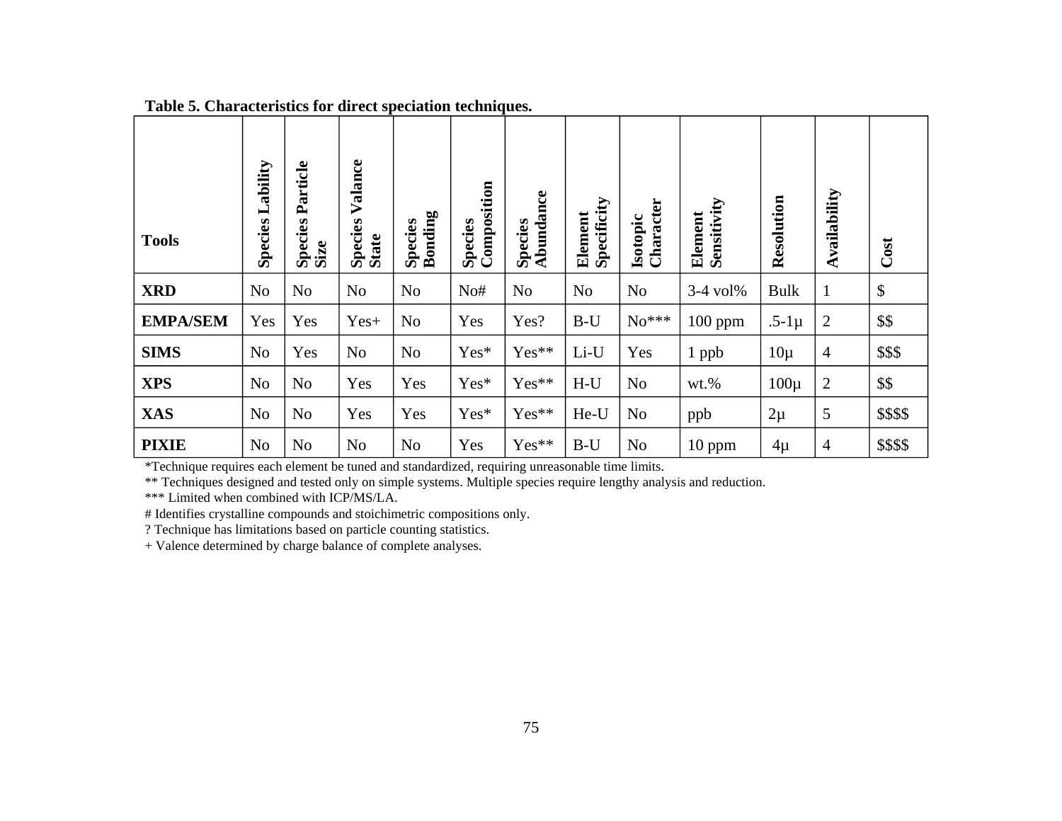**Table 5. Characteristics for direct speciation techniques.**

| Tools | Species Lability | Species Particle Size | Species Valance State | Species Bonding | Species Composition | Species Abundance | Element Specificity | Isotopic Character | Element Sensitivity | Resolution | Availability | Cost |
|---|---|---|---|---|---|---|---|---|---|---|---|---|
| **XRD** | No | No | No | No | No# | No | No | No | 3-4 vol% | Bulk | 1 | $ |
| **EMPA/SEM** | Yes | Yes | Yes+ | No | Yes | Yes? | B-U | No*** | 100 ppm | .5-1µ | 2 | $$ |
| **SIMS** | No | Yes | No | No | Yes* | Yes** | Li-U | Yes | 1 ppb | 10µ | 4 | $$$ |
| **XPS** | No | No | Yes | Yes | Yes* | Yes** | H-U | No | wt.% | 100µ | 2 | $$ |
| **XAS** | No | No | Yes | Yes | Yes* | Yes** | He-U | No | ppb | 2µ | 5 | $$$$ |
| **PIXIE** | No | No | No | No | Yes | Yes** | B-U | No | 10 ppm | 4µ | 4 | $$$$ |

*Technique requires each element be tuned and standardized, requiring unreasonable time limits.

** Techniques designed and tested only on simple systems. Multiple species require lengthy analysis and reduction.

*** Limited when combined with ICP/MS/LA.

# Identifies crystalline compounds and stoichimetric compositions only.

? Technique has limitations based on particle counting statistics.

+ Valence determined by charge balance of complete analyses.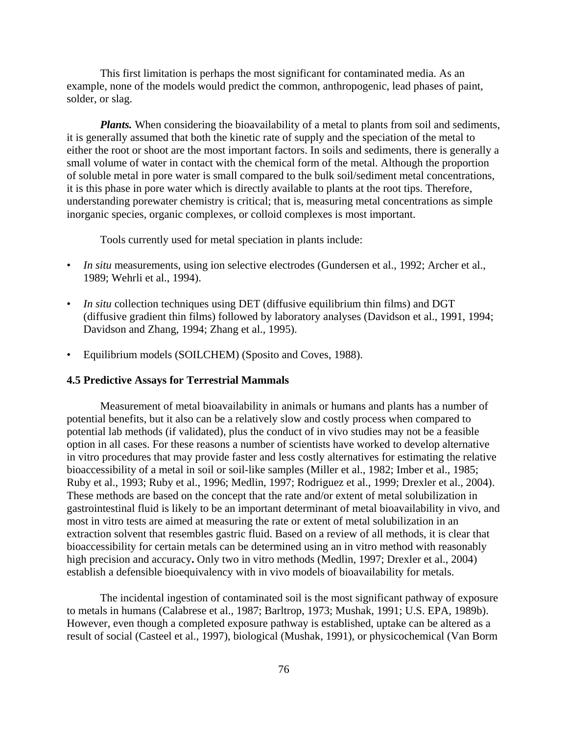This first limitation is perhaps the most significant for contaminated media. As an example, none of the models would predict the common, anthropogenic, lead phases of paint, solder, or slag.

***Plants.*** When considering the bioavailability of a metal to plants from soil and sediments, it is generally assumed that both the kinetic rate of supply and the speciation of the metal to either the root or shoot are the most important factors. In soils and sediments, there is generally a small volume of water in contact with the chemical form of the metal. Although the proportion of soluble metal in pore water is small compared to the bulk soil/sediment metal concentrations, it is this phase in pore water which is directly available to plants at the root tips. Therefore, understanding porewater chemistry is critical; that is, measuring metal concentrations as simple inorganic species, organic complexes, or colloid complexes is most important.

Tools currently used for metal speciation in plants include:

- *In situ* measurements, using ion selective electrodes (Gundersen et al., 1992; Archer et al., 1989; Wehrli et al., 1994).
- *In situ* collection techniques using DET (diffusive equilibrium thin films) and DGT (diffusive gradient thin films) followed by laboratory analyses (Davidson et al., 1991, 1994; Davidson and Zhang, 1994; Zhang et al., 1995).
- Equilibrium models (SOILCHEM) (Sposito and Coves, 1988).

### 4.5 Predictive Assays for Terrestrial Mammals

Measurement of metal bioavailability in animals or humans and plants has a number of potential benefits, but it also can be a relatively slow and costly process when compared to potential lab methods (if validated), plus the conduct of in vivo studies may not be a feasible option in all cases. For these reasons a number of scientists have worked to develop alternative in vitro procedures that may provide faster and less costly alternatives for estimating the relative bioaccessibility of a metal in soil or soil-like samples (Miller et al., 1982; Imber et al., 1985; Ruby et al., 1993; Ruby et al., 1996; Medlin, 1997; Rodriguez et al., 1999; Drexler et al., 2004). These methods are based on the concept that the rate and/or extent of metal solubilization in gastrointestinal fluid is likely to be an important determinant of metal bioavailability in vivo, and most in vitro tests are aimed at measuring the rate or extent of metal solubilization in an extraction solvent that resembles gastric fluid. Based on a review of all methods, it is clear that bioaccessibility for certain metals can be determined using an in vitro method with reasonably high precision and accuracy**.** Only two in vitro methods (Medlin, 1997; Drexler et al., 2004) establish a defensible bioequivalency with in vivo models of bioavailability for metals.

The incidental ingestion of contaminated soil is the most significant pathway of exposure to metals in humans (Calabrese et al., 1987; Barltrop, 1973; Mushak, 1991; U.S. EPA, 1989b). However, even though a completed exposure pathway is established, uptake can be altered as a result of social (Casteel et al., 1997), biological (Mushak, 1991), or physicochemical (Van Borm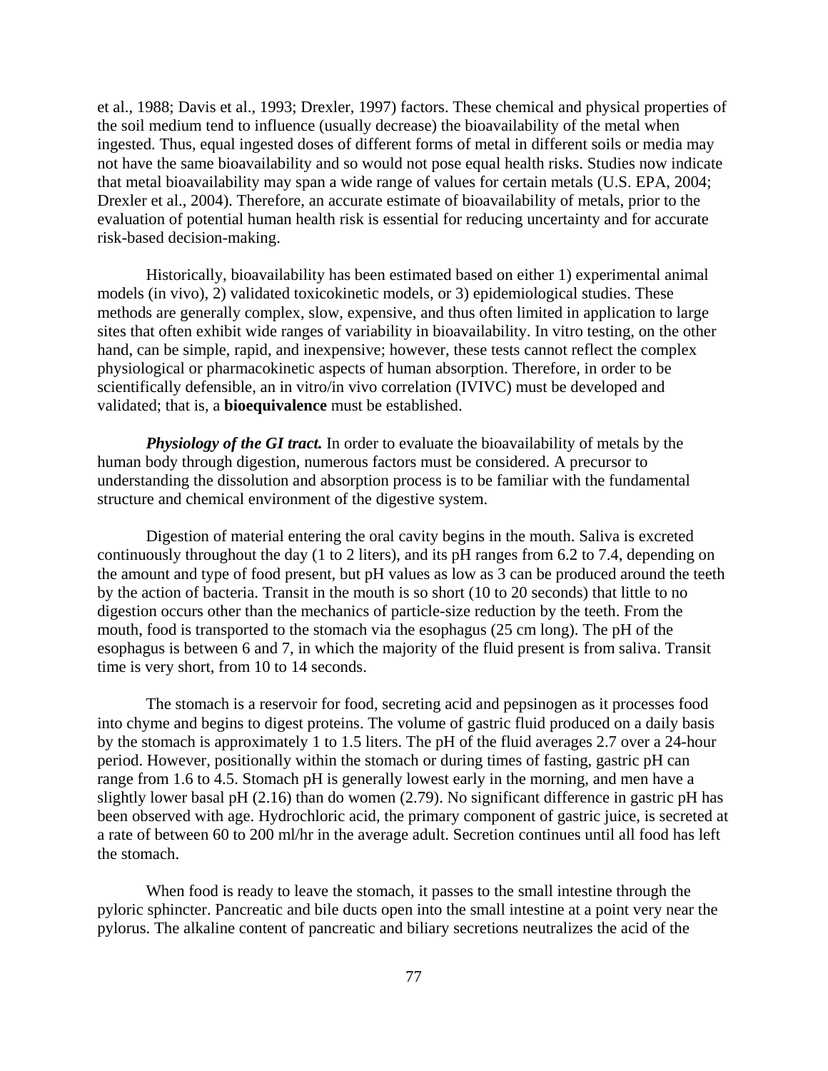et al., 1988; Davis et al., 1993; Drexler, 1997) factors. These chemical and physical properties of the soil medium tend to influence (usually decrease) the bioavailability of the metal when ingested. Thus, equal ingested doses of different forms of metal in different soils or media may not have the same bioavailability and so would not pose equal health risks. Studies now indicate that metal bioavailability may span a wide range of values for certain metals (U.S. EPA, 2004; Drexler et al., 2004). Therefore, an accurate estimate of bioavailability of metals, prior to the evaluation of potential human health risk is essential for reducing uncertainty and for accurate risk-based decision-making.

Historically, bioavailability has been estimated based on either 1) experimental animal models (in vivo), 2) validated toxicokinetic models, or 3) epidemiological studies. These methods are generally complex, slow, expensive, and thus often limited in application to large sites that often exhibit wide ranges of variability in bioavailability. In vitro testing, on the other hand, can be simple, rapid, and inexpensive; however, these tests cannot reflect the complex physiological or pharmacokinetic aspects of human absorption. Therefore, in order to be scientifically defensible, an in vitro/in vivo correlation (IVIVC) must be developed and validated; that is, a **bioequivalence** must be established.

***Physiology of the GI tract.*** In order to evaluate the bioavailability of metals by the human body through digestion, numerous factors must be considered. A precursor to understanding the dissolution and absorption process is to be familiar with the fundamental structure and chemical environment of the digestive system.

Digestion of material entering the oral cavity begins in the mouth. Saliva is excreted continuously throughout the day (1 to 2 liters), and its pH ranges from 6.2 to 7.4, depending on the amount and type of food present, but pH values as low as 3 can be produced around the teeth by the action of bacteria. Transit in the mouth is so short (10 to 20 seconds) that little to no digestion occurs other than the mechanics of particle-size reduction by the teeth. From the mouth, food is transported to the stomach via the esophagus (25 cm long). The pH of the esophagus is between 6 and 7, in which the majority of the fluid present is from saliva. Transit time is very short, from 10 to 14 seconds.

The stomach is a reservoir for food, secreting acid and pepsinogen as it processes food into chyme and begins to digest proteins. The volume of gastric fluid produced on a daily basis by the stomach is approximately 1 to 1.5 liters. The pH of the fluid averages 2.7 over a 24-hour period. However, positionally within the stomach or during times of fasting, gastric pH can range from 1.6 to 4.5. Stomach pH is generally lowest early in the morning, and men have a slightly lower basal pH (2.16) than do women (2.79). No significant difference in gastric pH has been observed with age. Hydrochloric acid, the primary component of gastric juice, is secreted at a rate of between 60 to 200 ml/hr in the average adult. Secretion continues until all food has left the stomach.

When food is ready to leave the stomach, it passes to the small intestine through the pyloric sphincter. Pancreatic and bile ducts open into the small intestine at a point very near the pylorus. The alkaline content of pancreatic and biliary secretions neutralizes the acid of the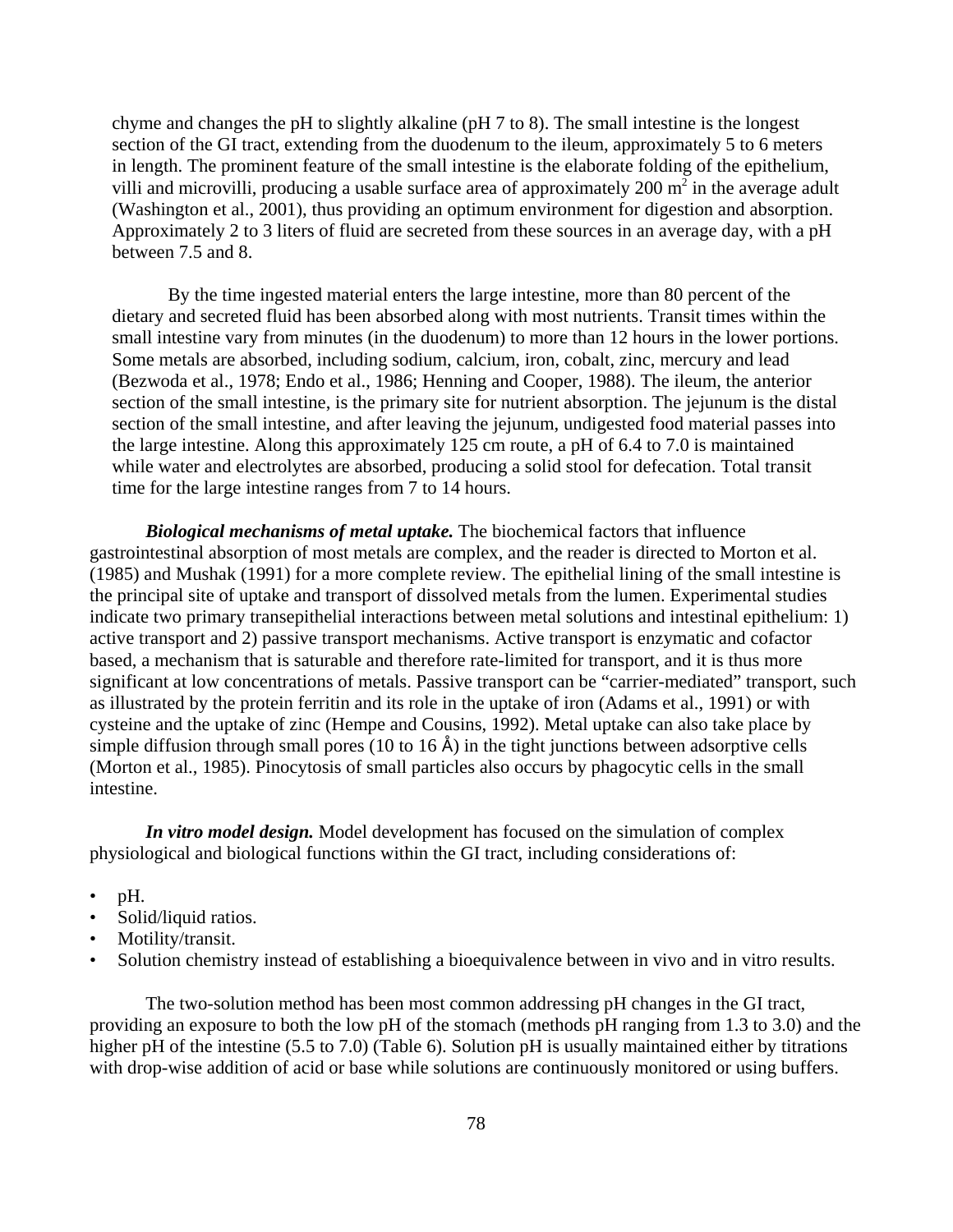chyme and changes the pH to slightly alkaline (pH 7 to 8). The small intestine is the longest section of the GI tract, extending from the duodenum to the ileum, approximately 5 to 6 meters in length. The prominent feature of the small intestine is the elaborate folding of the epithelium, villi and microvilli, producing a usable surface area of approximately 200 $m^2$ in the average adult (Washington et al., 2001), thus providing an optimum environment for digestion and absorption. Approximately 2 to 3 liters of fluid are secreted from these sources in an average day, with a pH between 7.5 and 8.

By the time ingested material enters the large intestine, more than 80 percent of the dietary and secreted fluid has been absorbed along with most nutrients. Transit times within the small intestine vary from minutes (in the duodenum) to more than 12 hours in the lower portions. Some metals are absorbed, including sodium, calcium, iron, cobalt, zinc, mercury and lead (Bezwoda et al., 1978; Endo et al., 1986; Henning and Cooper, 1988). The ileum, the anterior section of the small intestine, is the primary site for nutrient absorption. The jejunum is the distal section of the small intestine, and after leaving the jejunum, undigested food material passes into the large intestine. Along this approximately 125 cm route, a pH of 6.4 to 7.0 is maintained while water and electrolytes are absorbed, producing a solid stool for defecation. Total transit time for the large intestine ranges from 7 to 14 hours.

***Biological mechanisms of metal uptake.*** The biochemical factors that influence gastrointestinal absorption of most metals are complex, and the reader is directed to Morton et al. (1985) and Mushak (1991) for a more complete review. The epithelial lining of the small intestine is the principal site of uptake and transport of dissolved metals from the lumen. Experimental studies indicate two primary transepithelial interactions between metal solutions and intestinal epithelium: 1) active transport and 2) passive transport mechanisms. Active transport is enzymatic and cofactor based, a mechanism that is saturable and therefore rate-limited for transport, and it is thus more significant at low concentrations of metals. Passive transport can be "carrier-mediated" transport, such as illustrated by the protein ferritin and its role in the uptake of iron (Adams et al., 1991) or with cysteine and the uptake of zinc (Hempe and Cousins, 1992). Metal uptake can also take place by simple diffusion through small pores (10 to 16 Å) in the tight junctions between adsorptive cells (Morton et al., 1985). Pinocytosis of small particles also occurs by phagocytic cells in the small intestine.

***In vitro model design.*** Model development has focused on the simulation of complex physiological and biological functions within the GI tract, including considerations of:

- pH.
- Solid/liquid ratios.
- Motility/transit.
- Solution chemistry instead of establishing a bioequivalence between in vivo and in vitro results.

The two-solution method has been most common addressing pH changes in the GI tract, providing an exposure to both the low pH of the stomach (methods pH ranging from 1.3 to 3.0) and the higher pH of the intestine (5.5 to 7.0) (Table 6). Solution pH is usually maintained either by titrations with drop-wise addition of acid or base while solutions are continuously monitored or using buffers.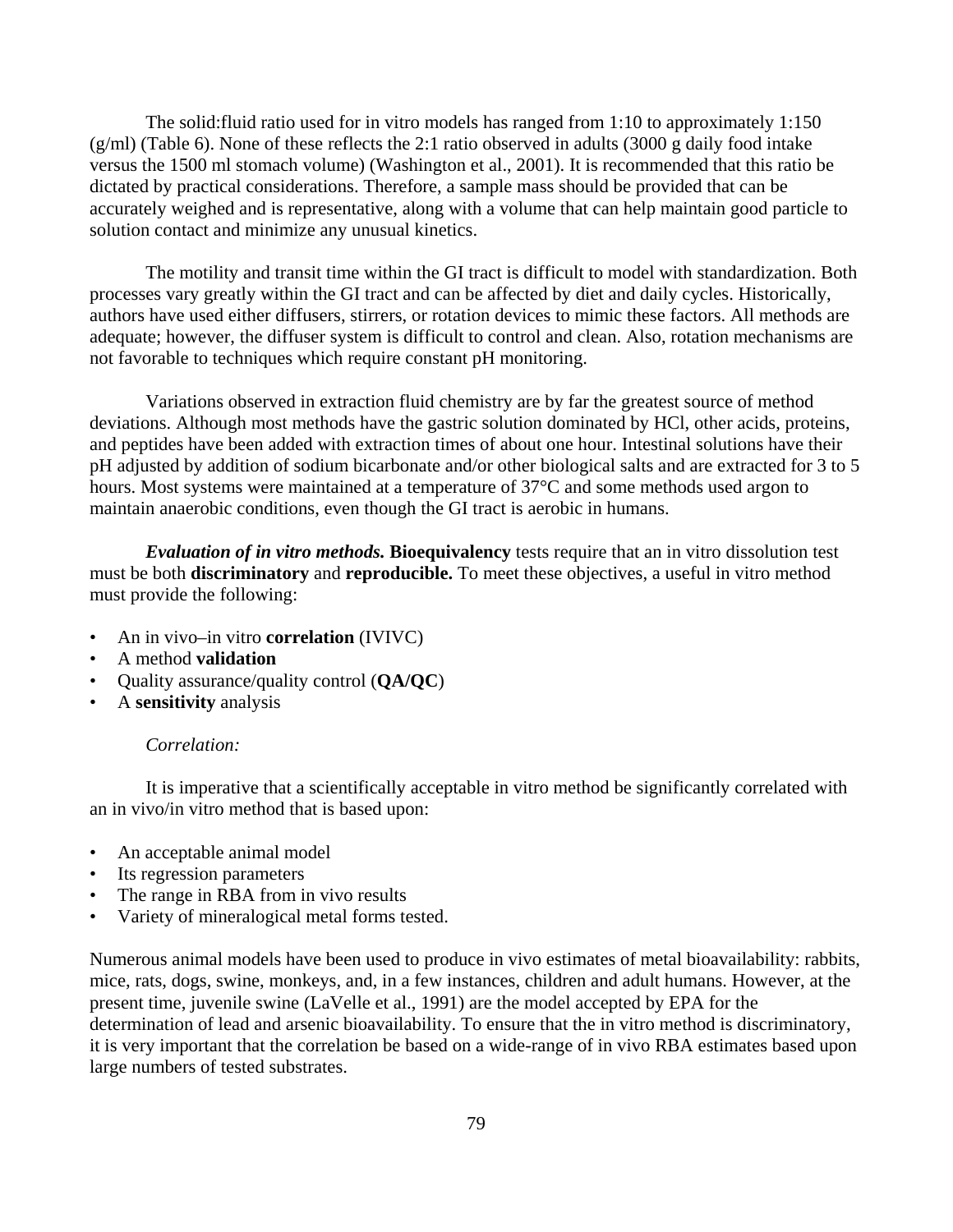The solid:fluid ratio used for in vitro models has ranged from 1:10 to approximately 1:150 (g/ml) (Table 6). None of these reflects the 2:1 ratio observed in adults (3000 g daily food intake versus the 1500 ml stomach volume) (Washington et al., 2001). It is recommended that this ratio be dictated by practical considerations. Therefore, a sample mass should be provided that can be accurately weighed and is representative, along with a volume that can help maintain good particle to solution contact and minimize any unusual kinetics.

The motility and transit time within the GI tract is difficult to model with standardization. Both processes vary greatly within the GI tract and can be affected by diet and daily cycles. Historically, authors have used either diffusers, stirrers, or rotation devices to mimic these factors. All methods are adequate; however, the diffuser system is difficult to control and clean. Also, rotation mechanisms are not favorable to techniques which require constant pH monitoring.

Variations observed in extraction fluid chemistry are by far the greatest source of method deviations. Although most methods have the gastric solution dominated by HCl, other acids, proteins, and peptides have been added with extraction times of about one hour. Intestinal solutions have their pH adjusted by addition of sodium bicarbonate and/or other biological salts and are extracted for 3 to 5 hours. Most systems were maintained at a temperature of 37°C and some methods used argon to maintain anaerobic conditions, even though the GI tract is aerobic in humans.

***Evaluation of in vitro methods.*** **Bioequivalency** tests require that an in vitro dissolution test must be both **discriminatory** and **reproducible.** To meet these objectives, a useful in vitro method must provide the following:

- An in vivo–in vitro **correlation** (IVIVC)
- A method **validation**
- Quality assurance/quality control (**QA/QC**)
- A **sensitivity** analysis

*Correlation:*

It is imperative that a scientifically acceptable in vitro method be significantly correlated with an in vivo/in vitro method that is based upon:

- An acceptable animal model
- Its regression parameters
- The range in RBA from in vivo results
- Variety of mineralogical metal forms tested.

Numerous animal models have been used to produce in vivo estimates of metal bioavailability: rabbits, mice, rats, dogs, swine, monkeys, and, in a few instances, children and adult humans. However, at the present time, juvenile swine (LaVelle et al., 1991) are the model accepted by EPA for the determination of lead and arsenic bioavailability. To ensure that the in vitro method is discriminatory, it is very important that the correlation be based on a wide-range of in vivo RBA estimates based upon large numbers of tested substrates.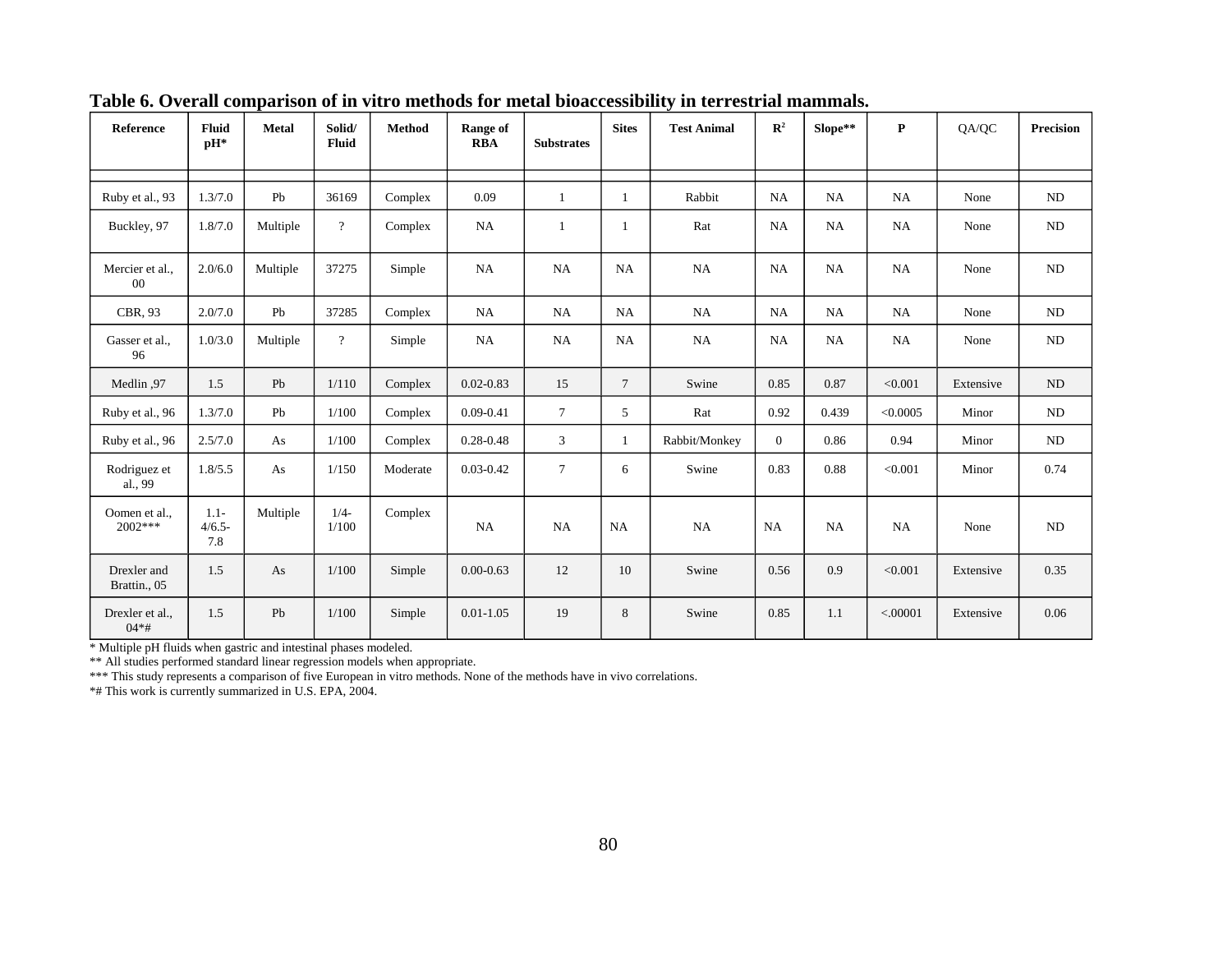**Table 6. Overall comparison of in vitro methods for metal bioaccessibility in terrestrial mammals.**

| Reference | Fluid pH* | Metal | Solid/ Fluid | Method | Range of RBA | Substrates | Sites | Test Animal | $R^2$ | Slope** | P | QA/QC | Precision |
|---|---|---|---|---|---|---|---|---|---|---|---|---|---|
| | | | | | | | | | | | | | |
| Ruby et al., 93 | 1.3/7.0 | Pb | 36169 | Complex | 0.09 | 1 | 1 | Rabbit | NA | NA | NA | None | ND |
| Buckley, 97 | 1.8/7.0 | Multiple | ? | Complex | NA | 1 | 1 | Rat | NA | NA | NA | None | ND |
| Mercier et al., 00 | 2.0/6.0 | Multiple | 37275 | Simple | NA | NA | NA | NA | NA | NA | NA | None | ND |
| CBR, 93 | 2.0/7.0 | Pb | 37285 | Complex | NA | NA | NA | NA | NA | NA | NA | None | ND |
| Gasser et al., 96 | 1.0/3.0 | Multiple | ? | Simple | NA | NA | NA | NA | NA | NA | NA | None | ND |
| Medlin ,97 | 1.5 | Pb | 1/110 | Complex | 0.02-0.83 | 15 | 7 | Swine | 0.85 | 0.87 | <0.001 | Extensive | ND |
| Ruby et al., 96 | 1.3/7.0 | Pb | 1/100 | Complex | 0.09-0.41 | 7 | 5 | Rat | 0.92 | 0.439 | <0.0005 | Minor | ND |
| Ruby et al., 96 | 2.5/7.0 | As | 1/100 | Complex | 0.28-0.48 | 3 | 1 | Rabbit/Monkey | 0 | 0.86 | 0.94 | Minor | ND |
| Rodriguez et al., 99 | 1.8/5.5 | As | 1/150 | Moderate | 0.03-0.42 | 7 | 6 | Swine | 0.83 | 0.88 | <0.001 | Minor | 0.74 |
| Oomen et al., 2002*** | 1.1-4/6.5-7.8 | Multiple | 1/4-1/100 | Complex | NA | NA | NA | NA | NA | NA | NA | None | ND |
| Drexler and Brattin., 05 | 1.5 | As | 1/100 | Simple | 0.00-0.63 | 12 | 10 | Swine | 0.56 | 0.9 | <0.001 | Extensive | 0.35 |
| Drexler et al., 04*# | 1.5 | Pb | 1/100 | Simple | 0.01-1.05 | 19 | 8 | Swine | 0.85 | 1.1 | <.00001 | Extensive | 0.06 |

* Multiple pH fluids when gastric and intestinal phases modeled.
** All studies performed standard linear regression models when appropriate.
*** This study represents a comparison of five European in vitro methods. None of the methods have in vivo correlations.
*# This work is currently summarized in U.S. EPA, 2004.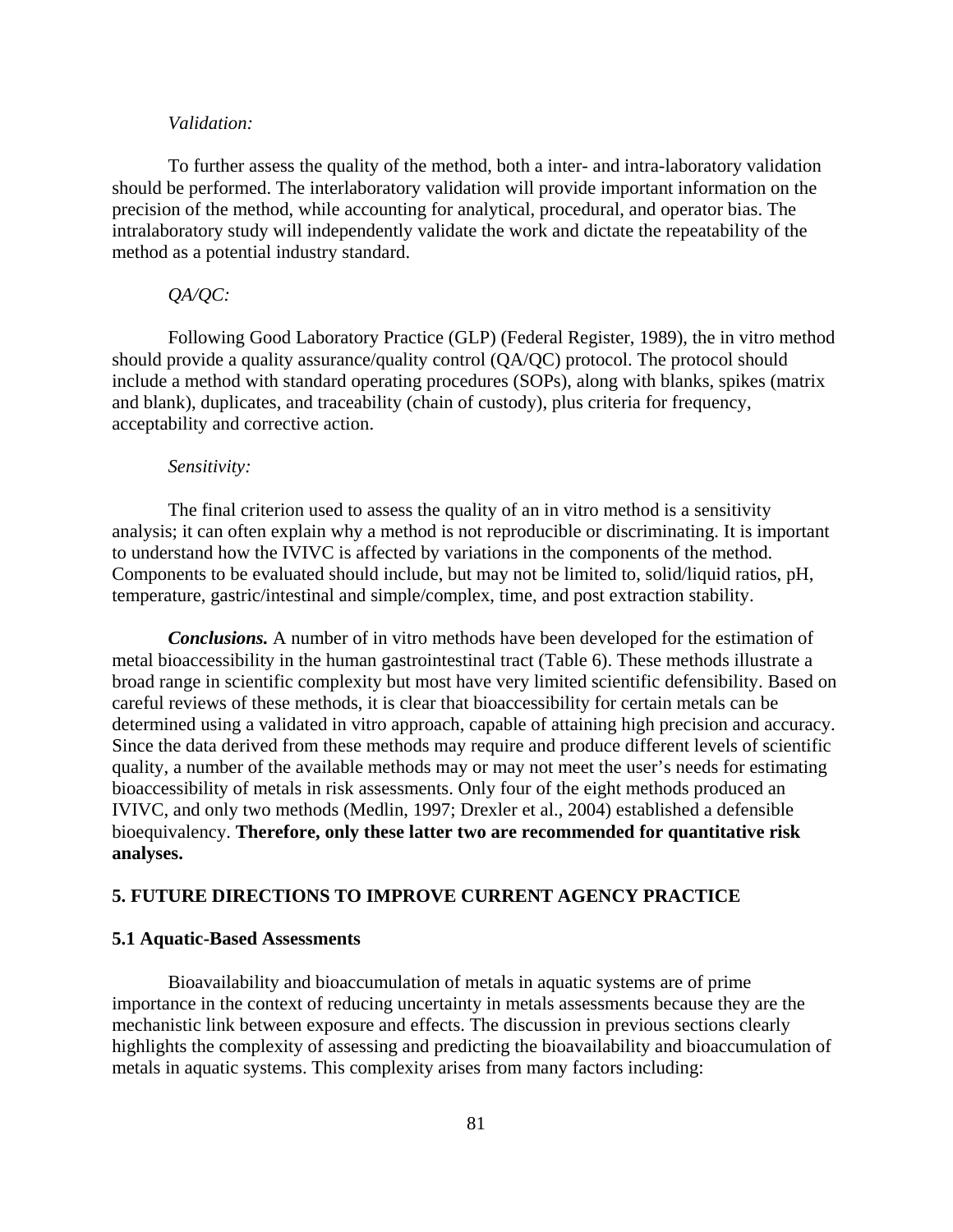*Validation:*

To further assess the quality of the method, both a inter- and intra-laboratory validation should be performed. The interlaboratory validation will provide important information on the precision of the method, while accounting for analytical, procedural, and operator bias. The intralaboratory study will independently validate the work and dictate the repeatability of the method as a potential industry standard.

*QA/QC:*

Following Good Laboratory Practice (GLP) (Federal Register, 1989), the in vitro method should provide a quality assurance/quality control (QA/QC) protocol. The protocol should include a method with standard operating procedures (SOPs), along with blanks, spikes (matrix and blank), duplicates, and traceability (chain of custody), plus criteria for frequency, acceptability and corrective action.

*Sensitivity:*

The final criterion used to assess the quality of an in vitro method is a sensitivity analysis; it can often explain why a method is not reproducible or discriminating. It is important to understand how the IVIVC is affected by variations in the components of the method. Components to be evaluated should include, but may not be limited to, solid/liquid ratios, pH, temperature, gastric/intestinal and simple/complex, time, and post extraction stability.

***Conclusions.*** A number of in vitro methods have been developed for the estimation of metal bioaccessibility in the human gastrointestinal tract (Table 6). These methods illustrate a broad range in scientific complexity but most have very limited scientific defensibility. Based on careful reviews of these methods, it is clear that bioaccessibility for certain metals can be determined using a validated in vitro approach, capable of attaining high precision and accuracy. Since the data derived from these methods may require and produce different levels of scientific quality, a number of the available methods may or may not meet the user's needs for estimating bioaccessibility of metals in risk assessments. Only four of the eight methods produced an IVIVC, and only two methods (Medlin, 1997; Drexler et al., 2004) established a defensible bioequivalency. **Therefore, only these latter two are recommended for quantitative risk analyses.**

## 5. FUTURE DIRECTIONS TO IMPROVE CURRENT AGENCY PRACTICE

### 5.1 Aquatic-Based Assessments

Bioavailability and bioaccumulation of metals in aquatic systems are of prime importance in the context of reducing uncertainty in metals assessments because they are the mechanistic link between exposure and effects. The discussion in previous sections clearly highlights the complexity of assessing and predicting the bioavailability and bioaccumulation of metals in aquatic systems. This complexity arises from many factors including: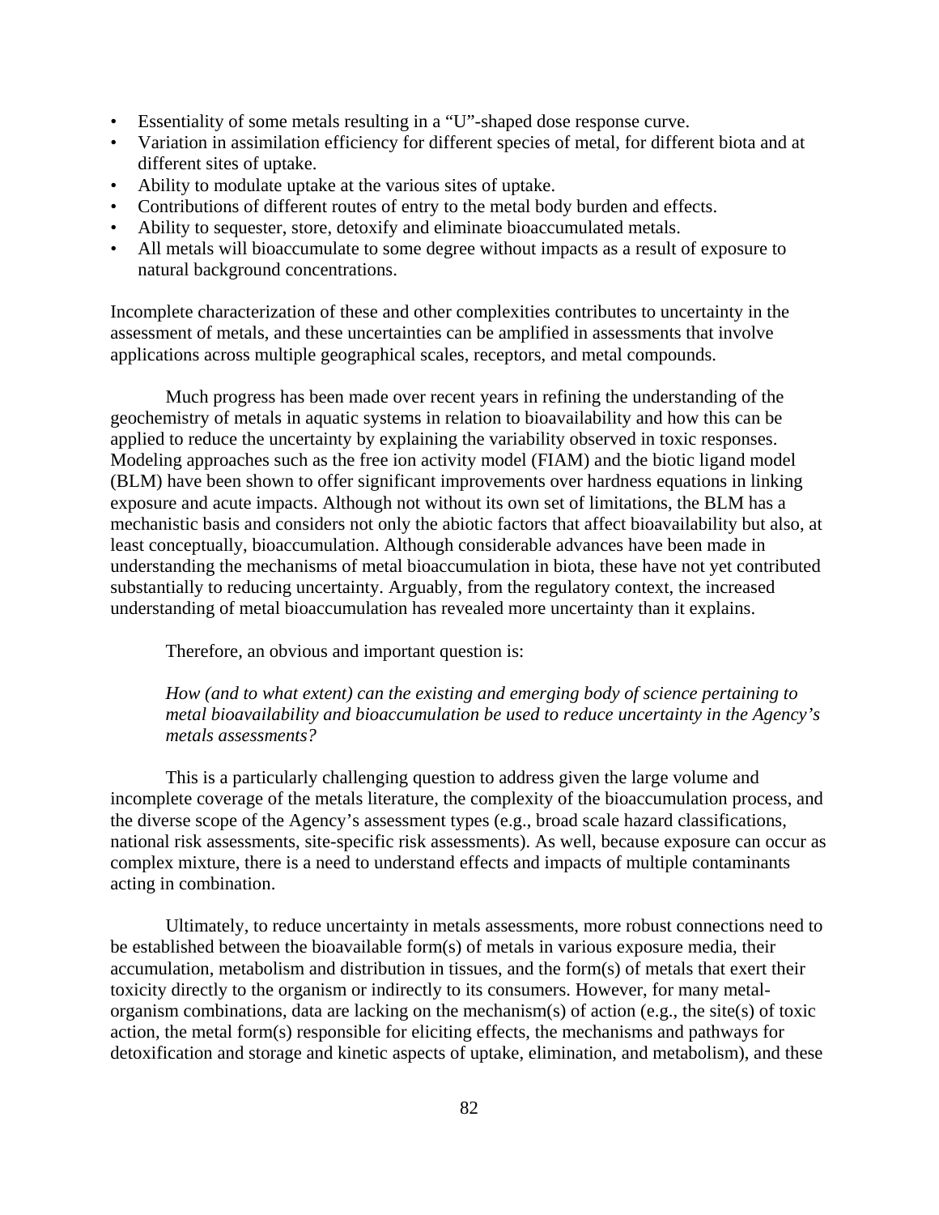- Essentiality of some metals resulting in a "U"-shaped dose response curve.
- Variation in assimilation efficiency for different species of metal, for different biota and at different sites of uptake.
- Ability to modulate uptake at the various sites of uptake.
- Contributions of different routes of entry to the metal body burden and effects.
- Ability to sequester, store, detoxify and eliminate bioaccumulated metals.
- All metals will bioaccumulate to some degree without impacts as a result of exposure to natural background concentrations.

Incomplete characterization of these and other complexities contributes to uncertainty in the assessment of metals, and these uncertainties can be amplified in assessments that involve applications across multiple geographical scales, receptors, and metal compounds.

Much progress has been made over recent years in refining the understanding of the geochemistry of metals in aquatic systems in relation to bioavailability and how this can be applied to reduce the uncertainty by explaining the variability observed in toxic responses. Modeling approaches such as the free ion activity model (FIAM) and the biotic ligand model (BLM) have been shown to offer significant improvements over hardness equations in linking exposure and acute impacts. Although not without its own set of limitations, the BLM has a mechanistic basis and considers not only the abiotic factors that affect bioavailability but also, at least conceptually, bioaccumulation. Although considerable advances have been made in understanding the mechanisms of metal bioaccumulation in biota, these have not yet contributed substantially to reducing uncertainty. Arguably, from the regulatory context, the increased understanding of metal bioaccumulation has revealed more uncertainty than it explains.

Therefore, an obvious and important question is:

*How (and to what extent) can the existing and emerging body of science pertaining to metal bioavailability and bioaccumulation be used to reduce uncertainty in the Agency's metals assessments?*

This is a particularly challenging question to address given the large volume and incomplete coverage of the metals literature, the complexity of the bioaccumulation process, and the diverse scope of the Agency's assessment types (e.g., broad scale hazard classifications, national risk assessments, site-specific risk assessments). As well, because exposure can occur as complex mixture, there is a need to understand effects and impacts of multiple contaminants acting in combination.

Ultimately, to reduce uncertainty in metals assessments, more robust connections need to be established between the bioavailable form(s) of metals in various exposure media, their accumulation, metabolism and distribution in tissues, and the form(s) of metals that exert their toxicity directly to the organism or indirectly to its consumers. However, for many metal-organism combinations, data are lacking on the mechanism(s) of action (e.g., the site(s) of toxic action, the metal form(s) responsible for eliciting effects, the mechanisms and pathways for detoxification and storage and kinetic aspects of uptake, elimination, and metabolism), and these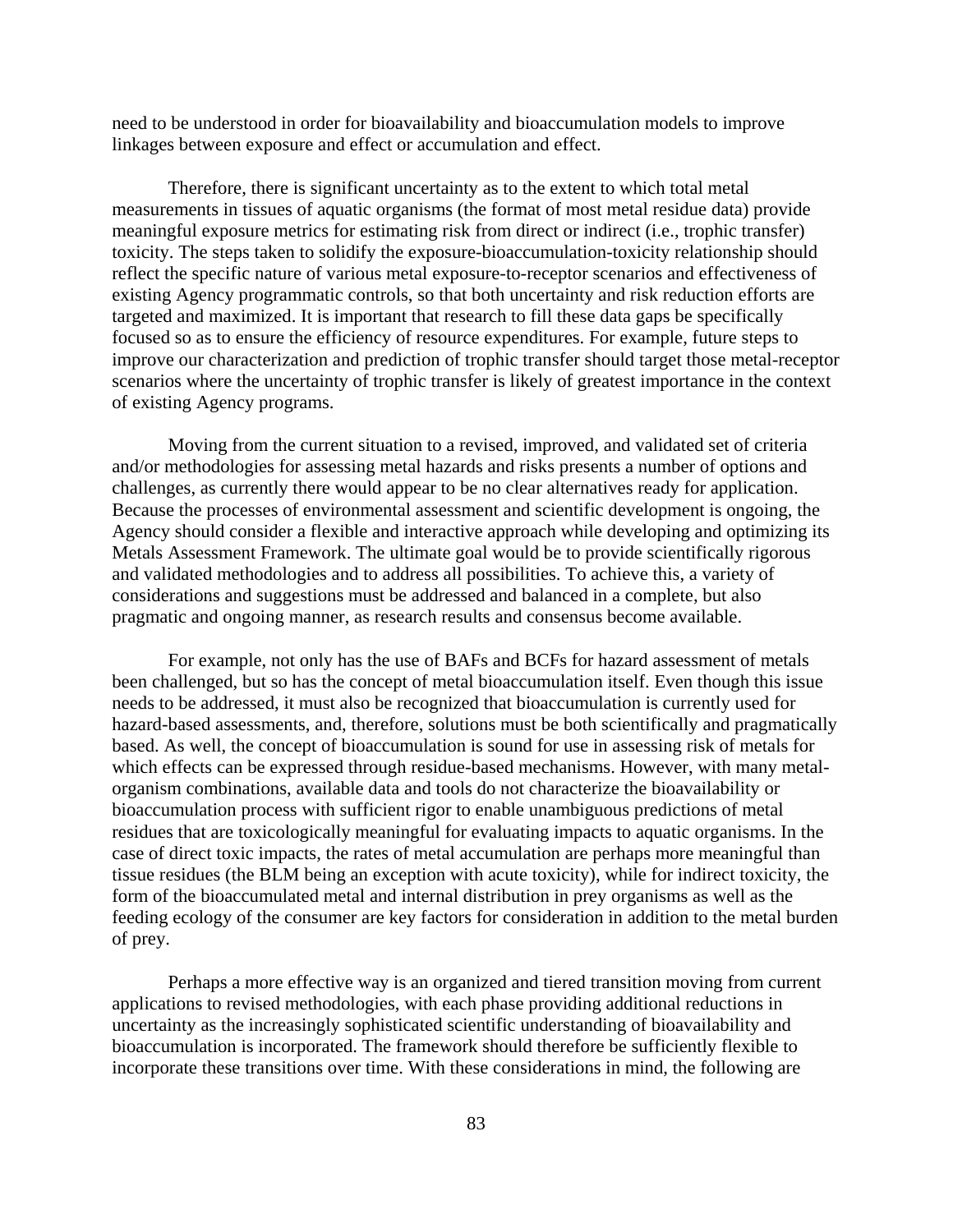need to be understood in order for bioavailability and bioaccumulation models to improve linkages between exposure and effect or accumulation and effect.

Therefore, there is significant uncertainty as to the extent to which total metal measurements in tissues of aquatic organisms (the format of most metal residue data) provide meaningful exposure metrics for estimating risk from direct or indirect (i.e., trophic transfer) toxicity. The steps taken to solidify the exposure-bioaccumulation-toxicity relationship should reflect the specific nature of various metal exposure-to-receptor scenarios and effectiveness of existing Agency programmatic controls, so that both uncertainty and risk reduction efforts are targeted and maximized. It is important that research to fill these data gaps be specifically focused so as to ensure the efficiency of resource expenditures. For example, future steps to improve our characterization and prediction of trophic transfer should target those metal-receptor scenarios where the uncertainty of trophic transfer is likely of greatest importance in the context of existing Agency programs.

Moving from the current situation to a revised, improved, and validated set of criteria and/or methodologies for assessing metal hazards and risks presents a number of options and challenges, as currently there would appear to be no clear alternatives ready for application. Because the processes of environmental assessment and scientific development is ongoing, the Agency should consider a flexible and interactive approach while developing and optimizing its Metals Assessment Framework. The ultimate goal would be to provide scientifically rigorous and validated methodologies and to address all possibilities. To achieve this, a variety of considerations and suggestions must be addressed and balanced in a complete, but also pragmatic and ongoing manner, as research results and consensus become available.

For example, not only has the use of BAFs and BCFs for hazard assessment of metals been challenged, but so has the concept of metal bioaccumulation itself. Even though this issue needs to be addressed, it must also be recognized that bioaccumulation is currently used for hazard-based assessments, and, therefore, solutions must be both scientifically and pragmatically based. As well, the concept of bioaccumulation is sound for use in assessing risk of metals for which effects can be expressed through residue-based mechanisms. However, with many metal-organism combinations, available data and tools do not characterize the bioavailability or bioaccumulation process with sufficient rigor to enable unambiguous predictions of metal residues that are toxicologically meaningful for evaluating impacts to aquatic organisms. In the case of direct toxic impacts, the rates of metal accumulation are perhaps more meaningful than tissue residues (the BLM being an exception with acute toxicity), while for indirect toxicity, the form of the bioaccumulated metal and internal distribution in prey organisms as well as the feeding ecology of the consumer are key factors for consideration in addition to the metal burden of prey.

Perhaps a more effective way is an organized and tiered transition moving from current applications to revised methodologies, with each phase providing additional reductions in uncertainty as the increasingly sophisticated scientific understanding of bioavailability and bioaccumulation is incorporated. The framework should therefore be sufficiently flexible to incorporate these transitions over time. With these considerations in mind, the following are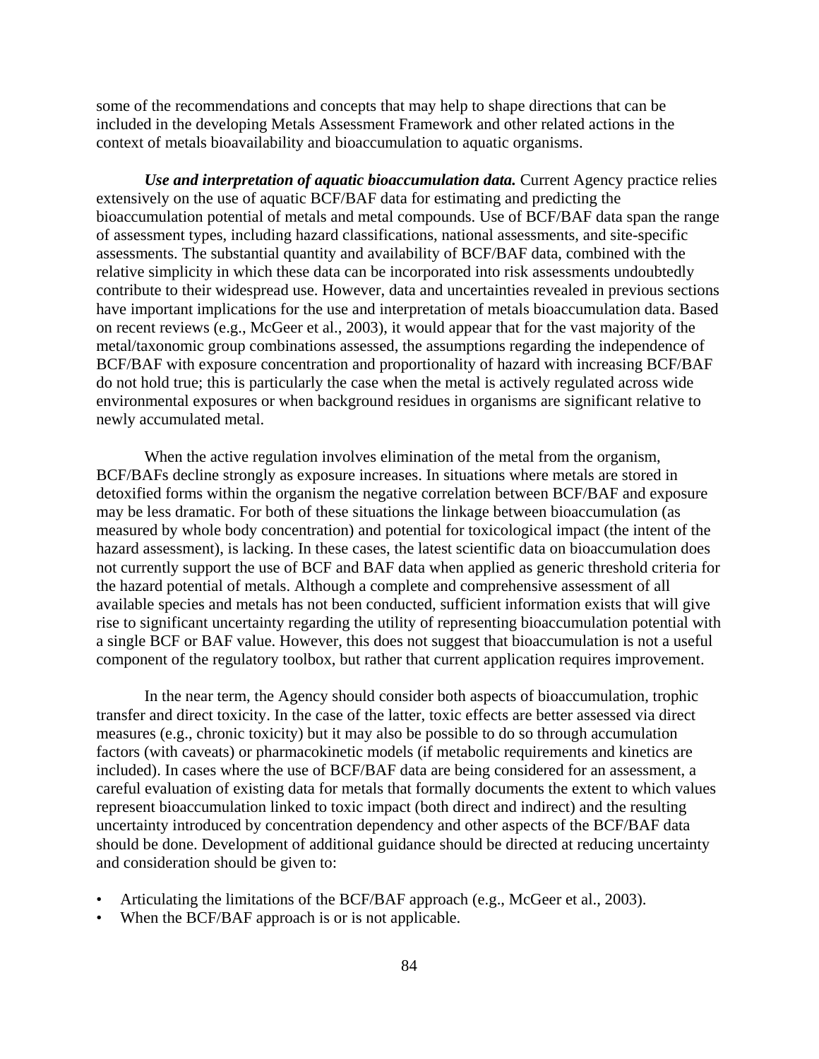some of the recommendations and concepts that may help to shape directions that can be included in the developing Metals Assessment Framework and other related actions in the context of metals bioavailability and bioaccumulation to aquatic organisms.

***Use and interpretation of aquatic bioaccumulation data.*** Current Agency practice relies extensively on the use of aquatic BCF/BAF data for estimating and predicting the bioaccumulation potential of metals and metal compounds. Use of BCF/BAF data span the range of assessment types, including hazard classifications, national assessments, and site-specific assessments. The substantial quantity and availability of BCF/BAF data, combined with the relative simplicity in which these data can be incorporated into risk assessments undoubtedly contribute to their widespread use. However, data and uncertainties revealed in previous sections have important implications for the use and interpretation of metals bioaccumulation data. Based on recent reviews (e.g., McGeer et al., 2003), it would appear that for the vast majority of the metal/taxonomic group combinations assessed, the assumptions regarding the independence of BCF/BAF with exposure concentration and proportionality of hazard with increasing BCF/BAF do not hold true; this is particularly the case when the metal is actively regulated across wide environmental exposures or when background residues in organisms are significant relative to newly accumulated metal.

When the active regulation involves elimination of the metal from the organism, BCF/BAFs decline strongly as exposure increases. In situations where metals are stored in detoxified forms within the organism the negative correlation between BCF/BAF and exposure may be less dramatic. For both of these situations the linkage between bioaccumulation (as measured by whole body concentration) and potential for toxicological impact (the intent of the hazard assessment), is lacking. In these cases, the latest scientific data on bioaccumulation does not currently support the use of BCF and BAF data when applied as generic threshold criteria for the hazard potential of metals. Although a complete and comprehensive assessment of all available species and metals has not been conducted, sufficient information exists that will give rise to significant uncertainty regarding the utility of representing bioaccumulation potential with a single BCF or BAF value. However, this does not suggest that bioaccumulation is not a useful component of the regulatory toolbox, but rather that current application requires improvement.

In the near term, the Agency should consider both aspects of bioaccumulation, trophic transfer and direct toxicity. In the case of the latter, toxic effects are better assessed via direct measures (e.g., chronic toxicity) but it may also be possible to do so through accumulation factors (with caveats) or pharmacokinetic models (if metabolic requirements and kinetics are included). In cases where the use of BCF/BAF data are being considered for an assessment, a careful evaluation of existing data for metals that formally documents the extent to which values represent bioaccumulation linked to toxic impact (both direct and indirect) and the resulting uncertainty introduced by concentration dependency and other aspects of the BCF/BAF data should be done. Development of additional guidance should be directed at reducing uncertainty and consideration should be given to:

- Articulating the limitations of the BCF/BAF approach (e.g., McGeer et al., 2003).
- When the BCF/BAF approach is or is not applicable.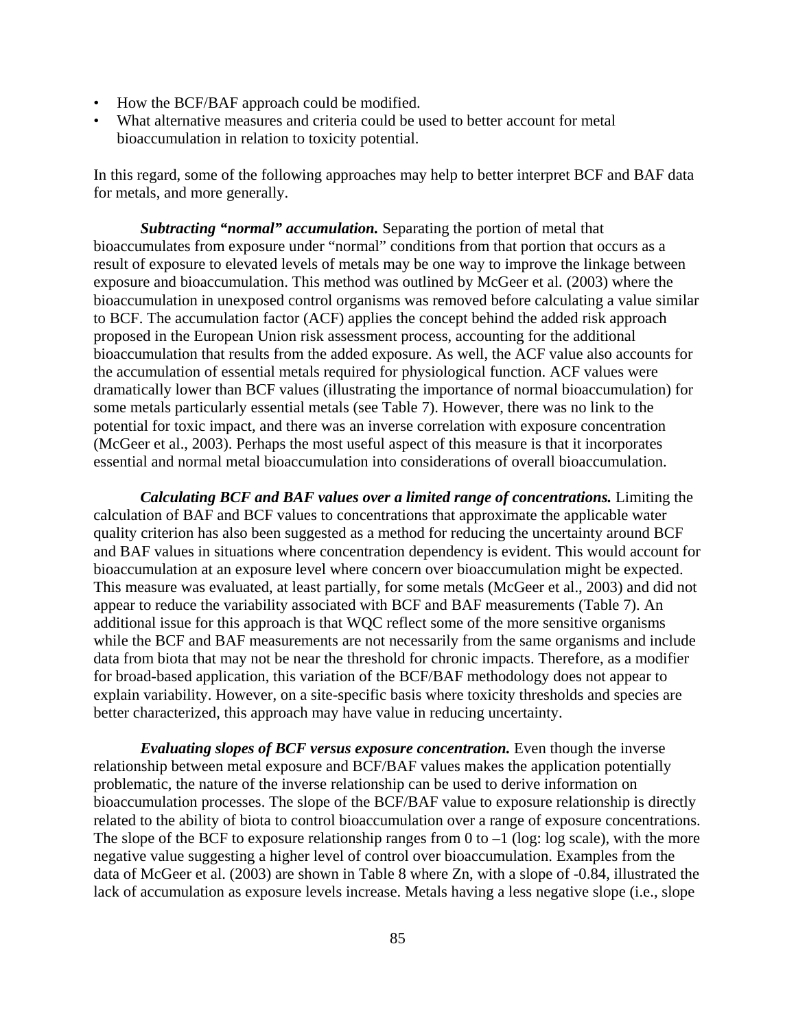- How the BCF/BAF approach could be modified.
- What alternative measures and criteria could be used to better account for metal bioaccumulation in relation to toxicity potential.

In this regard, some of the following approaches may help to better interpret BCF and BAF data for metals, and more generally.

***Subtracting "normal" accumulation.*** Separating the portion of metal that bioaccumulates from exposure under "normal" conditions from that portion that occurs as a result of exposure to elevated levels of metals may be one way to improve the linkage between exposure and bioaccumulation. This method was outlined by McGeer et al. (2003) where the bioaccumulation in unexposed control organisms was removed before calculating a value similar to BCF. The accumulation factor (ACF) applies the concept behind the added risk approach proposed in the European Union risk assessment process, accounting for the additional bioaccumulation that results from the added exposure. As well, the ACF value also accounts for the accumulation of essential metals required for physiological function. ACF values were dramatically lower than BCF values (illustrating the importance of normal bioaccumulation) for some metals particularly essential metals (see Table 7). However, there was no link to the potential for toxic impact, and there was an inverse correlation with exposure concentration (McGeer et al., 2003). Perhaps the most useful aspect of this measure is that it incorporates essential and normal metal bioaccumulation into considerations of overall bioaccumulation.

***Calculating BCF and BAF values over a limited range of concentrations.*** Limiting the calculation of BAF and BCF values to concentrations that approximate the applicable water quality criterion has also been suggested as a method for reducing the uncertainty around BCF and BAF values in situations where concentration dependency is evident. This would account for bioaccumulation at an exposure level where concern over bioaccumulation might be expected. This measure was evaluated, at least partially, for some metals (McGeer et al., 2003) and did not appear to reduce the variability associated with BCF and BAF measurements (Table 7). An additional issue for this approach is that WQC reflect some of the more sensitive organisms while the BCF and BAF measurements are not necessarily from the same organisms and include data from biota that may not be near the threshold for chronic impacts. Therefore, as a modifier for broad-based application, this variation of the BCF/BAF methodology does not appear to explain variability. However, on a site-specific basis where toxicity thresholds and species are better characterized, this approach may have value in reducing uncertainty.

***Evaluating slopes of BCF versus exposure concentration.*** Even though the inverse relationship between metal exposure and BCF/BAF values makes the application potentially problematic, the nature of the inverse relationship can be used to derive information on bioaccumulation processes. The slope of the BCF/BAF value to exposure relationship is directly related to the ability of biota to control bioaccumulation over a range of exposure concentrations. The slope of the BCF to exposure relationship ranges from 0 to –1 (log: log scale), with the more negative value suggesting a higher level of control over bioaccumulation. Examples from the data of McGeer et al. (2003) are shown in Table 8 where Zn, with a slope of -0.84, illustrated the lack of accumulation as exposure levels increase. Metals having a less negative slope (i.e., slope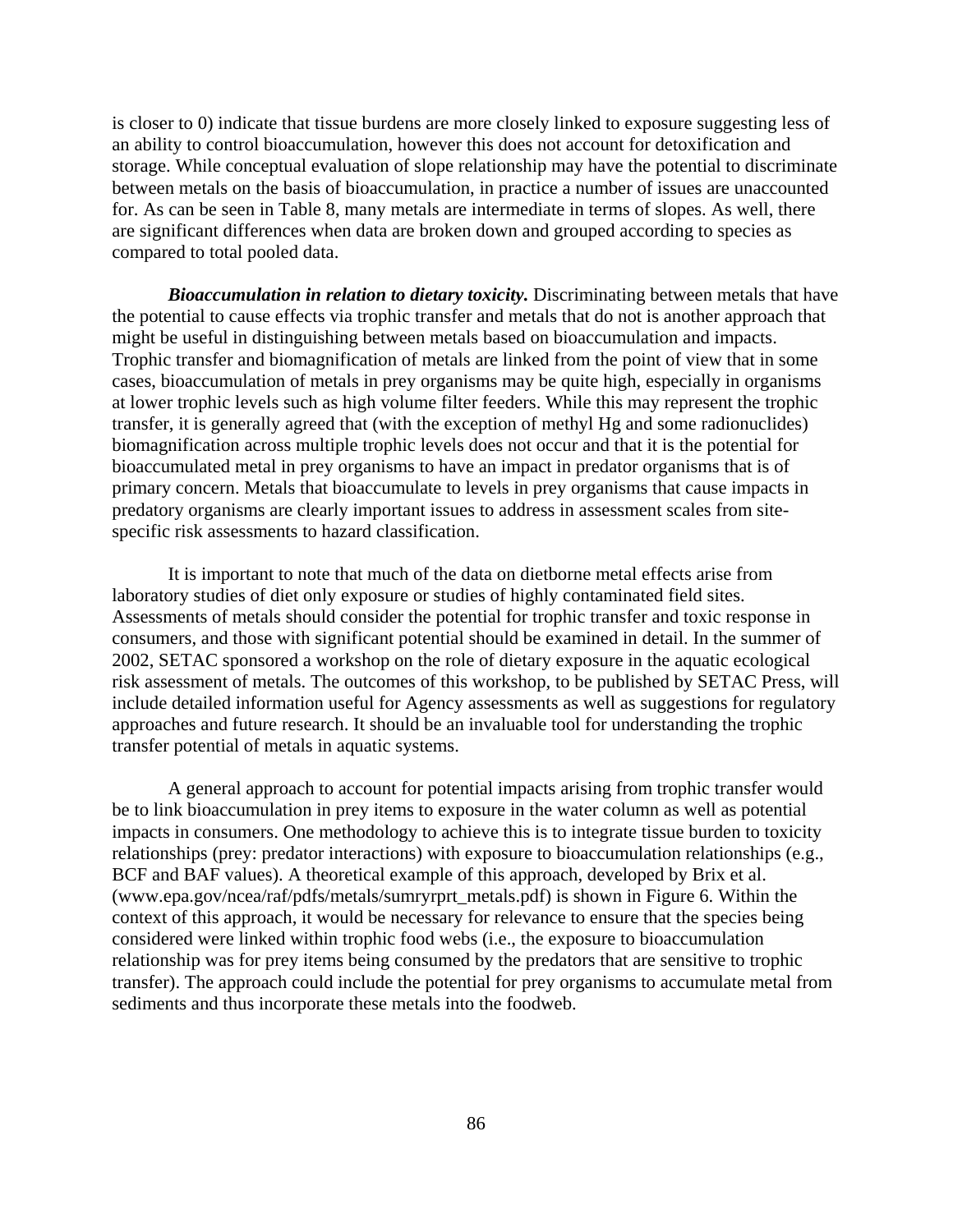is closer to 0) indicate that tissue burdens are more closely linked to exposure suggesting less of an ability to control bioaccumulation, however this does not account for detoxification and storage. While conceptual evaluation of slope relationship may have the potential to discriminate between metals on the basis of bioaccumulation, in practice a number of issues are unaccounted for. As can be seen in Table 8, many metals are intermediate in terms of slopes. As well, there are significant differences when data are broken down and grouped according to species as compared to total pooled data.

***Bioaccumulation in relation to dietary toxicity.*** Discriminating between metals that have the potential to cause effects via trophic transfer and metals that do not is another approach that might be useful in distinguishing between metals based on bioaccumulation and impacts. Trophic transfer and biomagnification of metals are linked from the point of view that in some cases, bioaccumulation of metals in prey organisms may be quite high, especially in organisms at lower trophic levels such as high volume filter feeders. While this may represent the trophic transfer, it is generally agreed that (with the exception of methyl Hg and some radionuclides) biomagnification across multiple trophic levels does not occur and that it is the potential for bioaccumulated metal in prey organisms to have an impact in predator organisms that is of primary concern. Metals that bioaccumulate to levels in prey organisms that cause impacts in predatory organisms are clearly important issues to address in assessment scales from site-specific risk assessments to hazard classification.

It is important to note that much of the data on dietborne metal effects arise from laboratory studies of diet only exposure or studies of highly contaminated field sites. Assessments of metals should consider the potential for trophic transfer and toxic response in consumers, and those with significant potential should be examined in detail. In the summer of 2002, SETAC sponsored a workshop on the role of dietary exposure in the aquatic ecological risk assessment of metals. The outcomes of this workshop, to be published by SETAC Press, will include detailed information useful for Agency assessments as well as suggestions for regulatory approaches and future research. It should be an invaluable tool for understanding the trophic transfer potential of metals in aquatic systems.

A general approach to account for potential impacts arising from trophic transfer would be to link bioaccumulation in prey items to exposure in the water column as well as potential impacts in consumers. One methodology to achieve this is to integrate tissue burden to toxicity relationships (prey: predator interactions) with exposure to bioaccumulation relationships (e.g., BCF and BAF values). A theoretical example of this approach, developed by Brix et al. (www.epa.gov/ncea/raf/pdfs/metals/sumryrprt_metals.pdf) is shown in Figure 6. Within the context of this approach, it would be necessary for relevance to ensure that the species being considered were linked within trophic food webs (i.e., the exposure to bioaccumulation relationship was for prey items being consumed by the predators that are sensitive to trophic transfer). The approach could include the potential for prey organisms to accumulate metal from sediments and thus incorporate these metals into the foodweb.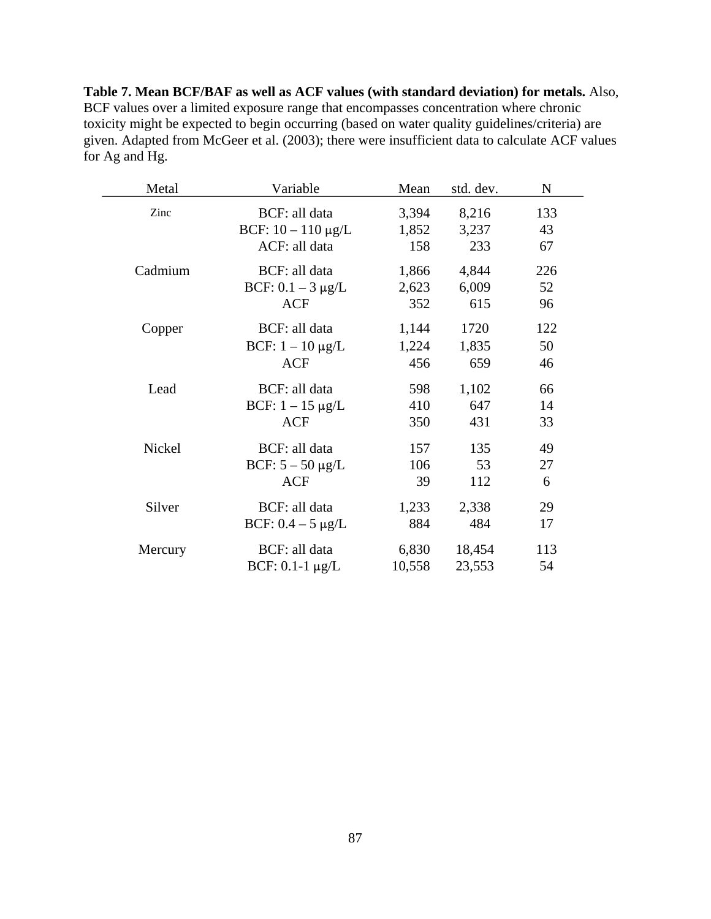**Table 7. Mean BCF/BAF as well as ACF values (with standard deviation) for metals.** Also, BCF values over a limited exposure range that encompasses concentration where chronic toxicity might be expected to begin occurring (based on water quality guidelines/criteria) are given. Adapted from McGeer et al. (2003); there were insufficient data to calculate ACF values for Ag and Hg.

| Metal | Variable | Mean | std. dev. | N |
|---|---|---|---|---|
| Zinc | BCF: all data | 3,394 | 8,216 | 133 |
| | BCF: 10 – 110 μg/L | 1,852 | 3,237 | 43 |
| | ACF: all data | 158 | 233 | 67 |
| Cadmium | BCF: all data | 1,866 | 4,844 | 226 |
| | BCF: 0.1 – 3 μg/L | 2,623 | 6,009 | 52 |
| | ACF | 352 | 615 | 96 |
| Copper | BCF: all data | 1,144 | 1720 | 122 |
| | BCF: 1 – 10 μg/L | 1,224 | 1,835 | 50 |
| | ACF | 456 | 659 | 46 |
| Lead | BCF: all data | 598 | 1,102 | 66 |
| | BCF: 1 – 15 μg/L | 410 | 647 | 14 |
| | ACF | 350 | 431 | 33 |
| Nickel | BCF: all data | 157 | 135 | 49 |
| | BCF: 5 – 50 μg/L | 106 | 53 | 27 |
| | ACF | 39 | 112 | 6 |
| Silver | BCF: all data | 1,233 | 2,338 | 29 |
| | BCF: 0.4 – 5 μg/L | 884 | 484 | 17 |
| Mercury | BCF: all data | 6,830 | 18,454 | 113 |
| | BCF: 0.1-1 μg/L | 10,558 | 23,553 | 54 |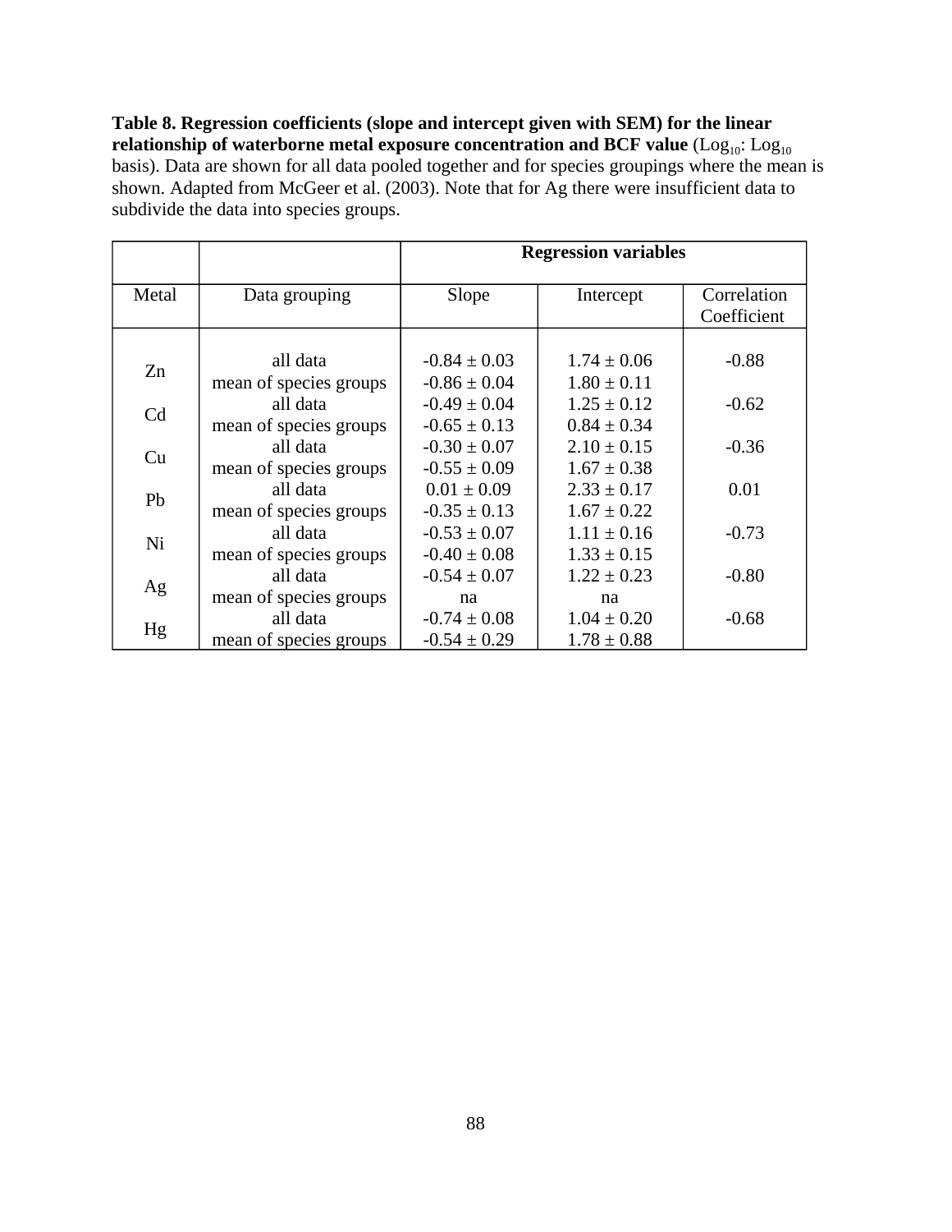**Table 8. Regression coefficients (slope and intercept given with SEM) for the linear relationship of waterborne metal exposure concentration and BCF value** ($Log_{10}$: $Log_{10}$ basis). Data are shown for all data pooled together and for species groupings where the mean is shown. Adapted from McGeer et al. (2003). Note that for Ag there were insufficient data to subdivide the data into species groups.

| | | Regression variables | | |
|---|---|---|---|---|
| Metal | Data grouping | Slope | Intercept | Correlation Coefficient |
| Zn | all data | -0.84 ± 0.03 | 1.74 ± 0.06 | -0.88 |
| | mean of species groups | -0.86 ± 0.04 | 1.80 ± 0.11 | |
| Cd | all data | -0.49 ± 0.04 | 1.25 ± 0.12 | -0.62 |
| | mean of species groups | -0.65 ± 0.13 | 0.84 ± 0.34 | |
| Cu | all data | -0.30 ± 0.07 | 2.10 ± 0.15 | -0.36 |
| | mean of species groups | -0.55 ± 0.09 | 1.67 ± 0.38 | |
| Pb | all data | 0.01 ± 0.09 | 2.33 ± 0.17 | 0.01 |
| | mean of species groups | -0.35 ± 0.13 | 1.67 ± 0.22 | |
| Ni | all data | -0.53 ± 0.07 | 1.11 ± 0.16 | -0.73 |
| | mean of species groups | -0.40 ± 0.08 | 1.33 ± 0.15 | |
| Ag | all data | -0.54 ± 0.07 | 1.22 ± 0.23 | -0.80 |
| | mean of species groups | na | na | |
| Hg | all data | -0.74 ± 0.08 | 1.04 ± 0.20 | -0.68 |
| | mean of species groups | -0.54 ± 0.29 | 1.78 ± 0.88 | |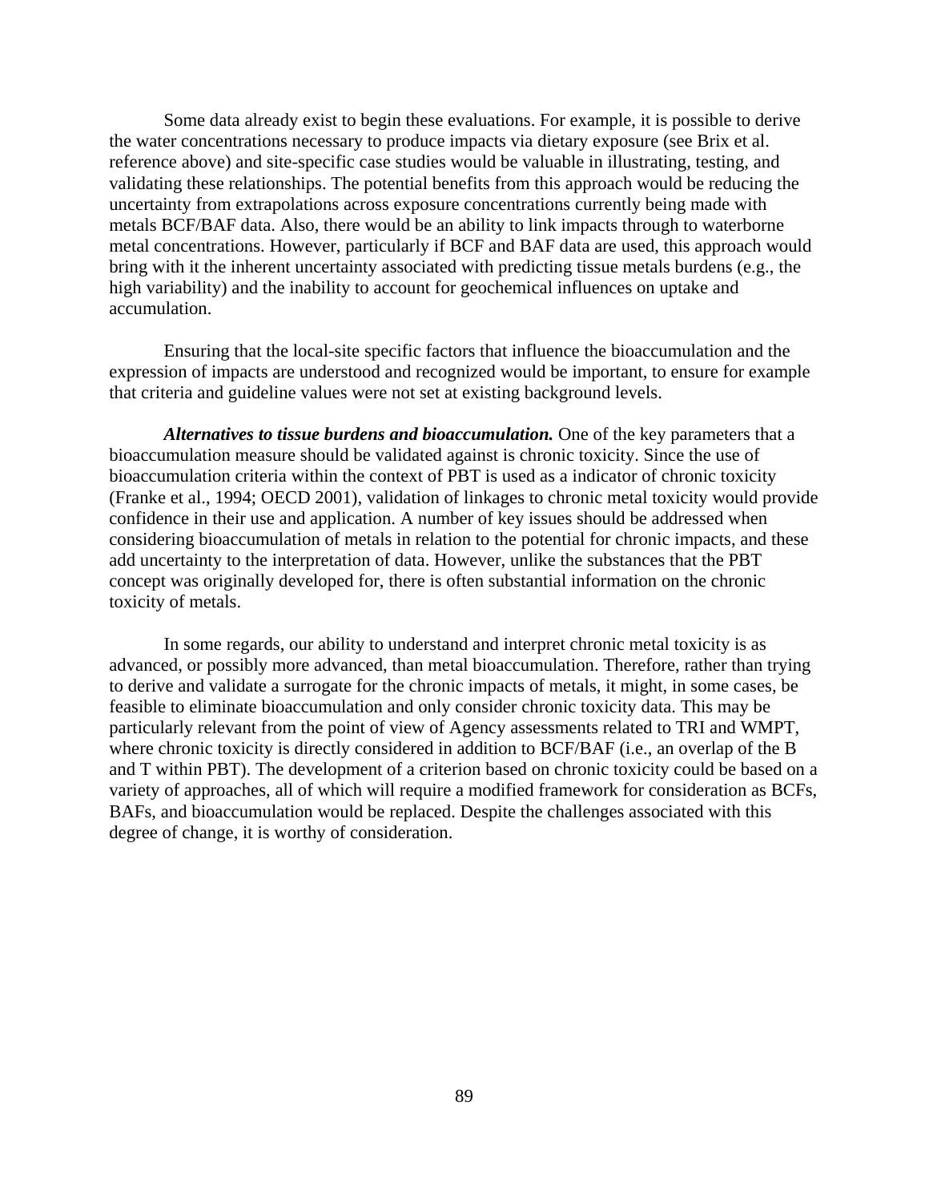Some data already exist to begin these evaluations. For example, it is possible to derive the water concentrations necessary to produce impacts via dietary exposure (see Brix et al. reference above) and site-specific case studies would be valuable in illustrating, testing, and validating these relationships. The potential benefits from this approach would be reducing the uncertainty from extrapolations across exposure concentrations currently being made with metals BCF/BAF data. Also, there would be an ability to link impacts through to waterborne metal concentrations. However, particularly if BCF and BAF data are used, this approach would bring with it the inherent uncertainty associated with predicting tissue metals burdens (e.g., the high variability) and the inability to account for geochemical influences on uptake and accumulation.

Ensuring that the local-site specific factors that influence the bioaccumulation and the expression of impacts are understood and recognized would be important, to ensure for example that criteria and guideline values were not set at existing background levels.

***Alternatives to tissue burdens and bioaccumulation.*** One of the key parameters that a bioaccumulation measure should be validated against is chronic toxicity. Since the use of bioaccumulation criteria within the context of PBT is used as a indicator of chronic toxicity (Franke et al., 1994; OECD 2001), validation of linkages to chronic metal toxicity would provide confidence in their use and application. A number of key issues should be addressed when considering bioaccumulation of metals in relation to the potential for chronic impacts, and these add uncertainty to the interpretation of data. However, unlike the substances that the PBT concept was originally developed for, there is often substantial information on the chronic toxicity of metals.

In some regards, our ability to understand and interpret chronic metal toxicity is as advanced, or possibly more advanced, than metal bioaccumulation. Therefore, rather than trying to derive and validate a surrogate for the chronic impacts of metals, it might, in some cases, be feasible to eliminate bioaccumulation and only consider chronic toxicity data. This may be particularly relevant from the point of view of Agency assessments related to TRI and WMPT, where chronic toxicity is directly considered in addition to BCF/BAF (i.e., an overlap of the B and T within PBT). The development of a criterion based on chronic toxicity could be based on a variety of approaches, all of which will require a modified framework for consideration as BCFs, BAFs, and bioaccumulation would be replaced. Despite the challenges associated with this degree of change, it is worthy of consideration.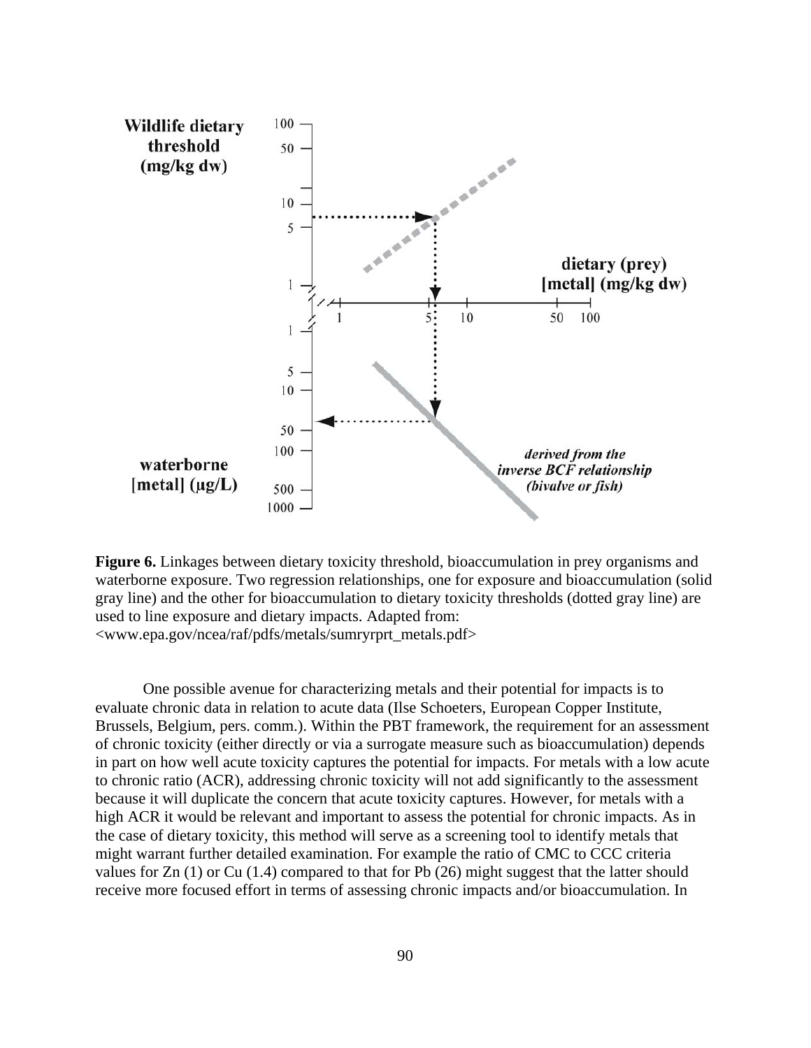**Figure 6.** Linkages between dietary toxicity threshold, bioaccumulation in prey organisms and waterborne exposure. Two regression relationships, one for exposure and bioaccumulation (solid gray line) and the other for bioaccumulation to dietary toxicity thresholds (dotted gray line) are used to line exposure and dietary impacts. Adapted from: <www.epa.gov/ncea/raf/pdfs/metals/sumryrprt_metals.pdf>

One possible avenue for characterizing metals and their potential for impacts is to evaluate chronic data in relation to acute data (Ilse Schoeters, European Copper Institute, Brussels, Belgium, pers. comm.). Within the PBT framework, the requirement for an assessment of chronic toxicity (either directly or via a surrogate measure such as bioaccumulation) depends in part on how well acute toxicity captures the potential for impacts. For metals with a low acute to chronic ratio (ACR), addressing chronic toxicity will not add significantly to the assessment because it will duplicate the concern that acute toxicity captures. However, for metals with a high ACR it would be relevant and important to assess the potential for chronic impacts. As in the case of dietary toxicity, this method will serve as a screening tool to identify metals that might warrant further detailed examination. For example the ratio of CMC to CCC criteria values for Zn (1) or Cu (1.4) compared to that for Pb (26) might suggest that the latter should receive more focused effort in terms of assessing chronic impacts and/or bioaccumulation. In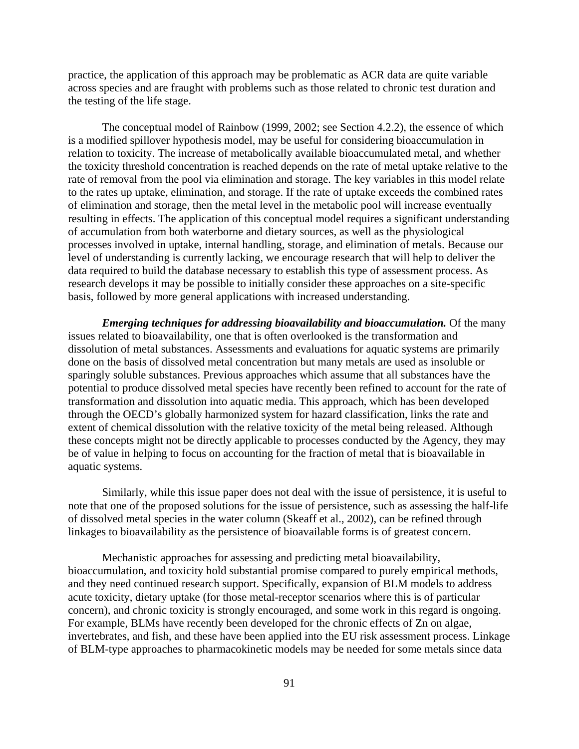practice, the application of this approach may be problematic as ACR data are quite variable across species and are fraught with problems such as those related to chronic test duration and the testing of the life stage.

The conceptual model of Rainbow (1999, 2002; see Section 4.2.2), the essence of which is a modified spillover hypothesis model, may be useful for considering bioaccumulation in relation to toxicity. The increase of metabolically available bioaccumulated metal, and whether the toxicity threshold concentration is reached depends on the rate of metal uptake relative to the rate of removal from the pool via elimination and storage. The key variables in this model relate to the rates up uptake, elimination, and storage. If the rate of uptake exceeds the combined rates of elimination and storage, then the metal level in the metabolic pool will increase eventually resulting in effects. The application of this conceptual model requires a significant understanding of accumulation from both waterborne and dietary sources, as well as the physiological processes involved in uptake, internal handling, storage, and elimination of metals. Because our level of understanding is currently lacking, we encourage research that will help to deliver the data required to build the database necessary to establish this type of assessment process. As research develops it may be possible to initially consider these approaches on a site-specific basis, followed by more general applications with increased understanding.

***Emerging techniques for addressing bioavailability and bioaccumulation.*** Of the many issues related to bioavailability, one that is often overlooked is the transformation and dissolution of metal substances. Assessments and evaluations for aquatic systems are primarily done on the basis of dissolved metal concentration but many metals are used as insoluble or sparingly soluble substances. Previous approaches which assume that all substances have the potential to produce dissolved metal species have recently been refined to account for the rate of transformation and dissolution into aquatic media. This approach, which has been developed through the OECD's globally harmonized system for hazard classification, links the rate and extent of chemical dissolution with the relative toxicity of the metal being released. Although these concepts might not be directly applicable to processes conducted by the Agency, they may be of value in helping to focus on accounting for the fraction of metal that is bioavailable in aquatic systems.

Similarly, while this issue paper does not deal with the issue of persistence, it is useful to note that one of the proposed solutions for the issue of persistence, such as assessing the half-life of dissolved metal species in the water column (Skeaff et al., 2002), can be refined through linkages to bioavailability as the persistence of bioavailable forms is of greatest concern.

Mechanistic approaches for assessing and predicting metal bioavailability, bioaccumulation, and toxicity hold substantial promise compared to purely empirical methods, and they need continued research support. Specifically, expansion of BLM models to address acute toxicity, dietary uptake (for those metal-receptor scenarios where this is of particular concern), and chronic toxicity is strongly encouraged, and some work in this regard is ongoing. For example, BLMs have recently been developed for the chronic effects of Zn on algae, invertebrates, and fish, and these have been applied into the EU risk assessment process. Linkage of BLM-type approaches to pharmacokinetic models may be needed for some metals since data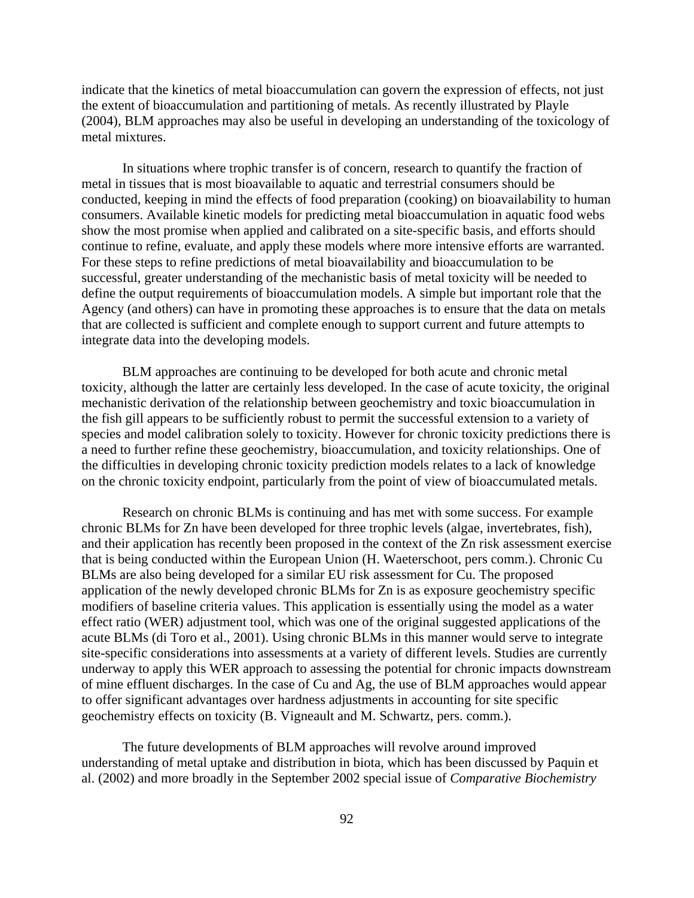indicate that the kinetics of metal bioaccumulation can govern the expression of effects, not just the extent of bioaccumulation and partitioning of metals. As recently illustrated by Playle (2004), BLM approaches may also be useful in developing an understanding of the toxicology of metal mixtures.

In situations where trophic transfer is of concern, research to quantify the fraction of metal in tissues that is most bioavailable to aquatic and terrestrial consumers should be conducted, keeping in mind the effects of food preparation (cooking) on bioavailability to human consumers. Available kinetic models for predicting metal bioaccumulation in aquatic food webs show the most promise when applied and calibrated on a site-specific basis, and efforts should continue to refine, evaluate, and apply these models where more intensive efforts are warranted. For these steps to refine predictions of metal bioavailability and bioaccumulation to be successful, greater understanding of the mechanistic basis of metal toxicity will be needed to define the output requirements of bioaccumulation models. A simple but important role that the Agency (and others) can have in promoting these approaches is to ensure that the data on metals that are collected is sufficient and complete enough to support current and future attempts to integrate data into the developing models.

BLM approaches are continuing to be developed for both acute and chronic metal toxicity, although the latter are certainly less developed. In the case of acute toxicity, the original mechanistic derivation of the relationship between geochemistry and toxic bioaccumulation in the fish gill appears to be sufficiently robust to permit the successful extension to a variety of species and model calibration solely to toxicity. However for chronic toxicity predictions there is a need to further refine these geochemistry, bioaccumulation, and toxicity relationships. One of the difficulties in developing chronic toxicity prediction models relates to a lack of knowledge on the chronic toxicity endpoint, particularly from the point of view of bioaccumulated metals.

Research on chronic BLMs is continuing and has met with some success. For example chronic BLMs for Zn have been developed for three trophic levels (algae, invertebrates, fish), and their application has recently been proposed in the context of the Zn risk assessment exercise that is being conducted within the European Union (H. Waeterschoot, pers comm.). Chronic Cu BLMs are also being developed for a similar EU risk assessment for Cu. The proposed application of the newly developed chronic BLMs for Zn is as exposure geochemistry specific modifiers of baseline criteria values. This application is essentially using the model as a water effect ratio (WER) adjustment tool, which was one of the original suggested applications of the acute BLMs (di Toro et al., 2001). Using chronic BLMs in this manner would serve to integrate site-specific considerations into assessments at a variety of different levels. Studies are currently underway to apply this WER approach to assessing the potential for chronic impacts downstream of mine effluent discharges. In the case of Cu and Ag, the use of BLM approaches would appear to offer significant advantages over hardness adjustments in accounting for site specific geochemistry effects on toxicity (B. Vigneault and M. Schwartz, pers. comm.).

The future developments of BLM approaches will revolve around improved understanding of metal uptake and distribution in biota, which has been discussed by Paquin et al. (2002) and more broadly in the September 2002 special issue of *Comparative Biochemistry*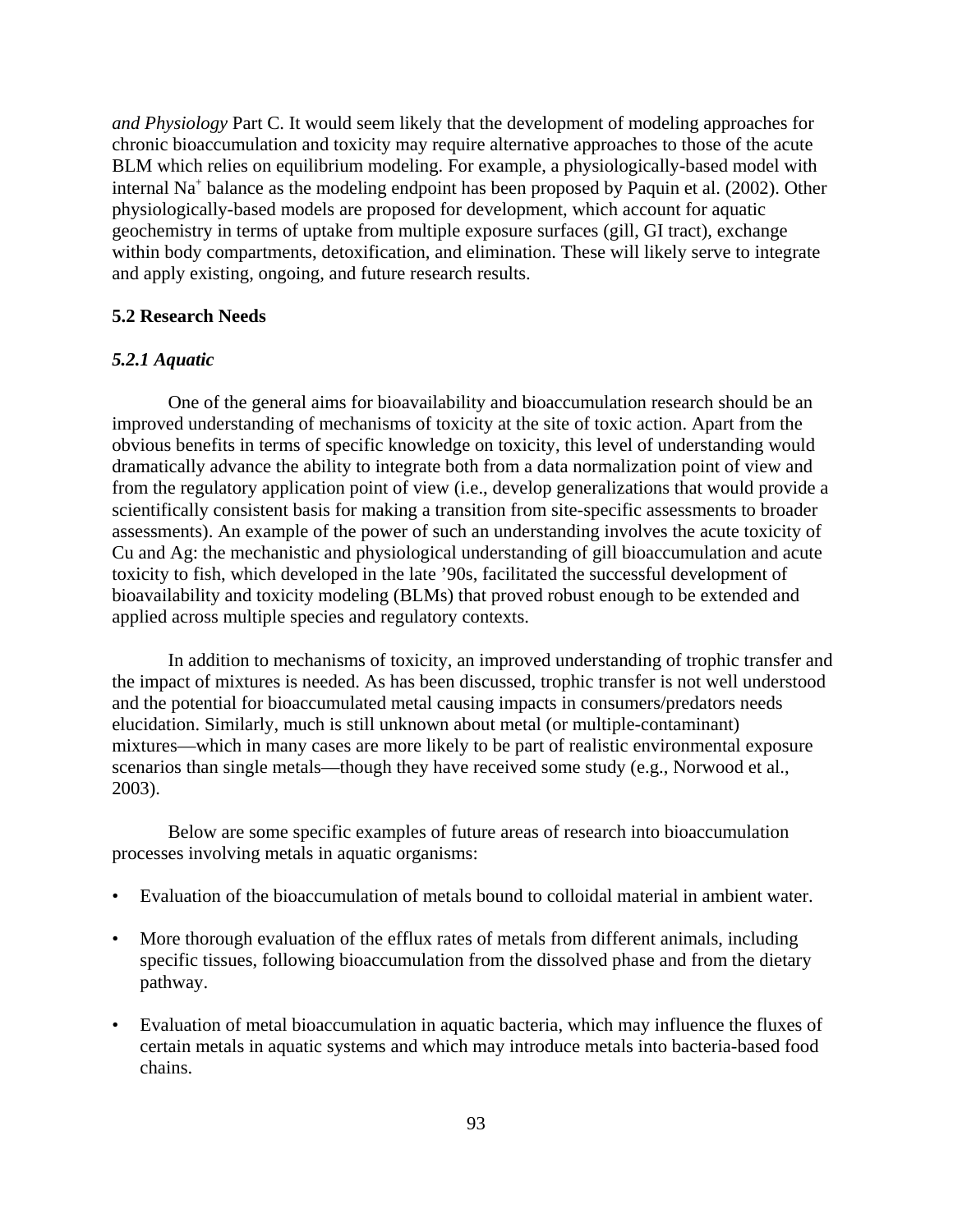*and Physiology* Part C. It would seem likely that the development of modeling approaches for chronic bioaccumulation and toxicity may require alternative approaches to those of the acute BLM which relies on equilibrium modeling. For example, a physiologically-based model with internal $Na^+$ balance as the modeling endpoint has been proposed by Paquin et al. (2002). Other physiologically-based models are proposed for development, which account for aquatic geochemistry in terms of uptake from multiple exposure surfaces (gill, GI tract), exchange within body compartments, detoxification, and elimination. These will likely serve to integrate and apply existing, ongoing, and future research results.

### 5.2 Research Needs

#### *5.2.1 Aquatic*

One of the general aims for bioavailability and bioaccumulation research should be an improved understanding of mechanisms of toxicity at the site of toxic action. Apart from the obvious benefits in terms of specific knowledge on toxicity, this level of understanding would dramatically advance the ability to integrate both from a data normalization point of view and from the regulatory application point of view (i.e., develop generalizations that would provide a scientifically consistent basis for making a transition from site-specific assessments to broader assessments). An example of the power of such an understanding involves the acute toxicity of Cu and Ag: the mechanistic and physiological understanding of gill bioaccumulation and acute toxicity to fish, which developed in the late ’90s, facilitated the successful development of bioavailability and toxicity modeling (BLMs) that proved robust enough to be extended and applied across multiple species and regulatory contexts.

In addition to mechanisms of toxicity, an improved understanding of trophic transfer and the impact of mixtures is needed. As has been discussed, trophic transfer is not well understood and the potential for bioaccumulated metal causing impacts in consumers/predators needs elucidation. Similarly, much is still unknown about metal (or multiple-contaminant) mixtures—which in many cases are more likely to be part of realistic environmental exposure scenarios than single metals—though they have received some study (e.g., Norwood et al., 2003).

Below are some specific examples of future areas of research into bioaccumulation processes involving metals in aquatic organisms:

- Evaluation of the bioaccumulation of metals bound to colloidal material in ambient water.
- More thorough evaluation of the efflux rates of metals from different animals, including specific tissues, following bioaccumulation from the dissolved phase and from the dietary pathway.
- Evaluation of metal bioaccumulation in aquatic bacteria, which may influence the fluxes of certain metals in aquatic systems and which may introduce metals into bacteria-based food chains.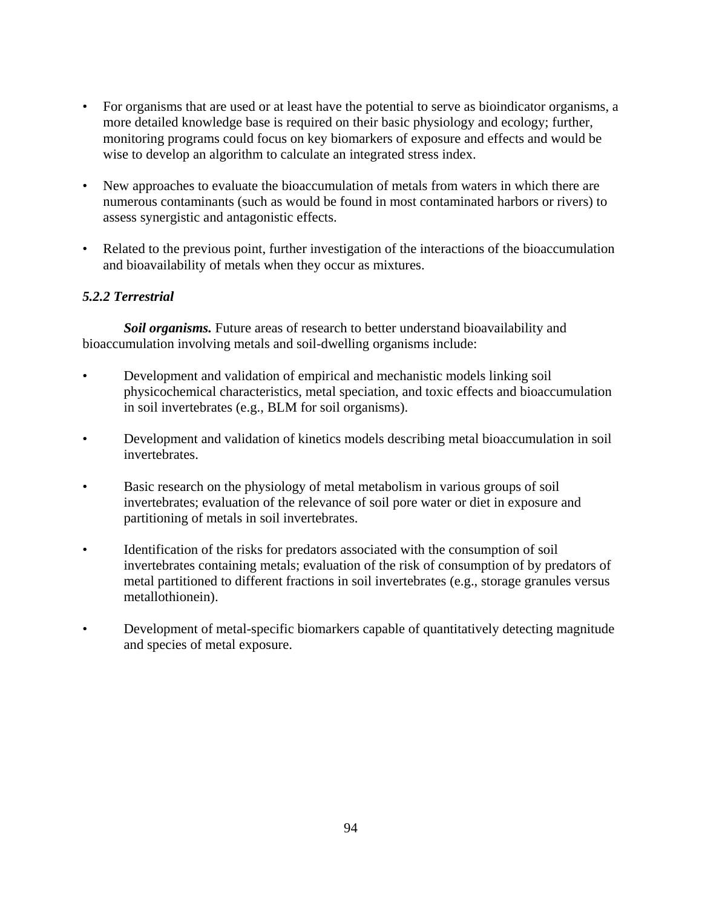- For organisms that are used or at least have the potential to serve as bioindicator organisms, a more detailed knowledge base is required on their basic physiology and ecology; further, monitoring programs could focus on key biomarkers of exposure and effects and would be wise to develop an algorithm to calculate an integrated stress index.

- New approaches to evaluate the bioaccumulation of metals from waters in which there are numerous contaminants (such as would be found in most contaminated harbors or rivers) to assess synergistic and antagonistic effects.

- Related to the previous point, further investigation of the interactions of the bioaccumulation and bioavailability of metals when they occur as mixtures.

### *5.2.2 Terrestrial*

***Soil organisms.*** Future areas of research to better understand bioavailability and bioaccumulation involving metals and soil-dwelling organisms include:

- Development and validation of empirical and mechanistic models linking soil physicochemical characteristics, metal speciation, and toxic effects and bioaccumulation in soil invertebrates (e.g., BLM for soil organisms).

- Development and validation of kinetics models describing metal bioaccumulation in soil invertebrates.

- Basic research on the physiology of metal metabolism in various groups of soil invertebrates; evaluation of the relevance of soil pore water or diet in exposure and partitioning of metals in soil invertebrates.

- Identification of the risks for predators associated with the consumption of soil invertebrates containing metals; evaluation of the risk of consumption of by predators of metal partitioned to different fractions in soil invertebrates (e.g., storage granules versus metallothionein).

- Development of metal-specific biomarkers capable of quantitatively detecting magnitude and species of metal exposure.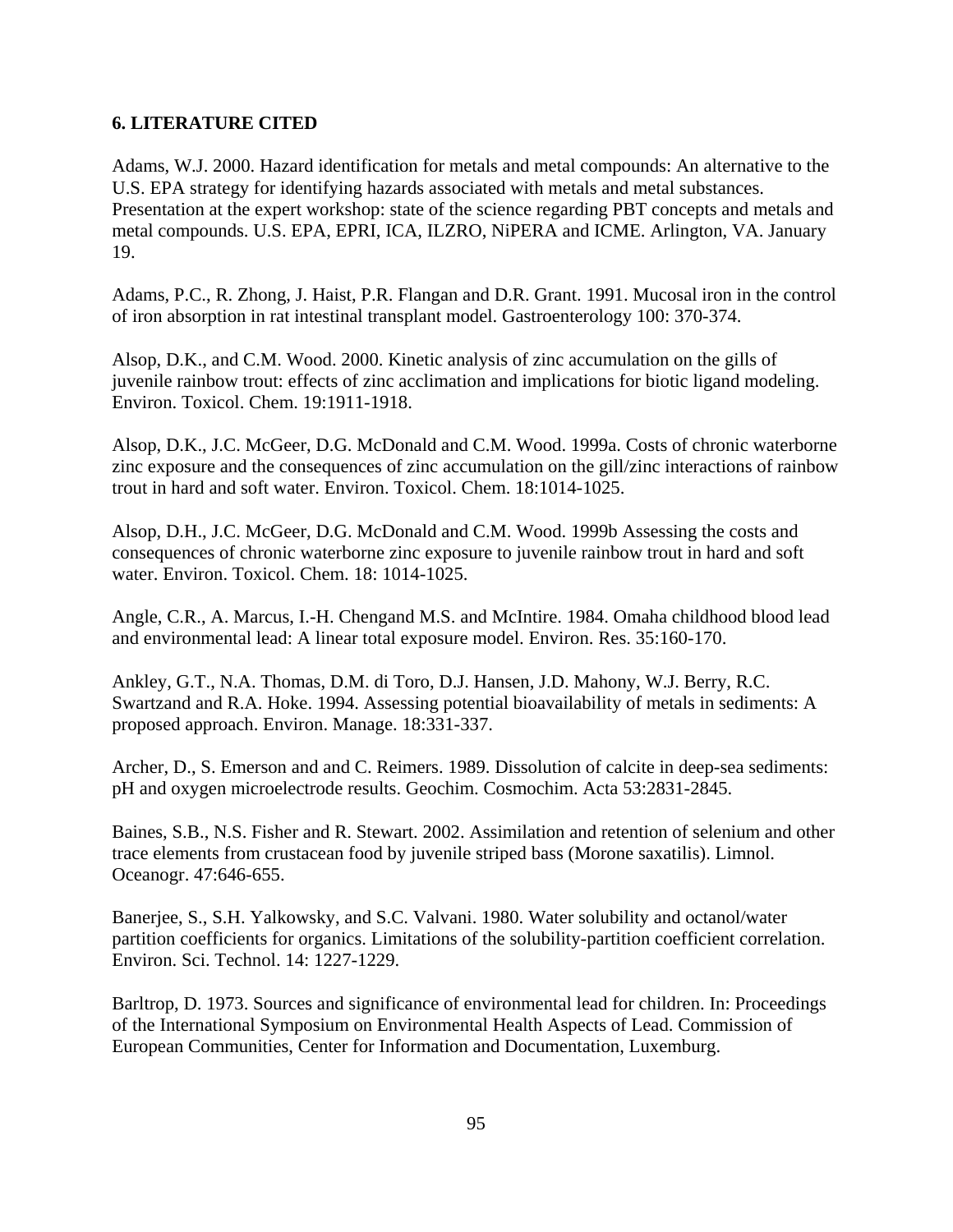## 6. LITERATURE CITED

Adams, W.J. 2000. Hazard identification for metals and metal compounds: An alternative to the U.S. EPA strategy for identifying hazards associated with metals and metal substances. Presentation at the expert workshop: state of the science regarding PBT concepts and metals and metal compounds. U.S. EPA, EPRI, ICA, ILZRO, NiPERA and ICME. Arlington, VA. January 19.

Adams, P.C., R. Zhong, J. Haist, P.R. Flangan and D.R. Grant. 1991. Mucosal iron in the control of iron absorption in rat intestinal transplant model. Gastroenterology 100: 370-374.

Alsop, D.K., and C.M. Wood. 2000. Kinetic analysis of zinc accumulation on the gills of juvenile rainbow trout: effects of zinc acclimation and implications for biotic ligand modeling. Environ. Toxicol. Chem. 19:1911-1918.

Alsop, D.K., J.C. McGeer, D.G. McDonald and C.M. Wood. 1999a. Costs of chronic waterborne zinc exposure and the consequences of zinc accumulation on the gill/zinc interactions of rainbow trout in hard and soft water. Environ. Toxicol. Chem. 18:1014-1025.

Alsop, D.H., J.C. McGeer, D.G. McDonald and C.M. Wood. 1999b Assessing the costs and consequences of chronic waterborne zinc exposure to juvenile rainbow trout in hard and soft water. Environ. Toxicol. Chem. 18: 1014-1025.

Angle, C.R., A. Marcus, I.-H. Chengand M.S. and McIntire. 1984. Omaha childhood blood lead and environmental lead: A linear total exposure model. Environ. Res. 35:160-170.

Ankley, G.T., N.A. Thomas, D.M. di Toro, D.J. Hansen, J.D. Mahony, W.J. Berry, R.C. Swartzand and R.A. Hoke. 1994. Assessing potential bioavailability of metals in sediments: A proposed approach. Environ. Manage. 18:331-337.

Archer, D., S. Emerson and and C. Reimers. 1989. Dissolution of calcite in deep-sea sediments: pH and oxygen microelectrode results. Geochim. Cosmochim. Acta 53:2831-2845.

Baines, S.B., N.S. Fisher and R. Stewart. 2002. Assimilation and retention of selenium and other trace elements from crustacean food by juvenile striped bass (Morone saxatilis). Limnol. Oceanogr. 47:646-655.

Banerjee, S., S.H. Yalkowsky, and S.C. Valvani. 1980. Water solubility and octanol/water partition coefficients for organics. Limitations of the solubility-partition coefficient correlation. Environ. Sci. Technol. 14: 1227-1229.

Barltrop, D. 1973. Sources and significance of environmental lead for children. In: Proceedings of the International Symposium on Environmental Health Aspects of Lead. Commission of European Communities, Center for Information and Documentation, Luxemburg.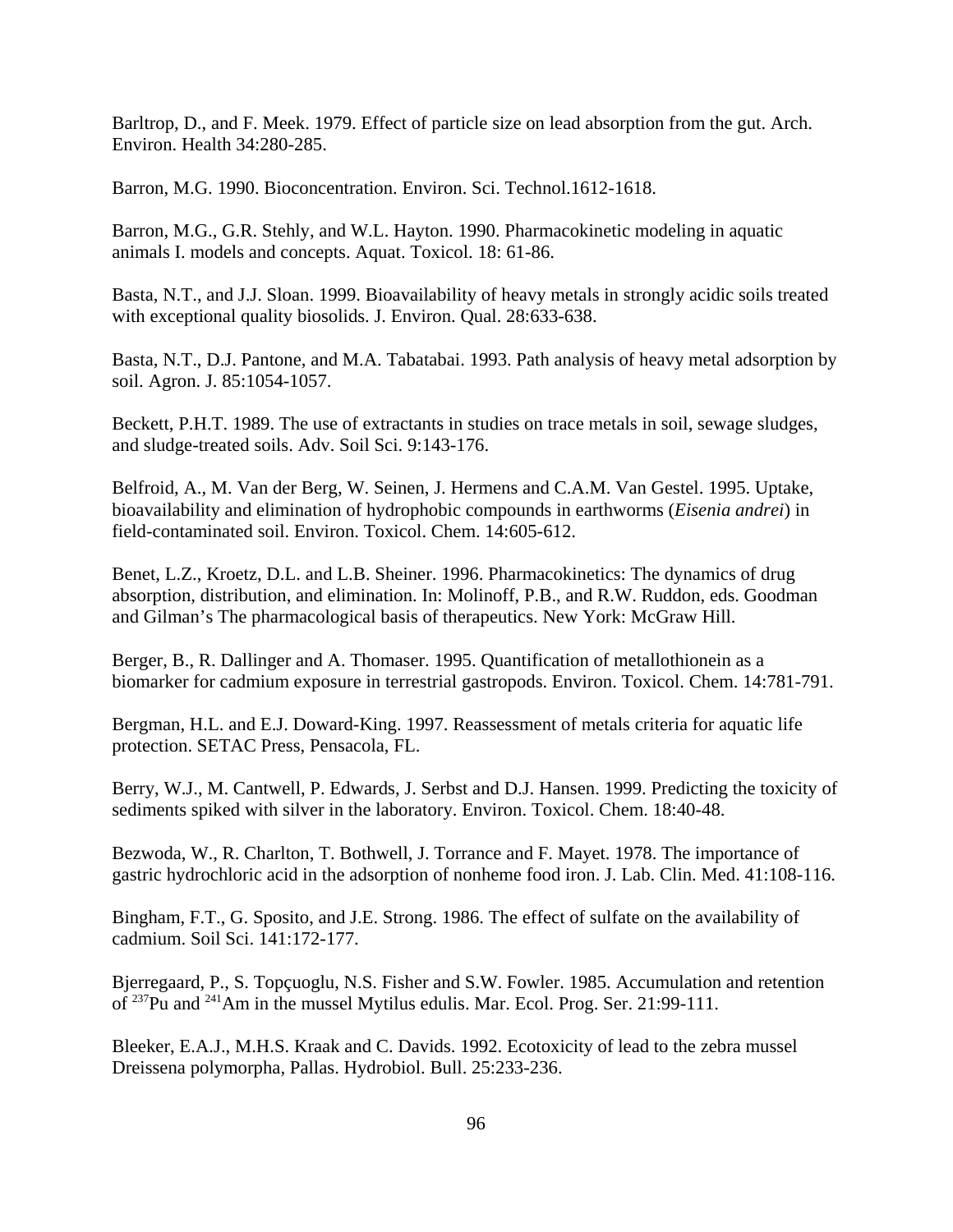Barltrop, D., and F. Meek. 1979. Effect of particle size on lead absorption from the gut. Arch. Environ. Health 34:280-285.

Barron, M.G. 1990. Bioconcentration. Environ. Sci. Technol.1612-1618.

Barron, M.G., G.R. Stehly, and W.L. Hayton. 1990. Pharmacokinetic modeling in aquatic animals I. models and concepts. Aquat. Toxicol. 18: 61-86.

Basta, N.T., and J.J. Sloan. 1999. Bioavailability of heavy metals in strongly acidic soils treated with exceptional quality biosolids. J. Environ. Qual. 28:633-638.

Basta, N.T., D.J. Pantone, and M.A. Tabatabai. 1993. Path analysis of heavy metal adsorption by soil. Agron. J. 85:1054-1057.

Beckett, P.H.T. 1989. The use of extractants in studies on trace metals in soil, sewage sludges, and sludge-treated soils. Adv. Soil Sci. 9:143-176.

Belfroid, A., M. Van der Berg, W. Seinen, J. Hermens and C.A.M. Van Gestel. 1995. Uptake, bioavailability and elimination of hydrophobic compounds in earthworms (*Eisenia andrei*) in field-contaminated soil. Environ. Toxicol. Chem. 14:605-612.

Benet, L.Z., Kroetz, D.L. and L.B. Sheiner. 1996. Pharmacokinetics: The dynamics of drug absorption, distribution, and elimination. In: Molinoff, P.B., and R.W. Ruddon, eds. Goodman and Gilman's The pharmacological basis of therapeutics. New York: McGraw Hill.

Berger, B., R. Dallinger and A. Thomaser. 1995. Quantification of metallothionein as a biomarker for cadmium exposure in terrestrial gastropods. Environ. Toxicol. Chem. 14:781-791.

Bergman, H.L. and E.J. Doward-King. 1997. Reassessment of metals criteria for aquatic life protection. SETAC Press, Pensacola, FL.

Berry, W.J., M. Cantwell, P. Edwards, J. Serbst and D.J. Hansen. 1999. Predicting the toxicity of sediments spiked with silver in the laboratory. Environ. Toxicol. Chem. 18:40-48.

Bezwoda, W., R. Charlton, T. Bothwell, J. Torrance and F. Mayet. 1978. The importance of gastric hydrochloric acid in the adsorption of nonheme food iron. J. Lab. Clin. Med. 41:108-116.

Bingham, F.T., G. Sposito, and J.E. Strong. 1986. The effect of sulfate on the availability of cadmium. Soil Sci. 141:172-177.

Bjerregaard, P., S. Topçuoglu, N.S. Fisher and S.W. Fowler. 1985. Accumulation and retention of $^{237}$Pu and $^{241}$Am in the mussel Mytilus edulis. Mar. Ecol. Prog. Ser. 21:99-111.

Bleeker, E.A.J., M.H.S. Kraak and C. Davids. 1992. Ecotoxicity of lead to the zebra mussel Dreissena polymorpha, Pallas. Hydrobiol. Bull. 25:233-236.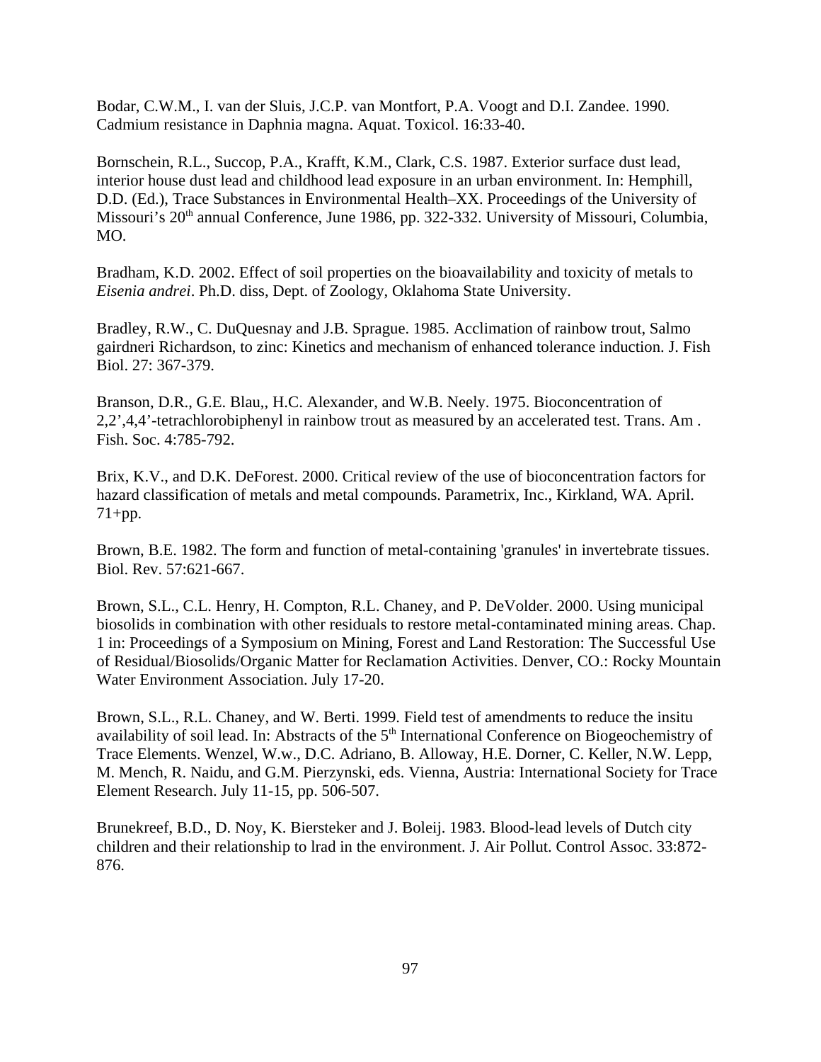Bodar, C.W.M., I. van der Sluis, J.C.P. van Montfort, P.A. Voogt and D.I. Zandee. 1990. Cadmium resistance in Daphnia magna. Aquat. Toxicol. 16:33-40.

Bornschein, R.L., Succop, P.A., Krafft, K.M., Clark, C.S. 1987. Exterior surface dust lead, interior house dust lead and childhood lead exposure in an urban environment. In: Hemphill, D.D. (Ed.), Trace Substances in Environmental Health–XX. Proceedings of the University of Missouri's 20th annual Conference, June 1986, pp. 322-332. University of Missouri, Columbia, MO.

Bradham, K.D. 2002. Effect of soil properties on the bioavailability and toxicity of metals to *Eisenia andrei*. Ph.D. diss, Dept. of Zoology, Oklahoma State University.

Bradley, R.W., C. DuQuesnay and J.B. Sprague. 1985. Acclimation of rainbow trout, Salmo gairdneri Richardson, to zinc: Kinetics and mechanism of enhanced tolerance induction. J. Fish Biol. 27: 367-379.

Branson, D.R., G.E. Blau,, H.C. Alexander, and W.B. Neely. 1975. Bioconcentration of 2,2',4,4'-tetrachlorobiphenyl in rainbow trout as measured by an accelerated test. Trans. Am . Fish. Soc. 4:785-792.

Brix, K.V., and D.K. DeForest. 2000. Critical review of the use of bioconcentration factors for hazard classification of metals and metal compounds. Parametrix, Inc., Kirkland, WA. April. 71+pp.

Brown, B.E. 1982. The form and function of metal-containing 'granules' in invertebrate tissues. Biol. Rev. 57:621-667.

Brown, S.L., C.L. Henry, H. Compton, R.L. Chaney, and P. DeVolder. 2000. Using municipal biosolids in combination with other residuals to restore metal-contaminated mining areas. Chap. 1 in: Proceedings of a Symposium on Mining, Forest and Land Restoration: The Successful Use of Residual/Biosolids/Organic Matter for Reclamation Activities. Denver, CO.: Rocky Mountain Water Environment Association. July 17-20.

Brown, S.L., R.L. Chaney, and W. Berti. 1999. Field test of amendments to reduce the insitu availability of soil lead. In: Abstracts of the 5th International Conference on Biogeochemistry of Trace Elements. Wenzel, W.w., D.C. Adriano, B. Alloway, H.E. Dorner, C. Keller, N.W. Lepp, M. Mench, R. Naidu, and G.M. Pierzynski, eds. Vienna, Austria: International Society for Trace Element Research. July 11-15, pp. 506-507.

Brunekreef, B.D., D. Noy, K. Biersteker and J. Boleij. 1983. Blood-lead levels of Dutch city children and their relationship to lrad in the environment. J. Air Pollut. Control Assoc. 33:872-876.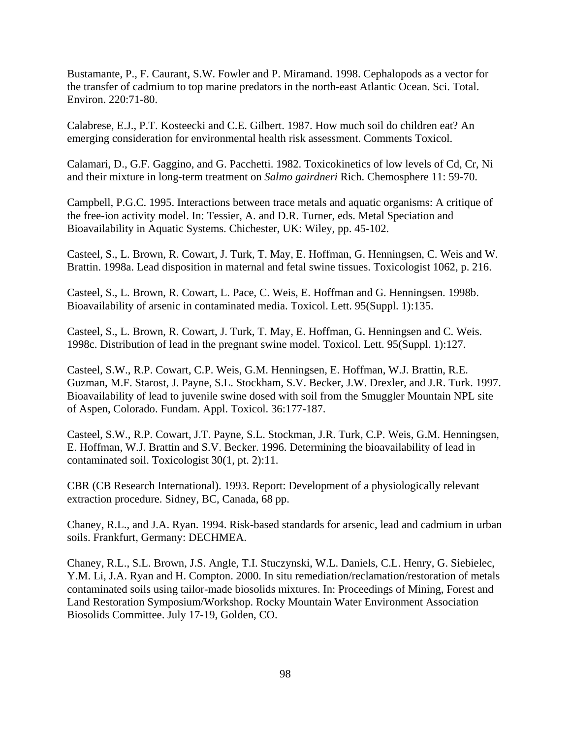Bustamante, P., F. Caurant, S.W. Fowler and P. Miramand. 1998. Cephalopods as a vector for the transfer of cadmium to top marine predators in the north-east Atlantic Ocean. Sci. Total. Environ. 220:71-80.

Calabrese, E.J., P.T. Kosteecki and C.E. Gilbert. 1987. How much soil do children eat? An emerging consideration for environmental health risk assessment. Comments Toxicol.

Calamari, D., G.F. Gaggino, and G. Pacchetti. 1982. Toxicokinetics of low levels of Cd, Cr, Ni and their mixture in long-term treatment on *Salmo gairdneri* Rich. Chemosphere 11: 59-70.

Campbell, P.G.C. 1995. Interactions between trace metals and aquatic organisms: A critique of the free-ion activity model. In: Tessier, A. and D.R. Turner, eds. Metal Speciation and Bioavailability in Aquatic Systems. Chichester, UK: Wiley, pp. 45-102.

Casteel, S., L. Brown, R. Cowart, J. Turk, T. May, E. Hoffman, G. Henningsen, C. Weis and W. Brattin. 1998a. Lead disposition in maternal and fetal swine tissues. Toxicologist 1062, p. 216.

Casteel, S., L. Brown, R. Cowart, L. Pace, C. Weis, E. Hoffman and G. Henningsen. 1998b. Bioavailability of arsenic in contaminated media. Toxicol. Lett. 95(Suppl. 1):135.

Casteel, S., L. Brown, R. Cowart, J. Turk, T. May, E. Hoffman, G. Henningsen and C. Weis. 1998c. Distribution of lead in the pregnant swine model. Toxicol. Lett. 95(Suppl. 1):127.

Casteel, S.W., R.P. Cowart, C.P. Weis, G.M. Henningsen, E. Hoffman, W.J. Brattin, R.E. Guzman, M.F. Starost, J. Payne, S.L. Stockham, S.V. Becker, J.W. Drexler, and J.R. Turk. 1997. Bioavailability of lead to juvenile swine dosed with soil from the Smuggler Mountain NPL site of Aspen, Colorado. Fundam. Appl. Toxicol. 36:177-187.

Casteel, S.W., R.P. Cowart, J.T. Payne, S.L. Stockman, J.R. Turk, C.P. Weis, G.M. Henningsen, E. Hoffman, W.J. Brattin and S.V. Becker. 1996. Determining the bioavailability of lead in contaminated soil. Toxicologist 30(1, pt. 2):11.

CBR (CB Research International). 1993. Report: Development of a physiologically relevant extraction procedure. Sidney, BC, Canada, 68 pp.

Chaney, R.L., and J.A. Ryan. 1994. Risk-based standards for arsenic, lead and cadmium in urban soils. Frankfurt, Germany: DECHMEA.

Chaney, R.L., S.L. Brown, J.S. Angle, T.I. Stuczynski, W.L. Daniels, C.L. Henry, G. Siebielec, Y.M. Li, J.A. Ryan and H. Compton. 2000. In situ remediation/reclamation/restoration of metals contaminated soils using tailor-made biosolids mixtures. In: Proceedings of Mining, Forest and Land Restoration Symposium/Workshop. Rocky Mountain Water Environment Association Biosolids Committee. July 17-19, Golden, CO.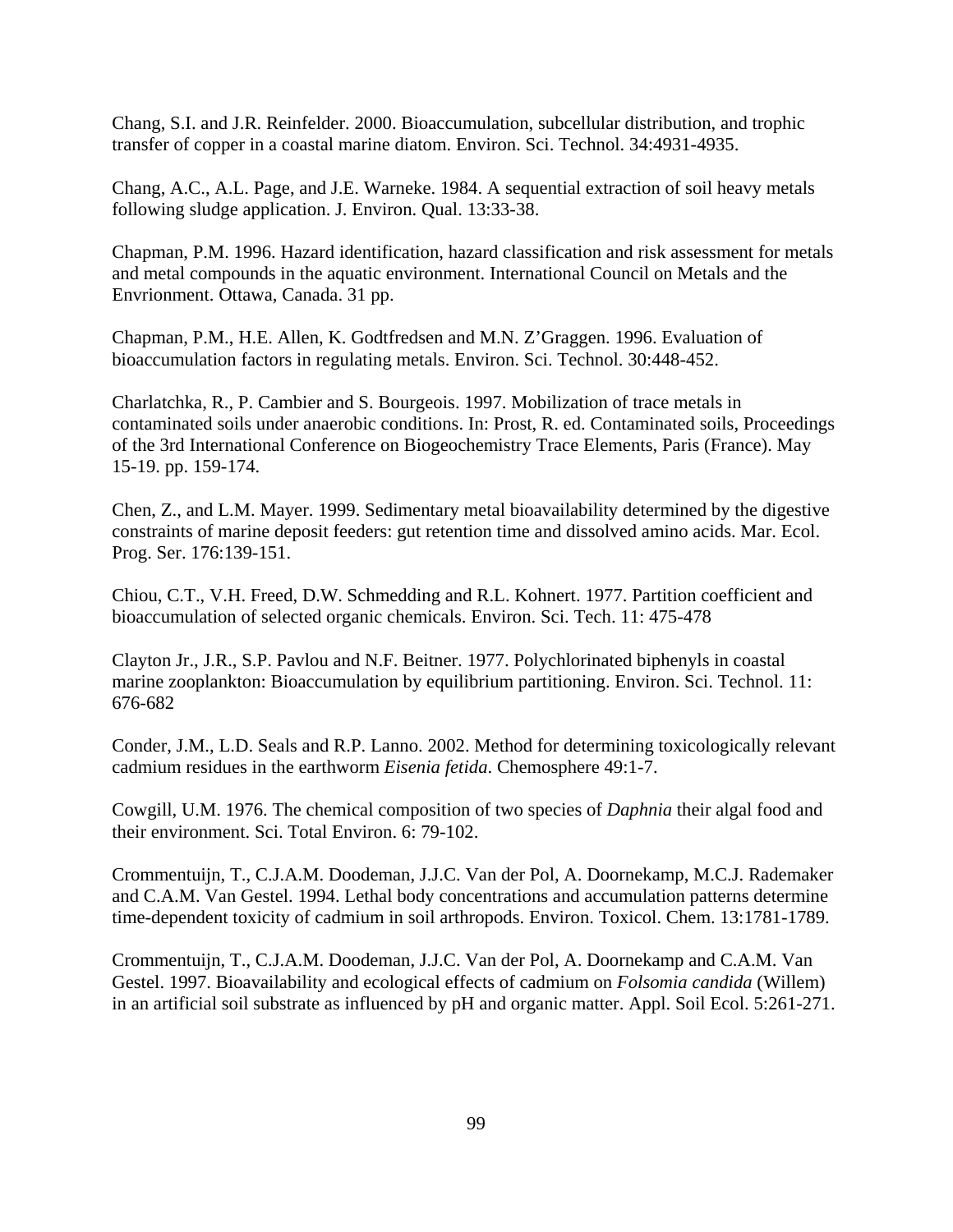Chang, S.I. and J.R. Reinfelder. 2000. Bioaccumulation, subcellular distribution, and trophic transfer of copper in a coastal marine diatom. Environ. Sci. Technol. 34:4931-4935.

Chang, A.C., A.L. Page, and J.E. Warneke. 1984. A sequential extraction of soil heavy metals following sludge application. J. Environ. Qual. 13:33-38.

Chapman, P.M. 1996. Hazard identification, hazard classification and risk assessment for metals and metal compounds in the aquatic environment. International Council on Metals and the Envrionment. Ottawa, Canada. 31 pp.

Chapman, P.M., H.E. Allen, K. Godtfredsen and M.N. Z'Graggen. 1996. Evaluation of bioaccumulation factors in regulating metals. Environ. Sci. Technol. 30:448-452.

Charlatchka, R., P. Cambier and S. Bourgeois. 1997. Mobilization of trace metals in contaminated soils under anaerobic conditions. In: Prost, R. ed. Contaminated soils, Proceedings of the 3rd International Conference on Biogeochemistry Trace Elements, Paris (France). May 15-19. pp. 159-174.

Chen, Z., and L.M. Mayer. 1999. Sedimentary metal bioavailability determined by the digestive constraints of marine deposit feeders: gut retention time and dissolved amino acids. Mar. Ecol. Prog. Ser. 176:139-151.

Chiou, C.T., V.H. Freed, D.W. Schmedding and R.L. Kohnert. 1977. Partition coefficient and bioaccumulation of selected organic chemicals. Environ. Sci. Tech. 11: 475-478

Clayton Jr., J.R., S.P. Pavlou and N.F. Beitner. 1977. Polychlorinated biphenyls in coastal marine zooplankton: Bioaccumulation by equilibrium partitioning. Environ. Sci. Technol. 11: 676-682

Conder, J.M., L.D. Seals and R.P. Lanno. 2002. Method for determining toxicologically relevant cadmium residues in the earthworm *Eisenia fetida*. Chemosphere 49:1-7.

Cowgill, U.M. 1976. The chemical composition of two species of *Daphnia* their algal food and their environment. Sci. Total Environ. 6: 79-102.

Crommentuijn, T., C.J.A.M. Doodeman, J.J.C. Van der Pol, A. Doornekamp, M.C.J. Rademaker and C.A.M. Van Gestel. 1994. Lethal body concentrations and accumulation patterns determine time-dependent toxicity of cadmium in soil arthropods. Environ. Toxicol. Chem. 13:1781-1789.

Crommentuijn, T., C.J.A.M. Doodeman, J.J.C. Van der Pol, A. Doornekamp and C.A.M. Van Gestel. 1997. Bioavailability and ecological effects of cadmium on *Folsomia candida* (Willem) in an artificial soil substrate as influenced by pH and organic matter. Appl. Soil Ecol. 5:261-271.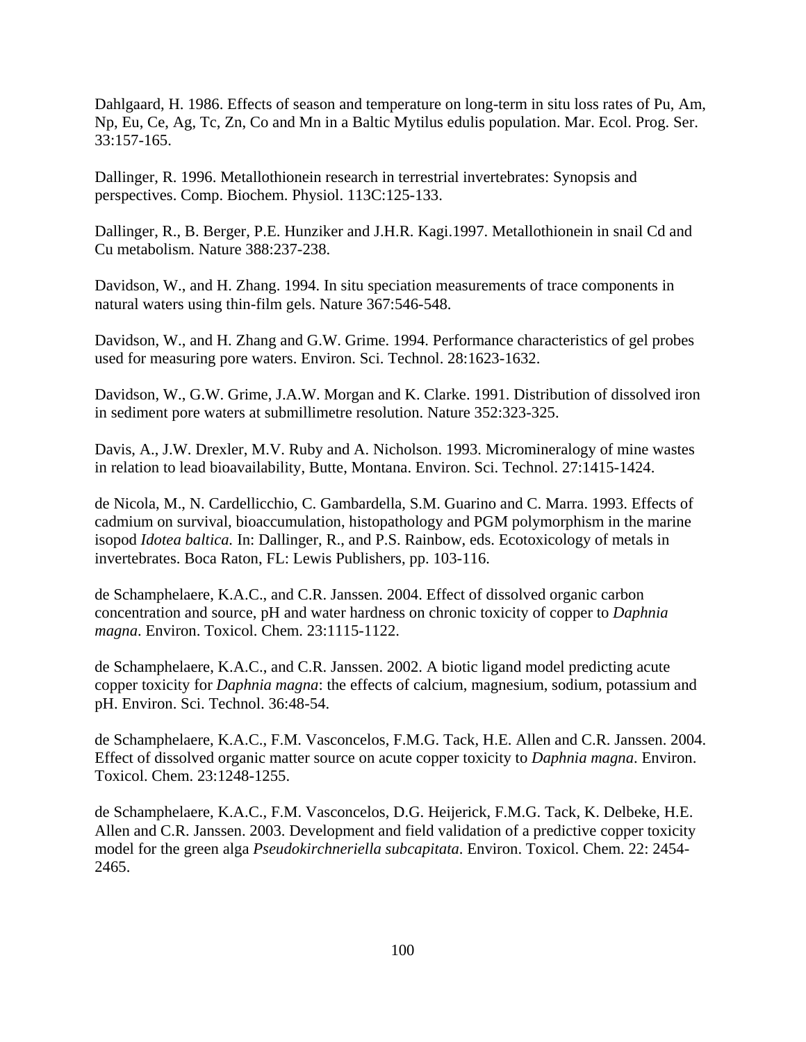Dahlgaard, H. 1986. Effects of season and temperature on long-term in situ loss rates of Pu, Am, Np, Eu, Ce, Ag, Tc, Zn, Co and Mn in a Baltic Mytilus edulis population. Mar. Ecol. Prog. Ser. 33:157-165.

Dallinger, R. 1996. Metallothionein research in terrestrial invertebrates: Synopsis and perspectives. Comp. Biochem. Physiol. 113C:125-133.

Dallinger, R., B. Berger, P.E. Hunziker and J.H.R. Kagi.1997. Metallothionein in snail Cd and Cu metabolism. Nature 388:237-238.

Davidson, W., and H. Zhang. 1994. In situ speciation measurements of trace components in natural waters using thin-film gels. Nature 367:546-548.

Davidson, W., and H. Zhang and G.W. Grime. 1994. Performance characteristics of gel probes used for measuring pore waters. Environ. Sci. Technol. 28:1623-1632.

Davidson, W., G.W. Grime, J.A.W. Morgan and K. Clarke. 1991. Distribution of dissolved iron in sediment pore waters at submillimetre resolution. Nature 352:323-325.

Davis, A., J.W. Drexler, M.V. Ruby and A. Nicholson. 1993. Micromineralogy of mine wastes in relation to lead bioavailability, Butte, Montana. Environ. Sci. Technol. 27:1415-1424.

de Nicola, M., N. Cardellicchio, C. Gambardella, S.M. Guarino and C. Marra. 1993. Effects of cadmium on survival, bioaccumulation, histopathology and PGM polymorphism in the marine isopod *Idotea baltica*. In: Dallinger, R., and P.S. Rainbow, eds. Ecotoxicology of metals in invertebrates. Boca Raton, FL: Lewis Publishers, pp. 103-116.

de Schamphelaere, K.A.C., and C.R. Janssen. 2004. Effect of dissolved organic carbon concentration and source, pH and water hardness on chronic toxicity of copper to *Daphnia magna*. Environ. Toxicol. Chem. 23:1115-1122.

de Schamphelaere, K.A.C., and C.R. Janssen. 2002. A biotic ligand model predicting acute copper toxicity for *Daphnia magna*: the effects of calcium, magnesium, sodium, potassium and pH. Environ. Sci. Technol. 36:48-54.

de Schamphelaere, K.A.C., F.M. Vasconcelos, F.M.G. Tack, H.E. Allen and C.R. Janssen. 2004. Effect of dissolved organic matter source on acute copper toxicity to *Daphnia magna*. Environ. Toxicol. Chem. 23:1248-1255.

de Schamphelaere, K.A.C., F.M. Vasconcelos, D.G. Heijerick, F.M.G. Tack, K. Delbeke, H.E. Allen and C.R. Janssen. 2003. Development and field validation of a predictive copper toxicity model for the green alga *Pseudokirchneriella subcapitata*. Environ. Toxicol. Chem. 22: 2454-2465.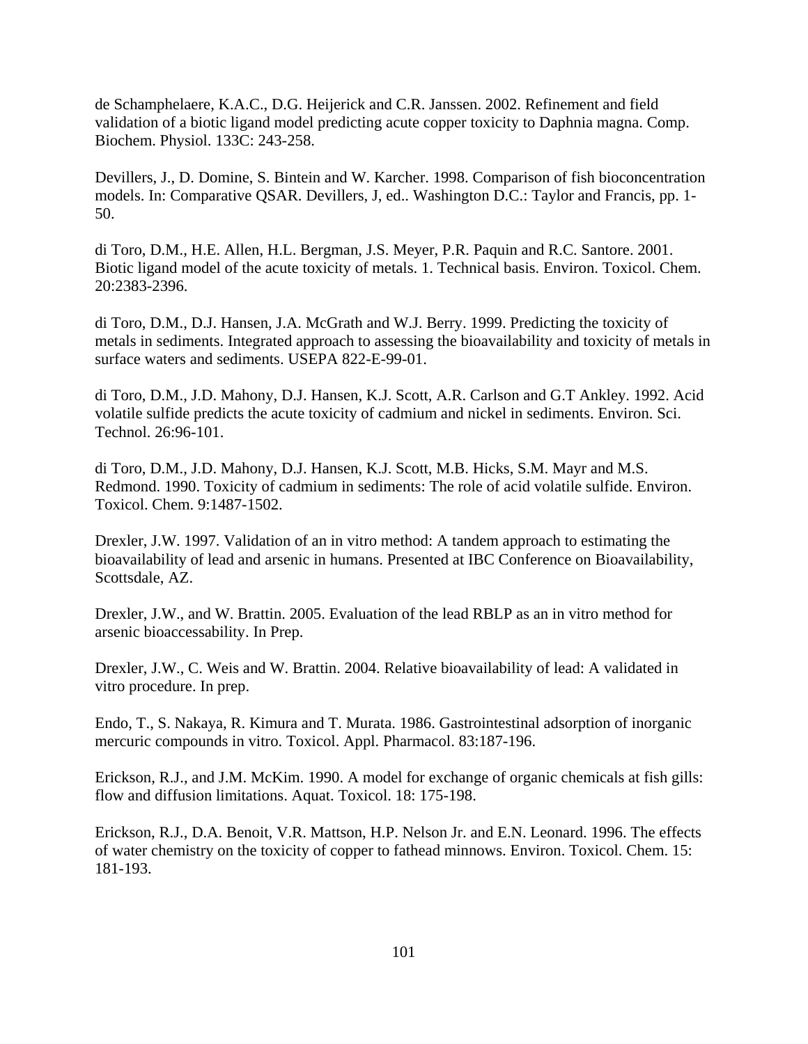de Schamphelaere, K.A.C., D.G. Heijerick and C.R. Janssen. 2002. Refinement and field validation of a biotic ligand model predicting acute copper toxicity to Daphnia magna. Comp. Biochem. Physiol. 133C: 243-258.

Devillers, J., D. Domine, S. Bintein and W. Karcher. 1998. Comparison of fish bioconcentration models. In: Comparative QSAR. Devillers, J, ed.. Washington D.C.: Taylor and Francis, pp. 1-50.

di Toro, D.M., H.E. Allen, H.L. Bergman, J.S. Meyer, P.R. Paquin and R.C. Santore. 2001. Biotic ligand model of the acute toxicity of metals. 1. Technical basis. Environ. Toxicol. Chem. 20:2383-2396.

di Toro, D.M., D.J. Hansen, J.A. McGrath and W.J. Berry. 1999. Predicting the toxicity of metals in sediments. Integrated approach to assessing the bioavailability and toxicity of metals in surface waters and sediments. USEPA 822-E-99-01.

di Toro, D.M., J.D. Mahony, D.J. Hansen, K.J. Scott, A.R. Carlson and G.T Ankley. 1992. Acid volatile sulfide predicts the acute toxicity of cadmium and nickel in sediments. Environ. Sci. Technol. 26:96-101.

di Toro, D.M., J.D. Mahony, D.J. Hansen, K.J. Scott, M.B. Hicks, S.M. Mayr and M.S. Redmond. 1990. Toxicity of cadmium in sediments: The role of acid volatile sulfide. Environ. Toxicol. Chem. 9:1487-1502.

Drexler, J.W. 1997. Validation of an in vitro method: A tandem approach to estimating the bioavailability of lead and arsenic in humans. Presented at IBC Conference on Bioavailability, Scottsdale, AZ.

Drexler, J.W., and W. Brattin. 2005. Evaluation of the lead RBLP as an in vitro method for arsenic bioaccessability. In Prep.

Drexler, J.W., C. Weis and W. Brattin. 2004. Relative bioavailability of lead: A validated in vitro procedure. In prep.

Endo, T., S. Nakaya, R. Kimura and T. Murata. 1986. Gastrointestinal adsorption of inorganic mercuric compounds in vitro. Toxicol. Appl. Pharmacol. 83:187-196.

Erickson, R.J., and J.M. McKim. 1990. A model for exchange of organic chemicals at fish gills: flow and diffusion limitations. Aquat. Toxicol. 18: 175-198.

Erickson, R.J., D.A. Benoit, V.R. Mattson, H.P. Nelson Jr. and E.N. Leonard. 1996. The effects of water chemistry on the toxicity of copper to fathead minnows. Environ. Toxicol. Chem. 15: 181-193.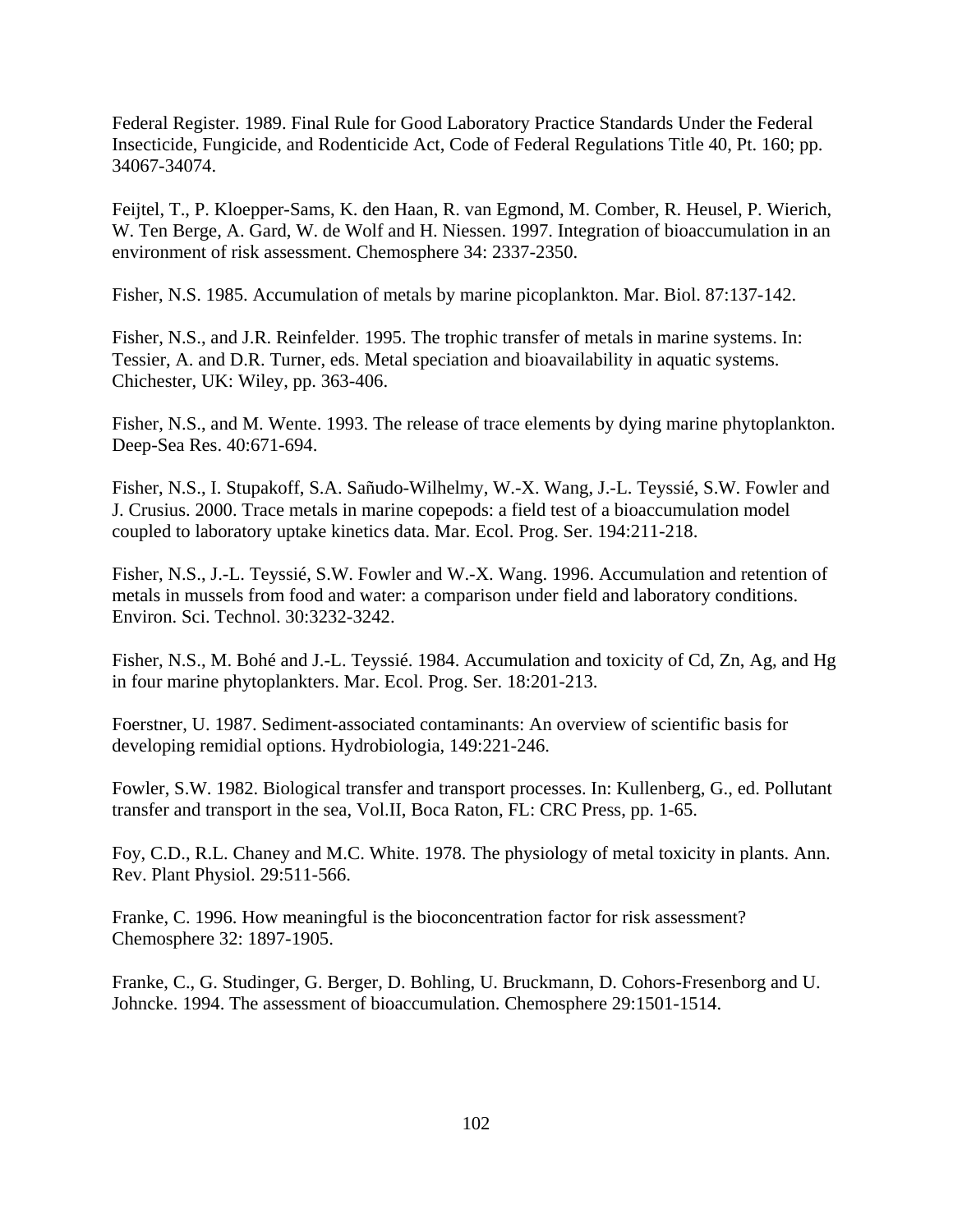Federal Register. 1989. Final Rule for Good Laboratory Practice Standards Under the Federal Insecticide, Fungicide, and Rodenticide Act, Code of Federal Regulations Title 40, Pt. 160; pp. 34067-34074.

Feijtel, T., P. Kloepper-Sams, K. den Haan, R. van Egmond, M. Comber, R. Heusel, P. Wierich, W. Ten Berge, A. Gard, W. de Wolf and H. Niessen. 1997. Integration of bioaccumulation in an environment of risk assessment. Chemosphere 34: 2337-2350.

Fisher, N.S. 1985. Accumulation of metals by marine picoplankton. Mar. Biol. 87:137-142.

Fisher, N.S., and J.R. Reinfelder. 1995. The trophic transfer of metals in marine systems. In: Tessier, A. and D.R. Turner, eds. Metal speciation and bioavailability in aquatic systems. Chichester, UK: Wiley, pp. 363-406.

Fisher, N.S., and M. Wente. 1993. The release of trace elements by dying marine phytoplankton. Deep-Sea Res. 40:671-694.

Fisher, N.S., I. Stupakoff, S.A. Sañudo-Wilhelmy, W.-X. Wang, J.-L. Teyssié, S.W. Fowler and J. Crusius. 2000. Trace metals in marine copepods: a field test of a bioaccumulation model coupled to laboratory uptake kinetics data. Mar. Ecol. Prog. Ser. 194:211-218.

Fisher, N.S., J.-L. Teyssié, S.W. Fowler and W.-X. Wang. 1996. Accumulation and retention of metals in mussels from food and water: a comparison under field and laboratory conditions. Environ. Sci. Technol. 30:3232-3242.

Fisher, N.S., M. Bohé and J.-L. Teyssié. 1984. Accumulation and toxicity of Cd, Zn, Ag, and Hg in four marine phytoplankters. Mar. Ecol. Prog. Ser. 18:201-213.

Foerstner, U. 1987. Sediment-associated contaminants: An overview of scientific basis for developing remidial options. Hydrobiologia, 149:221-246.

Fowler, S.W. 1982. Biological transfer and transport processes. In: Kullenberg, G., ed. Pollutant transfer and transport in the sea, Vol.II, Boca Raton, FL: CRC Press, pp. 1-65.

Foy, C.D., R.L. Chaney and M.C. White. 1978. The physiology of metal toxicity in plants. Ann. Rev. Plant Physiol. 29:511-566.

Franke, C. 1996. How meaningful is the bioconcentration factor for risk assessment? Chemosphere 32: 1897-1905.

Franke, C., G. Studinger, G. Berger, D. Bohling, U. Bruckmann, D. Cohors-Fresenborg and U. Johncke. 1994. The assessment of bioaccumulation. Chemosphere 29:1501-1514.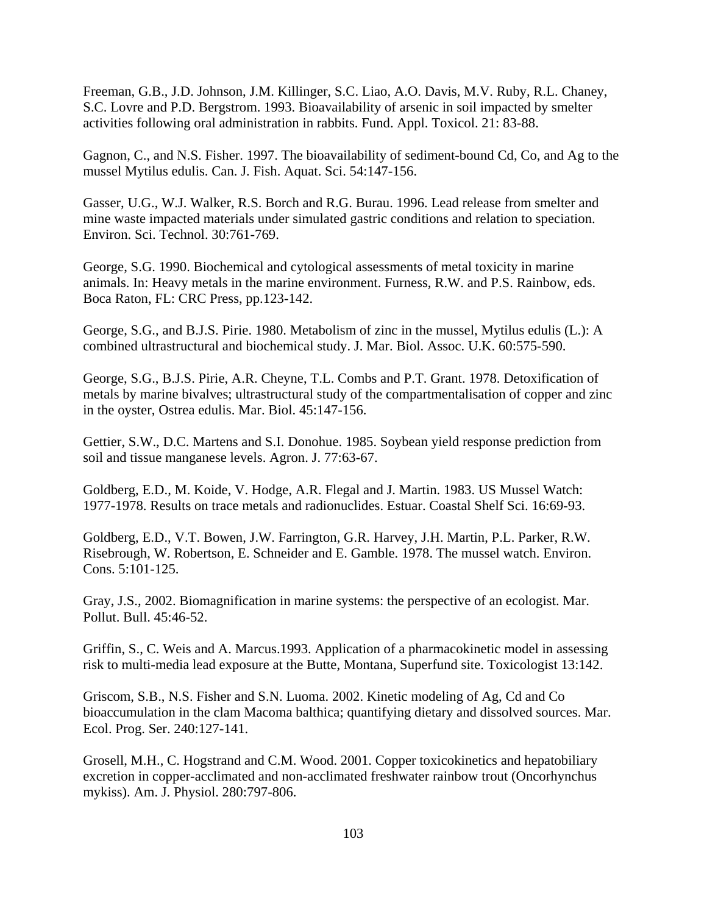Freeman, G.B., J.D. Johnson, J.M. Killinger, S.C. Liao, A.O. Davis, M.V. Ruby, R.L. Chaney, S.C. Lovre and P.D. Bergstrom. 1993. Bioavailability of arsenic in soil impacted by smelter activities following oral administration in rabbits. Fund. Appl. Toxicol. 21: 83-88.

Gagnon, C., and N.S. Fisher. 1997. The bioavailability of sediment-bound Cd, Co, and Ag to the mussel Mytilus edulis. Can. J. Fish. Aquat. Sci. 54:147-156.

Gasser, U.G., W.J. Walker, R.S. Borch and R.G. Burau. 1996. Lead release from smelter and mine waste impacted materials under simulated gastric conditions and relation to speciation. Environ. Sci. Technol. 30:761-769.

George, S.G. 1990. Biochemical and cytological assessments of metal toxicity in marine animals. In: Heavy metals in the marine environment. Furness, R.W. and P.S. Rainbow, eds. Boca Raton, FL: CRC Press, pp.123-142.

George, S.G., and B.J.S. Pirie. 1980. Metabolism of zinc in the mussel, Mytilus edulis (L.): A combined ultrastructural and biochemical study. J. Mar. Biol. Assoc. U.K. 60:575-590.

George, S.G., B.J.S. Pirie, A.R. Cheyne, T.L. Combs and P.T. Grant. 1978. Detoxification of metals by marine bivalves; ultrastructural study of the compartmentalisation of copper and zinc in the oyster, Ostrea edulis. Mar. Biol. 45:147-156.

Gettier, S.W., D.C. Martens and S.I. Donohue. 1985. Soybean yield response prediction from soil and tissue manganese levels. Agron. J. 77:63-67.

Goldberg, E.D., M. Koide, V. Hodge, A.R. Flegal and J. Martin. 1983. US Mussel Watch: 1977-1978. Results on trace metals and radionuclides. Estuar. Coastal Shelf Sci. 16:69-93.

Goldberg, E.D., V.T. Bowen, J.W. Farrington, G.R. Harvey, J.H. Martin, P.L. Parker, R.W. Risebrough, W. Robertson, E. Schneider and E. Gamble. 1978. The mussel watch. Environ. Cons. 5:101-125.

Gray, J.S., 2002. Biomagnification in marine systems: the perspective of an ecologist. Mar. Pollut. Bull. 45:46-52.

Griffin, S., C. Weis and A. Marcus.1993. Application of a pharmacokinetic model in assessing risk to multi-media lead exposure at the Butte, Montana, Superfund site. Toxicologist 13:142.

Griscom, S.B., N.S. Fisher and S.N. Luoma. 2002. Kinetic modeling of Ag, Cd and Co bioaccumulation in the clam Macoma balthica; quantifying dietary and dissolved sources. Mar. Ecol. Prog. Ser. 240:127-141.

Grosell, M.H., C. Hogstrand and C.M. Wood. 2001. Copper toxicokinetics and hepatobiliary excretion in copper-acclimated and non-acclimated freshwater rainbow trout (Oncorhynchus mykiss). Am. J. Physiol. 280:797-806.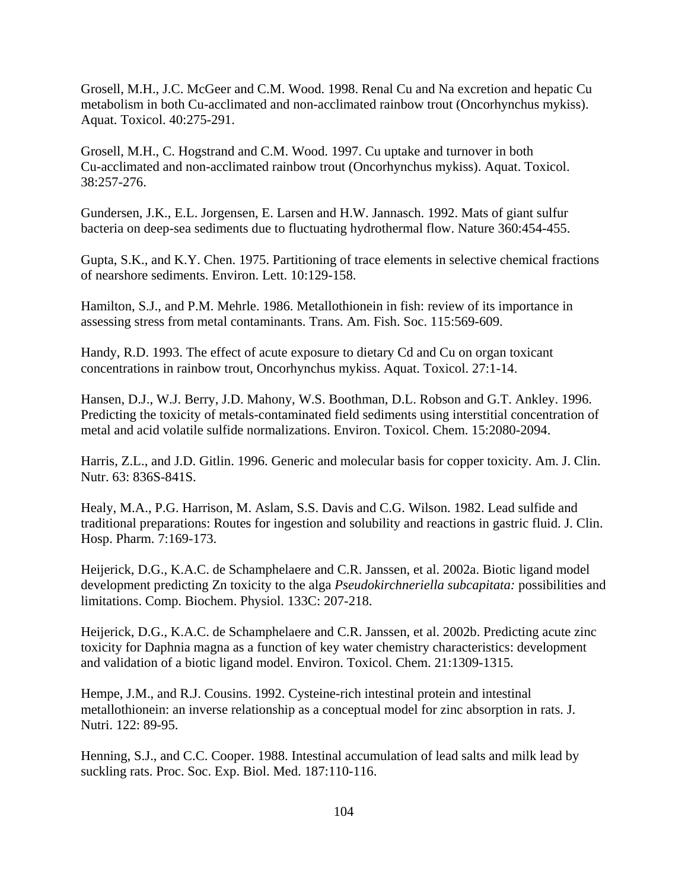Grosell, M.H., J.C. McGeer and C.M. Wood. 1998. Renal Cu and Na excretion and hepatic Cu metabolism in both Cu-acclimated and non-acclimated rainbow trout (Oncorhynchus mykiss). Aquat. Toxicol. 40:275-291.

Grosell, M.H., C. Hogstrand and C.M. Wood. 1997. Cu uptake and turnover in both Cu-acclimated and non-acclimated rainbow trout (Oncorhynchus mykiss). Aquat. Toxicol. 38:257-276.

Gundersen, J.K., E.L. Jorgensen, E. Larsen and H.W. Jannasch. 1992. Mats of giant sulfur bacteria on deep-sea sediments due to fluctuating hydrothermal flow. Nature 360:454-455.

Gupta, S.K., and K.Y. Chen. 1975. Partitioning of trace elements in selective chemical fractions of nearshore sediments. Environ. Lett. 10:129-158.

Hamilton, S.J., and P.M. Mehrle. 1986. Metallothionein in fish: review of its importance in assessing stress from metal contaminants. Trans. Am. Fish. Soc. 115:569-609.

Handy, R.D. 1993. The effect of acute exposure to dietary Cd and Cu on organ toxicant concentrations in rainbow trout, Oncorhynchus mykiss. Aquat. Toxicol. 27:1-14.

Hansen, D.J., W.J. Berry, J.D. Mahony, W.S. Boothman, D.L. Robson and G.T. Ankley. 1996. Predicting the toxicity of metals-contaminated field sediments using interstitial concentration of metal and acid volatile sulfide normalizations. Environ. Toxicol. Chem. 15:2080-2094.

Harris, Z.L., and J.D. Gitlin. 1996. Generic and molecular basis for copper toxicity. Am. J. Clin. Nutr. 63: 836S-841S.

Healy, M.A., P.G. Harrison, M. Aslam, S.S. Davis and C.G. Wilson. 1982. Lead sulfide and traditional preparations: Routes for ingestion and solubility and reactions in gastric fluid. J. Clin. Hosp. Pharm. 7:169-173.

Heijerick, D.G., K.A.C. de Schamphelaere and C.R. Janssen, et al. 2002a. Biotic ligand model development predicting Zn toxicity to the alga *Pseudokirchneriella subcapitata:* possibilities and limitations. Comp. Biochem. Physiol. 133C: 207-218.

Heijerick, D.G., K.A.C. de Schamphelaere and C.R. Janssen, et al. 2002b. Predicting acute zinc toxicity for Daphnia magna as a function of key water chemistry characteristics: development and validation of a biotic ligand model. Environ. Toxicol. Chem. 21:1309-1315.

Hempe, J.M., and R.J. Cousins. 1992. Cysteine-rich intestinal protein and intestinal metallothionein: an inverse relationship as a conceptual model for zinc absorption in rats. J. Nutri. 122: 89-95.

Henning, S.J., and C.C. Cooper. 1988. Intestinal accumulation of lead salts and milk lead by suckling rats. Proc. Soc. Exp. Biol. Med. 187:110-116.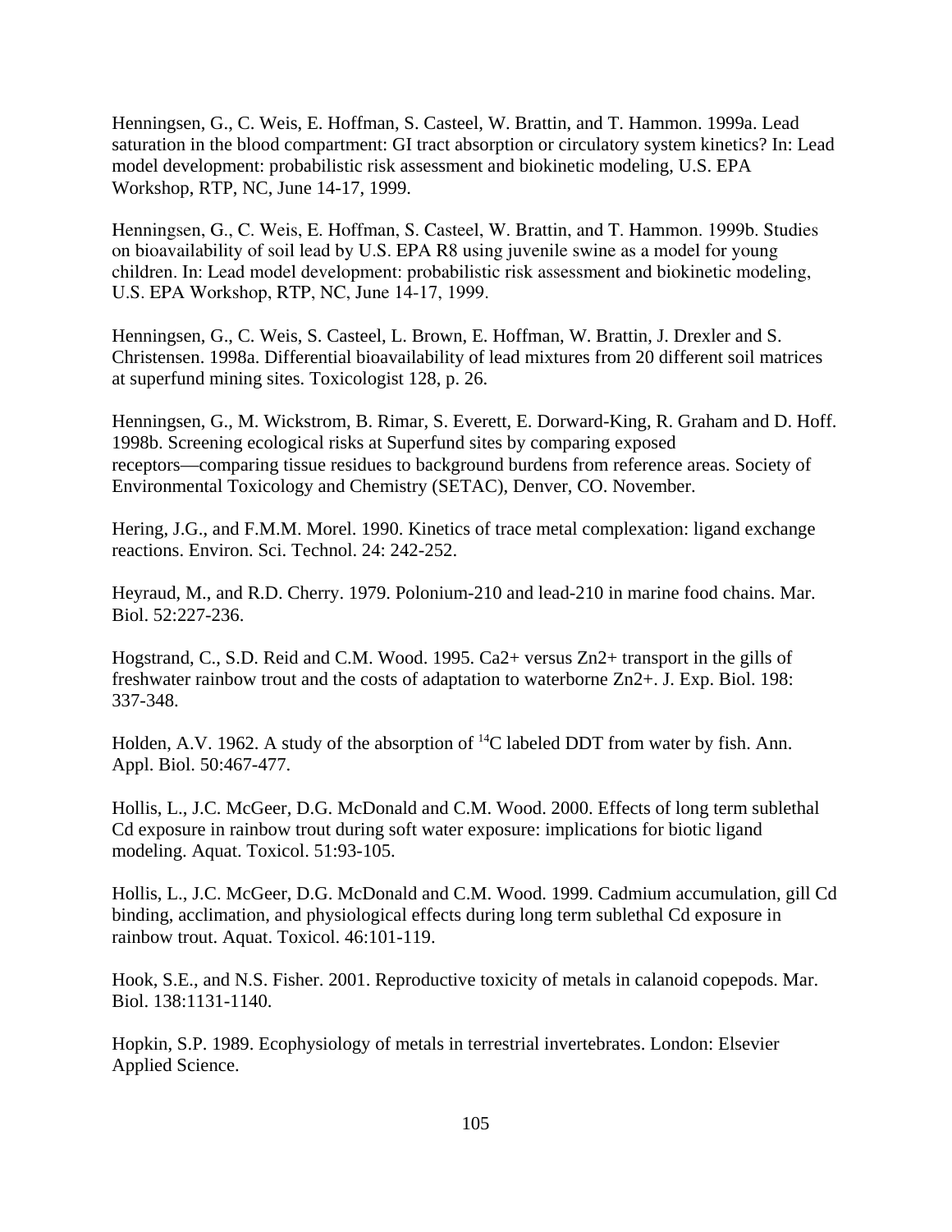Henningsen, G., C. Weis, E. Hoffman, S. Casteel, W. Brattin, and T. Hammon. 1999a. Lead saturation in the blood compartment: GI tract absorption or circulatory system kinetics? In: Lead model development: probabilistic risk assessment and biokinetic modeling, U.S. EPA Workshop, RTP, NC, June 14-17, 1999.

Henningsen, G., C. Weis, E. Hoffman, S. Casteel, W. Brattin, and T. Hammon. 1999b. Studies on bioavailability of soil lead by U.S. EPA R8 using juvenile swine as a model for young children. In: Lead model development: probabilistic risk assessment and biokinetic modeling, U.S. EPA Workshop, RTP, NC, June 14-17, 1999.

Henningsen, G., C. Weis, S. Casteel, L. Brown, E. Hoffman, W. Brattin, J. Drexler and S. Christensen. 1998a. Differential bioavailability of lead mixtures from 20 different soil matrices at superfund mining sites. Toxicologist 128, p. 26.

Henningsen, G., M. Wickstrom, B. Rimar, S. Everett, E. Dorward-King, R. Graham and D. Hoff. 1998b. Screening ecological risks at Superfund sites by comparing exposed receptors—comparing tissue residues to background burdens from reference areas. Society of Environmental Toxicology and Chemistry (SETAC), Denver, CO. November.

Hering, J.G., and F.M.M. Morel. 1990. Kinetics of trace metal complexation: ligand exchange reactions. Environ. Sci. Technol. 24: 242-252.

Heyraud, M., and R.D. Cherry. 1979. Polonium-210 and lead-210 in marine food chains. Mar. Biol. 52:227-236.

Hogstrand, C., S.D. Reid and C.M. Wood. 1995. $Ca^{2+}$ versus $Zn^{2+}$ transport in the gills of freshwater rainbow trout and the costs of adaptation to waterborne $Zn^{2+}$. J. Exp. Biol. 198: 337-348.

Holden, A.V. 1962. A study of the absorption of $^{14}C$ labeled DDT from water by fish. Ann. Appl. Biol. 50:467-477.

Hollis, L., J.C. McGeer, D.G. McDonald and C.M. Wood. 2000. Effects of long term sublethal Cd exposure in rainbow trout during soft water exposure: implications for biotic ligand modeling. Aquat. Toxicol. 51:93-105.

Hollis, L., J.C. McGeer, D.G. McDonald and C.M. Wood. 1999. Cadmium accumulation, gill Cd binding, acclimation, and physiological effects during long term sublethal Cd exposure in rainbow trout. Aquat. Toxicol. 46:101-119.

Hook, S.E., and N.S. Fisher. 2001. Reproductive toxicity of metals in calanoid copepods. Mar. Biol. 138:1131-1140.

Hopkin, S.P. 1989. Ecophysiology of metals in terrestrial invertebrates. London: Elsevier Applied Science.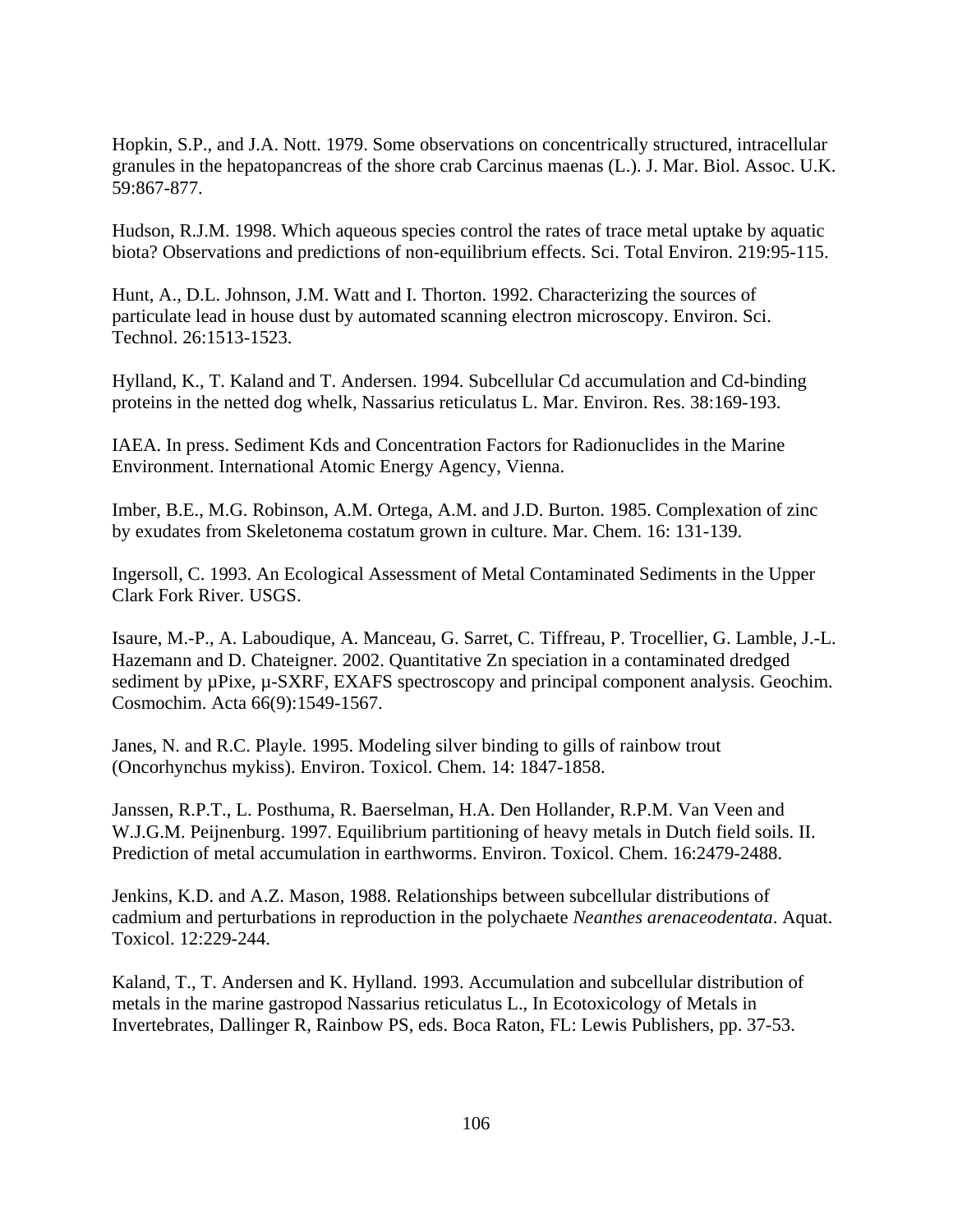Hopkin, S.P., and J.A. Nott. 1979. Some observations on concentrically structured, intracellular granules in the hepatopancreas of the shore crab Carcinus maenas (L.). J. Mar. Biol. Assoc. U.K. 59:867-877.

Hudson, R.J.M. 1998. Which aqueous species control the rates of trace metal uptake by aquatic biota? Observations and predictions of non-equilibrium effects. Sci. Total Environ. 219:95-115.

Hunt, A., D.L. Johnson, J.M. Watt and I. Thorton. 1992. Characterizing the sources of particulate lead in house dust by automated scanning electron microscopy. Environ. Sci. Technol. 26:1513-1523.

Hylland, K., T. Kaland and T. Andersen. 1994. Subcellular Cd accumulation and Cd-binding proteins in the netted dog whelk, Nassarius reticulatus L. Mar. Environ. Res. 38:169-193.

IAEA. In press. Sediment Kds and Concentration Factors for Radionuclides in the Marine Environment. International Atomic Energy Agency, Vienna.

Imber, B.E., M.G. Robinson, A.M. Ortega, A.M. and J.D. Burton. 1985. Complexation of zinc by exudates from Skeletonema costatum grown in culture. Mar. Chem. 16: 131-139.

Ingersoll, C. 1993. An Ecological Assessment of Metal Contaminated Sediments in the Upper Clark Fork River. USGS.

Isaure, M.-P., A. Laboudique, A. Manceau, G. Sarret, C. Tiffreau, P. Trocellier, G. Lamble, J.-L. Hazemann and D. Chateigner. 2002. Quantitative Zn speciation in a contaminated dredged sediment by µPixe, µ-SXRF, EXAFS spectroscopy and principal component analysis. Geochim. Cosmochim. Acta 66(9):1549-1567.

Janes, N. and R.C. Playle. 1995. Modeling silver binding to gills of rainbow trout (Oncorhynchus mykiss). Environ. Toxicol. Chem. 14: 1847-1858.

Janssen, R.P.T., L. Posthuma, R. Baerselman, H.A. Den Hollander, R.P.M. Van Veen and W.J.G.M. Peijnenburg. 1997. Equilibrium partitioning of heavy metals in Dutch field soils. II. Prediction of metal accumulation in earthworms. Environ. Toxicol. Chem. 16:2479-2488.

Jenkins, K.D. and A.Z. Mason, 1988. Relationships between subcellular distributions of cadmium and perturbations in reproduction in the polychaete *Neanthes arenaceodentata*. Aquat. Toxicol. 12:229-244.

Kaland, T., T. Andersen and K. Hylland. 1993. Accumulation and subcellular distribution of metals in the marine gastropod Nassarius reticulatus L., In Ecotoxicology of Metals in Invertebrates, Dallinger R, Rainbow PS, eds. Boca Raton, FL: Lewis Publishers, pp. 37-53.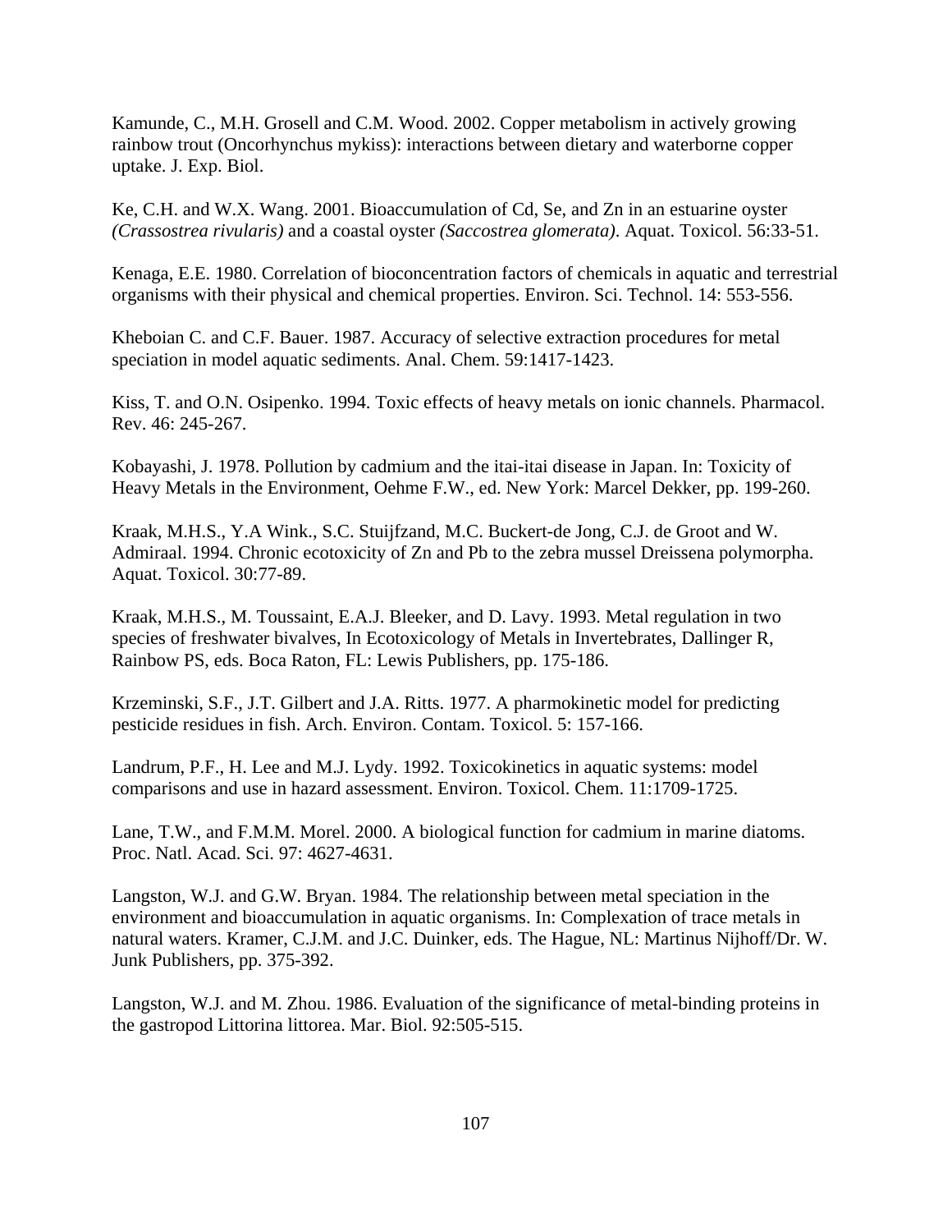Kamunde, C., M.H. Grosell and C.M. Wood. 2002. Copper metabolism in actively growing rainbow trout (Oncorhynchus mykiss): interactions between dietary and waterborne copper uptake. J. Exp. Biol.

Ke, C.H. and W.X. Wang. 2001. Bioaccumulation of Cd, Se, and Zn in an estuarine oyster *(Crassostrea rivularis)* and a coastal oyster *(Saccostrea glomerata)*. Aquat. Toxicol. 56:33-51.

Kenaga, E.E. 1980. Correlation of bioconcentration factors of chemicals in aquatic and terrestrial organisms with their physical and chemical properties. Environ. Sci. Technol. 14: 553-556.

Kheboian C. and C.F. Bauer. 1987. Accuracy of selective extraction procedures for metal speciation in model aquatic sediments. Anal. Chem. 59:1417-1423.

Kiss, T. and O.N. Osipenko. 1994. Toxic effects of heavy metals on ionic channels. Pharmacol. Rev. 46: 245-267.

Kobayashi, J. 1978. Pollution by cadmium and the itai-itai disease in Japan. In: Toxicity of Heavy Metals in the Environment, Oehme F.W., ed. New York: Marcel Dekker, pp. 199-260.

Kraak, M.H.S., Y.A Wink., S.C. Stuijfzand, M.C. Buckert-de Jong, C.J. de Groot and W. Admiraal. 1994. Chronic ecotoxicity of Zn and Pb to the zebra mussel Dreissena polymorpha. Aquat. Toxicol. 30:77-89.

Kraak, M.H.S., M. Toussaint, E.A.J. Bleeker, and D. Lavy. 1993. Metal regulation in two species of freshwater bivalves, In Ecotoxicology of Metals in Invertebrates, Dallinger R, Rainbow PS, eds. Boca Raton, FL: Lewis Publishers, pp. 175-186.

Krzeminski, S.F., J.T. Gilbert and J.A. Ritts. 1977. A pharmokinetic model for predicting pesticide residues in fish. Arch. Environ. Contam. Toxicol. 5: 157-166.

Landrum, P.F., H. Lee and M.J. Lydy. 1992. Toxicokinetics in aquatic systems: model comparisons and use in hazard assessment. Environ. Toxicol. Chem. 11:1709-1725.

Lane, T.W., and F.M.M. Morel. 2000. A biological function for cadmium in marine diatoms. Proc. Natl. Acad. Sci. 97: 4627-4631.

Langston, W.J. and G.W. Bryan. 1984. The relationship between metal speciation in the environment and bioaccumulation in aquatic organisms. In: Complexation of trace metals in natural waters. Kramer, C.J.M. and J.C. Duinker, eds. The Hague, NL: Martinus Nijhoff/Dr. W. Junk Publishers, pp. 375-392.

Langston, W.J. and M. Zhou. 1986. Evaluation of the significance of metal-binding proteins in the gastropod Littorina littorea. Mar. Biol. 92:505-515.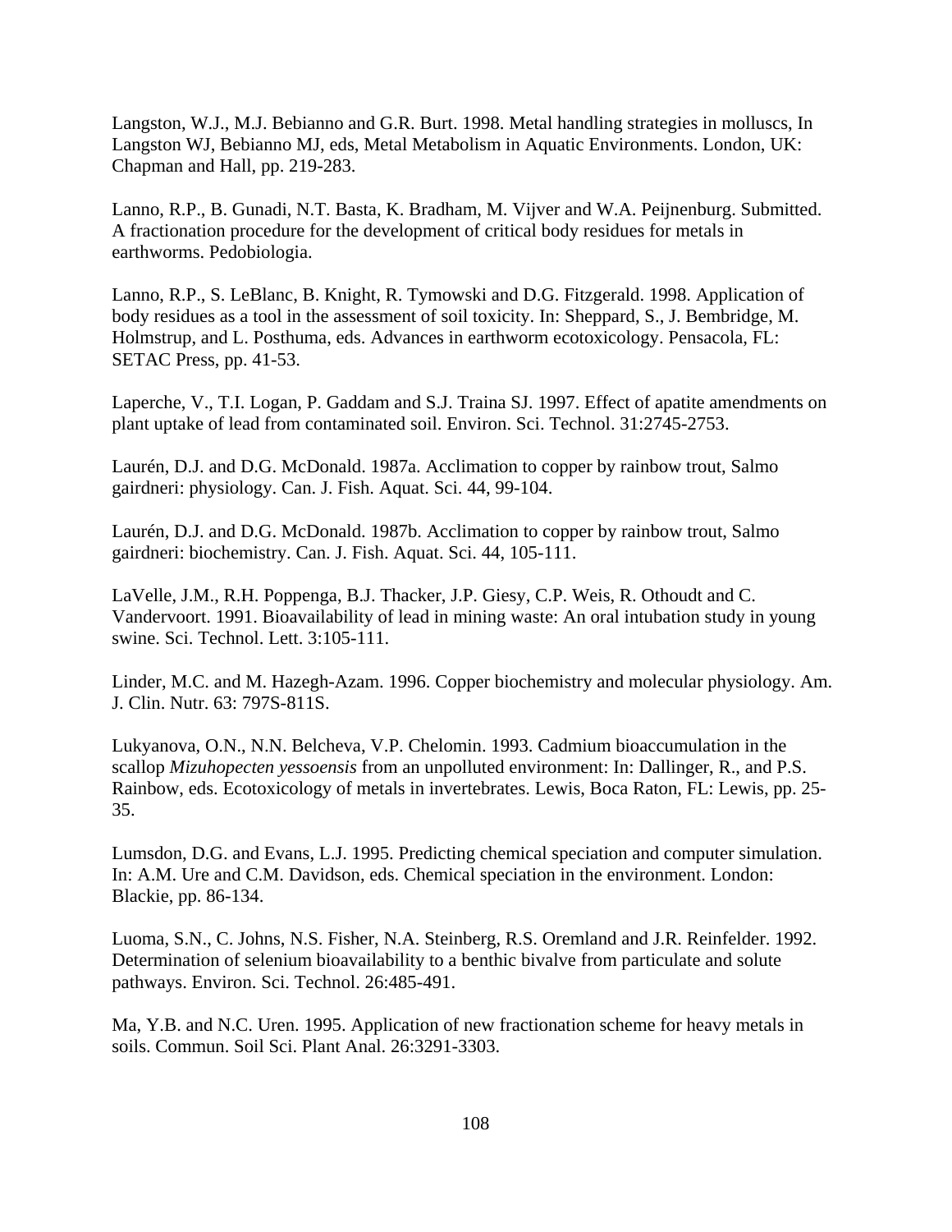Langston, W.J., M.J. Bebianno and G.R. Burt. 1998. Metal handling strategies in molluscs, In Langston WJ, Bebianno MJ, eds, Metal Metabolism in Aquatic Environments. London, UK: Chapman and Hall, pp. 219-283.

Lanno, R.P., B. Gunadi, N.T. Basta, K. Bradham, M. Vijver and W.A. Peijnenburg. Submitted. A fractionation procedure for the development of critical body residues for metals in earthworms. Pedobiologia.

Lanno, R.P., S. LeBlanc, B. Knight, R. Tymowski and D.G. Fitzgerald. 1998. Application of body residues as a tool in the assessment of soil toxicity. In: Sheppard, S., J. Bembridge, M. Holmstrup, and L. Posthuma, eds. Advances in earthworm ecotoxicology. Pensacola, FL: SETAC Press, pp. 41-53.

Laperche, V., T.I. Logan, P. Gaddam and S.J. Traina SJ. 1997. Effect of apatite amendments on plant uptake of lead from contaminated soil. Environ. Sci. Technol. 31:2745-2753.

Laurén, D.J. and D.G. McDonald. 1987a. Acclimation to copper by rainbow trout, Salmo gairdneri: physiology. Can. J. Fish. Aquat. Sci. 44, 99-104.

Laurén, D.J. and D.G. McDonald. 1987b. Acclimation to copper by rainbow trout, Salmo gairdneri: biochemistry. Can. J. Fish. Aquat. Sci. 44, 105-111.

LaVelle, J.M., R.H. Poppenga, B.J. Thacker, J.P. Giesy, C.P. Weis, R. Othoudt and C. Vandervoort. 1991. Bioavailability of lead in mining waste: An oral intubation study in young swine. Sci. Technol. Lett. 3:105-111.

Linder, M.C. and M. Hazegh-Azam. 1996. Copper biochemistry and molecular physiology. Am. J. Clin. Nutr. 63: 797S-811S.

Lukyanova, O.N., N.N. Belcheva, V.P. Chelomin. 1993. Cadmium bioaccumulation in the scallop *Mizuhopecten yessoensis* from an unpolluted environment: In: Dallinger, R., and P.S. Rainbow, eds. Ecotoxicology of metals in invertebrates. Lewis, Boca Raton, FL: Lewis, pp. 25-35.

Lumsdon, D.G. and Evans, L.J. 1995. Predicting chemical speciation and computer simulation. In: A.M. Ure and C.M. Davidson, eds. Chemical speciation in the environment. London: Blackie, pp. 86-134.

Luoma, S.N., C. Johns, N.S. Fisher, N.A. Steinberg, R.S. Oremland and J.R. Reinfelder. 1992. Determination of selenium bioavailability to a benthic bivalve from particulate and solute pathways. Environ. Sci. Technol. 26:485-491.

Ma, Y.B. and N.C. Uren. 1995. Application of new fractionation scheme for heavy metals in soils. Commun. Soil Sci. Plant Anal. 26:3291-3303.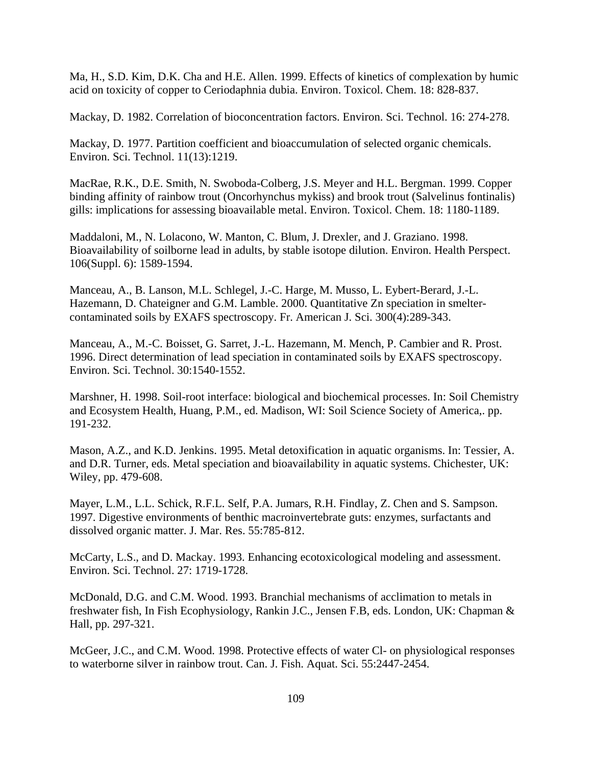Ma, H., S.D. Kim, D.K. Cha and H.E. Allen. 1999. Effects of kinetics of complexation by humic acid on toxicity of copper to Ceriodaphnia dubia. Environ. Toxicol. Chem. 18: 828-837.

Mackay, D. 1982. Correlation of bioconcentration factors. Environ. Sci. Technol. 16: 274-278.

Mackay, D. 1977. Partition coefficient and bioaccumulation of selected organic chemicals. Environ. Sci. Technol. 11(13):1219.

MacRae, R.K., D.E. Smith, N. Swoboda-Colberg, J.S. Meyer and H.L. Bergman. 1999. Copper binding affinity of rainbow trout (Oncorhynchus mykiss) and brook trout (Salvelinus fontinalis) gills: implications for assessing bioavailable metal. Environ. Toxicol. Chem. 18: 1180-1189.

Maddaloni, M., N. Lolacono, W. Manton, C. Blum, J. Drexler, and J. Graziano. 1998. Bioavailability of soilborne lead in adults, by stable isotope dilution. Environ. Health Perspect. 106(Suppl. 6): 1589-1594.

Manceau, A., B. Lanson, M.L. Schlegel, J.-C. Harge, M. Musso, L. Eybert-Berard, J.-L. Hazemann, D. Chateigner and G.M. Lamble. 2000. Quantitative Zn speciation in smelter-contaminated soils by EXAFS spectroscopy. Fr. American J. Sci. 300(4):289-343.

Manceau, A., M.-C. Boisset, G. Sarret, J.-L. Hazemann, M. Mench, P. Cambier and R. Prost. 1996. Direct determination of lead speciation in contaminated soils by EXAFS spectroscopy. Environ. Sci. Technol. 30:1540-1552.

Marshner, H. 1998. Soil-root interface: biological and biochemical processes. In: Soil Chemistry and Ecosystem Health, Huang, P.M., ed. Madison, WI: Soil Science Society of America,. pp. 191-232.

Mason, A.Z., and K.D. Jenkins. 1995. Metal detoxification in aquatic organisms. In: Tessier, A. and D.R. Turner, eds. Metal speciation and bioavailability in aquatic systems. Chichester, UK: Wiley, pp. 479-608.

Mayer, L.M., L.L. Schick, R.F.L. Self, P.A. Jumars, R.H. Findlay, Z. Chen and S. Sampson. 1997. Digestive environments of benthic macroinvertebrate guts: enzymes, surfactants and dissolved organic matter. J. Mar. Res. 55:785-812.

McCarty, L.S., and D. Mackay. 1993. Enhancing ecotoxicological modeling and assessment. Environ. Sci. Technol. 27: 1719-1728.

McDonald, D.G. and C.M. Wood. 1993. Branchial mechanisms of acclimation to metals in freshwater fish, In Fish Ecophysiology, Rankin J.C., Jensen F.B, eds. London, UK: Chapman & Hall, pp. 297-321.

McGeer, J.C., and C.M. Wood. 1998. Protective effects of water Cl- on physiological responses to waterborne silver in rainbow trout. Can. J. Fish. Aquat. Sci. 55:2447-2454.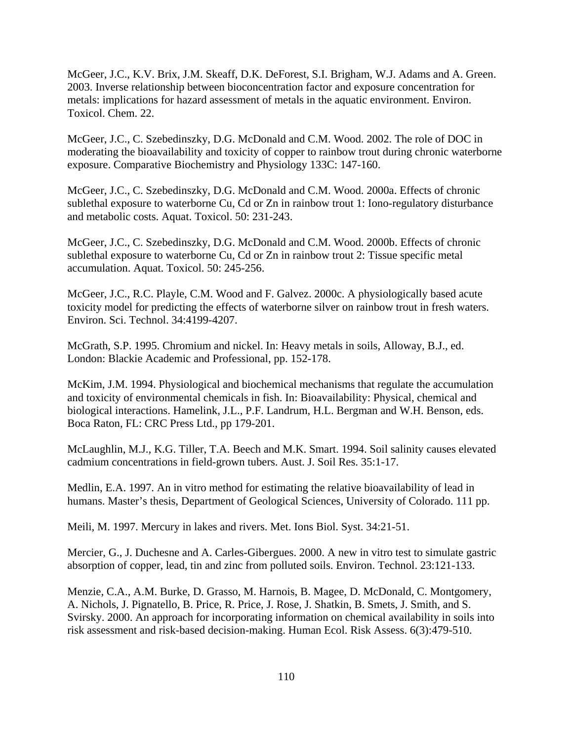McGeer, J.C., K.V. Brix, J.M. Skeaff, D.K. DeForest, S.I. Brigham, W.J. Adams and A. Green. 2003. Inverse relationship between bioconcentration factor and exposure concentration for metals: implications for hazard assessment of metals in the aquatic environment. Environ. Toxicol. Chem. 22.

McGeer, J.C., C. Szebedinszky, D.G. McDonald and C.M. Wood. 2002. The role of DOC in moderating the bioavailability and toxicity of copper to rainbow trout during chronic waterborne exposure. Comparative Biochemistry and Physiology 133C: 147-160.

McGeer, J.C., C. Szebedinszky, D.G. McDonald and C.M. Wood. 2000a. Effects of chronic sublethal exposure to waterborne Cu, Cd or Zn in rainbow trout 1: Iono-regulatory disturbance and metabolic costs. Aquat. Toxicol. 50: 231-243.

McGeer, J.C., C. Szebedinszky, D.G. McDonald and C.M. Wood. 2000b. Effects of chronic sublethal exposure to waterborne Cu, Cd or Zn in rainbow trout 2: Tissue specific metal accumulation. Aquat. Toxicol. 50: 245-256.

McGeer, J.C., R.C. Playle, C.M. Wood and F. Galvez. 2000c. A physiologically based acute toxicity model for predicting the effects of waterborne silver on rainbow trout in fresh waters. Environ. Sci. Technol. 34:4199-4207.

McGrath, S.P. 1995. Chromium and nickel. In: Heavy metals in soils, Alloway, B.J., ed. London: Blackie Academic and Professional, pp. 152-178.

McKim, J.M. 1994. Physiological and biochemical mechanisms that regulate the accumulation and toxicity of environmental chemicals in fish. In: Bioavailability: Physical, chemical and biological interactions. Hamelink, J.L., P.F. Landrum, H.L. Bergman and W.H. Benson, eds. Boca Raton, FL: CRC Press Ltd., pp 179-201.

McLaughlin, M.J., K.G. Tiller, T.A. Beech and M.K. Smart. 1994. Soil salinity causes elevated cadmium concentrations in field-grown tubers. Aust. J. Soil Res. 35:1-17.

Medlin, E.A. 1997. An in vitro method for estimating the relative bioavailability of lead in humans. Master's thesis, Department of Geological Sciences, University of Colorado. 111 pp.

Meili, M. 1997. Mercury in lakes and rivers. Met. Ions Biol. Syst. 34:21-51.

Mercier, G., J. Duchesne and A. Carles-Gibergues. 2000. A new in vitro test to simulate gastric absorption of copper, lead, tin and zinc from polluted soils. Environ. Technol. 23:121-133.

Menzie, C.A., A.M. Burke, D. Grasso, M. Harnois, B. Magee, D. McDonald, C. Montgomery, A. Nichols, J. Pignatello, B. Price, R. Price, J. Rose, J. Shatkin, B. Smets, J. Smith, and S. Svirsky. 2000. An approach for incorporating information on chemical availability in soils into risk assessment and risk-based decision-making. Human Ecol. Risk Assess. 6(3):479-510.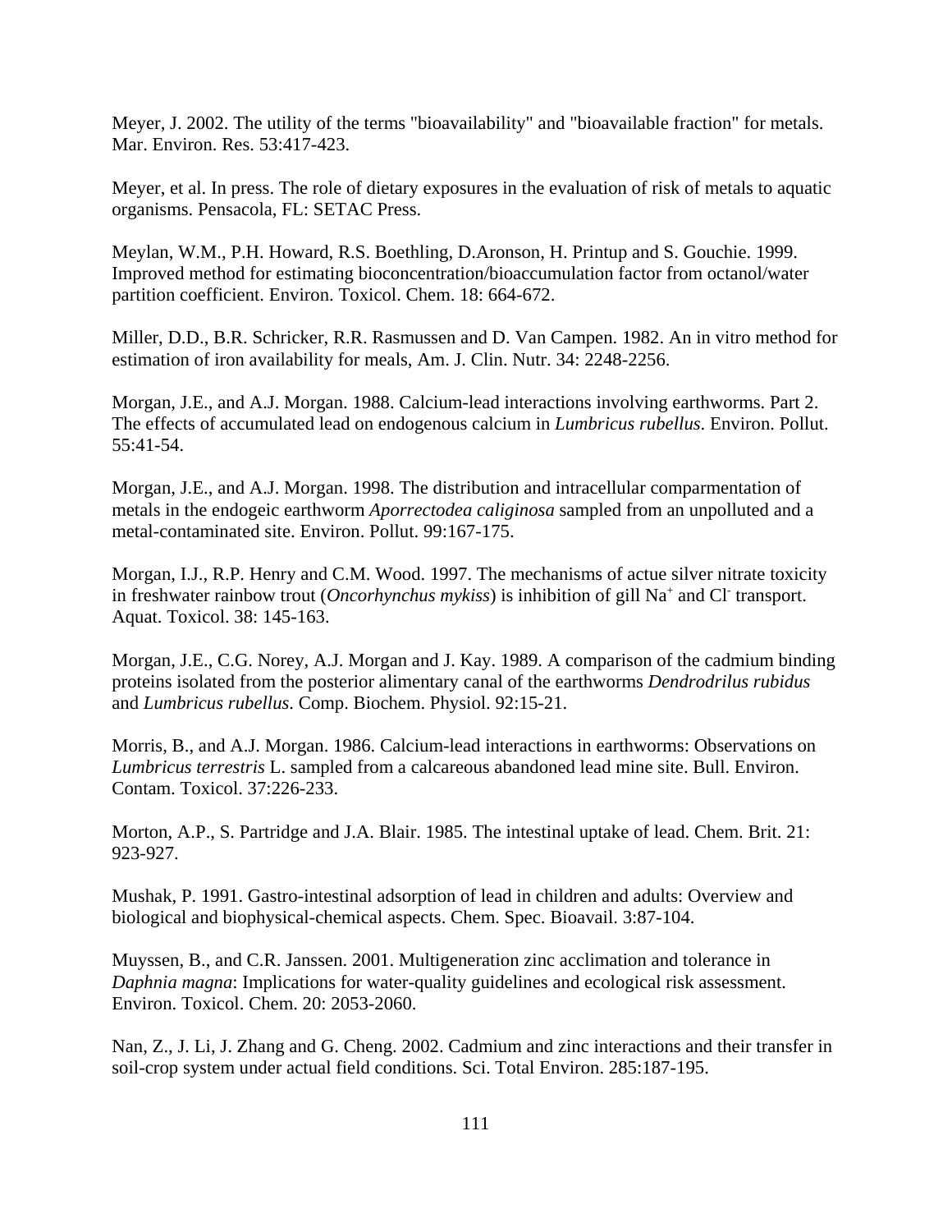Meyer, J. 2002. The utility of the terms "bioavailability" and "bioavailable fraction" for metals. Mar. Environ. Res. 53:417-423.

Meyer, et al. In press. The role of dietary exposures in the evaluation of risk of metals to aquatic organisms. Pensacola, FL: SETAC Press.

Meylan, W.M., P.H. Howard, R.S. Boethling, D.Aronson, H. Printup and S. Gouchie. 1999. Improved method for estimating bioconcentration/bioaccumulation factor from octanol/water partition coefficient. Environ. Toxicol. Chem. 18: 664-672.

Miller, D.D., B.R. Schricker, R.R. Rasmussen and D. Van Campen. 1982. An in vitro method for estimation of iron availability for meals, Am. J. Clin. Nutr. 34: 2248-2256.

Morgan, J.E., and A.J. Morgan. 1988. Calcium-lead interactions involving earthworms. Part 2. The effects of accumulated lead on endogenous calcium in *Lumbricus rubellus*. Environ. Pollut. 55:41-54.

Morgan, J.E., and A.J. Morgan. 1998. The distribution and intracellular comparmentation of metals in the endogeic earthworm *Aporrectodea caliginosa* sampled from an unpolluted and a metal-contaminated site. Environ. Pollut. 99:167-175.

Morgan, I.J., R.P. Henry and C.M. Wood. 1997. The mechanisms of actue silver nitrate toxicity in freshwater rainbow trout (*Oncorhynchus mykiss*) is inhibition of gill $Na^+$ and $Cl^-$ transport. Aquat. Toxicol. 38: 145-163.

Morgan, J.E., C.G. Norey, A.J. Morgan and J. Kay. 1989. A comparison of the cadmium binding proteins isolated from the posterior alimentary canal of the earthworms *Dendrodrilus rubidus* and *Lumbricus rubellus*. Comp. Biochem. Physiol. 92:15-21.

Morris, B., and A.J. Morgan. 1986. Calcium-lead interactions in earthworms: Observations on *Lumbricus terrestris* L. sampled from a calcareous abandoned lead mine site. Bull. Environ. Contam. Toxicol. 37:226-233.

Morton, A.P., S. Partridge and J.A. Blair. 1985. The intestinal uptake of lead. Chem. Brit. 21: 923-927.

Mushak, P. 1991. Gastro-intestinal adsorption of lead in children and adults: Overview and biological and biophysical-chemical aspects. Chem. Spec. Bioavail. 3:87-104.

Muyssen, B., and C.R. Janssen. 2001. Multigeneration zinc acclimation and tolerance in *Daphnia magna*: Implications for water-quality guidelines and ecological risk assessment. Environ. Toxicol. Chem. 20: 2053-2060.

Nan, Z., J. Li, J. Zhang and G. Cheng. 2002. Cadmium and zinc interactions and their transfer in soil-crop system under actual field conditions. Sci. Total Environ. 285:187-195.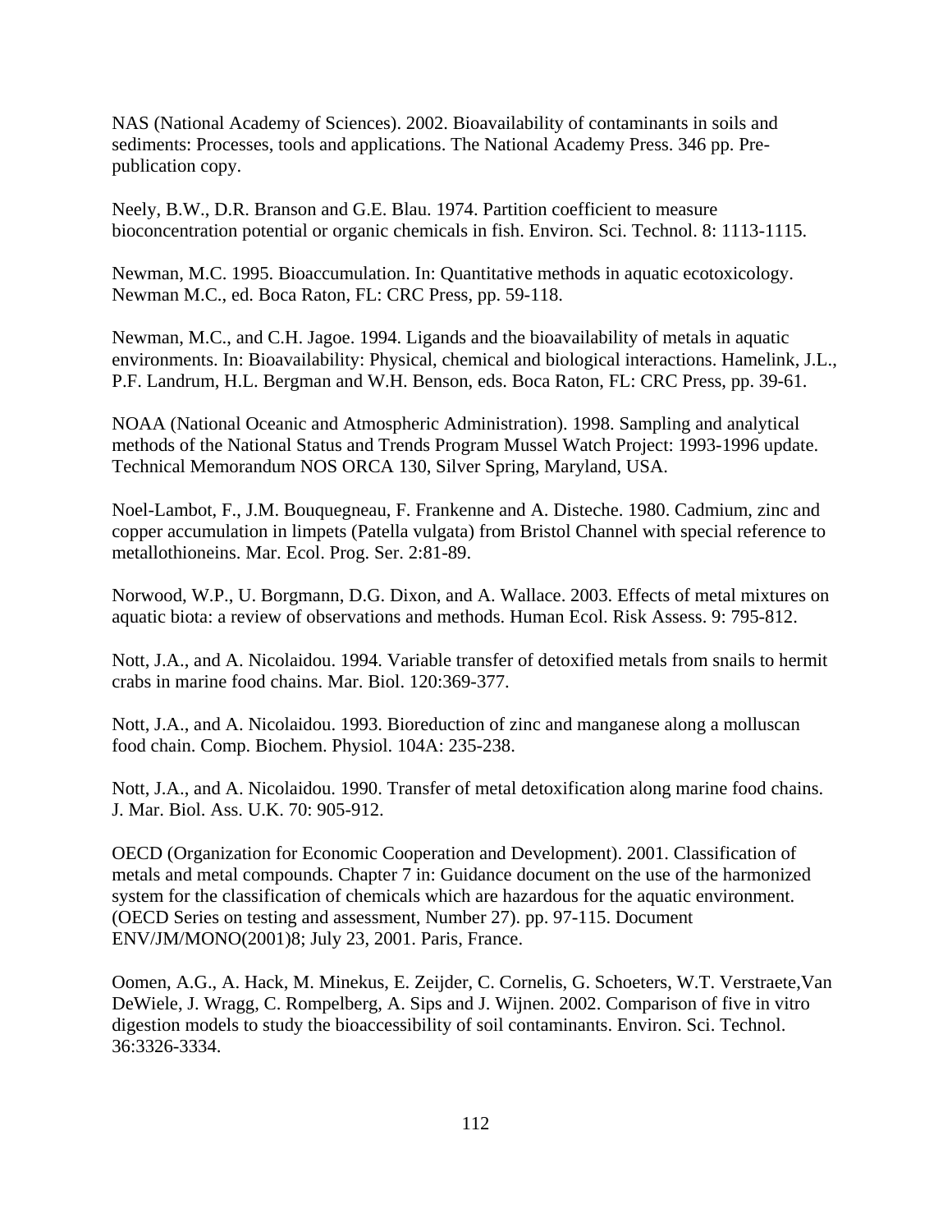NAS (National Academy of Sciences). 2002. Bioavailability of contaminants in soils and sediments: Processes, tools and applications. The National Academy Press. 346 pp. Pre-publication copy.

Neely, B.W., D.R. Branson and G.E. Blau. 1974. Partition coefficient to measure bioconcentration potential or organic chemicals in fish. Environ. Sci. Technol. 8: 1113-1115.

Newman, M.C. 1995. Bioaccumulation. In: Quantitative methods in aquatic ecotoxicology. Newman M.C., ed. Boca Raton, FL: CRC Press, pp. 59-118.

Newman, M.C., and C.H. Jagoe. 1994. Ligands and the bioavailability of metals in aquatic environments. In: Bioavailability: Physical, chemical and biological interactions. Hamelink, J.L., P.F. Landrum, H.L. Bergman and W.H. Benson, eds. Boca Raton, FL: CRC Press, pp. 39-61.

NOAA (National Oceanic and Atmospheric Administration). 1998. Sampling and analytical methods of the National Status and Trends Program Mussel Watch Project: 1993-1996 update. Technical Memorandum NOS ORCA 130, Silver Spring, Maryland, USA.

Noel-Lambot, F., J.M. Bouquegneau, F. Frankenne and A. Disteche. 1980. Cadmium, zinc and copper accumulation in limpets (Patella vulgata) from Bristol Channel with special reference to metallothioneins. Mar. Ecol. Prog. Ser. 2:81-89.

Norwood, W.P., U. Borgmann, D.G. Dixon, and A. Wallace. 2003. Effects of metal mixtures on aquatic biota: a review of observations and methods. Human Ecol. Risk Assess. 9: 795-812.

Nott, J.A., and A. Nicolaidou. 1994. Variable transfer of detoxified metals from snails to hermit crabs in marine food chains. Mar. Biol. 120:369-377.

Nott, J.A., and A. Nicolaidou. 1993. Bioreduction of zinc and manganese along a molluscan food chain. Comp. Biochem. Physiol. 104A: 235-238.

Nott, J.A., and A. Nicolaidou. 1990. Transfer of metal detoxification along marine food chains. J. Mar. Biol. Ass. U.K. 70: 905-912.

OECD (Organization for Economic Cooperation and Development). 2001. Classification of metals and metal compounds. Chapter 7 in: Guidance document on the use of the harmonized system for the classification of chemicals which are hazardous for the aquatic environment. (OECD Series on testing and assessment, Number 27). pp. 97-115. Document ENV/JM/MONO(2001)8; July 23, 2001. Paris, France.

Oomen, A.G., A. Hack, M. Minekus, E. Zeijder, C. Cornelis, G. Schoeters, W.T. Verstraete,Van DeWiele, J. Wragg, C. Rompelberg, A. Sips and J. Wijnen. 2002. Comparison of five in vitro digestion models to study the bioaccessibility of soil contaminants. Environ. Sci. Technol. 36:3326-3334.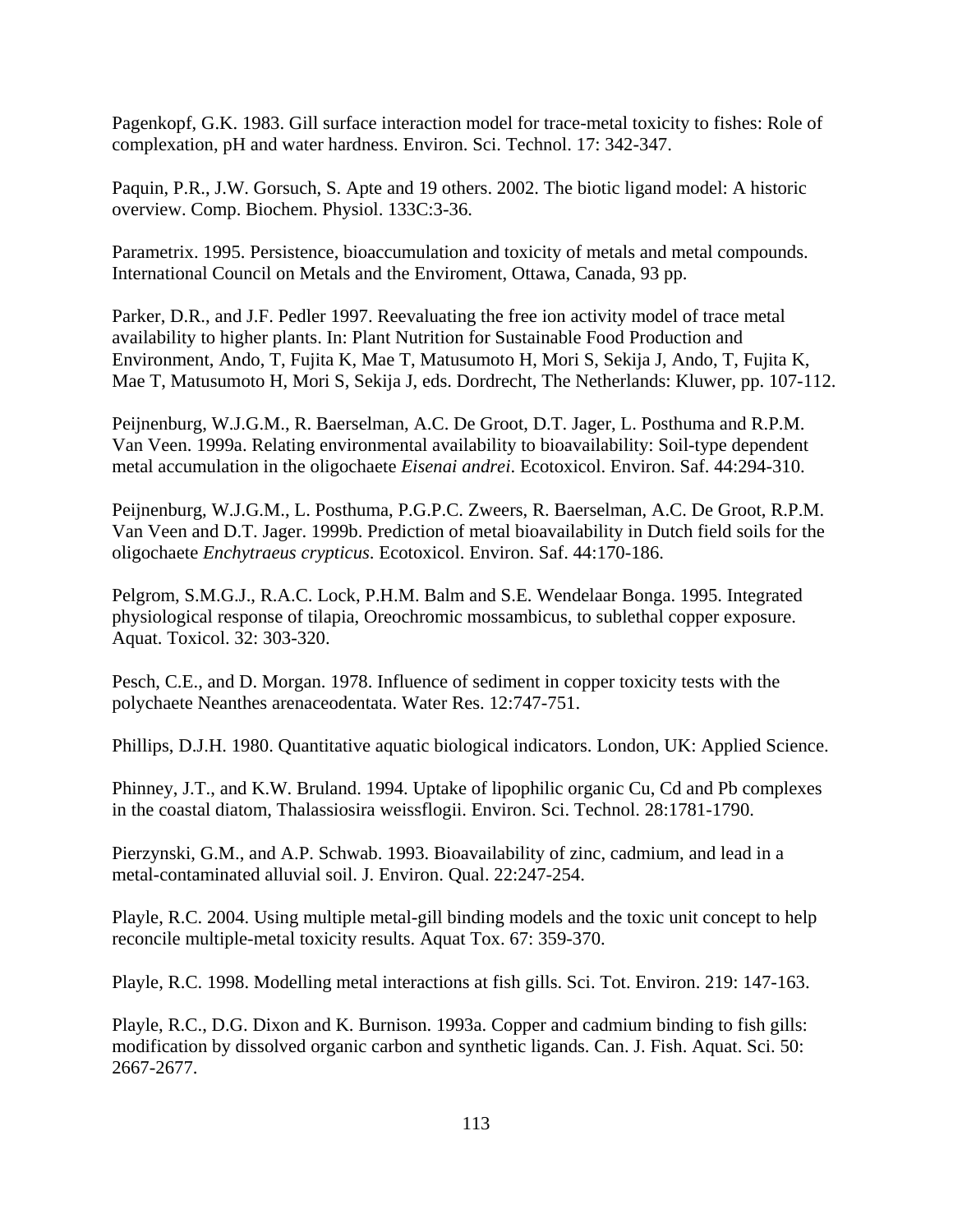Pagenkopf, G.K. 1983. Gill surface interaction model for trace-metal toxicity to fishes: Role of complexation, pH and water hardness. Environ. Sci. Technol. 17: 342-347.

Paquin, P.R., J.W. Gorsuch, S. Apte and 19 others. 2002. The biotic ligand model: A historic overview. Comp. Biochem. Physiol. 133C:3-36.

Parametrix. 1995. Persistence, bioaccumulation and toxicity of metals and metal compounds. International Council on Metals and the Enviroment, Ottawa, Canada, 93 pp.

Parker, D.R., and J.F. Pedler 1997. Reevaluating the free ion activity model of trace metal availability to higher plants. In: Plant Nutrition for Sustainable Food Production and Environment, Ando, T, Fujita K, Mae T, Matusumoto H, Mori S, Sekija J, Ando, T, Fujita K, Mae T, Matusumoto H, Mori S, Sekija J, eds. Dordrecht, The Netherlands: Kluwer, pp. 107-112.

Peijnenburg, W.J.G.M., R. Baerselman, A.C. De Groot, D.T. Jager, L. Posthuma and R.P.M. Van Veen. 1999a. Relating environmental availability to bioavailability: Soil-type dependent metal accumulation in the oligochaete *Eisenai andrei*. Ecotoxicol. Environ. Saf. 44:294-310.

Peijnenburg, W.J.G.M., L. Posthuma, P.G.P.C. Zweers, R. Baerselman, A.C. De Groot, R.P.M. Van Veen and D.T. Jager. 1999b. Prediction of metal bioavailability in Dutch field soils for the oligochaete *Enchytraeus crypticus*. Ecotoxicol. Environ. Saf. 44:170-186.

Pelgrom, S.M.G.J., R.A.C. Lock, P.H.M. Balm and S.E. Wendelaar Bonga. 1995. Integrated physiological response of tilapia, Oreochromic mossambicus, to sublethal copper exposure. Aquat. Toxicol. 32: 303-320.

Pesch, C.E., and D. Morgan. 1978. Influence of sediment in copper toxicity tests with the polychaete Neanthes arenaceodentata. Water Res. 12:747-751.

Phillips, D.J.H. 1980. Quantitative aquatic biological indicators. London, UK: Applied Science.

Phinney, J.T., and K.W. Bruland. 1994. Uptake of lipophilic organic Cu, Cd and Pb complexes in the coastal diatom, Thalassiosira weissflogii. Environ. Sci. Technol. 28:1781-1790.

Pierzynski, G.M., and A.P. Schwab. 1993. Bioavailability of zinc, cadmium, and lead in a metal-contaminated alluvial soil. J. Environ. Qual. 22:247-254.

Playle, R.C. 2004. Using multiple metal-gill binding models and the toxic unit concept to help reconcile multiple-metal toxicity results. Aquat Tox. 67: 359-370.

Playle, R.C. 1998. Modelling metal interactions at fish gills. Sci. Tot. Environ. 219: 147-163.

Playle, R.C., D.G. Dixon and K. Burnison. 1993a. Copper and cadmium binding to fish gills: modification by dissolved organic carbon and synthetic ligands. Can. J. Fish. Aquat. Sci. 50: 2667-2677.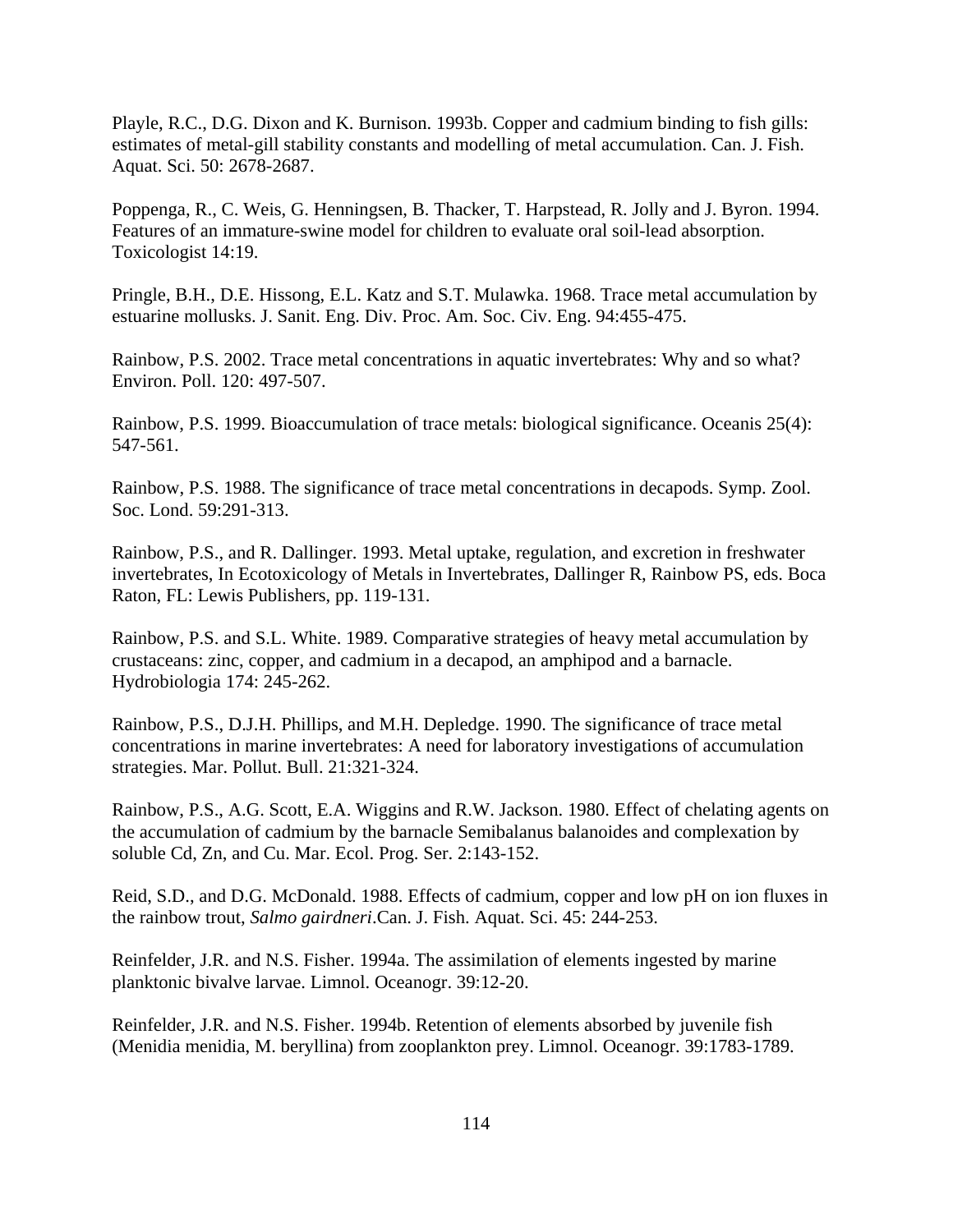Playle, R.C., D.G. Dixon and K. Burnison. 1993b. Copper and cadmium binding to fish gills: estimates of metal-gill stability constants and modelling of metal accumulation. Can. J. Fish. Aquat. Sci. 50: 2678-2687.

Poppenga, R., C. Weis, G. Henningsen, B. Thacker, T. Harpstead, R. Jolly and J. Byron. 1994. Features of an immature-swine model for children to evaluate oral soil-lead absorption. Toxicologist 14:19.

Pringle, B.H., D.E. Hissong, E.L. Katz and S.T. Mulawka. 1968. Trace metal accumulation by estuarine mollusks. J. Sanit. Eng. Div. Proc. Am. Soc. Civ. Eng. 94:455-475.

Rainbow, P.S. 2002. Trace metal concentrations in aquatic invertebrates: Why and so what? Environ. Poll. 120: 497-507.

Rainbow, P.S. 1999. Bioaccumulation of trace metals: biological significance. Oceanis 25(4): 547-561.

Rainbow, P.S. 1988. The significance of trace metal concentrations in decapods. Symp. Zool. Soc. Lond. 59:291-313.

Rainbow, P.S., and R. Dallinger. 1993. Metal uptake, regulation, and excretion in freshwater invertebrates, In Ecotoxicology of Metals in Invertebrates, Dallinger R, Rainbow PS, eds. Boca Raton, FL: Lewis Publishers, pp. 119-131.

Rainbow, P.S. and S.L. White. 1989. Comparative strategies of heavy metal accumulation by crustaceans: zinc, copper, and cadmium in a decapod, an amphipod and a barnacle. Hydrobiologia 174: 245-262.

Rainbow, P.S., D.J.H. Phillips, and M.H. Depledge. 1990. The significance of trace metal concentrations in marine invertebrates: A need for laboratory investigations of accumulation strategies. Mar. Pollut. Bull. 21:321-324.

Rainbow, P.S., A.G. Scott, E.A. Wiggins and R.W. Jackson. 1980. Effect of chelating agents on the accumulation of cadmium by the barnacle Semibalanus balanoides and complexation by soluble Cd, Zn, and Cu. Mar. Ecol. Prog. Ser. 2:143-152.

Reid, S.D., and D.G. McDonald. 1988. Effects of cadmium, copper and low pH on ion fluxes in the rainbow trout, *Salmo gairdneri*.Can. J. Fish. Aquat. Sci. 45: 244-253.

Reinfelder, J.R. and N.S. Fisher. 1994a. The assimilation of elements ingested by marine planktonic bivalve larvae. Limnol. Oceanogr. 39:12-20.

Reinfelder, J.R. and N.S. Fisher. 1994b. Retention of elements absorbed by juvenile fish (Menidia menidia, M. beryllina) from zooplankton prey. Limnol. Oceanogr. 39:1783-1789.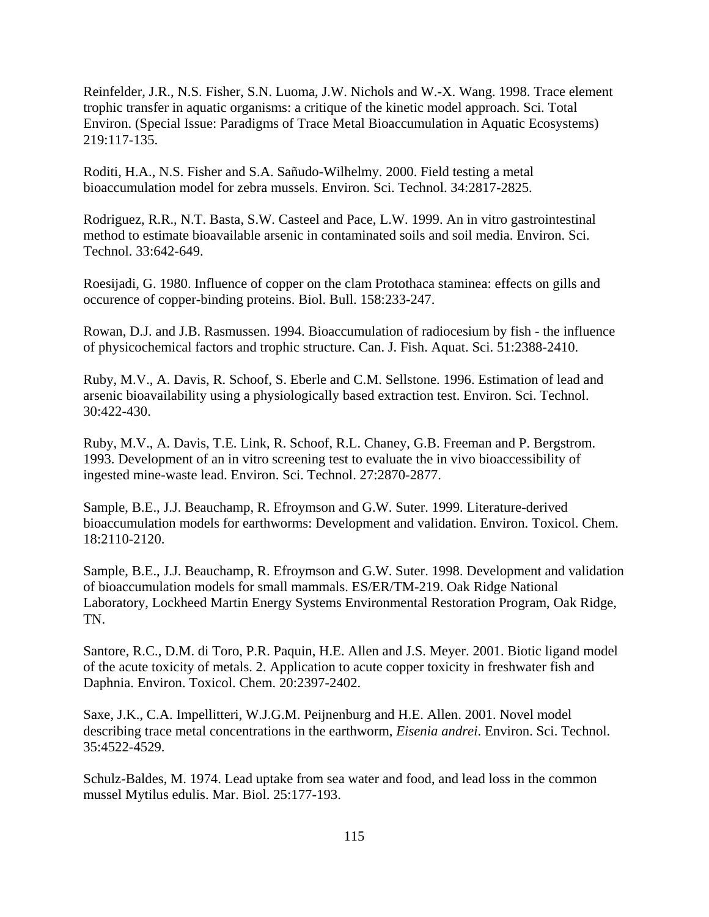Reinfelder, J.R., N.S. Fisher, S.N. Luoma, J.W. Nichols and W.-X. Wang. 1998. Trace element trophic transfer in aquatic organisms: a critique of the kinetic model approach. Sci. Total Environ. (Special Issue: Paradigms of Trace Metal Bioaccumulation in Aquatic Ecosystems) 219:117-135.

Roditi, H.A., N.S. Fisher and S.A. Sañudo-Wilhelmy. 2000. Field testing a metal bioaccumulation model for zebra mussels. Environ. Sci. Technol. 34:2817-2825.

Rodriguez, R.R., N.T. Basta, S.W. Casteel and Pace, L.W. 1999. An in vitro gastrointestinal method to estimate bioavailable arsenic in contaminated soils and soil media. Environ. Sci. Technol. 33:642-649.

Roesijadi, G. 1980. Influence of copper on the clam Protothaca staminea: effects on gills and occurence of copper-binding proteins. Biol. Bull. 158:233-247.

Rowan, D.J. and J.B. Rasmussen. 1994. Bioaccumulation of radiocesium by fish - the influence of physicochemical factors and trophic structure. Can. J. Fish. Aquat. Sci. 51:2388-2410.

Ruby, M.V., A. Davis, R. Schoof, S. Eberle and C.M. Sellstone. 1996. Estimation of lead and arsenic bioavailability using a physiologically based extraction test. Environ. Sci. Technol. 30:422-430.

Ruby, M.V., A. Davis, T.E. Link, R. Schoof, R.L. Chaney, G.B. Freeman and P. Bergstrom. 1993. Development of an in vitro screening test to evaluate the in vivo bioaccessibility of ingested mine-waste lead. Environ. Sci. Technol. 27:2870-2877.

Sample, B.E., J.J. Beauchamp, R. Efroymson and G.W. Suter. 1999. Literature-derived bioaccumulation models for earthworms: Development and validation. Environ. Toxicol. Chem. 18:2110-2120.

Sample, B.E., J.J. Beauchamp, R. Efroymson and G.W. Suter. 1998. Development and validation of bioaccumulation models for small mammals. ES/ER/TM-219. Oak Ridge National Laboratory, Lockheed Martin Energy Systems Environmental Restoration Program, Oak Ridge, TN.

Santore, R.C., D.M. di Toro, P.R. Paquin, H.E. Allen and J.S. Meyer. 2001. Biotic ligand model of the acute toxicity of metals. 2. Application to acute copper toxicity in freshwater fish and Daphnia. Environ. Toxicol. Chem. 20:2397-2402.

Saxe, J.K., C.A. Impellitteri, W.J.G.M. Peijnenburg and H.E. Allen. 2001. Novel model describing trace metal concentrations in the earthworm, *Eisenia andrei*. Environ. Sci. Technol. 35:4522-4529.

Schulz-Baldes, M. 1974. Lead uptake from sea water and food, and lead loss in the common mussel Mytilus edulis. Mar. Biol. 25:177-193.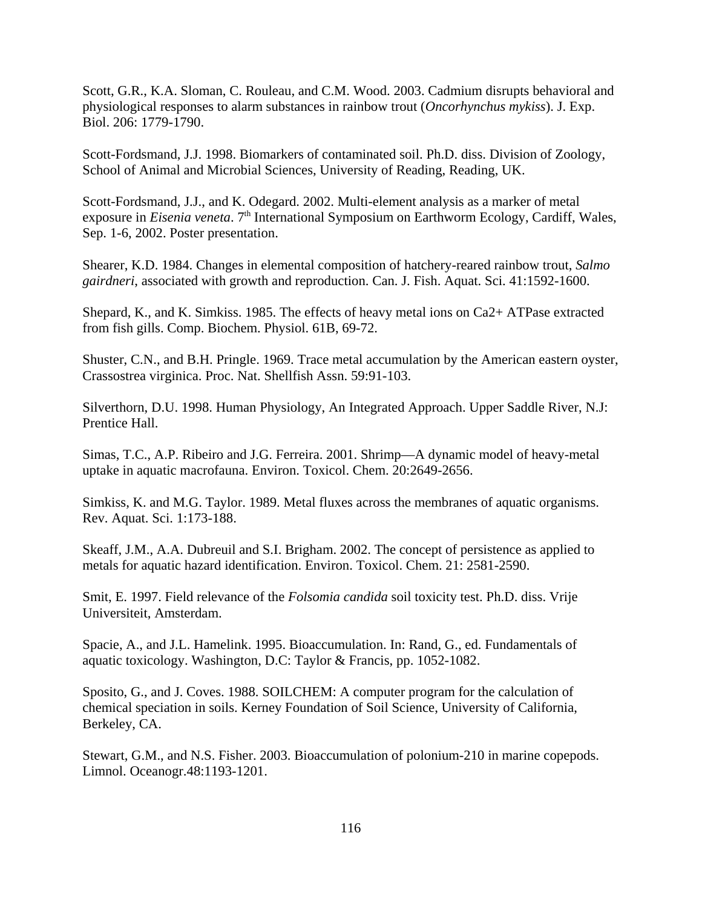Scott, G.R., K.A. Sloman, C. Rouleau, and C.M. Wood. 2003. Cadmium disrupts behavioral and physiological responses to alarm substances in rainbow trout (*Oncorhynchus mykiss*). J. Exp. Biol. 206: 1779-1790.

Scott-Fordsmand, J.J. 1998. Biomarkers of contaminated soil. Ph.D. diss. Division of Zoology, School of Animal and Microbial Sciences, University of Reading, Reading, UK.

Scott-Fordsmand, J.J., and K. Odegard. 2002. Multi-element analysis as a marker of metal exposure in *Eisenia veneta*. 7th International Symposium on Earthworm Ecology, Cardiff, Wales, Sep. 1-6, 2002. Poster presentation.

Shearer, K.D. 1984. Changes in elemental composition of hatchery-reared rainbow trout, *Salmo gairdneri*, associated with growth and reproduction. Can. J. Fish. Aquat. Sci. 41:1592-1600.

Shepard, K., and K. Simkiss. 1985. The effects of heavy metal ions on Ca2+ ATPase extracted from fish gills. Comp. Biochem. Physiol. 61B, 69-72.

Shuster, C.N., and B.H. Pringle. 1969. Trace metal accumulation by the American eastern oyster, Crassostrea virginica. Proc. Nat. Shellfish Assn. 59:91-103.

Silverthorn, D.U. 1998. Human Physiology, An Integrated Approach. Upper Saddle River, N.J: Prentice Hall.

Simas, T.C., A.P. Ribeiro and J.G. Ferreira. 2001. Shrimp—A dynamic model of heavy-metal uptake in aquatic macrofauna. Environ. Toxicol. Chem. 20:2649-2656.

Simkiss, K. and M.G. Taylor. 1989. Metal fluxes across the membranes of aquatic organisms. Rev. Aquat. Sci. 1:173-188.

Skeaff, J.M., A.A. Dubreuil and S.I. Brigham. 2002. The concept of persistence as applied to metals for aquatic hazard identification. Environ. Toxicol. Chem. 21: 2581-2590.

Smit, E. 1997. Field relevance of the *Folsomia candida* soil toxicity test. Ph.D. diss. Vrije Universiteit, Amsterdam.

Spacie, A., and J.L. Hamelink. 1995. Bioaccumulation. In: Rand, G., ed. Fundamentals of aquatic toxicology. Washington, D.C: Taylor & Francis, pp. 1052-1082.

Sposito, G., and J. Coves. 1988. SOILCHEM: A computer program for the calculation of chemical speciation in soils. Kerney Foundation of Soil Science, University of California, Berkeley, CA.

Stewart, G.M., and N.S. Fisher. 2003. Bioaccumulation of polonium-210 in marine copepods. Limnol. Oceanogr.48:1193-1201.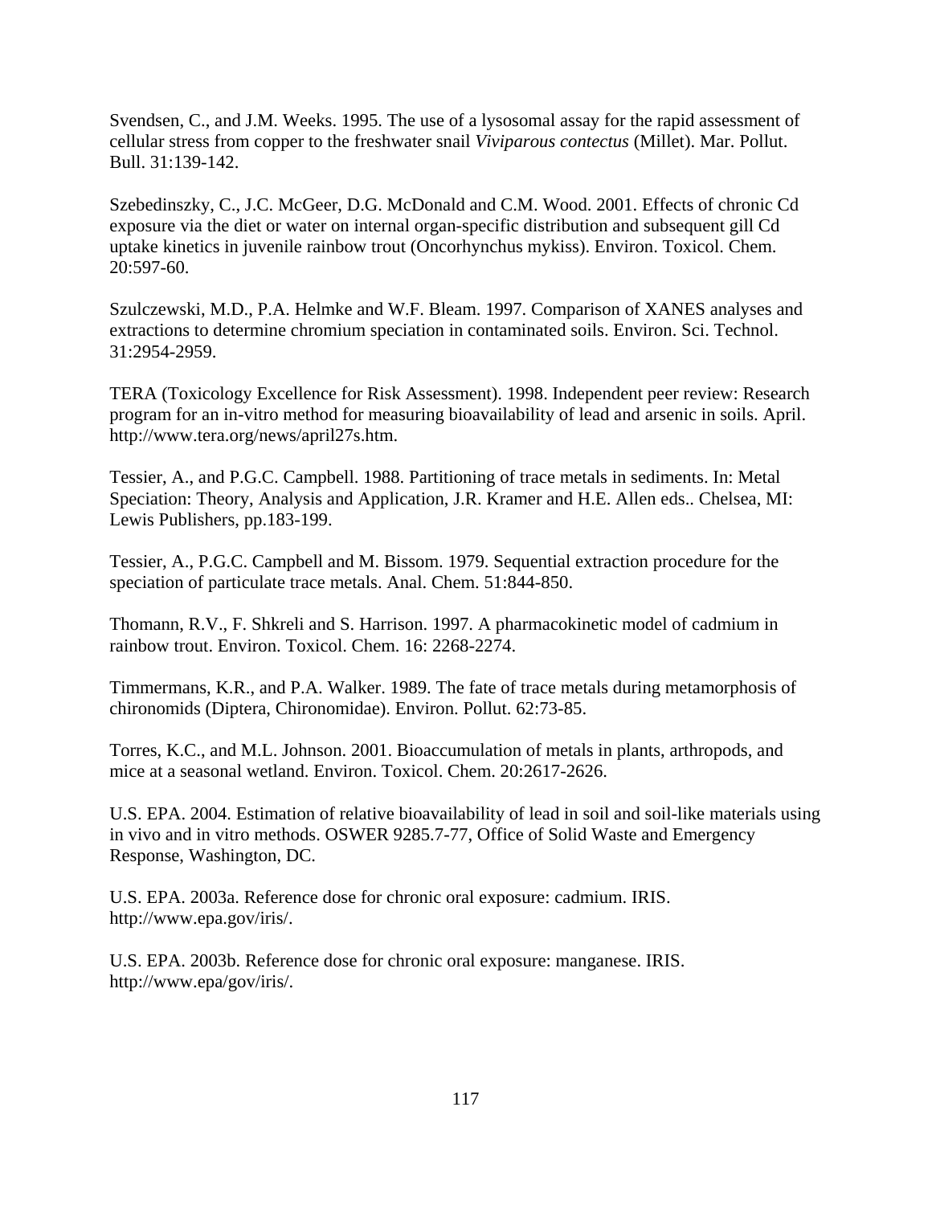Svendsen, C., and J.M. Weeks. 1995. The use of a lysosomal assay for the rapid assessment of cellular stress from copper to the freshwater snail *Viviparous contectus* (Millet). Mar. Pollut. Bull. 31:139-142.

Szebedinszky, C., J.C. McGeer, D.G. McDonald and C.M. Wood. 2001. Effects of chronic Cd exposure via the diet or water on internal organ-specific distribution and subsequent gill Cd uptake kinetics in juvenile rainbow trout (Oncorhynchus mykiss). Environ. Toxicol. Chem. 20:597-60.

Szulczewski, M.D., P.A. Helmke and W.F. Bleam. 1997. Comparison of XANES analyses and extractions to determine chromium speciation in contaminated soils. Environ. Sci. Technol. 31:2954-2959.

TERA (Toxicology Excellence for Risk Assessment). 1998. Independent peer review: Research program for an in-vitro method for measuring bioavailability of lead and arsenic in soils. April. http://www.tera.org/news/april27s.htm.

Tessier, A., and P.G.C. Campbell. 1988. Partitioning of trace metals in sediments. In: Metal Speciation: Theory, Analysis and Application, J.R. Kramer and H.E. Allen eds.. Chelsea, MI: Lewis Publishers, pp.183-199.

Tessier, A., P.G.C. Campbell and M. Bissom. 1979. Sequential extraction procedure for the speciation of particulate trace metals. Anal. Chem. 51:844-850.

Thomann, R.V., F. Shkreli and S. Harrison. 1997. A pharmacokinetic model of cadmium in rainbow trout. Environ. Toxicol. Chem. 16: 2268-2274.

Timmermans, K.R., and P.A. Walker. 1989. The fate of trace metals during metamorphosis of chironomids (Diptera, Chironomidae). Environ. Pollut. 62:73-85.

Torres, K.C., and M.L. Johnson. 2001. Bioaccumulation of metals in plants, arthropods, and mice at a seasonal wetland. Environ. Toxicol. Chem. 20:2617-2626.

U.S. EPA. 2004. Estimation of relative bioavailability of lead in soil and soil-like materials using in vivo and in vitro methods. OSWER 9285.7-77, Office of Solid Waste and Emergency Response, Washington, DC.

U.S. EPA. 2003a. Reference dose for chronic oral exposure: cadmium. IRIS. http://www.epa.gov/iris/.

U.S. EPA. 2003b. Reference dose for chronic oral exposure: manganese. IRIS. http://www.epa/gov/iris/.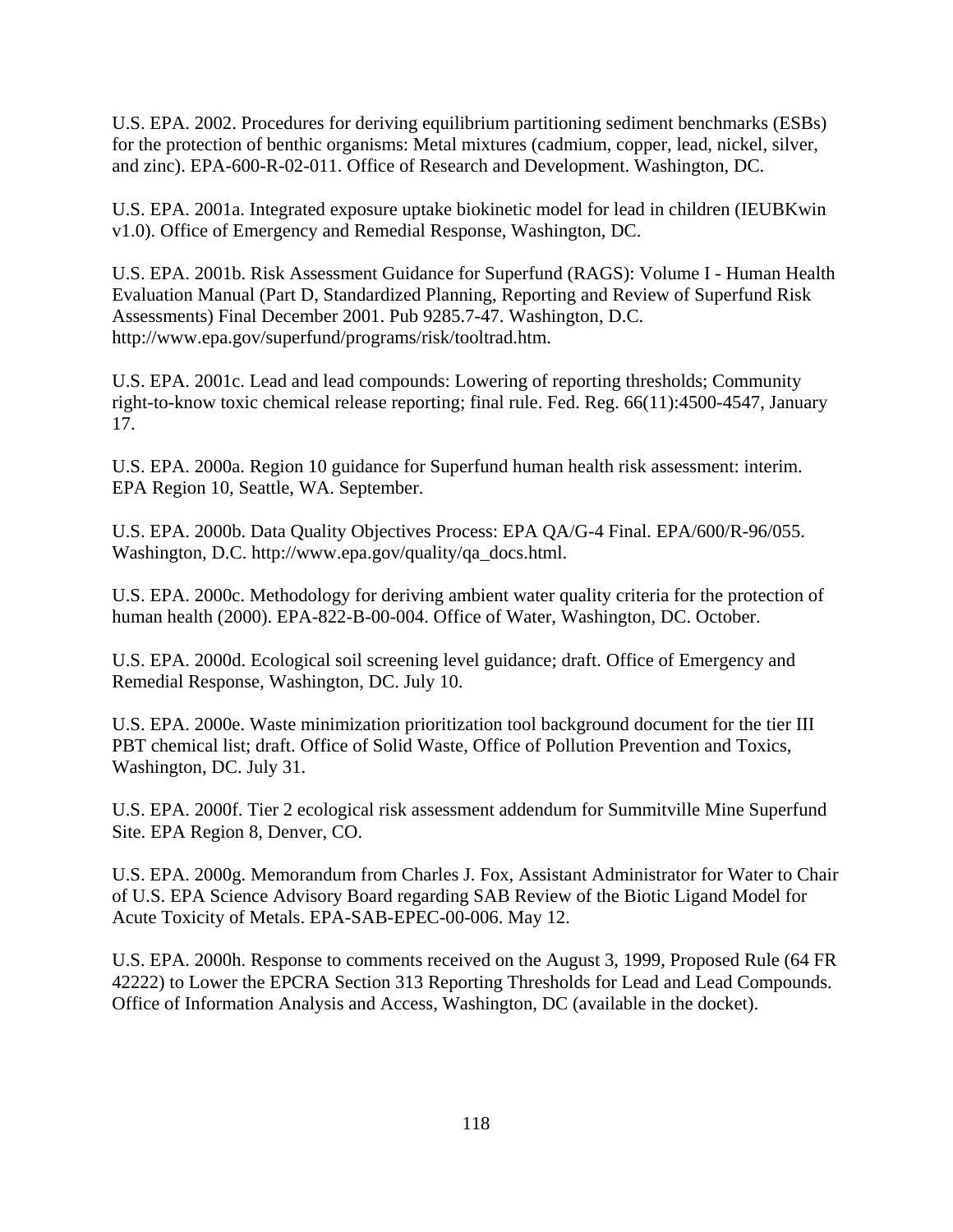U.S. EPA. 2002. Procedures for deriving equilibrium partitioning sediment benchmarks (ESBs) for the protection of benthic organisms: Metal mixtures (cadmium, copper, lead, nickel, silver, and zinc). EPA-600-R-02-011. Office of Research and Development. Washington, DC.

U.S. EPA. 2001a. Integrated exposure uptake biokinetic model for lead in children (IEUBKwin v1.0). Office of Emergency and Remedial Response, Washington, DC.

U.S. EPA. 2001b. Risk Assessment Guidance for Superfund (RAGS): Volume I - Human Health Evaluation Manual (Part D, Standardized Planning, Reporting and Review of Superfund Risk Assessments) Final December 2001. Pub 9285.7-47. Washington, D.C. http://www.epa.gov/superfund/programs/risk/tooltrad.htm.

U.S. EPA. 2001c. Lead and lead compounds: Lowering of reporting thresholds; Community right-to-know toxic chemical release reporting; final rule. Fed. Reg. 66(11):4500-4547, January 17.

U.S. EPA. 2000a. Region 10 guidance for Superfund human health risk assessment: interim. EPA Region 10, Seattle, WA. September.

U.S. EPA. 2000b. Data Quality Objectives Process: EPA QA/G-4 Final. EPA/600/R-96/055. Washington, D.C. http://www.epa.gov/quality/qa_docs.html.

U.S. EPA. 2000c. Methodology for deriving ambient water quality criteria for the protection of human health (2000). EPA-822-B-00-004. Office of Water, Washington, DC. October.

U.S. EPA. 2000d. Ecological soil screening level guidance; draft. Office of Emergency and Remedial Response, Washington, DC. July 10.

U.S. EPA. 2000e. Waste minimization prioritization tool background document for the tier III PBT chemical list; draft. Office of Solid Waste, Office of Pollution Prevention and Toxics, Washington, DC. July 31.

U.S. EPA. 2000f. Tier 2 ecological risk assessment addendum for Summitville Mine Superfund Site. EPA Region 8, Denver, CO.

U.S. EPA. 2000g. Memorandum from Charles J. Fox, Assistant Administrator for Water to Chair of U.S. EPA Science Advisory Board regarding SAB Review of the Biotic Ligand Model for Acute Toxicity of Metals. EPA-SAB-EPEC-00-006. May 12.

U.S. EPA. 2000h. Response to comments received on the August 3, 1999, Proposed Rule (64 FR 42222) to Lower the EPCRA Section 313 Reporting Thresholds for Lead and Lead Compounds. Office of Information Analysis and Access, Washington, DC (available in the docket).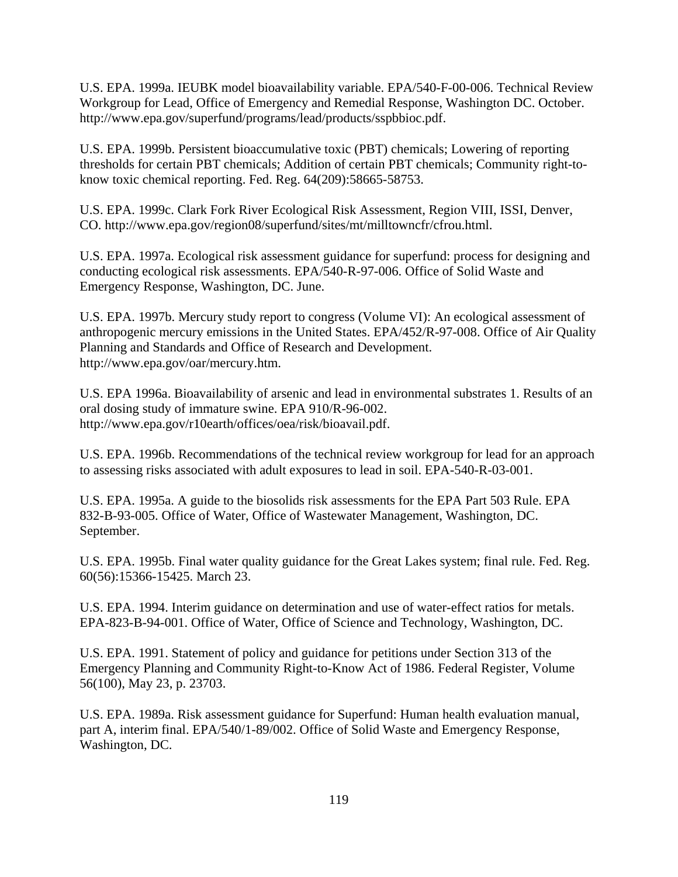U.S. EPA. 1999a. IEUBK model bioavailability variable. EPA/540-F-00-006. Technical Review Workgroup for Lead, Office of Emergency and Remedial Response, Washington DC. October. http://www.epa.gov/superfund/programs/lead/products/sspbbioc.pdf.

U.S. EPA. 1999b. Persistent bioaccumulative toxic (PBT) chemicals; Lowering of reporting thresholds for certain PBT chemicals; Addition of certain PBT chemicals; Community right-to-know toxic chemical reporting. Fed. Reg. 64(209):58665-58753.

U.S. EPA. 1999c. Clark Fork River Ecological Risk Assessment, Region VIII, ISSI, Denver, CO. http://www.epa.gov/region08/superfund/sites/mt/milltowncfr/cfrou.html.

U.S. EPA. 1997a. Ecological risk assessment guidance for superfund: process for designing and conducting ecological risk assessments. EPA/540-R-97-006. Office of Solid Waste and Emergency Response, Washington, DC. June.

U.S. EPA. 1997b. Mercury study report to congress (Volume VI): An ecological assessment of anthropogenic mercury emissions in the United States. EPA/452/R-97-008. Office of Air Quality Planning and Standards and Office of Research and Development. http://www.epa.gov/oar/mercury.htm.

U.S. EPA 1996a. Bioavailability of arsenic and lead in environmental substrates 1. Results of an oral dosing study of immature swine. EPA 910/R-96-002. http://www.epa.gov/r10earth/offices/oea/risk/bioavail.pdf.

U.S. EPA. 1996b. Recommendations of the technical review workgroup for lead for an approach to assessing risks associated with adult exposures to lead in soil. EPA-540-R-03-001.

U.S. EPA. 1995a. A guide to the biosolids risk assessments for the EPA Part 503 Rule. EPA 832-B-93-005. Office of Water, Office of Wastewater Management, Washington, DC. September.

U.S. EPA. 1995b. Final water quality guidance for the Great Lakes system; final rule. Fed. Reg. 60(56):15366-15425. March 23.

U.S. EPA. 1994. Interim guidance on determination and use of water-effect ratios for metals. EPA-823-B-94-001. Office of Water, Office of Science and Technology, Washington, DC.

U.S. EPA. 1991. Statement of policy and guidance for petitions under Section 313 of the Emergency Planning and Community Right-to-Know Act of 1986. Federal Register, Volume 56(100), May 23, p. 23703.

U.S. EPA. 1989a. Risk assessment guidance for Superfund: Human health evaluation manual, part A, interim final. EPA/540/1-89/002. Office of Solid Waste and Emergency Response, Washington, DC.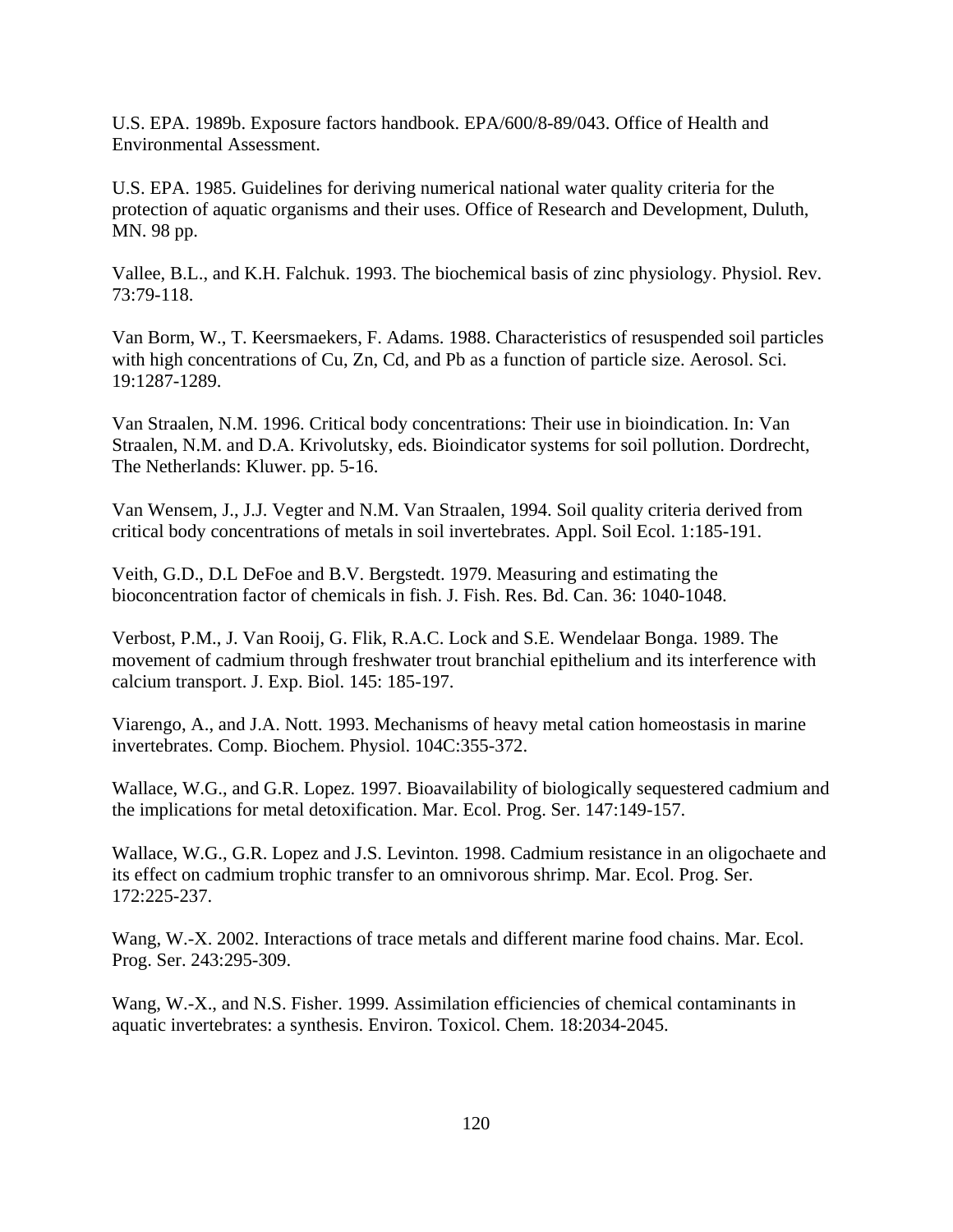U.S. EPA. 1989b. Exposure factors handbook. EPA/600/8-89/043. Office of Health and Environmental Assessment.

U.S. EPA. 1985. Guidelines for deriving numerical national water quality criteria for the protection of aquatic organisms and their uses. Office of Research and Development, Duluth, MN. 98 pp.

Vallee, B.L., and K.H. Falchuk. 1993. The biochemical basis of zinc physiology. Physiol. Rev. 73:79-118.

Van Borm, W., T. Keersmaekers, F. Adams. 1988. Characteristics of resuspended soil particles with high concentrations of Cu, Zn, Cd, and Pb as a function of particle size. Aerosol. Sci. 19:1287-1289.

Van Straalen, N.M. 1996. Critical body concentrations: Their use in bioindication. In: Van Straalen, N.M. and D.A. Krivolutsky, eds. Bioindicator systems for soil pollution. Dordrecht, The Netherlands: Kluwer. pp. 5-16.

Van Wensem, J., J.J. Vegter and N.M. Van Straalen, 1994. Soil quality criteria derived from critical body concentrations of metals in soil invertebrates. Appl. Soil Ecol. 1:185-191.

Veith, G.D., D.L DeFoe and B.V. Bergstedt. 1979. Measuring and estimating the bioconcentration factor of chemicals in fish. J. Fish. Res. Bd. Can. 36: 1040-1048.

Verbost, P.M., J. Van Rooij, G. Flik, R.A.C. Lock and S.E. Wendelaar Bonga. 1989. The movement of cadmium through freshwater trout branchial epithelium and its interference with calcium transport. J. Exp. Biol. 145: 185-197.

Viarengo, A., and J.A. Nott. 1993. Mechanisms of heavy metal cation homeostasis in marine invertebrates. Comp. Biochem. Physiol. 104C:355-372.

Wallace, W.G., and G.R. Lopez. 1997. Bioavailability of biologically sequestered cadmium and the implications for metal detoxification. Mar. Ecol. Prog. Ser. 147:149-157.

Wallace, W.G., G.R. Lopez and J.S. Levinton. 1998. Cadmium resistance in an oligochaete and its effect on cadmium trophic transfer to an omnivorous shrimp. Mar. Ecol. Prog. Ser. 172:225-237.

Wang, W.-X. 2002. Interactions of trace metals and different marine food chains. Mar. Ecol. Prog. Ser. 243:295-309.

Wang, W.-X., and N.S. Fisher. 1999. Assimilation efficiencies of chemical contaminants in aquatic invertebrates: a synthesis. Environ. Toxicol. Chem. 18:2034-2045.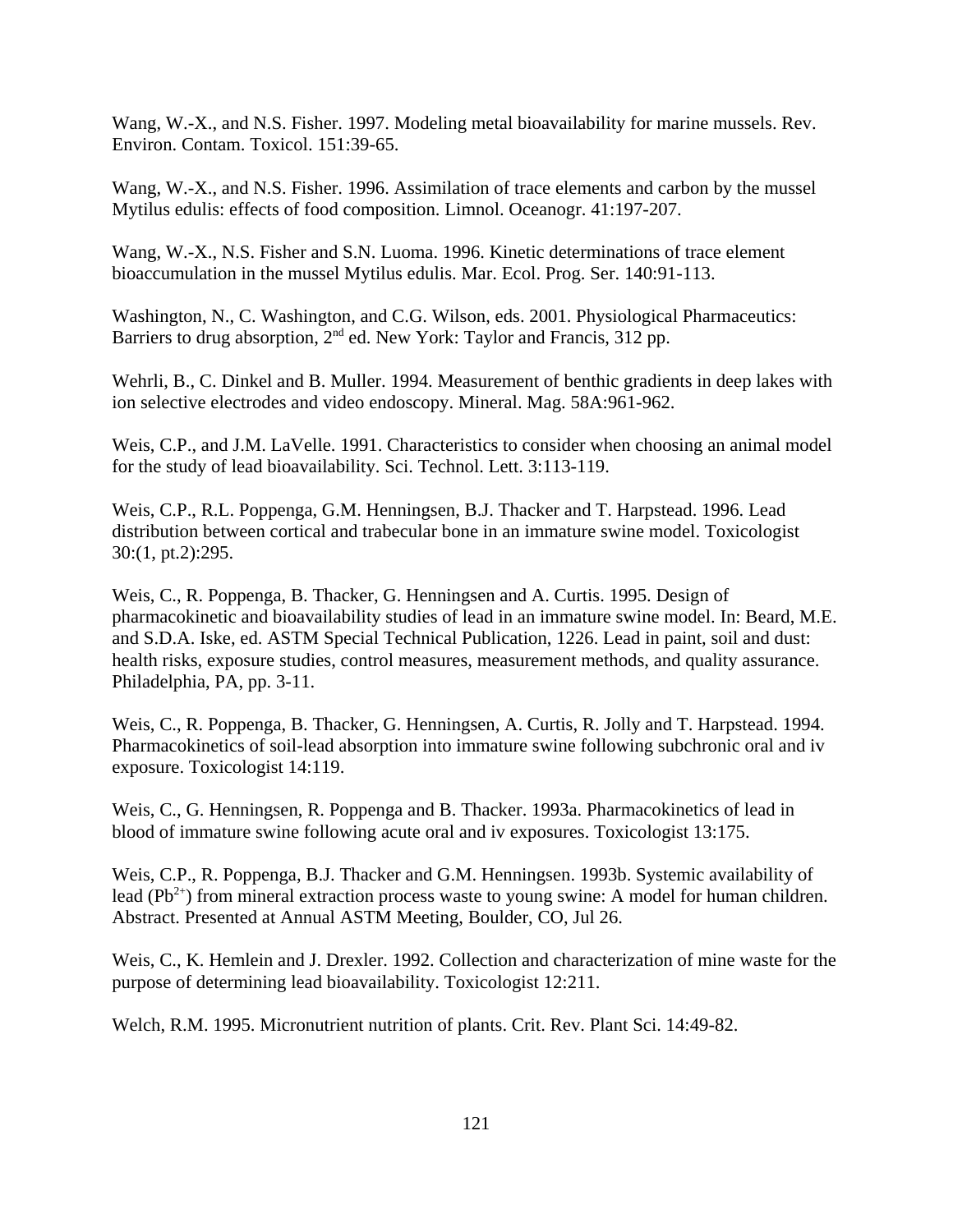Wang, W.-X., and N.S. Fisher. 1997. Modeling metal bioavailability for marine mussels. Rev. Environ. Contam. Toxicol. 151:39-65.

Wang, W.-X., and N.S. Fisher. 1996. Assimilation of trace elements and carbon by the mussel Mytilus edulis: effects of food composition. Limnol. Oceanogr. 41:197-207.

Wang, W.-X., N.S. Fisher and S.N. Luoma. 1996. Kinetic determinations of trace element bioaccumulation in the mussel Mytilus edulis. Mar. Ecol. Prog. Ser. 140:91-113.

Washington, N., C. Washington, and C.G. Wilson, eds. 2001. Physiological Pharmaceutics: Barriers to drug absorption, 2nd ed. New York: Taylor and Francis, 312 pp.

Wehrli, B., C. Dinkel and B. Muller. 1994. Measurement of benthic gradients in deep lakes with ion selective electrodes and video endoscopy. Mineral. Mag. 58A:961-962.

Weis, C.P., and J.M. LaVelle. 1991. Characteristics to consider when choosing an animal model for the study of lead bioavailability. Sci. Technol. Lett. 3:113-119.

Weis, C.P., R.L. Poppenga, G.M. Henningsen, B.J. Thacker and T. Harpstead. 1996. Lead distribution between cortical and trabecular bone in an immature swine model. Toxicologist 30:(1, pt.2):295.

Weis, C., R. Poppenga, B. Thacker, G. Henningsen and A. Curtis. 1995. Design of pharmacokinetic and bioavailability studies of lead in an immature swine model. In: Beard, M.E. and S.D.A. Iske, ed. ASTM Special Technical Publication, 1226. Lead in paint, soil and dust: health risks, exposure studies, control measures, measurement methods, and quality assurance. Philadelphia, PA, pp. 3-11.

Weis, C., R. Poppenga, B. Thacker, G. Henningsen, A. Curtis, R. Jolly and T. Harpstead. 1994. Pharmacokinetics of soil-lead absorption into immature swine following subchronic oral and iv exposure. Toxicologist 14:119.

Weis, C., G. Henningsen, R. Poppenga and B. Thacker. 1993a. Pharmacokinetics of lead in blood of immature swine following acute oral and iv exposures. Toxicologist 13:175.

Weis, C.P., R. Poppenga, B.J. Thacker and G.M. Henningsen. 1993b. Systemic availability of lead ($Pb^{2+}$) from mineral extraction process waste to young swine: A model for human children. Abstract. Presented at Annual ASTM Meeting, Boulder, CO, Jul 26.

Weis, C., K. Hemlein and J. Drexler. 1992. Collection and characterization of mine waste for the purpose of determining lead bioavailability. Toxicologist 12:211.

Welch, R.M. 1995. Micronutrient nutrition of plants. Crit. Rev. Plant Sci. 14:49-82.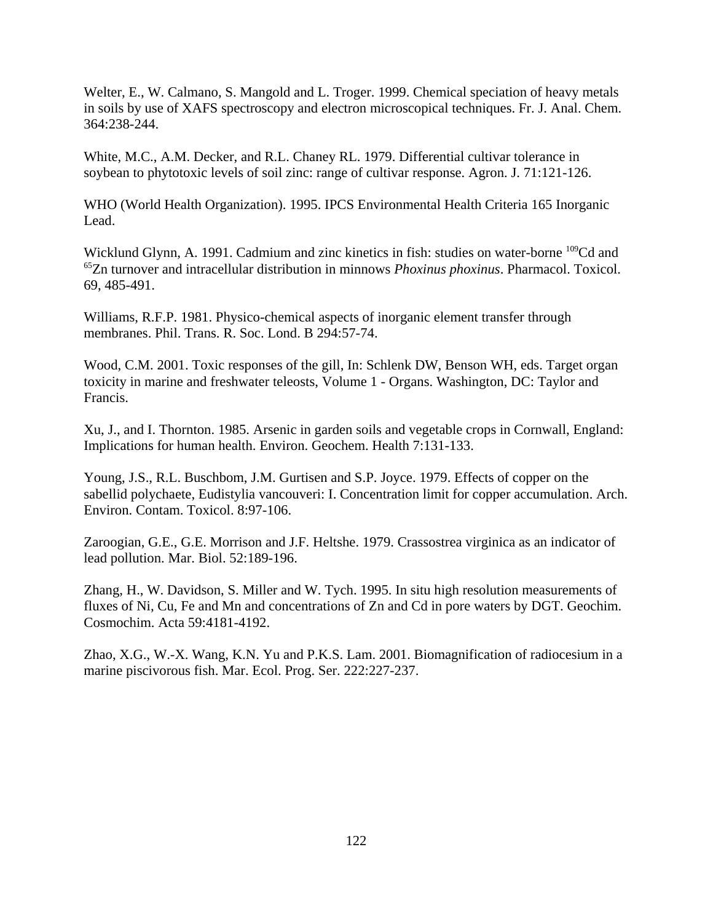Welter, E., W. Calmano, S. Mangold and L. Troger. 1999. Chemical speciation of heavy metals in soils by use of XAFS spectroscopy and electron microscopical techniques. Fr. J. Anal. Chem. 364:238-244.

White, M.C., A.M. Decker, and R.L. Chaney RL. 1979. Differential cultivar tolerance in soybean to phytotoxic levels of soil zinc: range of cultivar response. Agron. J. 71:121-126.

WHO (World Health Organization). 1995. IPCS Environmental Health Criteria 165 Inorganic Lead.

Wicklund Glynn, A. 1991. Cadmium and zinc kinetics in fish: studies on water-borne $^{109}$Cd and $^{65}$Zn turnover and intracellular distribution in minnows *Phoxinus phoxinus*. Pharmacol. Toxicol. 69, 485-491.

Williams, R.F.P. 1981. Physico-chemical aspects of inorganic element transfer through membranes. Phil. Trans. R. Soc. Lond. B 294:57-74.

Wood, C.M. 2001. Toxic responses of the gill, In: Schlenk DW, Benson WH, eds. Target organ toxicity in marine and freshwater teleosts, Volume 1 - Organs. Washington, DC: Taylor and Francis.

Xu, J., and I. Thornton. 1985. Arsenic in garden soils and vegetable crops in Cornwall, England: Implications for human health. Environ. Geochem. Health 7:131-133.

Young, J.S., R.L. Buschbom, J.M. Gurtisen and S.P. Joyce. 1979. Effects of copper on the sabellid polychaete, Eudistylia vancouveri: I. Concentration limit for copper accumulation. Arch. Environ. Contam. Toxicol. 8:97-106.

Zaroogian, G.E., G.E. Morrison and J.F. Heltshe. 1979. Crassostrea virginica as an indicator of lead pollution. Mar. Biol. 52:189-196.

Zhang, H., W. Davidson, S. Miller and W. Tych. 1995. In situ high resolution measurements of fluxes of Ni, Cu, Fe and Mn and concentrations of Zn and Cd in pore waters by DGT. Geochim. Cosmochim. Acta 59:4181-4192.

Zhao, X.G., W.-X. Wang, K.N. Yu and P.K.S. Lam. 2001. Biomagnification of radiocesium in a marine piscivorous fish. Mar. Ecol. Prog. Ser. 222:227-237.